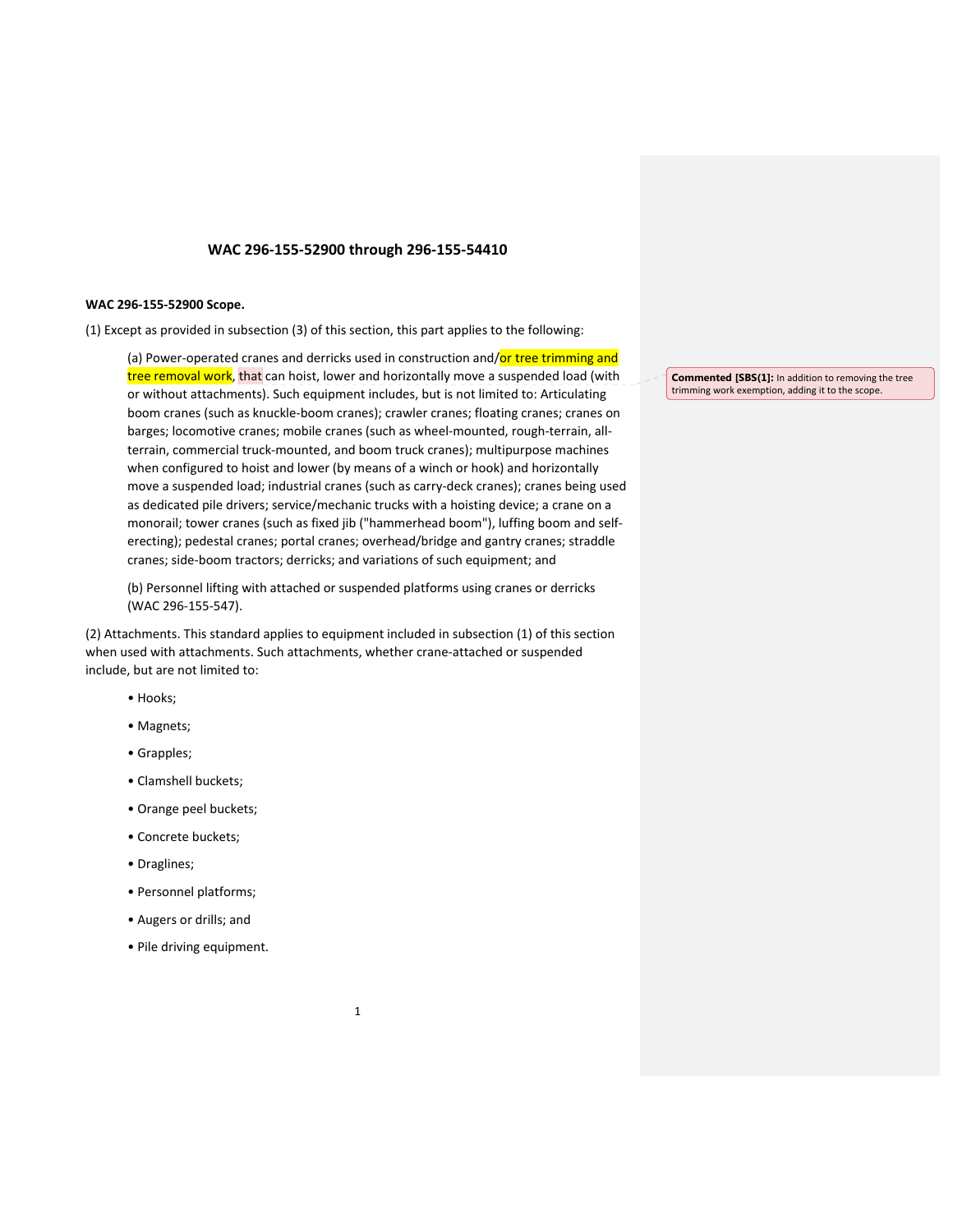## WAC 296-155-52900 through 296-155-54410

**WAC 296-155-52900 Scope.**

(1) Except as provided in subsection (3) of this section, this part applies to the following:

(a) Power-operated cranes and derricks used in construction and/or tree trimming and tree removal work, that can hoist, lower and horizontally move a suspended load (with or without attachments). Such equipment includes, but is not limited to: Articulating boom cranes (such as knuckle-boom cranes); crawler cranes; floating cranes; cranes on barges; locomotive cranes; mobile cranes (such as wheel-mounted, rough-terrain, all-terrain, commercial truck-mounted, and boom truck cranes); multipurpose machines when configured to hoist and lower (by means of a winch or hook) and horizontally move a suspended load; industrial cranes (such as carry-deck cranes); cranes being used as dedicated pile drivers; service/mechanic trucks with a hoisting device; a crane on a monorail; tower cranes (such as fixed jib ("hammerhead boom"), luffing boom and self-erecting); pedestal cranes; portal cranes; overhead/bridge and gantry cranes; straddle cranes; side-boom tractors; derricks; and variations of such equipment; and

(b) Personnel lifting with attached or suspended platforms using cranes or derricks (WAC 296-155-547).

(2) Attachments. This standard applies to equipment included in subsection (1) of this section when used with attachments. Such attachments, whether crane-attached or suspended include, but are not limited to:

- Hooks;
- Magnets;
- Grapples;
- Clamshell buckets;
- Orange peel buckets;
- Concrete buckets;
- Draglines;
- Personnel platforms;
- Augers or drills; and
- Pile driving equipment.

> **Commented [SBS(1]:** In addition to removing the tree trimming work exemption, adding it to the scope.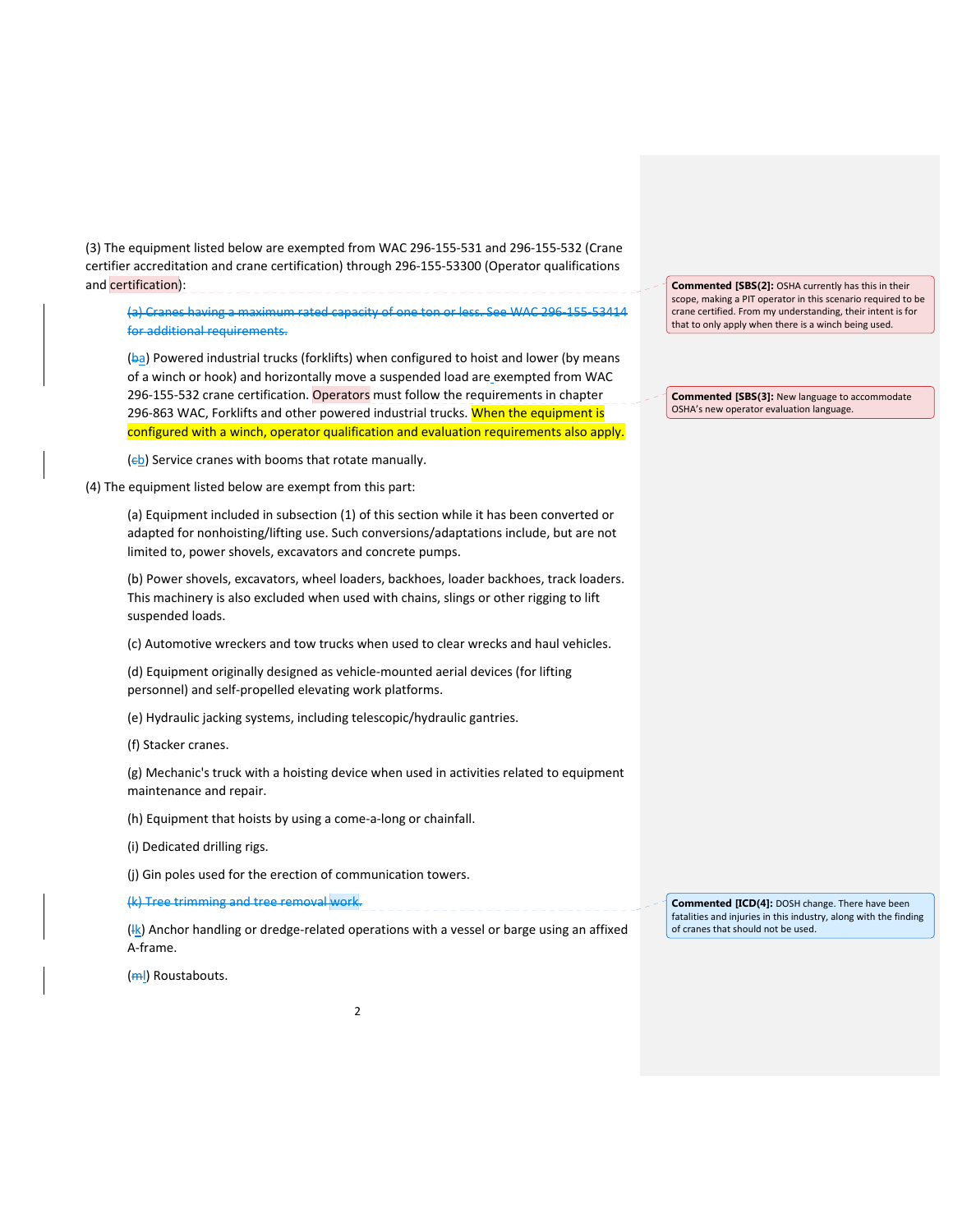(3) The equipment listed below are exempted from WAC 296-155-531 and 296-155-532 (Crane certifier accreditation and crane certification) through 296-155-53300 (Operator qualifications and certification):

~~(a) Cranes having a maximum rated capacity of one ton or less. See WAC 296-155-53414 for additional requirements.~~

(~~b~~a) Powered industrial trucks (forklifts) when configured to hoist and lower (by means of a winch or hook) and horizontally move a suspended load are exempted from WAC 296-155-532 crane certification. Operators must follow the requirements in chapter 296-863 WAC, Forklifts and other powered industrial trucks. When the equipment is configured with a winch, operator qualification and evaluation requirements also apply.

(~~c~~b) Service cranes with booms that rotate manually.

(4) The equipment listed below are exempt from this part:

(a) Equipment included in subsection (1) of this section while it has been converted or adapted for nonhoisting/lifting use. Such conversions/adaptations include, but are not limited to, power shovels, excavators and concrete pumps.

(b) Power shovels, excavators, wheel loaders, backhoes, loader backhoes, track loaders. This machinery is also excluded when used with chains, slings or other rigging to lift suspended loads.

(c) Automotive wreckers and tow trucks when used to clear wrecks and haul vehicles.

(d) Equipment originally designed as vehicle-mounted aerial devices (for lifting personnel) and self-propelled elevating work platforms.

(e) Hydraulic jacking systems, including telescopic/hydraulic gantries.

(f) Stacker cranes.

(g) Mechanic's truck with a hoisting device when used in activities related to equipment maintenance and repair.

(h) Equipment that hoists by using a come-a-long or chainfall.

(i) Dedicated drilling rigs.

(j) Gin poles used for the erection of communication towers.

~~(k) Tree trimming and tree removal work.~~

(~~l~~k) Anchor handling or dredge-related operations with a vessel or barge using an affixed A-frame.

(~~m~~l) Roustabouts.

**Commented [SBS(2]:** OSHA currently has this in their scope, making a PIT operator in this scenario required to be crane certified. From my understanding, their intent is for that to only apply when there is a winch being used.

**Commented [SBS(3]:** New language to accommodate OSHA's new operator evaluation language.

**Commented [ICD(4]:** DOSH change. There have been fatalities and injuries in this industry, along with the finding of cranes that should not be used.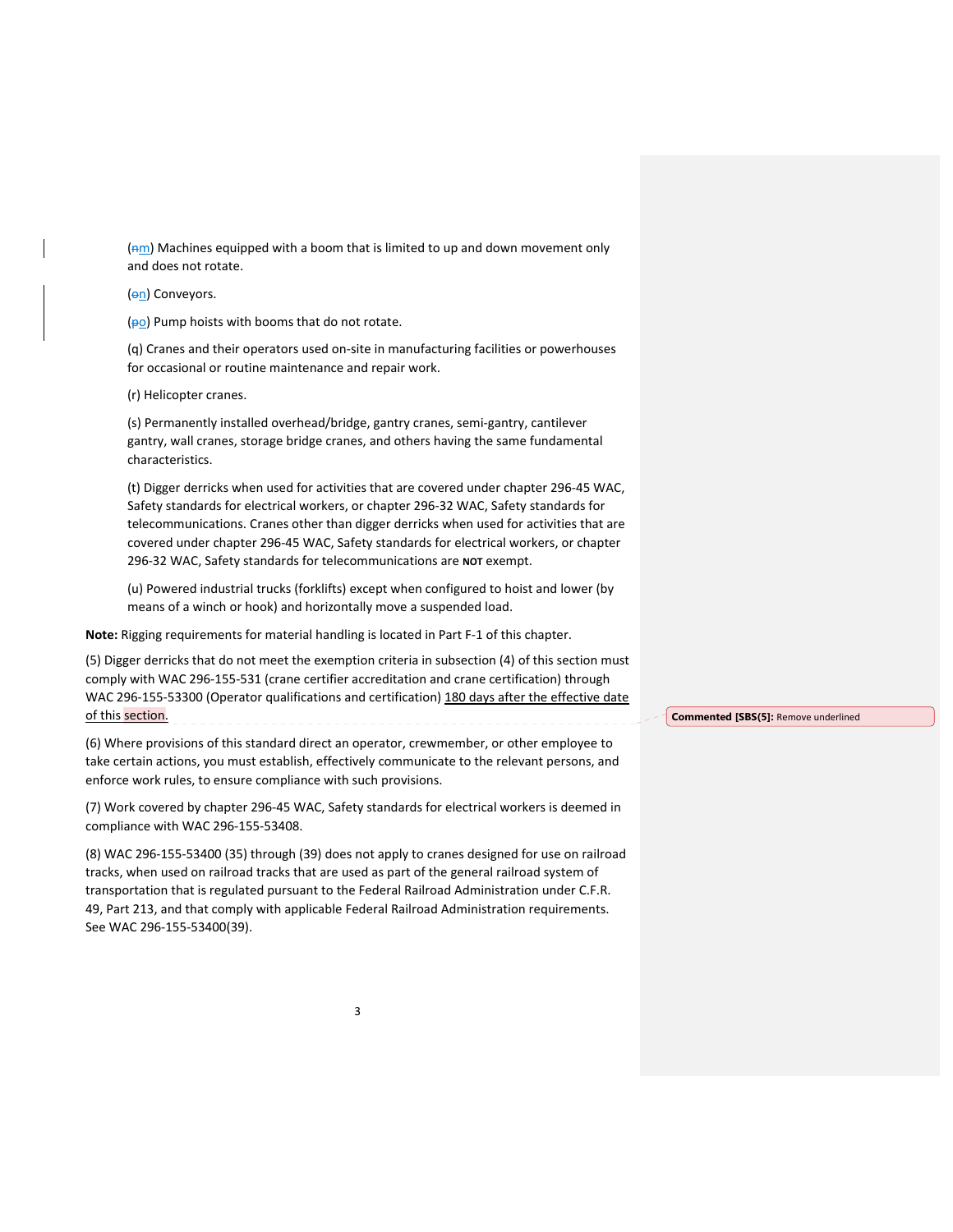(~~n~~m) Machines equipped with a boom that is limited to up and down movement only and does not rotate.

(~~o~~n) Conveyors.

(~~p~~o) Pump hoists with booms that do not rotate.

(q) Cranes and their operators used on-site in manufacturing facilities or powerhouses for occasional or routine maintenance and repair work.

(r) Helicopter cranes.

(s) Permanently installed overhead/bridge, gantry cranes, semi-gantry, cantilever gantry, wall cranes, storage bridge cranes, and others having the same fundamental characteristics.

(t) Digger derricks when used for activities that are covered under chapter 296-45 WAC, Safety standards for electrical workers, or chapter 296-32 WAC, Safety standards for telecommunications. Cranes other than digger derricks when used for activities that are covered under chapter 296-45 WAC, Safety standards for electrical workers, or chapter 296-32 WAC, Safety standards for telecommunications are **NOT** exempt.

(u) Powered industrial trucks (forklifts) except when configured to hoist and lower (by means of a winch or hook) and horizontally move a suspended load.

**Note:** Rigging requirements for material handling is located in Part F-1 of this chapter.

(5) Digger derricks that do not meet the exemption criteria in subsection (4) of this section must comply with WAC 296-155-531 (crane certifier accreditation and crane certification) through WAC 296-155-53300 (Operator qualifications and certification) <u>180 days after the effective date of this section</u>.

**Commented [SBS(5]:** Remove underlined

(6) Where provisions of this standard direct an operator, crewmember, or other employee to take certain actions, you must establish, effectively communicate to the relevant persons, and enforce work rules, to ensure compliance with such provisions.

(7) Work covered by chapter 296-45 WAC, Safety standards for electrical workers is deemed in compliance with WAC 296-155-53408.

(8) WAC 296-155-53400 (35) through (39) does not apply to cranes designed for use on railroad tracks, when used on railroad tracks that are used as part of the general railroad system of transportation that is regulated pursuant to the Federal Railroad Administration under C.F.R. 49, Part 213, and that comply with applicable Federal Railroad Administration requirements. See WAC 296-155-53400(39).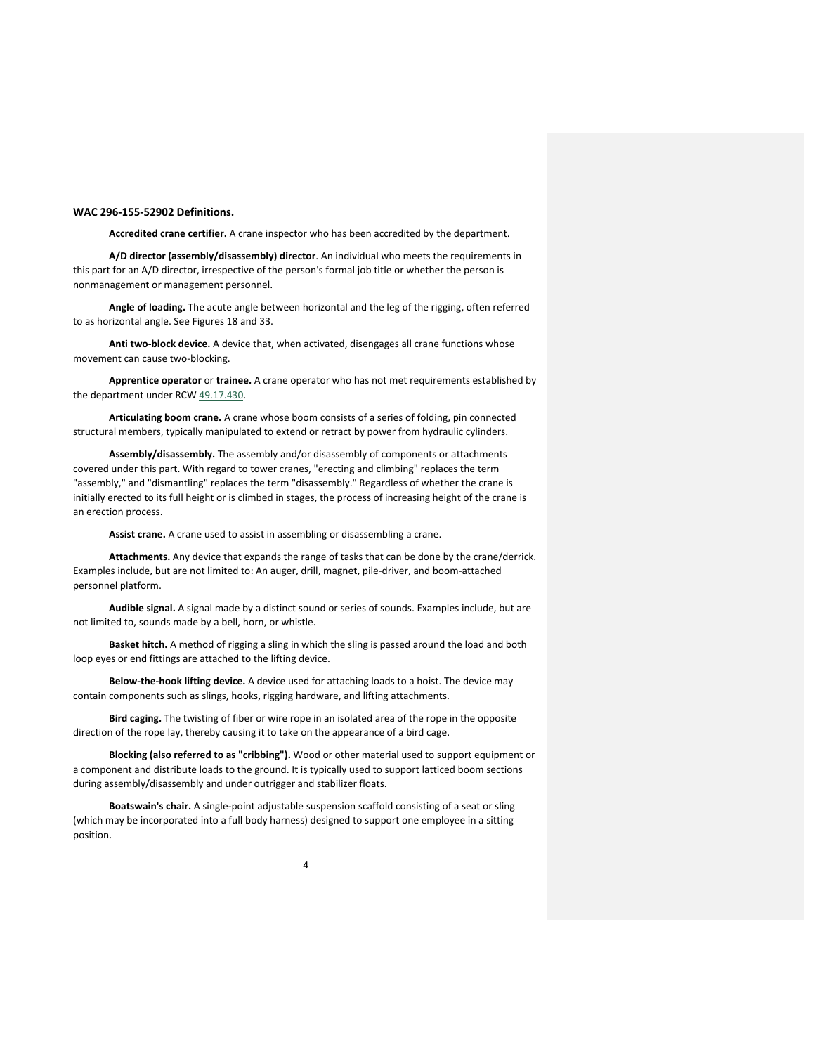**WAC 296-155-52902 Definitions.**

**Accredited crane certifier.** A crane inspector who has been accredited by the department.

**A/D director (assembly/disassembly) director**. An individual who meets the requirements in this part for an A/D director, irrespective of the person's formal job title or whether the person is nonmanagement or management personnel.

**Angle of loading.** The acute angle between horizontal and the leg of the rigging, often referred to as horizontal angle. See Figures 18 and 33.

**Anti two-block device.** A device that, when activated, disengages all crane functions whose movement can cause two-blocking.

**Apprentice operator** or **trainee.** A crane operator who has not met requirements established by the department under RCW 49.17.430.

**Articulating boom crane.** A crane whose boom consists of a series of folding, pin connected structural members, typically manipulated to extend or retract by power from hydraulic cylinders.

**Assembly/disassembly.** The assembly and/or disassembly of components or attachments covered under this part. With regard to tower cranes, "erecting and climbing" replaces the term "assembly," and "dismantling" replaces the term "disassembly." Regardless of whether the crane is initially erected to its full height or is climbed in stages, the process of increasing height of the crane is an erection process.

**Assist crane.** A crane used to assist in assembling or disassembling a crane.

**Attachments.** Any device that expands the range of tasks that can be done by the crane/derrick. Examples include, but are not limited to: An auger, drill, magnet, pile-driver, and boom-attached personnel platform.

**Audible signal.** A signal made by a distinct sound or series of sounds. Examples include, but are not limited to, sounds made by a bell, horn, or whistle.

**Basket hitch.** A method of rigging a sling in which the sling is passed around the load and both loop eyes or end fittings are attached to the lifting device.

**Below-the-hook lifting device.** A device used for attaching loads to a hoist. The device may contain components such as slings, hooks, rigging hardware, and lifting attachments.

**Bird caging.** The twisting of fiber or wire rope in an isolated area of the rope in the opposite direction of the rope lay, thereby causing it to take on the appearance of a bird cage.

**Blocking (also referred to as "cribbing").** Wood or other material used to support equipment or a component and distribute loads to the ground. It is typically used to support latticed boom sections during assembly/disassembly and under outrigger and stabilizer floats.

**Boatswain's chair.** A single-point adjustable suspension scaffold consisting of a seat or sling (which may be incorporated into a full body harness) designed to support one employee in a sitting position.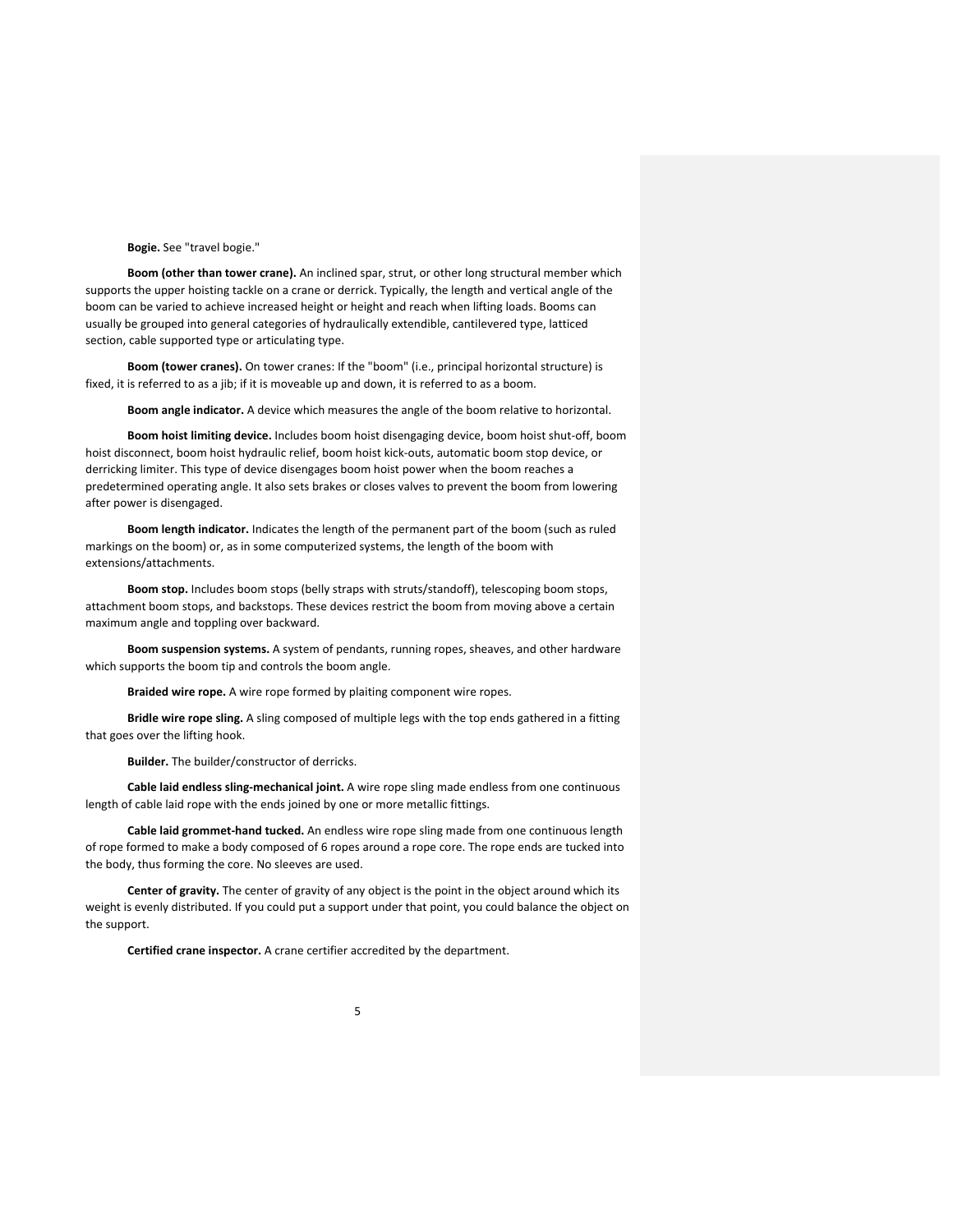**Bogie.** See "travel bogie."

**Boom (other than tower crane).** An inclined spar, strut, or other long structural member which supports the upper hoisting tackle on a crane or derrick. Typically, the length and vertical angle of the boom can be varied to achieve increased height or height and reach when lifting loads. Booms can usually be grouped into general categories of hydraulically extendible, cantilevered type, latticed section, cable supported type or articulating type.

**Boom (tower cranes).** On tower cranes: If the "boom" (i.e., principal horizontal structure) is fixed, it is referred to as a jib; if it is moveable up and down, it is referred to as a boom.

**Boom angle indicator.** A device which measures the angle of the boom relative to horizontal.

**Boom hoist limiting device.** Includes boom hoist disengaging device, boom hoist shut-off, boom hoist disconnect, boom hoist hydraulic relief, boom hoist kick-outs, automatic boom stop device, or derricking limiter. This type of device disengages boom hoist power when the boom reaches a predetermined operating angle. It also sets brakes or closes valves to prevent the boom from lowering after power is disengaged.

**Boom length indicator.** Indicates the length of the permanent part of the boom (such as ruled markings on the boom) or, as in some computerized systems, the length of the boom with extensions/attachments.

**Boom stop.** Includes boom stops (belly straps with struts/standoff), telescoping boom stops, attachment boom stops, and backstops. These devices restrict the boom from moving above a certain maximum angle and toppling over backward.

**Boom suspension systems.** A system of pendants, running ropes, sheaves, and other hardware which supports the boom tip and controls the boom angle.

**Braided wire rope.** A wire rope formed by plaiting component wire ropes.

**Bridle wire rope sling.** A sling composed of multiple legs with the top ends gathered in a fitting that goes over the lifting hook.

**Builder.** The builder/constructor of derricks.

**Cable laid endless sling-mechanical joint.** A wire rope sling made endless from one continuous length of cable laid rope with the ends joined by one or more metallic fittings.

**Cable laid grommet-hand tucked.** An endless wire rope sling made from one continuous length of rope formed to make a body composed of 6 ropes around a rope core. The rope ends are tucked into the body, thus forming the core. No sleeves are used.

**Center of gravity.** The center of gravity of any object is the point in the object around which its weight is evenly distributed. If you could put a support under that point, you could balance the object on the support.

**Certified crane inspector.** A crane certifier accredited by the department.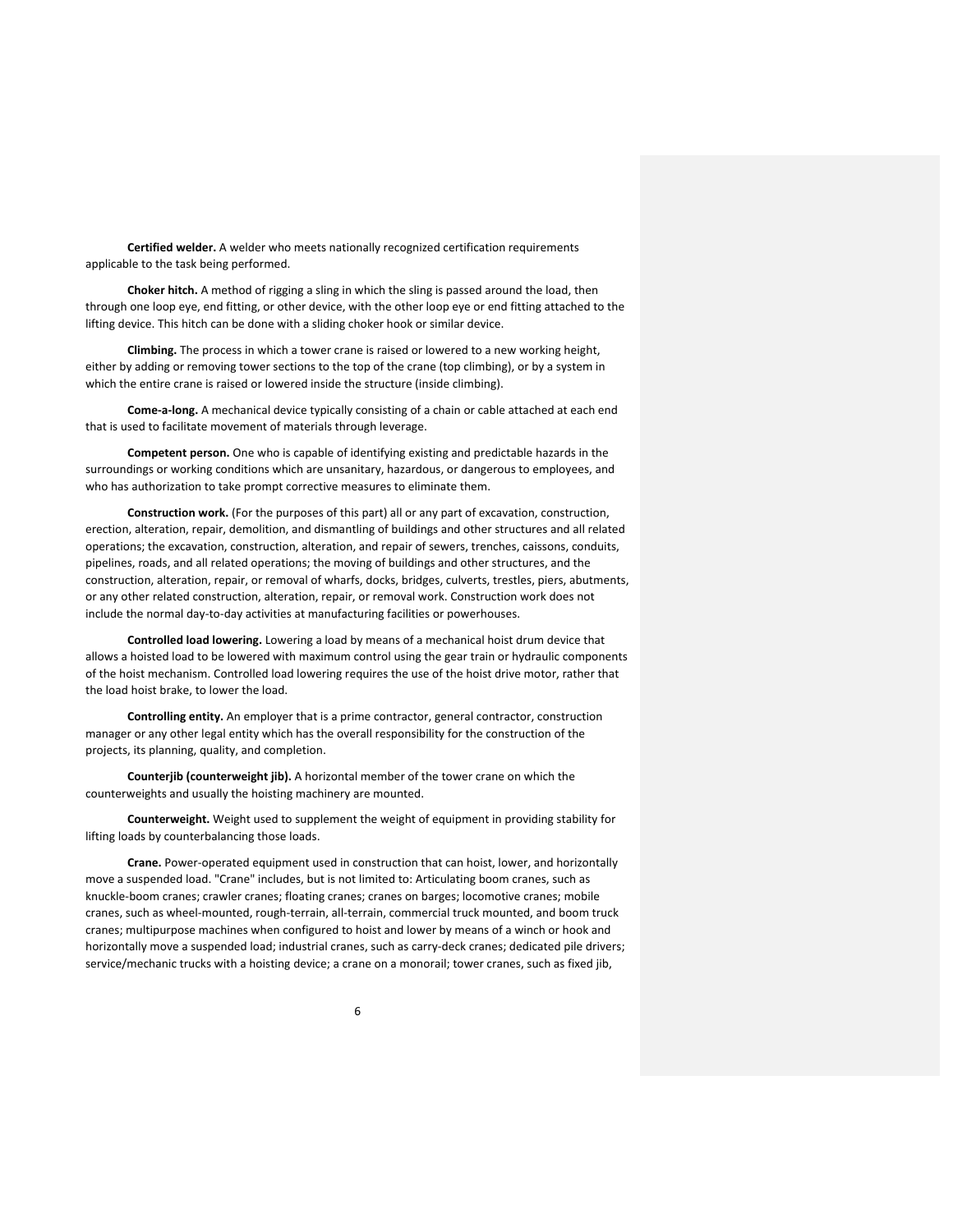**Certified welder.** A welder who meets nationally recognized certification requirements applicable to the task being performed.

**Choker hitch.** A method of rigging a sling in which the sling is passed around the load, then through one loop eye, end fitting, or other device, with the other loop eye or end fitting attached to the lifting device. This hitch can be done with a sliding choker hook or similar device.

**Climbing.** The process in which a tower crane is raised or lowered to a new working height, either by adding or removing tower sections to the top of the crane (top climbing), or by a system in which the entire crane is raised or lowered inside the structure (inside climbing).

**Come-a-long.** A mechanical device typically consisting of a chain or cable attached at each end that is used to facilitate movement of materials through leverage.

**Competent person.** One who is capable of identifying existing and predictable hazards in the surroundings or working conditions which are unsanitary, hazardous, or dangerous to employees, and who has authorization to take prompt corrective measures to eliminate them.

**Construction work.** (For the purposes of this part) all or any part of excavation, construction, erection, alteration, repair, demolition, and dismantling of buildings and other structures and all related operations; the excavation, construction, alteration, and repair of sewers, trenches, caissons, conduits, pipelines, roads, and all related operations; the moving of buildings and other structures, and the construction, alteration, repair, or removal of wharfs, docks, bridges, culverts, trestles, piers, abutments, or any other related construction, alteration, repair, or removal work. Construction work does not include the normal day-to-day activities at manufacturing facilities or powerhouses.

**Controlled load lowering.** Lowering a load by means of a mechanical hoist drum device that allows a hoisted load to be lowered with maximum control using the gear train or hydraulic components of the hoist mechanism. Controlled load lowering requires the use of the hoist drive motor, rather that the load hoist brake, to lower the load.

**Controlling entity.** An employer that is a prime contractor, general contractor, construction manager or any other legal entity which has the overall responsibility for the construction of the projects, its planning, quality, and completion.

**Counterjib (counterweight jib).** A horizontal member of the tower crane on which the counterweights and usually the hoisting machinery are mounted.

**Counterweight.** Weight used to supplement the weight of equipment in providing stability for lifting loads by counterbalancing those loads.

**Crane.** Power-operated equipment used in construction that can hoist, lower, and horizontally move a suspended load. "Crane" includes, but is not limited to: Articulating boom cranes, such as knuckle-boom cranes; crawler cranes; floating cranes; cranes on barges; locomotive cranes; mobile cranes, such as wheel-mounted, rough-terrain, all-terrain, commercial truck mounted, and boom truck cranes; multipurpose machines when configured to hoist and lower by means of a winch or hook and horizontally move a suspended load; industrial cranes, such as carry-deck cranes; dedicated pile drivers; service/mechanic trucks with a hoisting device; a crane on a monorail; tower cranes, such as fixed jib,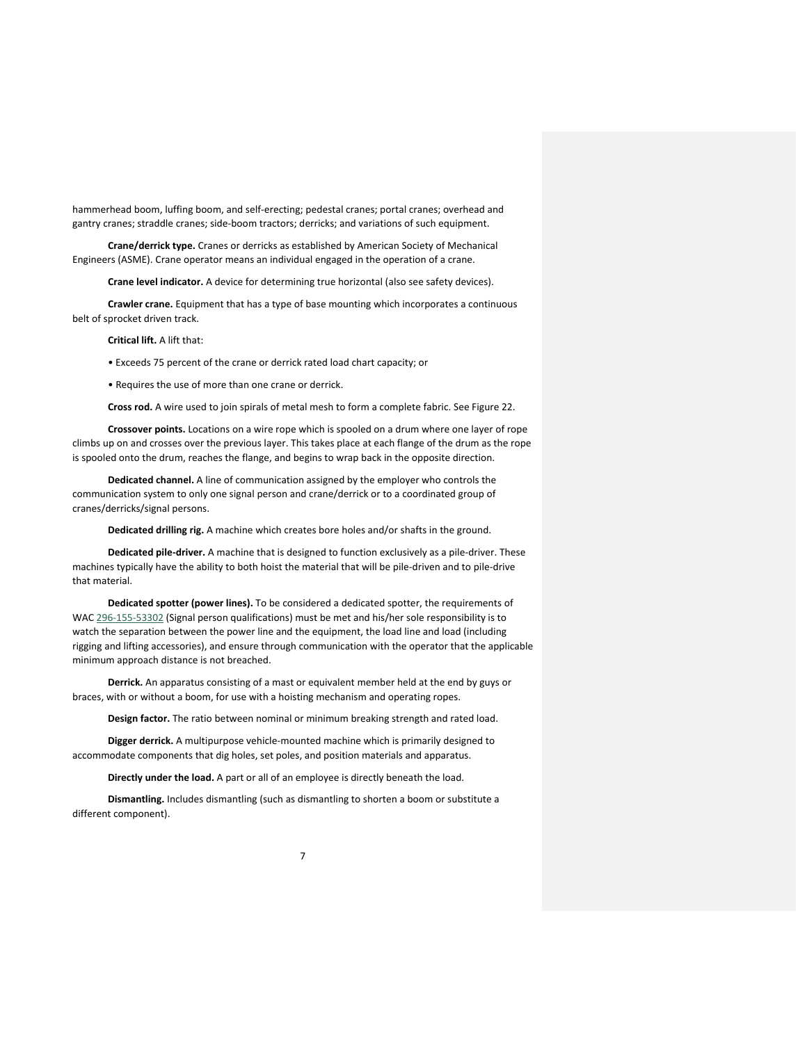hammerhead boom, luffing boom, and self-erecting; pedestal cranes; portal cranes; overhead and gantry cranes; straddle cranes; side-boom tractors; derricks; and variations of such equipment.

**Crane/derrick type.** Cranes or derricks as established by American Society of Mechanical Engineers (ASME). Crane operator means an individual engaged in the operation of a crane.

**Crane level indicator.** A device for determining true horizontal (also see safety devices).

**Crawler crane.** Equipment that has a type of base mounting which incorporates a continuous belt of sprocket driven track.

**Critical lift.** A lift that:

- Exceeds 75 percent of the crane or derrick rated load chart capacity; or
- Requires the use of more than one crane or derrick.

**Cross rod.** A wire used to join spirals of metal mesh to form a complete fabric. See Figure 22.

**Crossover points.** Locations on a wire rope which is spooled on a drum where one layer of rope climbs up on and crosses over the previous layer. This takes place at each flange of the drum as the rope is spooled onto the drum, reaches the flange, and begins to wrap back in the opposite direction.

**Dedicated channel.** A line of communication assigned by the employer who controls the communication system to only one signal person and crane/derrick or to a coordinated group of cranes/derricks/signal persons.

**Dedicated drilling rig.** A machine which creates bore holes and/or shafts in the ground.

**Dedicated pile-driver.** A machine that is designed to function exclusively as a pile-driver. These machines typically have the ability to both hoist the material that will be pile-driven and to pile-drive that material.

**Dedicated spotter (power lines).** To be considered a dedicated spotter, the requirements of WAC 296-155-53302 (Signal person qualifications) must be met and his/her sole responsibility is to watch the separation between the power line and the equipment, the load line and load (including rigging and lifting accessories), and ensure through communication with the operator that the applicable minimum approach distance is not breached.

**Derrick.** An apparatus consisting of a mast or equivalent member held at the end by guys or braces, with or without a boom, for use with a hoisting mechanism and operating ropes.

**Design factor.** The ratio between nominal or minimum breaking strength and rated load.

**Digger derrick.** A multipurpose vehicle-mounted machine which is primarily designed to accommodate components that dig holes, set poles, and position materials and apparatus.

**Directly under the load.** A part or all of an employee is directly beneath the load.

**Dismantling.** Includes dismantling (such as dismantling to shorten a boom or substitute a different component).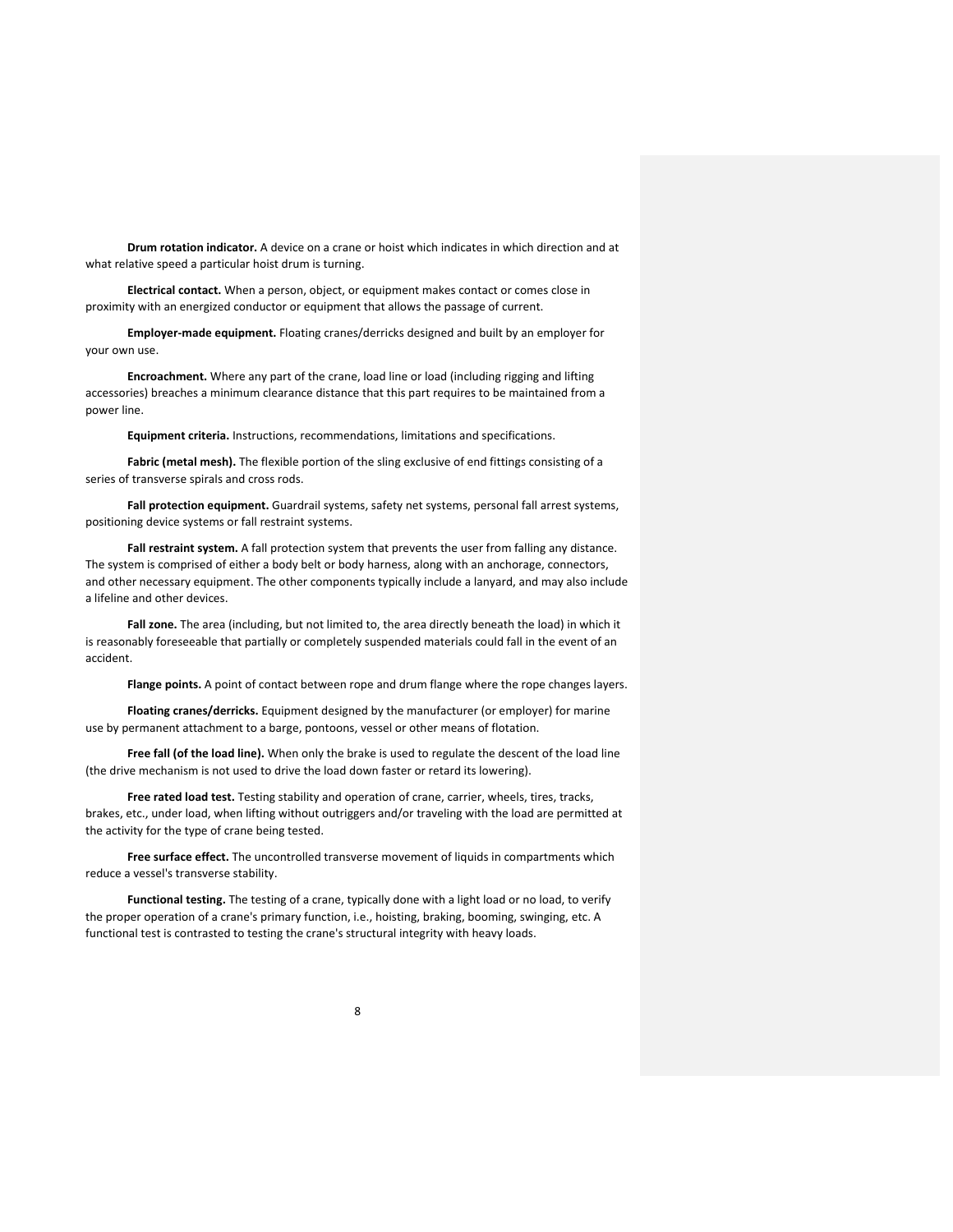**Drum rotation indicator.** A device on a crane or hoist which indicates in which direction and at what relative speed a particular hoist drum is turning.

**Electrical contact.** When a person, object, or equipment makes contact or comes close in proximity with an energized conductor or equipment that allows the passage of current.

**Employer-made equipment.** Floating cranes/derricks designed and built by an employer for your own use.

**Encroachment.** Where any part of the crane, load line or load (including rigging and lifting accessories) breaches a minimum clearance distance that this part requires to be maintained from a power line.

**Equipment criteria.** Instructions, recommendations, limitations and specifications.

**Fabric (metal mesh).** The flexible portion of the sling exclusive of end fittings consisting of a series of transverse spirals and cross rods.

**Fall protection equipment.** Guardrail systems, safety net systems, personal fall arrest systems, positioning device systems or fall restraint systems.

**Fall restraint system.** A fall protection system that prevents the user from falling any distance. The system is comprised of either a body belt or body harness, along with an anchorage, connectors, and other necessary equipment. The other components typically include a lanyard, and may also include a lifeline and other devices.

**Fall zone.** The area (including, but not limited to, the area directly beneath the load) in which it is reasonably foreseeable that partially or completely suspended materials could fall in the event of an accident.

**Flange points.** A point of contact between rope and drum flange where the rope changes layers.

**Floating cranes/derricks.** Equipment designed by the manufacturer (or employer) for marine use by permanent attachment to a barge, pontoons, vessel or other means of flotation.

**Free fall (of the load line).** When only the brake is used to regulate the descent of the load line (the drive mechanism is not used to drive the load down faster or retard its lowering).

**Free rated load test.** Testing stability and operation of crane, carrier, wheels, tires, tracks, brakes, etc., under load, when lifting without outriggers and/or traveling with the load are permitted at the activity for the type of crane being tested.

**Free surface effect.** The uncontrolled transverse movement of liquids in compartments which reduce a vessel's transverse stability.

**Functional testing.** The testing of a crane, typically done with a light load or no load, to verify the proper operation of a crane's primary function, i.e., hoisting, braking, booming, swinging, etc. A functional test is contrasted to testing the crane's structural integrity with heavy loads.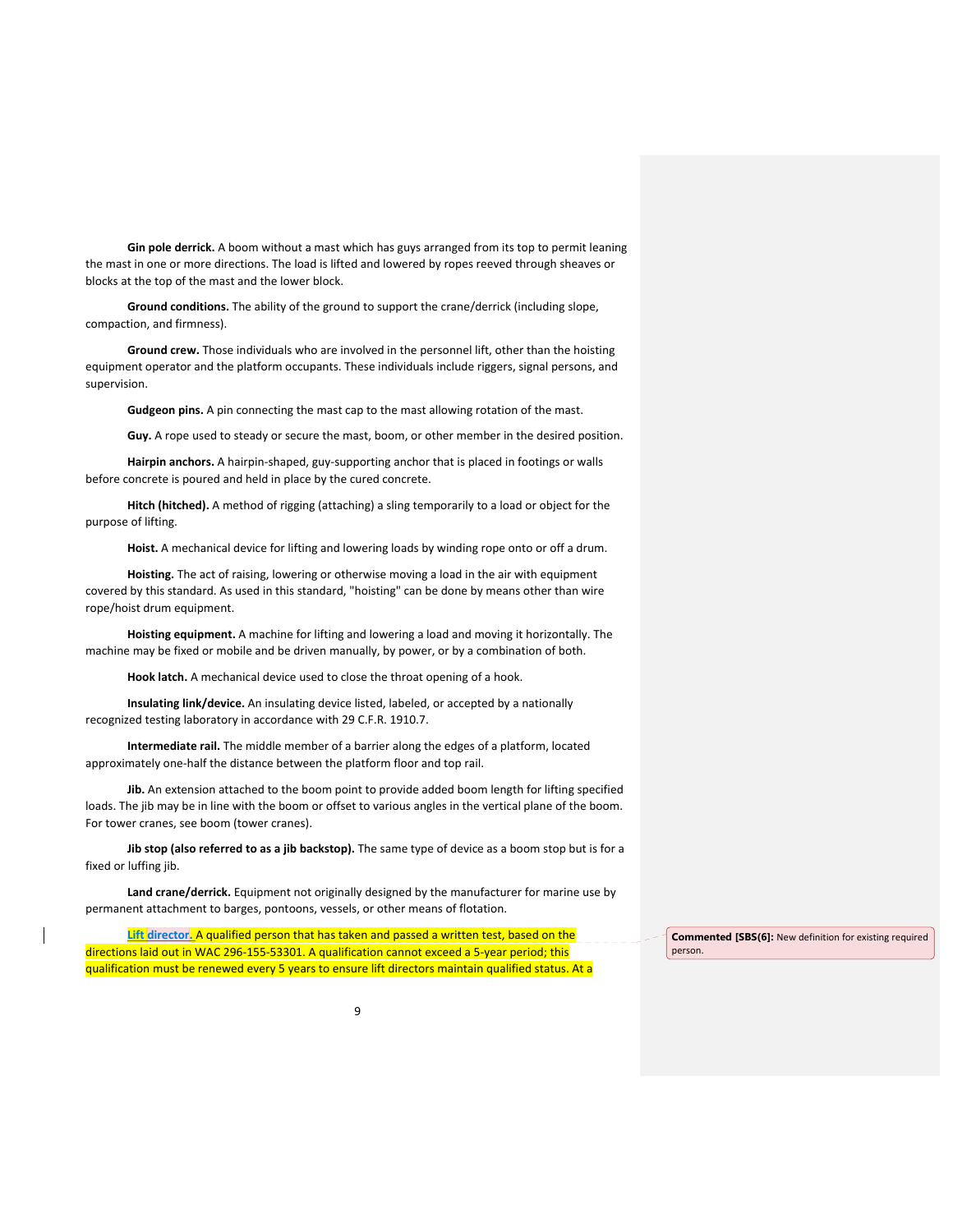**Gin pole derrick.** A boom without a mast which has guys arranged from its top to permit leaning the mast in one or more directions. The load is lifted and lowered by ropes reeved through sheaves or blocks at the top of the mast and the lower block.

**Ground conditions.** The ability of the ground to support the crane/derrick (including slope, compaction, and firmness).

**Ground crew.** Those individuals who are involved in the personnel lift, other than the hoisting equipment operator and the platform occupants. These individuals include riggers, signal persons, and supervision.

**Gudgeon pins.** A pin connecting the mast cap to the mast allowing rotation of the mast.

**Guy.** A rope used to steady or secure the mast, boom, or other member in the desired position.

**Hairpin anchors.** A hairpin-shaped, guy-supporting anchor that is placed in footings or walls before concrete is poured and held in place by the cured concrete.

**Hitch (hitched).** A method of rigging (attaching) a sling temporarily to a load or object for the purpose of lifting.

**Hoist.** A mechanical device for lifting and lowering loads by winding rope onto or off a drum.

**Hoisting.** The act of raising, lowering or otherwise moving a load in the air with equipment covered by this standard. As used in this standard, "hoisting" can be done by means other than wire rope/hoist drum equipment.

**Hoisting equipment.** A machine for lifting and lowering a load and moving it horizontally. The machine may be fixed or mobile and be driven manually, by power, or by a combination of both.

**Hook latch.** A mechanical device used to close the throat opening of a hook.

**Insulating link/device.** An insulating device listed, labeled, or accepted by a nationally recognized testing laboratory in accordance with 29 C.F.R. 1910.7.

**Intermediate rail.** The middle member of a barrier along the edges of a platform, located approximately one-half the distance between the platform floor and top rail.

**Jib.** An extension attached to the boom point to provide added boom length for lifting specified loads. The jib may be in line with the boom or offset to various angles in the vertical plane of the boom. For tower cranes, see boom (tower cranes).

**Jib stop (also referred to as a jib backstop).** The same type of device as a boom stop but is for a fixed or luffing jib.

**Land crane/derrick.** Equipment not originally designed by the manufacturer for marine use by permanent attachment to barges, pontoons, vessels, or other means of flotation.

**Lift director.** A qualified person that has taken and passed a written test, based on the directions laid out in WAC 296-155-53301. A qualification cannot exceed a 5-year period; this qualification must be renewed every 5 years to ensure lift directors maintain qualified status. At a

> **Commented [SBS(6]:** New definition for existing required person.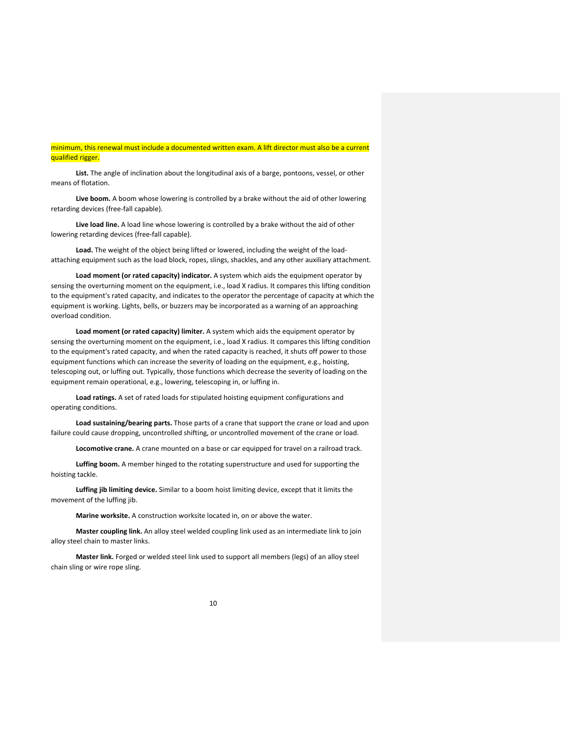minimum, this renewal must include a documented written exam. A lift director must also be a current qualified rigger.

**List.** The angle of inclination about the longitudinal axis of a barge, pontoons, vessel, or other means of flotation.

**Live boom.** A boom whose lowering is controlled by a brake without the aid of other lowering retarding devices (free-fall capable).

**Live load line.** A load line whose lowering is controlled by a brake without the aid of other lowering retarding devices (free-fall capable).

**Load.** The weight of the object being lifted or lowered, including the weight of the load-attaching equipment such as the load block, ropes, slings, shackles, and any other auxiliary attachment.

**Load moment (or rated capacity) indicator.** A system which aids the equipment operator by sensing the overturning moment on the equipment, i.e., load X radius. It compares this lifting condition to the equipment's rated capacity, and indicates to the operator the percentage of capacity at which the equipment is working. Lights, bells, or buzzers may be incorporated as a warning of an approaching overload condition.

**Load moment (or rated capacity) limiter.** A system which aids the equipment operator by sensing the overturning moment on the equipment, i.e., load X radius. It compares this lifting condition to the equipment's rated capacity, and when the rated capacity is reached, it shuts off power to those equipment functions which can increase the severity of loading on the equipment, e.g., hoisting, telescoping out, or luffing out. Typically, those functions which decrease the severity of loading on the equipment remain operational, e.g., lowering, telescoping in, or luffing in.

**Load ratings.** A set of rated loads for stipulated hoisting equipment configurations and operating conditions.

**Load sustaining/bearing parts.** Those parts of a crane that support the crane or load and upon failure could cause dropping, uncontrolled shifting, or uncontrolled movement of the crane or load.

**Locomotive crane.** A crane mounted on a base or car equipped for travel on a railroad track.

**Luffing boom.** A member hinged to the rotating superstructure and used for supporting the hoisting tackle.

**Luffing jib limiting device.** Similar to a boom hoist limiting device, except that it limits the movement of the luffing jib.

**Marine worksite.** A construction worksite located in, on or above the water.

**Master coupling link.** An alloy steel welded coupling link used as an intermediate link to join alloy steel chain to master links.

**Master link.** Forged or welded steel link used to support all members (legs) of an alloy steel chain sling or wire rope sling.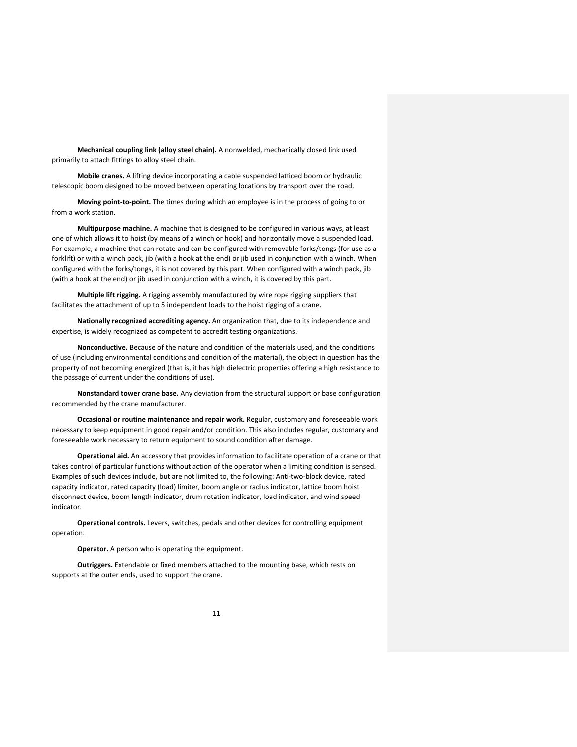**Mechanical coupling link (alloy steel chain).** A nonwelded, mechanically closed link used primarily to attach fittings to alloy steel chain.

**Mobile cranes.** A lifting device incorporating a cable suspended latticed boom or hydraulic telescopic boom designed to be moved between operating locations by transport over the road.

**Moving point-to-point.** The times during which an employee is in the process of going to or from a work station.

**Multipurpose machine.** A machine that is designed to be configured in various ways, at least one of which allows it to hoist (by means of a winch or hook) and horizontally move a suspended load. For example, a machine that can rotate and can be configured with removable forks/tongs (for use as a forklift) or with a winch pack, jib (with a hook at the end) or jib used in conjunction with a winch. When configured with the forks/tongs, it is not covered by this part. When configured with a winch pack, jib (with a hook at the end) or jib used in conjunction with a winch, it is covered by this part.

**Multiple lift rigging.** A rigging assembly manufactured by wire rope rigging suppliers that facilitates the attachment of up to 5 independent loads to the hoist rigging of a crane.

**Nationally recognized accrediting agency.** An organization that, due to its independence and expertise, is widely recognized as competent to accredit testing organizations.

**Nonconductive.** Because of the nature and condition of the materials used, and the conditions of use (including environmental conditions and condition of the material), the object in question has the property of not becoming energized (that is, it has high dielectric properties offering a high resistance to the passage of current under the conditions of use).

**Nonstandard tower crane base.** Any deviation from the structural support or base configuration recommended by the crane manufacturer.

**Occasional or routine maintenance and repair work.** Regular, customary and foreseeable work necessary to keep equipment in good repair and/or condition. This also includes regular, customary and foreseeable work necessary to return equipment to sound condition after damage.

**Operational aid.** An accessory that provides information to facilitate operation of a crane or that takes control of particular functions without action of the operator when a limiting condition is sensed. Examples of such devices include, but are not limited to, the following: Anti-two-block device, rated capacity indicator, rated capacity (load) limiter, boom angle or radius indicator, lattice boom hoist disconnect device, boom length indicator, drum rotation indicator, load indicator, and wind speed indicator.

**Operational controls.** Levers, switches, pedals and other devices for controlling equipment operation.

**Operator.** A person who is operating the equipment.

**Outriggers.** Extendable or fixed members attached to the mounting base, which rests on supports at the outer ends, used to support the crane.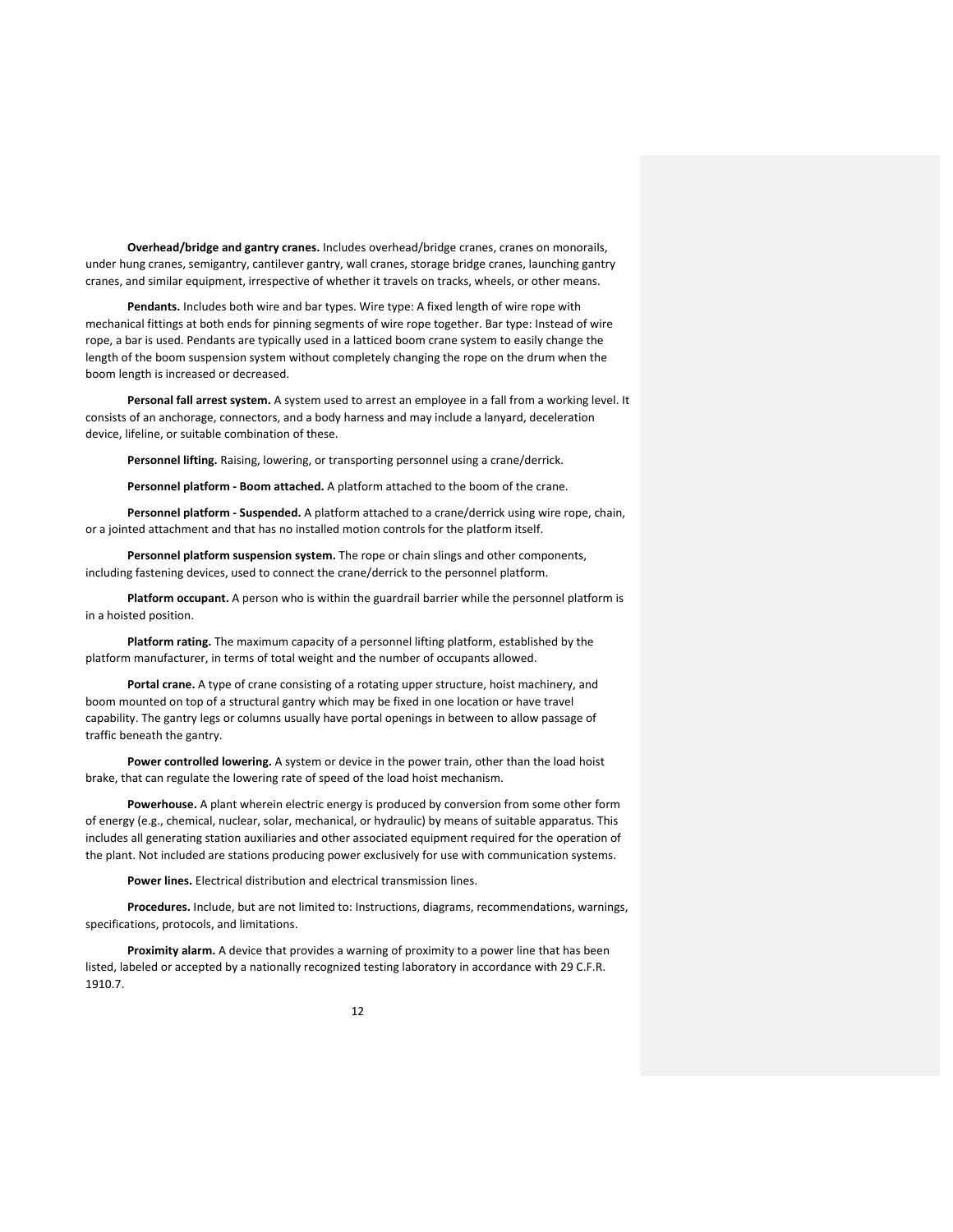**Overhead/bridge and gantry cranes.** Includes overhead/bridge cranes, cranes on monorails, under hung cranes, semigantry, cantilever gantry, wall cranes, storage bridge cranes, launching gantry cranes, and similar equipment, irrespective of whether it travels on tracks, wheels, or other means.

**Pendants.** Includes both wire and bar types. Wire type: A fixed length of wire rope with mechanical fittings at both ends for pinning segments of wire rope together. Bar type: Instead of wire rope, a bar is used. Pendants are typically used in a latticed boom crane system to easily change the length of the boom suspension system without completely changing the rope on the drum when the boom length is increased or decreased.

**Personal fall arrest system.** A system used to arrest an employee in a fall from a working level. It consists of an anchorage, connectors, and a body harness and may include a lanyard, deceleration device, lifeline, or suitable combination of these.

**Personnel lifting.** Raising, lowering, or transporting personnel using a crane/derrick.

**Personnel platform - Boom attached.** A platform attached to the boom of the crane.

**Personnel platform - Suspended.** A platform attached to a crane/derrick using wire rope, chain, or a jointed attachment and that has no installed motion controls for the platform itself.

**Personnel platform suspension system.** The rope or chain slings and other components, including fastening devices, used to connect the crane/derrick to the personnel platform.

**Platform occupant.** A person who is within the guardrail barrier while the personnel platform is in a hoisted position.

**Platform rating.** The maximum capacity of a personnel lifting platform, established by the platform manufacturer, in terms of total weight and the number of occupants allowed.

**Portal crane.** A type of crane consisting of a rotating upper structure, hoist machinery, and boom mounted on top of a structural gantry which may be fixed in one location or have travel capability. The gantry legs or columns usually have portal openings in between to allow passage of traffic beneath the gantry.

**Power controlled lowering.** A system or device in the power train, other than the load hoist brake, that can regulate the lowering rate of speed of the load hoist mechanism.

**Powerhouse.** A plant wherein electric energy is produced by conversion from some other form of energy (e.g., chemical, nuclear, solar, mechanical, or hydraulic) by means of suitable apparatus. This includes all generating station auxiliaries and other associated equipment required for the operation of the plant. Not included are stations producing power exclusively for use with communication systems.

**Power lines.** Electrical distribution and electrical transmission lines.

**Procedures.** Include, but are not limited to: Instructions, diagrams, recommendations, warnings, specifications, protocols, and limitations.

**Proximity alarm.** A device that provides a warning of proximity to a power line that has been listed, labeled or accepted by a nationally recognized testing laboratory in accordance with 29 C.F.R. 1910.7.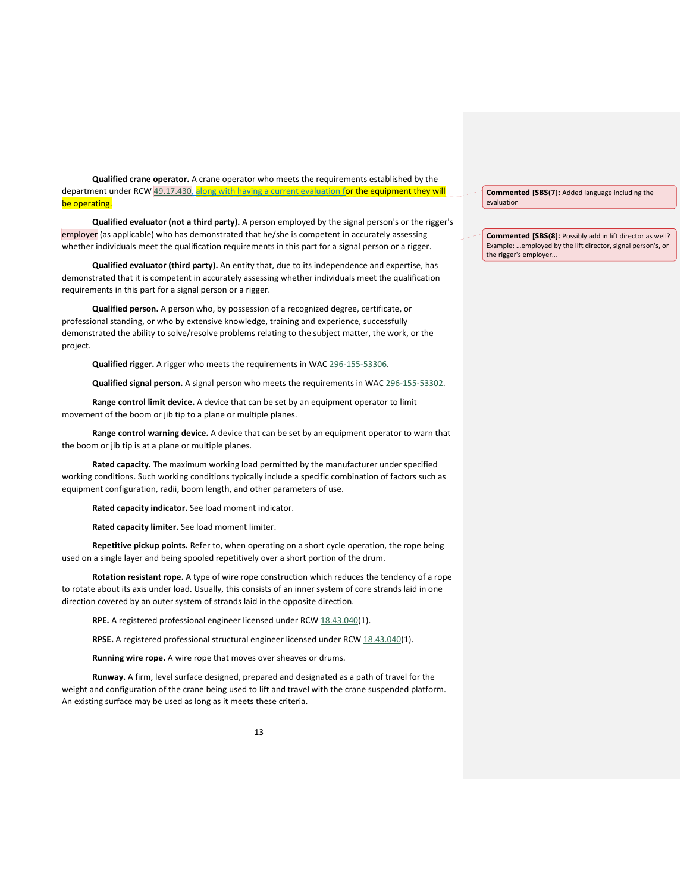**Qualified crane operator.** A crane operator who meets the requirements established by the department under RCW 49.17.430, along with having a current evaluation for the equipment they will be operating.

**Qualified evaluator (not a third party).** A person employed by the signal person's or the rigger's employer (as applicable) who has demonstrated that he/she is competent in accurately assessing whether individuals meet the qualification requirements in this part for a signal person or a rigger.

**Qualified evaluator (third party).** An entity that, due to its independence and expertise, has demonstrated that it is competent in accurately assessing whether individuals meet the qualification requirements in this part for a signal person or a rigger.

**Qualified person.** A person who, by possession of a recognized degree, certificate, or professional standing, or who by extensive knowledge, training and experience, successfully demonstrated the ability to solve/resolve problems relating to the subject matter, the work, or the project.

**Qualified rigger.** A rigger who meets the requirements in WAC 296-155-53306.

**Qualified signal person.** A signal person who meets the requirements in WAC 296-155-53302.

**Range control limit device.** A device that can be set by an equipment operator to limit movement of the boom or jib tip to a plane or multiple planes.

**Range control warning device.** A device that can be set by an equipment operator to warn that the boom or jib tip is at a plane or multiple planes.

**Rated capacity.** The maximum working load permitted by the manufacturer under specified working conditions. Such working conditions typically include a specific combination of factors such as equipment configuration, radii, boom length, and other parameters of use.

**Rated capacity indicator.** See load moment indicator.

**Rated capacity limiter.** See load moment limiter.

**Repetitive pickup points.** Refer to, when operating on a short cycle operation, the rope being used on a single layer and being spooled repetitively over a short portion of the drum.

**Rotation resistant rope.** A type of wire rope construction which reduces the tendency of a rope to rotate about its axis under load. Usually, this consists of an inner system of core strands laid in one direction covered by an outer system of strands laid in the opposite direction.

**RPE.** A registered professional engineer licensed under RCW 18.43.040(1).

**RPSE.** A registered professional structural engineer licensed under RCW 18.43.040(1).

**Running wire rope.** A wire rope that moves over sheaves or drums.

**Runway.** A firm, level surface designed, prepared and designated as a path of travel for the weight and configuration of the crane being used to lift and travel with the crane suspended platform. An existing surface may be used as long as it meets these criteria.

**Commented [SBS(7]:** Added language including the evaluation

**Commented [SBS(8]:** Possibly add in lift director as well? Example: …employed by the lift director, signal person's, or the rigger's employer…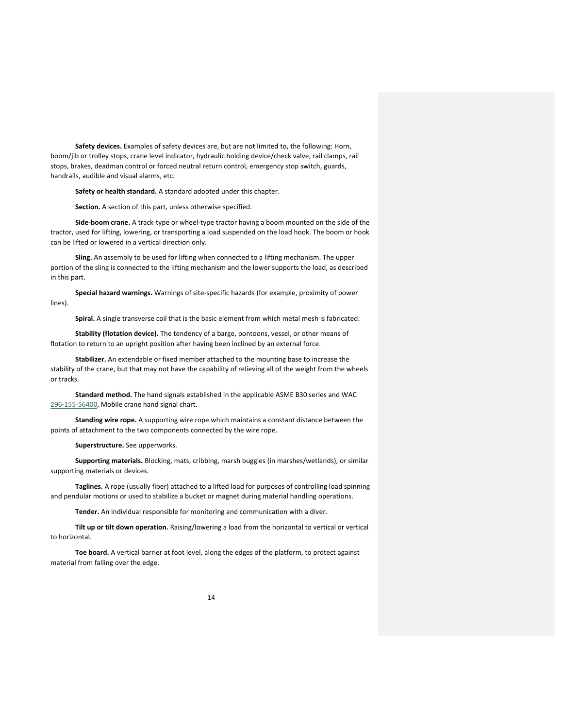**Safety devices.** Examples of safety devices are, but are not limited to, the following: Horn, boom/jib or trolley stops, crane level indicator, hydraulic holding device/check valve, rail clamps, rail stops, brakes, deadman control or forced neutral return control, emergency stop switch, guards, handrails, audible and visual alarms, etc.

**Safety or health standard.** A standard adopted under this chapter.

**Section.** A section of this part, unless otherwise specified.

**Side-boom crane.** A track-type or wheel-type tractor having a boom mounted on the side of the tractor, used for lifting, lowering, or transporting a load suspended on the load hook. The boom or hook can be lifted or lowered in a vertical direction only.

**Sling.** An assembly to be used for lifting when connected to a lifting mechanism. The upper portion of the sling is connected to the lifting mechanism and the lower supports the load, as described in this part.

**Special hazard warnings.** Warnings of site-specific hazards (for example, proximity of power lines).

**Spiral.** A single transverse coil that is the basic element from which metal mesh is fabricated.

**Stability (flotation device).** The tendency of a barge, pontoons, vessel, or other means of flotation to return to an upright position after having been inclined by an external force.

**Stabilizer.** An extendable or fixed member attached to the mounting base to increase the stability of the crane, but that may not have the capability of relieving all of the weight from the wheels or tracks.

**Standard method.** The hand signals established in the applicable ASME B30 series and WAC 296-155-56400, Mobile crane hand signal chart.

**Standing wire rope.** A supporting wire rope which maintains a constant distance between the points of attachment to the two components connected by the wire rope.

**Superstructure.** See upperworks.

**Supporting materials.** Blocking, mats, cribbing, marsh buggies (in marshes/wetlands), or similar supporting materials or devices.

**Taglines.** A rope (usually fiber) attached to a lifted load for purposes of controlling load spinning and pendular motions or used to stabilize a bucket or magnet during material handling operations.

**Tender.** An individual responsible for monitoring and communication with a diver.

**Tilt up or tilt down operation.** Raising/lowering a load from the horizontal to vertical or vertical to horizontal.

**Toe board.** A vertical barrier at foot level, along the edges of the platform, to protect against material from falling over the edge.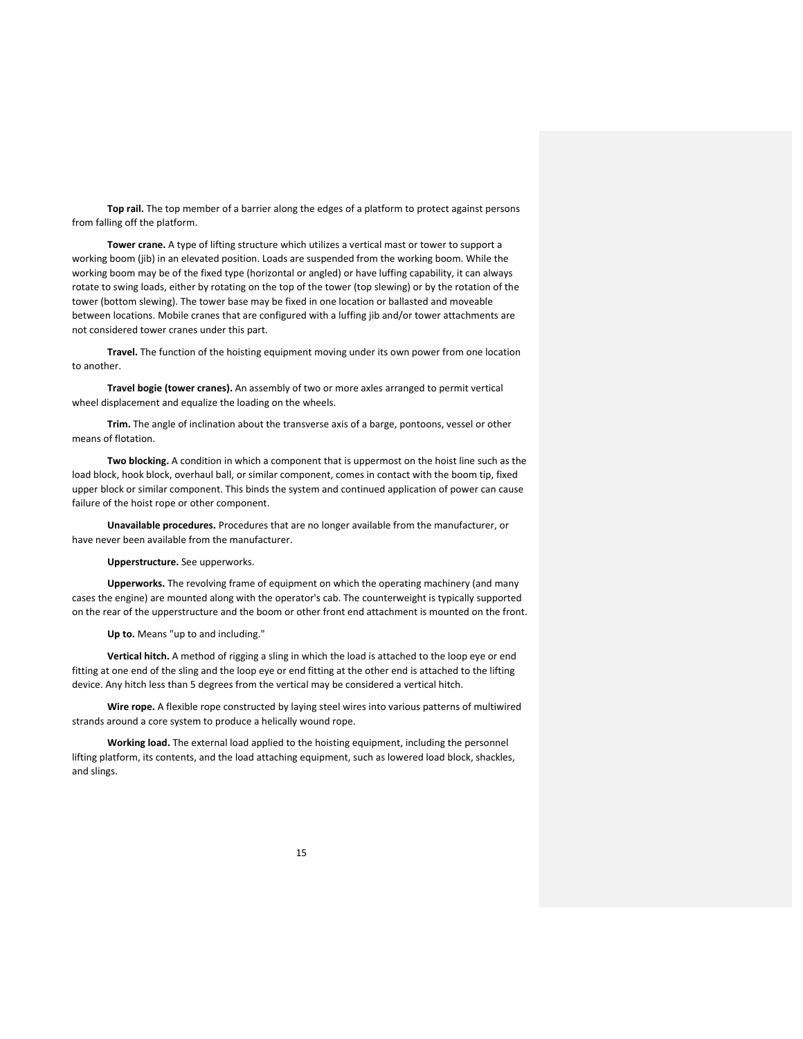**Top rail.** The top member of a barrier along the edges of a platform to protect against persons from falling off the platform.

**Tower crane.** A type of lifting structure which utilizes a vertical mast or tower to support a working boom (jib) in an elevated position. Loads are suspended from the working boom. While the working boom may be of the fixed type (horizontal or angled) or have luffing capability, it can always rotate to swing loads, either by rotating on the top of the tower (top slewing) or by the rotation of the tower (bottom slewing). The tower base may be fixed in one location or ballasted and moveable between locations. Mobile cranes that are configured with a luffing jib and/or tower attachments are not considered tower cranes under this part.

**Travel.** The function of the hoisting equipment moving under its own power from one location to another.

**Travel bogie (tower cranes).** An assembly of two or more axles arranged to permit vertical wheel displacement and equalize the loading on the wheels.

**Trim.** The angle of inclination about the transverse axis of a barge, pontoons, vessel or other means of flotation.

**Two blocking.** A condition in which a component that is uppermost on the hoist line such as the load block, hook block, overhaul ball, or similar component, comes in contact with the boom tip, fixed upper block or similar component. This binds the system and continued application of power can cause failure of the hoist rope or other component.

**Unavailable procedures.** Procedures that are no longer available from the manufacturer, or have never been available from the manufacturer.

**Upperstructure.** See upperworks.

**Upperworks.** The revolving frame of equipment on which the operating machinery (and many cases the engine) are mounted along with the operator's cab. The counterweight is typically supported on the rear of the upperstructure and the boom or other front end attachment is mounted on the front.

**Up to.** Means "up to and including."

**Vertical hitch.** A method of rigging a sling in which the load is attached to the loop eye or end fitting at one end of the sling and the loop eye or end fitting at the other end is attached to the lifting device. Any hitch less than 5 degrees from the vertical may be considered a vertical hitch.

**Wire rope.** A flexible rope constructed by laying steel wires into various patterns of multiwired strands around a core system to produce a helically wound rope.

**Working load.** The external load applied to the hoisting equipment, including the personnel lifting platform, its contents, and the load attaching equipment, such as lowered load block, shackles, and slings.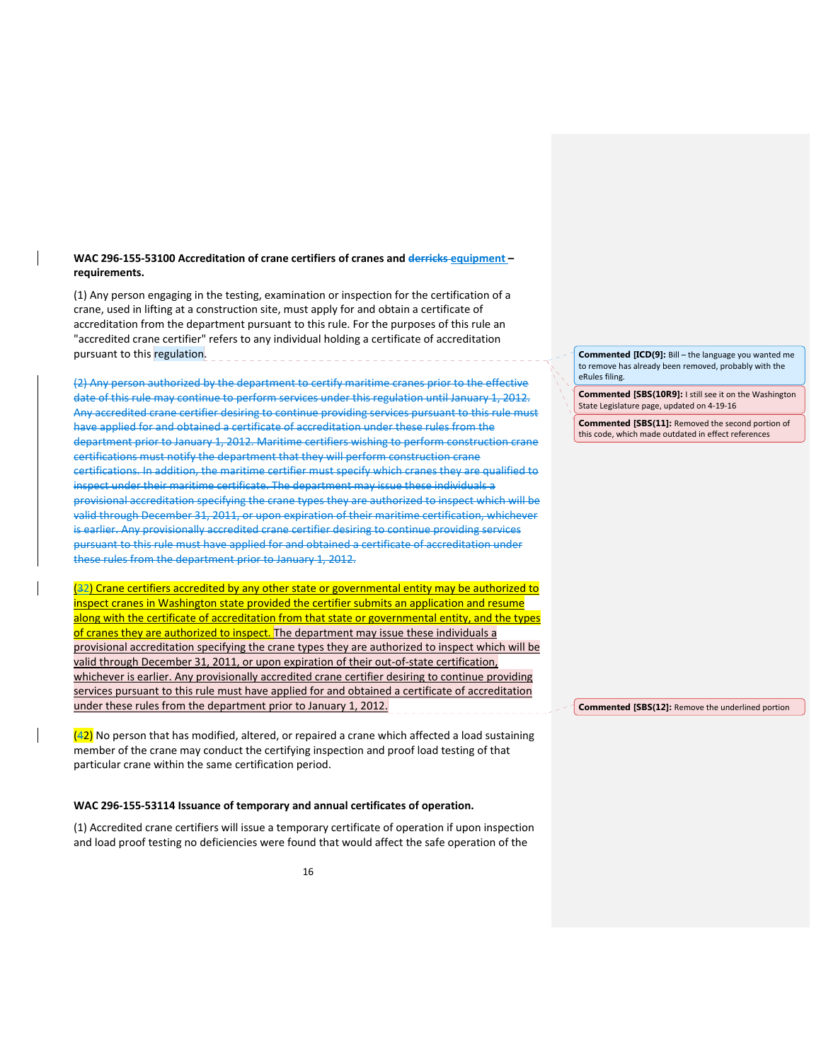**WAC 296-155-53100 Accreditation of crane certifiers of cranes and ~~derricks~~ equipment – requirements.**

(1) Any person engaging in the testing, examination or inspection for the certification of a crane, used in lifting at a construction site, must apply for and obtain a certificate of accreditation from the department pursuant to this rule. For the purposes of this rule an "accredited crane certifier" refers to any individual holding a certificate of accreditation pursuant to this regulation.

~~(2) Any person authorized by the department to certify maritime cranes prior to the effective date of this rule may continue to perform services under this regulation until January 1, 2012. Any accredited crane certifier desiring to continue providing services pursuant to this rule must have applied for and obtained a certificate of accreditation under these rules from the department prior to January 1, 2012. Maritime certifiers wishing to perform construction crane certifications must notify the department that they will perform construction crane certifications. In addition, the maritime certifier must specify which cranes they are qualified to inspect under their maritime certificate. The department may issue these individuals a provisional accreditation specifying the crane types they are authorized to inspect which will be valid through December 31, 2011, or upon expiration of their maritime certification, whichever is earlier. Any provisionally accredited crane certifier desiring to continue providing services pursuant to this rule must have applied for and obtained a certificate of accreditation under these rules from the department prior to January 1, 2012.~~

(~~3~~2) Crane certifiers accredited by any other state or governmental entity may be authorized to inspect cranes in Washington state provided the certifier submits an application and resume along with the certificate of accreditation from that state or governmental entity, and the types of cranes they are authorized to inspect. The department may issue these individuals a provisional accreditation specifying the crane types they are authorized to inspect which will be valid through December 31, 2011, or upon expiration of their out-of-state certification, whichever is earlier. Any provisionally accredited crane certifier desiring to continue providing services pursuant to this rule must have applied for and obtained a certificate of accreditation under these rules from the department prior to January 1, 2012.

(~~4~~2) No person that has modified, altered, or repaired a crane which affected a load sustaining member of the crane may conduct the certifying inspection and proof load testing of that particular crane within the same certification period.

> **Commented [ICD(9]:** Bill – the language you wanted me to remove has already been removed, probably with the eRules filing.
>
> **Commented [SBS(10R9]:** I still see it on the Washington State Legislature page, updated on 4-19-16
>
> **Commented [SBS(11]:** Removed the second portion of this code, which made outdated in effect references
>
> **Commented [SBS(12]:** Remove the underlined portion

**WAC 296-155-53114 Issuance of temporary and annual certificates of operation.**

(1) Accredited crane certifiers will issue a temporary certificate of operation if upon inspection and load proof testing no deficiencies were found that would affect the safe operation of the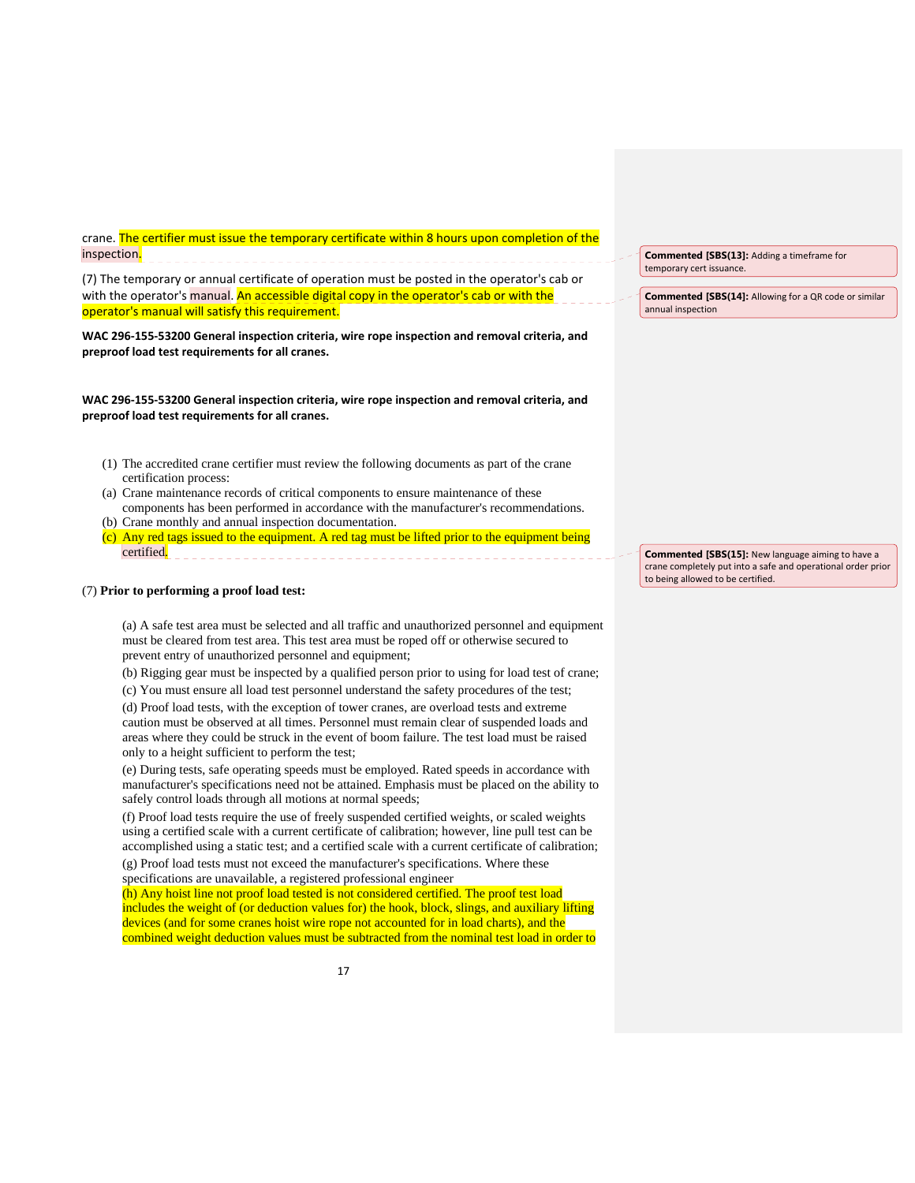crane. The certifier must issue the temporary certificate within 8 hours upon completion of the inspection.

(7) The temporary or annual certificate of operation must be posted in the operator's cab or with the operator's manual. An accessible digital copy in the operator's cab or with the operator's manual will satisfy this requirement.

**WAC 296-155-53200 General inspection criteria, wire rope inspection and removal criteria, and preproof load test requirements for all cranes.**

**WAC 296-155-53200 General inspection criteria, wire rope inspection and removal criteria, and preproof load test requirements for all cranes.**

(1) The accredited crane certifier must review the following documents as part of the crane certification process:

(a) Crane maintenance records of critical components to ensure maintenance of these components has been performed in accordance with the manufacturer's recommendations.

(b) Crane monthly and annual inspection documentation.

(c) Any red tags issued to the equipment. A red tag must be lifted prior to the equipment being certified.

(7) **Prior to performing a proof load test:**

(a) A safe test area must be selected and all traffic and unauthorized personnel and equipment must be cleared from test area. This test area must be roped off or otherwise secured to prevent entry of unauthorized personnel and equipment;

(b) Rigging gear must be inspected by a qualified person prior to using for load test of crane;

(c) You must ensure all load test personnel understand the safety procedures of the test;

(d) Proof load tests, with the exception of tower cranes, are overload tests and extreme caution must be observed at all times. Personnel must remain clear of suspended loads and areas where they could be struck in the event of boom failure. The test load must be raised only to a height sufficient to perform the test;

(e) During tests, safe operating speeds must be employed. Rated speeds in accordance with manufacturer's specifications need not be attained. Emphasis must be placed on the ability to safely control loads through all motions at normal speeds;

(f) Proof load tests require the use of freely suspended certified weights, or scaled weights using a certified scale with a current certificate of calibration; however, line pull test can be accomplished using a static test; and a certified scale with a current certificate of calibration;

(g) Proof load tests must not exceed the manufacturer's specifications. Where these specifications are unavailable, a registered professional engineer

(h) Any hoist line not proof load tested is not considered certified. The proof test load includes the weight of (or deduction values for) the hook, block, slings, and auxiliary lifting devices (and for some cranes hoist wire rope not accounted for in load charts), and the combined weight deduction values must be subtracted from the nominal test load in order to

> **Commented [SBS(13]:** Adding a timeframe for temporary cert issuance.

> **Commented [SBS(14]:** Allowing for a QR code or similar annual inspection

> **Commented [SBS(15]:** New language aiming to have a crane completely put into a safe and operational order prior to being allowed to be certified.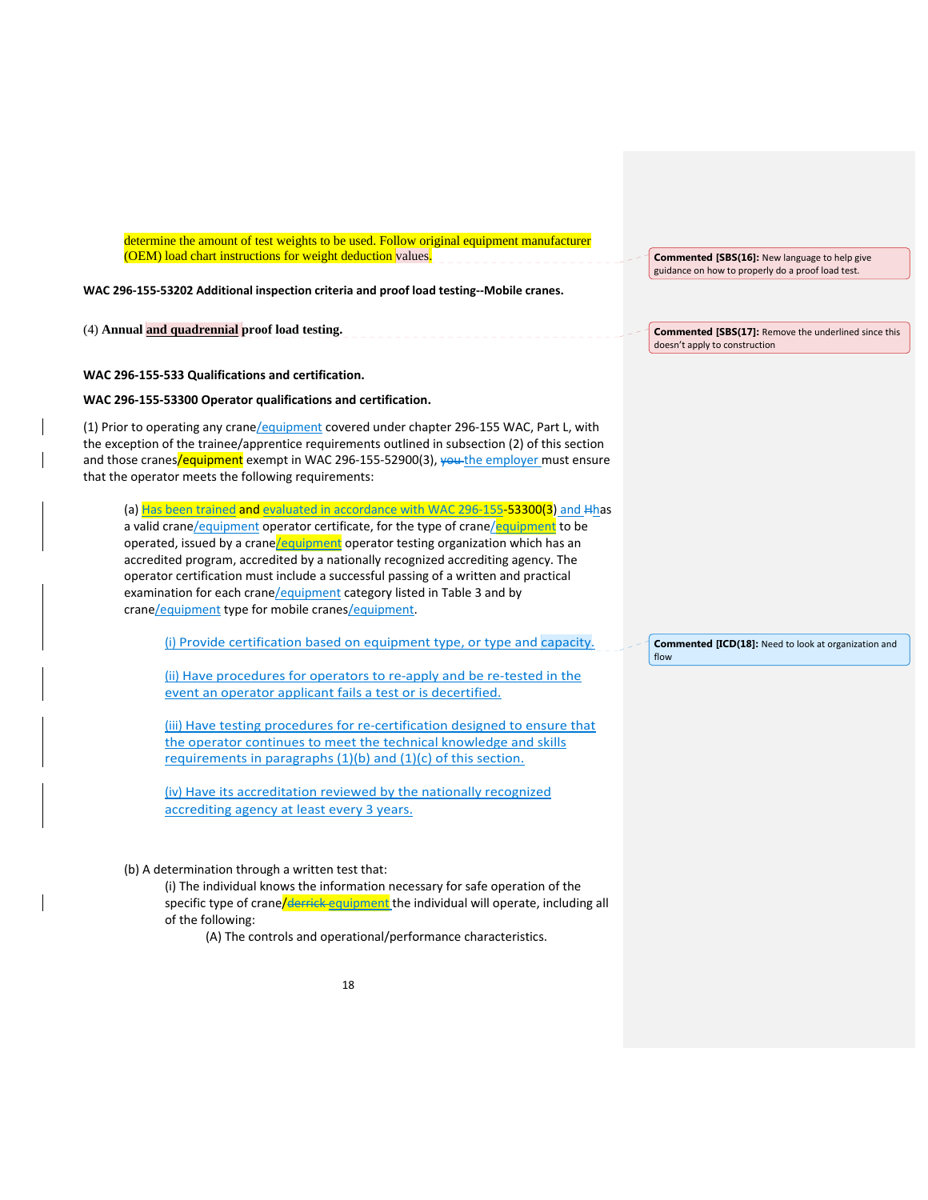determine the amount of test weights to be used. Follow original equipment manufacturer (OEM) load chart instructions for weight deduction values.

> **Commented [SBS(16]:** New language to help give guidance on how to properly do a proof load test.

**WAC 296-155-53202 Additional inspection criteria and proof load testing--Mobile cranes.**

(4) **Annual and quadrennial proof load testing.**

> **Commented [SBS(17]:** Remove the underlined since this doesn't apply to construction

**WAC 296-155-533 Qualifications and certification.**

**WAC 296-155-53300 Operator qualifications and certification.**

(1) Prior to operating any crane/equipment covered under chapter 296-155 WAC, Part L, with the exception of the trainee/apprentice requirements outlined in subsection (2) of this section and those cranes/equipment exempt in WAC 296-155-52900(3), ~~you~~ the employer must ensure that the operator meets the following requirements:

(a) Has been trained and evaluated in accordance with WAC 296-155-53300(3) and ~~H~~has a valid crane/equipment operator certificate, for the type of crane/equipment to be operated, issued by a crane/equipment operator testing organization which has an accredited program, accredited by a nationally recognized accrediting agency. The operator certification must include a successful passing of a written and practical examination for each crane/equipment category listed in Table 3 and by crane/equipment type for mobile cranes/equipment.

(i) Provide certification based on equipment type, or type and capacity.

> **Commented [ICD(18]:** Need to look at organization and flow

(ii) Have procedures for operators to re-apply and be re-tested in the event an operator applicant fails a test or is decertified.

(iii) Have testing procedures for re-certification designed to ensure that the operator continues to meet the technical knowledge and skills requirements in paragraphs (1)(b) and (1)(c) of this section.

(iv) Have its accreditation reviewed by the nationally recognized accrediting agency at least every 3 years.

(b) A determination through a written test that:

(i) The individual knows the information necessary for safe operation of the specific type of crane/~~derrick~~ equipment the individual will operate, including all of the following:

(A) The controls and operational/performance characteristics.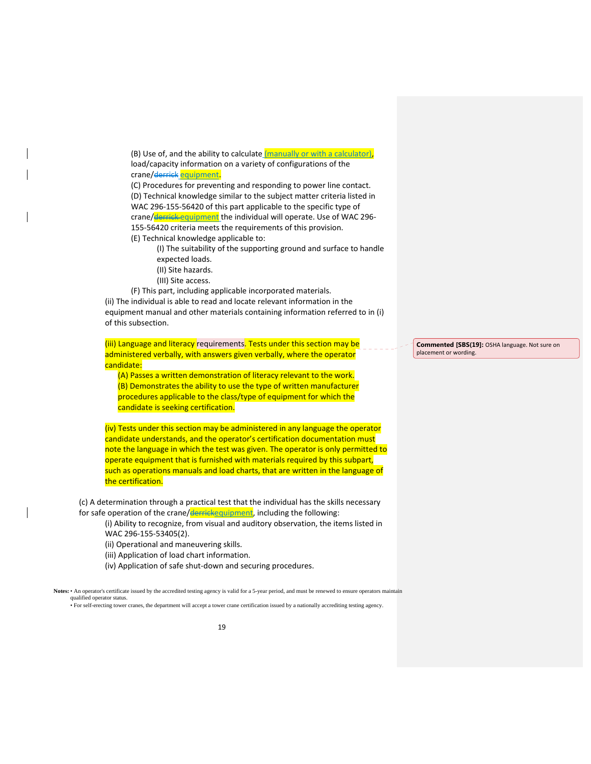(B) Use of, and the ability to calculate (manually or with a calculator), load/capacity information on a variety of configurations of the crane/~~derrick~~ equipment.

(C) Procedures for preventing and responding to power line contact.

(D) Technical knowledge similar to the subject matter criteria listed in WAC 296-155-56420 of this part applicable to the specific type of crane/~~derrick~~ equipment the individual will operate. Use of WAC 296-155-56420 criteria meets the requirements of this provision.

(E) Technical knowledge applicable to:

(I) The suitability of the supporting ground and surface to handle expected loads.

(II) Site hazards.

(III) Site access.

(F) This part, including applicable incorporated materials.

(ii) The individual is able to read and locate relevant information in the equipment manual and other materials containing information referred to in (i) of this subsection.

(iii) Language and literacy requirements. Tests under this section may be administered verbally, with answers given verbally, where the operator candidate:

(A) Passes a written demonstration of literacy relevant to the work.

(B) Demonstrates the ability to use the type of written manufacturer procedures applicable to the class/type of equipment for which the candidate is seeking certification.

(iv) Tests under this section may be administered in any language the operator candidate understands, and the operator's certification documentation must note the language in which the test was given. The operator is only permitted to operate equipment that is furnished with materials required by this subpart, such as operations manuals and load charts, that are written in the language of the certification.

(c) A determination through a practical test that the individual has the skills necessary for safe operation of the crane/~~derrick~~equipment, including the following:

(i) Ability to recognize, from visual and auditory observation, the items listed in WAC 296-155-53405(2).

(ii) Operational and maneuvering skills.

(iii) Application of load chart information.

(iv) Application of safe shut-down and securing procedures.

**Notes:**
- An operator's certificate issued by the accredited testing agency is valid for a 5-year period, and must be renewed to ensure operators maintain qualified operator status.
- For self-erecting tower cranes, the department will accept a tower crane certification issued by a nationally accrediting testing agency.

**Commented [SBS(19]:** OSHA language. Not sure on placement or wording.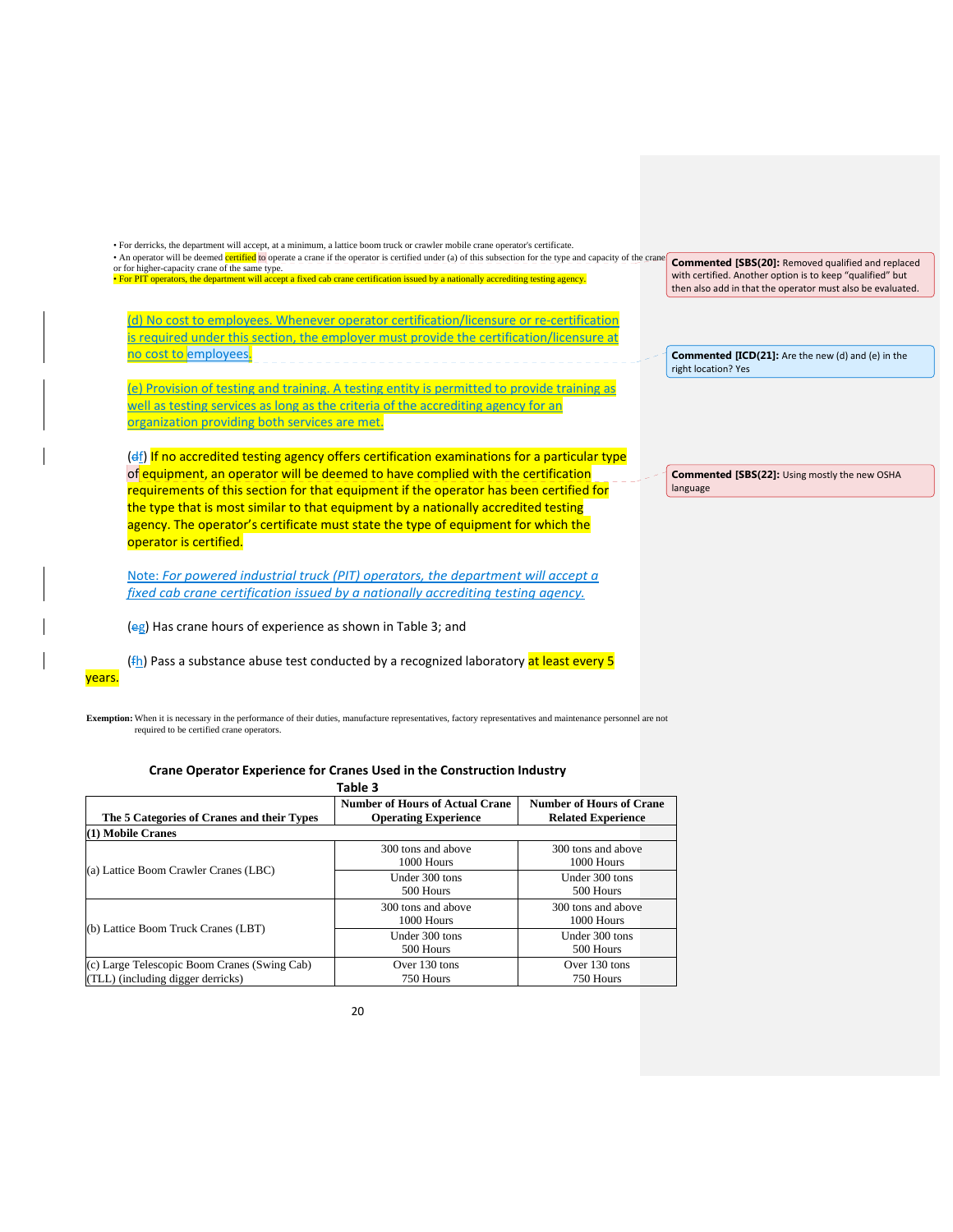• For derricks, the department will accept, at a minimum, a lattice boom truck or crawler mobile crane operator's certificate.
• An operator will be deemed certified to operate a crane if the operator is certified under (a) of this subsection for the type and capacity of the crane or for higher-capacity crane of the same type.
• For PIT operators, the department will accept a fixed cab crane certification issued by a nationally accrediting testing agency.

(d) No cost to employees. Whenever operator certification/licensure or re-certification is required under this section, the employer must provide the certification/licensure at no cost to employees.

(e) Provision of testing and training. A testing entity is permitted to provide training as well as testing services as long as the criteria of the accrediting agency for an organization providing both services are met.

(~~d~~f) If no accredited testing agency offers certification examinations for a particular type of equipment, an operator will be deemed to have complied with the certification requirements of this section for that equipment if the operator has been certified for the type that is most similar to that equipment by a nationally accredited testing agency. The operator's certificate must state the type of equipment for which the operator is certified.

Note: *For powered industrial truck (PIT) operators, the department will accept a fixed cab crane certification issued by a nationally accrediting testing agency.*

(~~e~~g) Has crane hours of experience as shown in Table 3; and

(~~f~~h) Pass a substance abuse test conducted by a recognized laboratory at least every 5 years.

**Exemption:** When it is necessary in the performance of their duties, manufacture representatives, factory representatives and maintenance personnel are not required to be certified crane operators.

> **Commented [SBS(20]:** Removed qualified and replaced with certified. Another option is to keep "qualified" but then also add in that the operator must also be evaluated.

> **Commented [ICD(21]:** Are the new (d) and (e) in the right location? Yes

> **Commented [SBS(22]:** Using mostly the new OSHA language

**Crane Operator Experience for Cranes Used in the Construction Industry**

**Table 3**

| The 5 Categories of Cranes and their Types | Number of Hours of Actual Crane Operating Experience | Number of Hours of Crane Related Experience |
|---|---|---|
| **(1) Mobile Cranes** | | |
| (a) Lattice Boom Crawler Cranes (LBC) | 300 tons and above<br>1000 Hours | 300 tons and above<br>1000 Hours |
| | Under 300 tons<br>500 Hours | Under 300 tons<br>500 Hours |
| (b) Lattice Boom Truck Cranes (LBT) | 300 tons and above<br>1000 Hours | 300 tons and above<br>1000 Hours |
| | Under 300 tons<br>500 Hours | Under 300 tons<br>500 Hours |
| (c) Large Telescopic Boom Cranes (Swing Cab) (TLL) (including digger derricks) | Over 130 tons<br>750 Hours | Over 130 tons<br>750 Hours |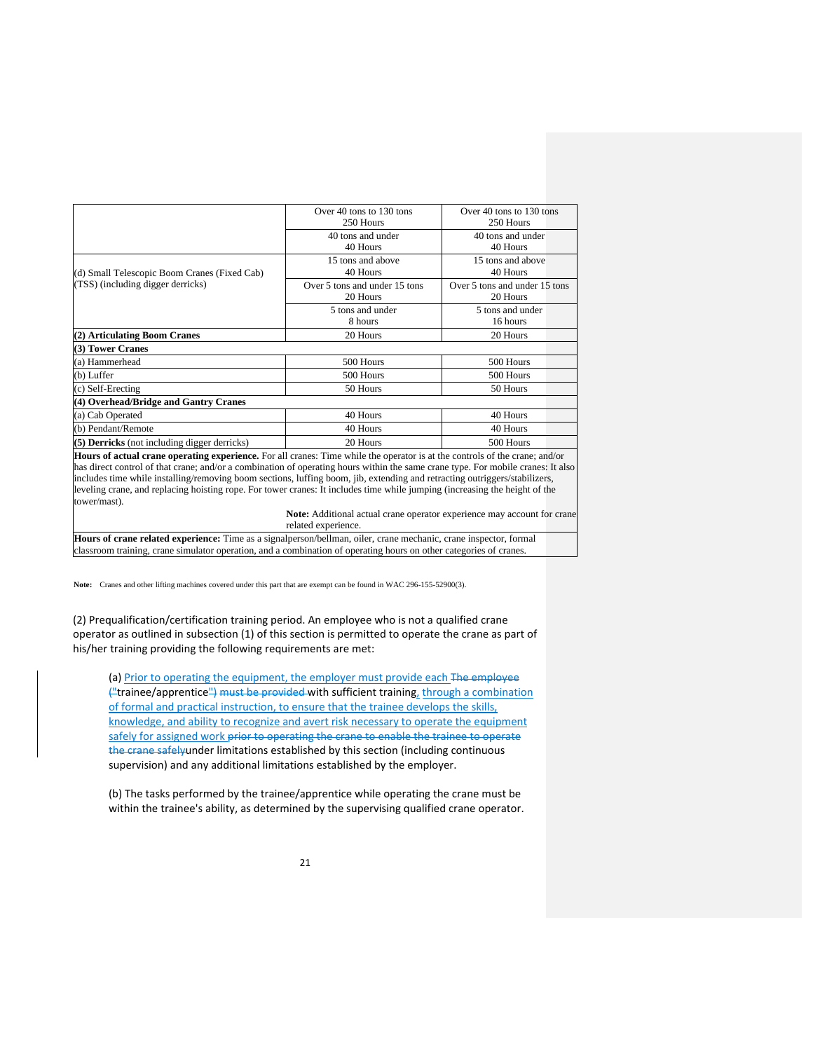| | | |
|---|---|---|
| | Over 40 tons to 130 tons<br>250 Hours | Over 40 tons to 130 tons<br>250 Hours |
| | 40 tons and under<br>40 Hours | 40 tons and under<br>40 Hours |
| (d) Small Telescopic Boom Cranes (Fixed Cab) (TSS) (including digger derricks) | 15 tons and above<br>40 Hours | 15 tons and above<br>40 Hours |
| | Over 5 tons and under 15 tons<br>20 Hours | Over 5 tons and under 15 tons<br>20 Hours |
| | 5 tons and under<br>8 hours | 5 tons and under<br>16 hours |
| **(2) Articulating Boom Cranes** | 20 Hours | 20 Hours |
| **(3) Tower Cranes** | | |
| (a) Hammerhead | 500 Hours | 500 Hours |
| (b) Luffer | 500 Hours | 500 Hours |
| (c) Self-Erecting | 50 Hours | 50 Hours |
| **(4) Overhead/Bridge and Gantry Cranes** | | |
| (a) Cab Operated | 40 Hours | 40 Hours |
| (b) Pendant/Remote | 40 Hours | 40 Hours |
| **(5) Derricks** (not including digger derricks) | 20 Hours | 500 Hours |
| **Hours of actual crane operating experience.** For all cranes: Time while the operator is at the controls of the crane; and/or has direct control of that crane; and/or a combination of operating hours within the same crane type. For mobile cranes: It also includes time while installing/removing boom sections, luffing boom, jib, extending and retracting outriggers/stabilizers, leveling crane, and replacing hoisting rope. For tower cranes: It includes time while jumping (increasing the height of the tower/mast). | **Note:** Additional actual crane operator experience may account for crane related experience. | |
| **Hours of crane related experience:** Time as a signalperson/bellman, oiler, crane mechanic, crane inspector, formal classroom training, crane simulator operation, and a combination of operating hours on other categories of cranes. | | |

**Note:** Cranes and other lifting machines covered under this part that are exempt can be found in WAC 296-155-52900(3).

(2) Prequalification/certification training period. An employee who is not a qualified crane operator as outlined in subsection (1) of this section is permitted to operate the crane as part of his/her training providing the following requirements are met:

(a) Prior to operating the equipment, the employer must provide each ~~The employee~~ ~~("~~trainee/apprentice~~")~~ ~~must be provided~~ with sufficient training, through a combination of formal and practical instruction, to ensure that the trainee develops the skills, knowledge, and ability to recognize and avert risk necessary to operate the equipment safely for assigned work ~~prior to operating the crane to enable the trainee to operate the crane safely~~ under limitations established by this section (including continuous supervision) and any additional limitations established by the employer.

(b) The tasks performed by the trainee/apprentice while operating the crane must be within the trainee's ability, as determined by the supervising qualified crane operator.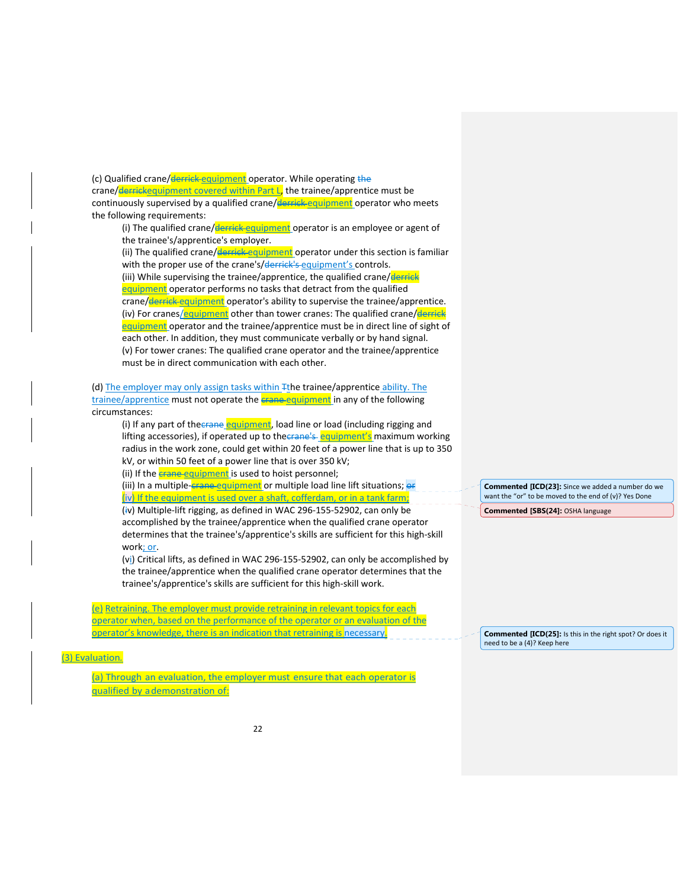(c) Qualified crane/~~derrick~~ equipment operator. While operating ~~the~~ crane/~~derrick~~equipment covered within Part L, the trainee/apprentice must be continuously supervised by a qualified crane/~~derrick~~ equipment operator who meets the following requirements:

(i) The qualified crane/~~derrick~~ equipment operator is an employee or agent of the trainee's/apprentice's employer.

(ii) The qualified crane/~~derrick~~ equipment operator under this section is familiar with the proper use of the crane's/~~derrick's~~ equipment's controls.

(iii) While supervising the trainee/apprentice, the qualified crane/~~derrick~~ equipment operator performs no tasks that detract from the qualified crane/~~derrick~~ equipment operator's ability to supervise the trainee/apprentice.

(iv) For cranes/equipment other than tower cranes: The qualified crane/~~derrick~~ equipment operator and the trainee/apprentice must be in direct line of sight of each other. In addition, they must communicate verbally or by hand signal.

(v) For tower cranes: The qualified crane operator and the trainee/apprentice must be in direct communication with each other.

(d) The employer may only assign tasks within ~~T~~the trainee/apprentice ability. The trainee/apprentice must not operate the ~~crane~~ equipment in any of the following circumstances:

(i) If any part of the~~crane~~ equipment, load line or load (including rigging and lifting accessories), if operated up to the~~crane's~~ equipment's maximum working radius in the work zone, could get within 20 feet of a power line that is up to 350 kV, or within 50 feet of a power line that is over 350 kV;

(ii) If the ~~crane~~ equipment is used to hoist personnel;

(iii) In a multiple-~~crane~~ equipment or multiple load line lift situations; ~~or~~

(iv) If the equipment is used over a shaft, cofferdam, or in a tank farm;

(~~i~~v) Multiple-lift rigging, as defined in WAC 296-155-52902, can only be accomplished by the trainee/apprentice when the qualified crane operator determines that the trainee's/apprentice's skills are sufficient for this high-skill work; or.

(vi) Critical lifts, as defined in WAC 296-155-52902, can only be accomplished by the trainee/apprentice when the qualified crane operator determines that the trainee's/apprentice's skills are sufficient for this high-skill work.

(e) Retraining. The employer must provide retraining in relevant topics for each operator when, based on the performance of the operator or an evaluation of the operator's knowledge, there is an indication that retraining is necessary.

(3) Evaluation.

(a) Through an evaluation, the employer must ensure that each operator is qualified by a demonstration of:

> **Commented [ICD23]:** Since we added a number do we want the "or" to be moved to the end of (v)? Yes Done

> **Commented [SBS24]:** OSHA language

> **Commented [ICD25]:** Is this in the right spot? Or does it need to be a (4)? Keep here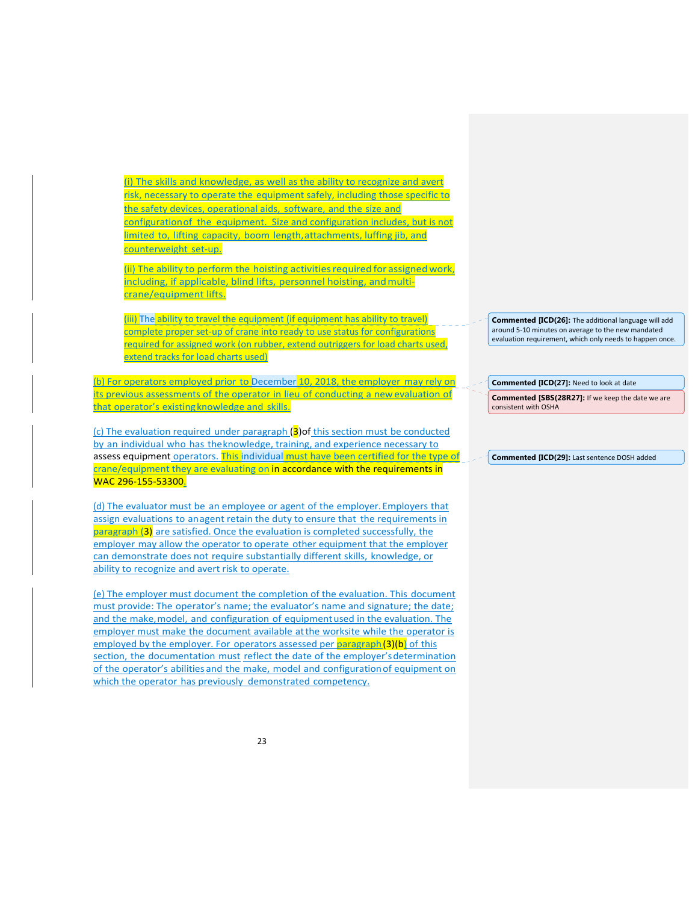(i) The skills and knowledge, as well as the ability to recognize and avert risk, necessary to operate the equipment safely, including those specific to the safety devices, operational aids, software, and the size and configuration of the equipment. Size and configuration includes, but is not limited to, lifting capacity, boom length, attachments, luffing jib, and counterweight set-up.

(ii) The ability to perform the hoisting activities required for assigned work, including, if applicable, blind lifts, personnel hoisting, and multi-crane/equipment lifts.

(iii) The ability to travel the equipment (if equipment has ability to travel) complete proper set-up of crane into ready to use status for configurations required for assigned work (on rubber, extend outriggers for load charts used, extend tracks for load charts used)

(b) For operators employed prior to December 10, 2018, the employer may rely on its previous assessments of the operator in lieu of conducting a new evaluation of that operator's existing knowledge and skills.

(c) The evaluation required under paragraph (3) of this section must be conducted by an individual who has the knowledge, training, and experience necessary to assess equipment operators. This individual must have been certified for the type of crane/equipment they are evaluating on in accordance with the requirements in WAC 296-155-53300.

(d) The evaluator must be an employee or agent of the employer. Employers that assign evaluations to an agent retain the duty to ensure that the requirements in paragraph (3) are satisfied. Once the evaluation is completed successfully, the employer may allow the operator to operate other equipment that the employer can demonstrate does not require substantially different skills, knowledge, or ability to recognize and avert risk to operate.

(e) The employer must document the completion of the evaluation. This document must provide: The operator's name; the evaluator's name and signature; the date; and the make, model, and configuration of equipment used in the evaluation. The employer must make the document available at the worksite while the operator is employed by the employer. For operators assessed per paragraph (3)(b) of this section, the documentation must reflect the date of the employer's determination of the operator's abilities and the make, model and configuration of equipment on which the operator has previously demonstrated competency.

**Commented [ICD(26]:** The additional language will add around 5-10 minutes on average to the new mandated evaluation requirement, which only needs to happen once.

**Commented [ICD(27]:** Need to look at date

**Commented [SBS(28R27]:** If we keep the date we are consistent with OSHA

**Commented [ICD(29]:** Last sentence DOSH added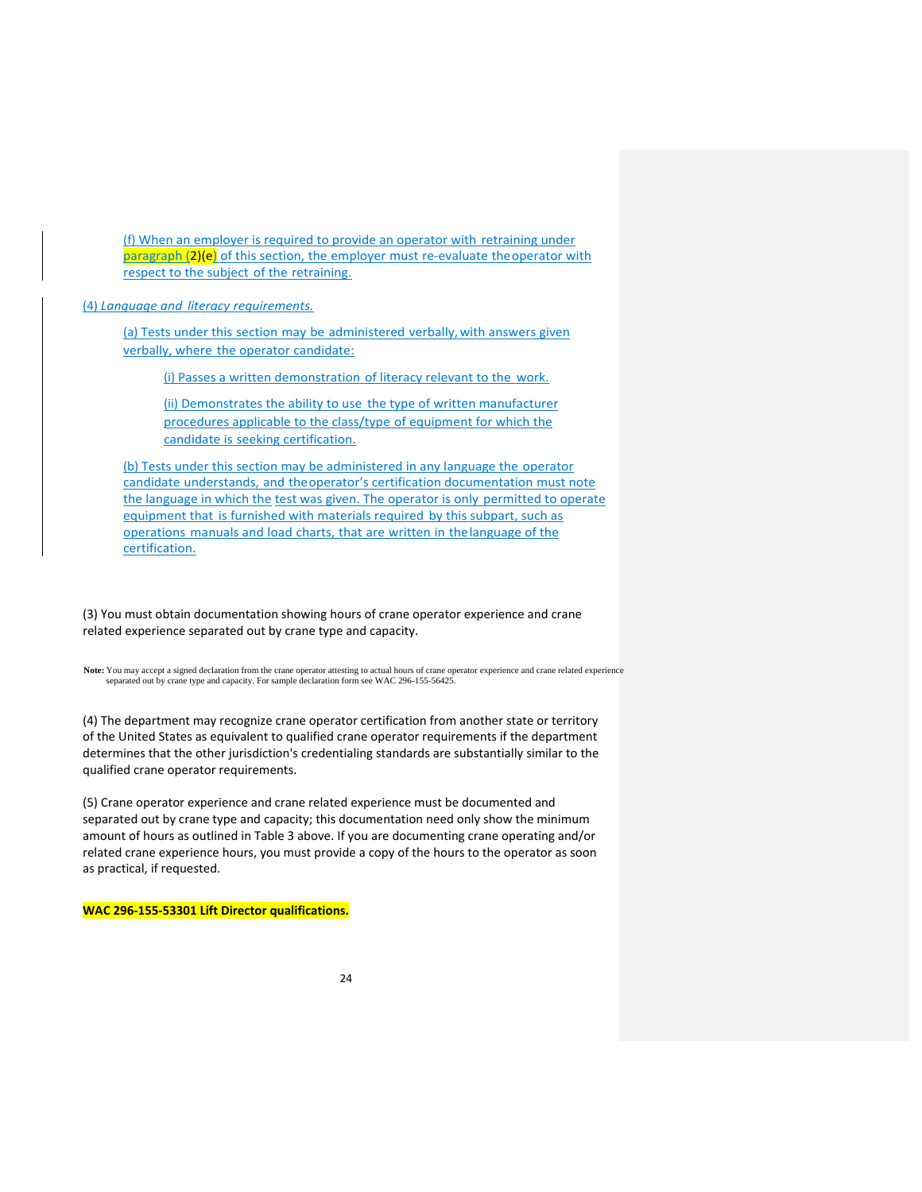(f) When an employer is required to provide an operator with retraining under paragraph (2)(e) of this section, the employer must re-evaluate the operator with respect to the subject of the retraining.

(4) *Language and literacy requirements.*

(a) Tests under this section may be administered verbally, with answers given verbally, where the operator candidate:

(i) Passes a written demonstration of literacy relevant to the work.

(ii) Demonstrates the ability to use the type of written manufacturer procedures applicable to the class/type of equipment for which the candidate is seeking certification.

(b) Tests under this section may be administered in any language the operator candidate understands, and the operator's certification documentation must note the language in which the test was given. The operator is only permitted to operate equipment that is furnished with materials required by this subpart, such as operations manuals and load charts, that are written in the language of the certification.

(3) You must obtain documentation showing hours of crane operator experience and crane related experience separated out by crane type and capacity.

**Note:** You may accept a signed declaration from the crane operator attesting to actual hours of crane operator experience and crane related experience separated out by crane type and capacity. For sample declaration form see WAC 296-155-56425.

(4) The department may recognize crane operator certification from another state or territory of the United States as equivalent to qualified crane operator requirements if the department determines that the other jurisdiction's credentialing standards are substantially similar to the qualified crane operator requirements.

(5) Crane operator experience and crane related experience must be documented and separated out by crane type and capacity; this documentation need only show the minimum amount of hours as outlined in Table 3 above. If you are documenting crane operating and/or related crane experience hours, you must provide a copy of the hours to the operator as soon as practical, if requested.

**WAC 296-155-53301 Lift Director qualifications.**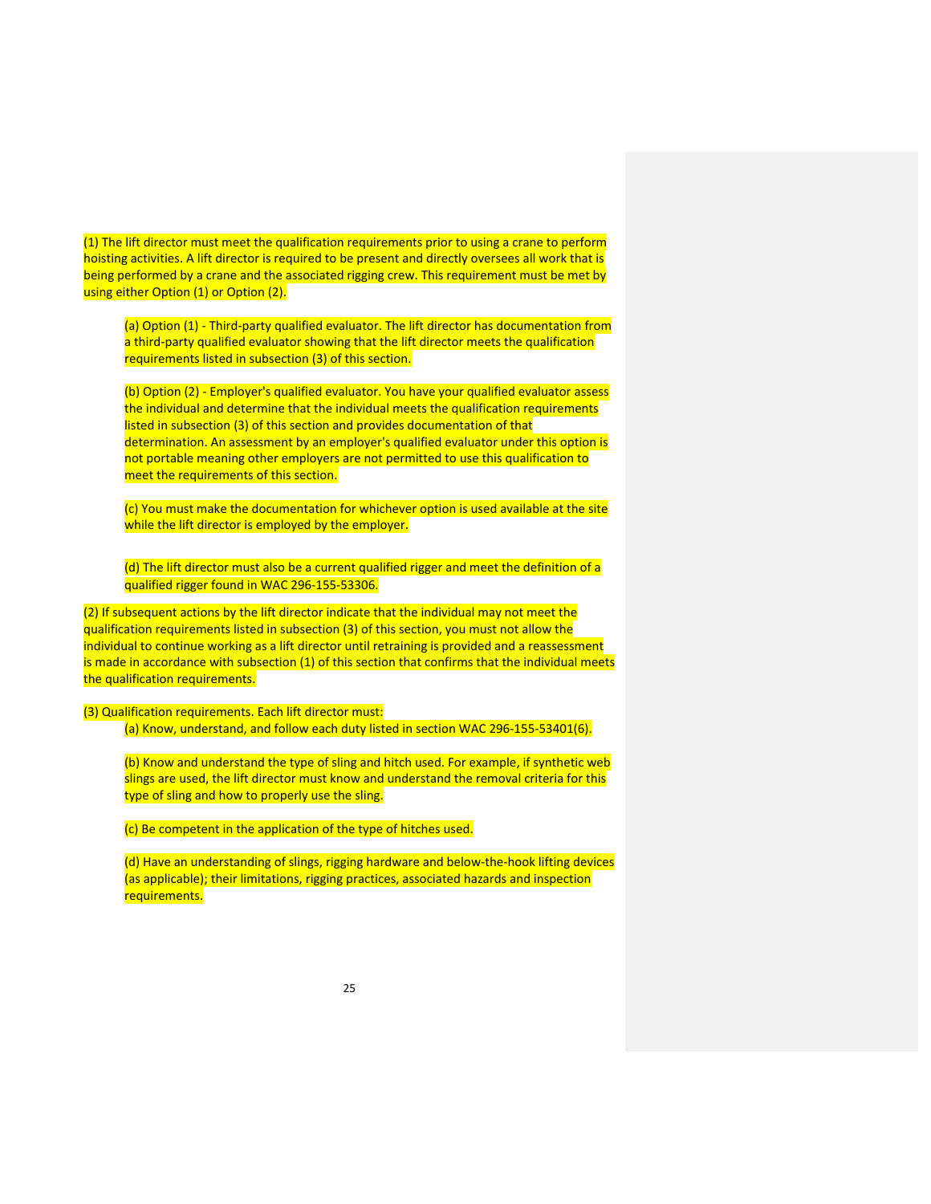(1) The lift director must meet the qualification requirements prior to using a crane to perform hoisting activities. A lift director is required to be present and directly oversees all work that is being performed by a crane and the associated rigging crew. This requirement must be met by using either Option (1) or Option (2).

> (a) Option (1) - Third-party qualified evaluator. The lift director has documentation from a third-party qualified evaluator showing that the lift director meets the qualification requirements listed in subsection (3) of this section.
>
> (b) Option (2) - Employer's qualified evaluator. You have your qualified evaluator assess the individual and determine that the individual meets the qualification requirements listed in subsection (3) of this section and provides documentation of that determination. An assessment by an employer's qualified evaluator under this option is not portable meaning other employers are not permitted to use this qualification to meet the requirements of this section.
>
> (c) You must make the documentation for whichever option is used available at the site while the lift director is employed by the employer.
>
> (d) The lift director must also be a current qualified rigger and meet the definition of a qualified rigger found in WAC 296-155-53306.

(2) If subsequent actions by the lift director indicate that the individual may not meet the qualification requirements listed in subsection (3) of this section, you must not allow the individual to continue working as a lift director until retraining is provided and a reassessment is made in accordance with subsection (1) of this section that confirms that the individual meets the qualification requirements.

(3) Qualification requirements. Each lift director must:

> (a) Know, understand, and follow each duty listed in section WAC 296-155-53401(6).
>
> (b) Know and understand the type of sling and hitch used. For example, if synthetic web slings are used, the lift director must know and understand the removal criteria for this type of sling and how to properly use the sling.
>
> (c) Be competent in the application of the type of hitches used.
>
> (d) Have an understanding of slings, rigging hardware and below-the-hook lifting devices (as applicable); their limitations, rigging practices, associated hazards and inspection requirements.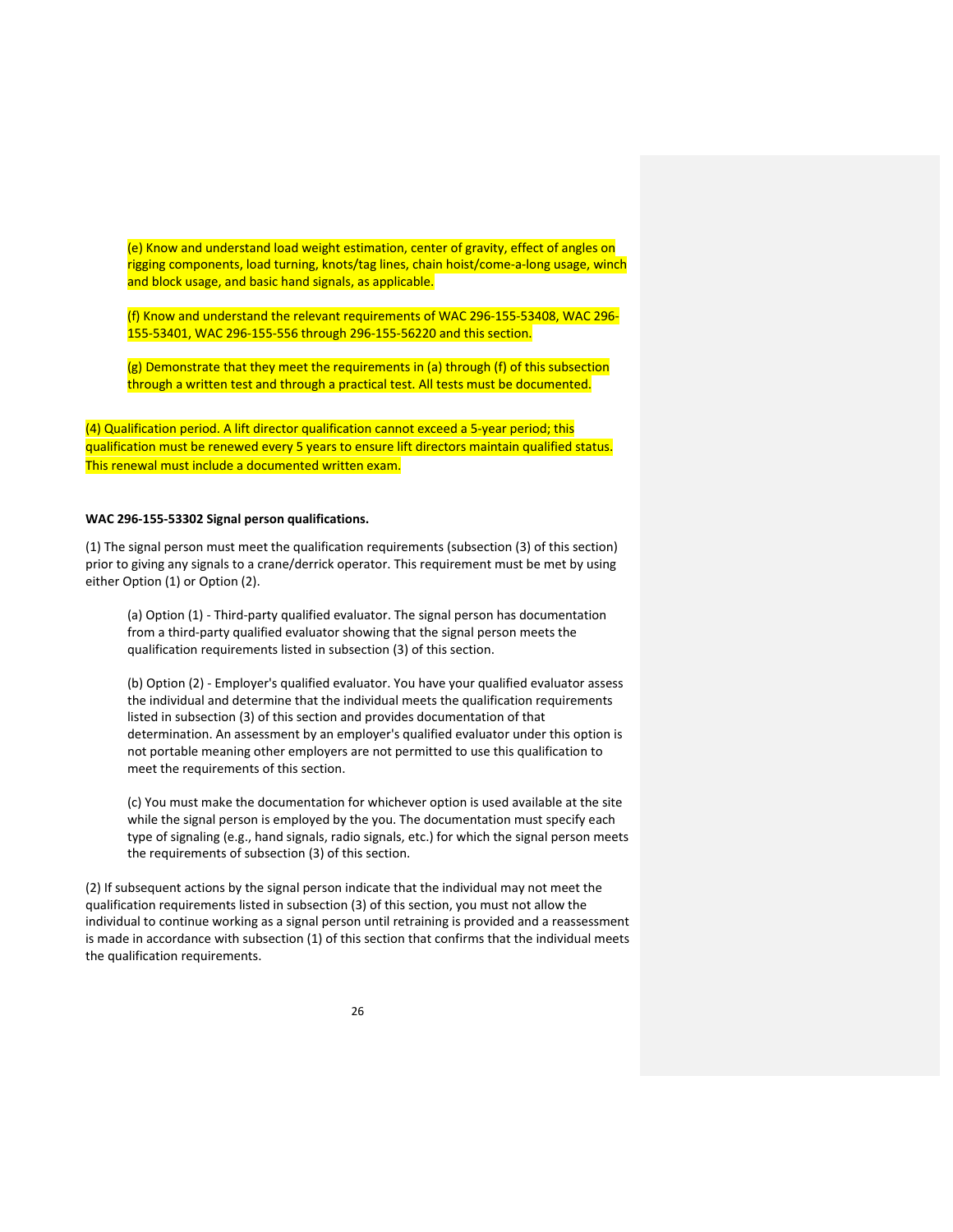(e) Know and understand load weight estimation, center of gravity, effect of angles on rigging components, load turning, knots/tag lines, chain hoist/come-a-long usage, winch and block usage, and basic hand signals, as applicable.

(f) Know and understand the relevant requirements of WAC 296-155-53408, WAC 296-155-53401, WAC 296-155-556 through 296-155-56220 and this section.

(g) Demonstrate that they meet the requirements in (a) through (f) of this subsection through a written test and through a practical test. All tests must be documented.

(4) Qualification period. A lift director qualification cannot exceed a 5-year period; this qualification must be renewed every 5 years to ensure lift directors maintain qualified status. This renewal must include a documented written exam.

**WAC 296-155-53302 Signal person qualifications.**

(1) The signal person must meet the qualification requirements (subsection (3) of this section) prior to giving any signals to a crane/derrick operator. This requirement must be met by using either Option (1) or Option (2).

(a) Option (1) - Third-party qualified evaluator. The signal person has documentation from a third-party qualified evaluator showing that the signal person meets the qualification requirements listed in subsection (3) of this section.

(b) Option (2) - Employer's qualified evaluator. You have your qualified evaluator assess the individual and determine that the individual meets the qualification requirements listed in subsection (3) of this section and provides documentation of that determination. An assessment by an employer's qualified evaluator under this option is not portable meaning other employers are not permitted to use this qualification to meet the requirements of this section.

(c) You must make the documentation for whichever option is used available at the site while the signal person is employed by the you. The documentation must specify each type of signaling (e.g., hand signals, radio signals, etc.) for which the signal person meets the requirements of subsection (3) of this section.

(2) If subsequent actions by the signal person indicate that the individual may not meet the qualification requirements listed in subsection (3) of this section, you must not allow the individual to continue working as a signal person until retraining is provided and a reassessment is made in accordance with subsection (1) of this section that confirms that the individual meets the qualification requirements.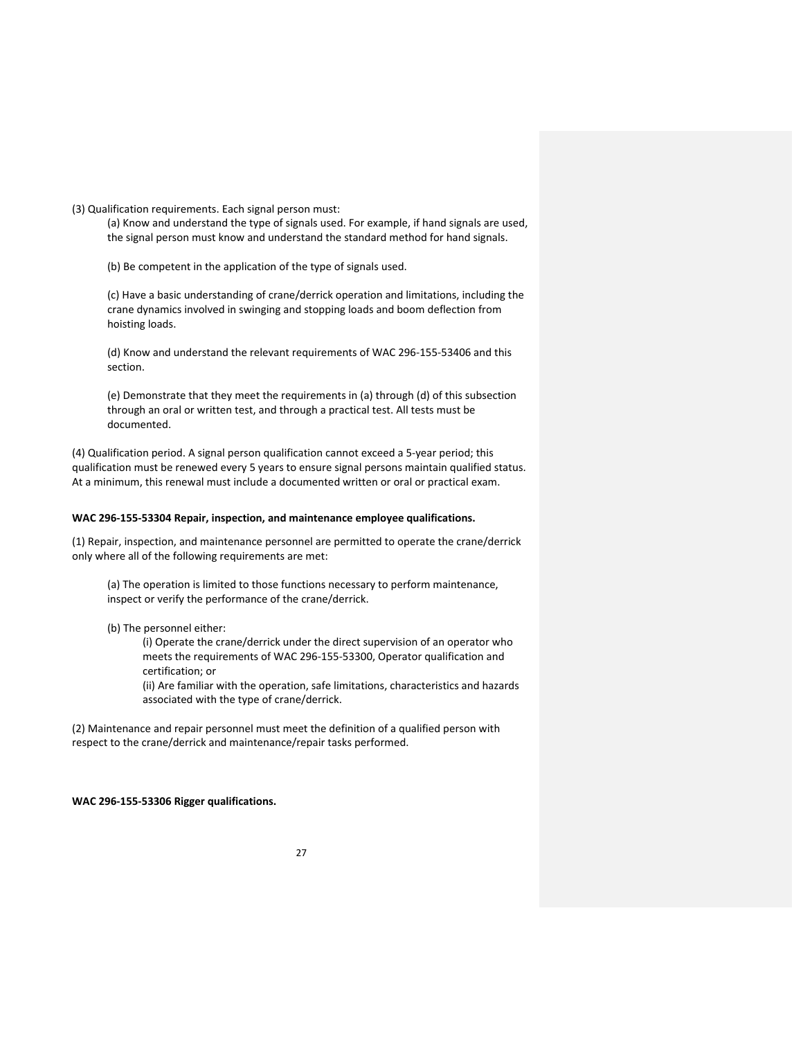(3) Qualification requirements. Each signal person must:

(a) Know and understand the type of signals used. For example, if hand signals are used, the signal person must know and understand the standard method for hand signals.

(b) Be competent in the application of the type of signals used.

(c) Have a basic understanding of crane/derrick operation and limitations, including the crane dynamics involved in swinging and stopping loads and boom deflection from hoisting loads.

(d) Know and understand the relevant requirements of WAC 296-155-53406 and this section.

(e) Demonstrate that they meet the requirements in (a) through (d) of this subsection through an oral or written test, and through a practical test. All tests must be documented.

(4) Qualification period. A signal person qualification cannot exceed a 5-year period; this qualification must be renewed every 5 years to ensure signal persons maintain qualified status. At a minimum, this renewal must include a documented written or oral or practical exam.

**WAC 296-155-53304 Repair, inspection, and maintenance employee qualifications.**

(1) Repair, inspection, and maintenance personnel are permitted to operate the crane/derrick only where all of the following requirements are met:

(a) The operation is limited to those functions necessary to perform maintenance, inspect or verify the performance of the crane/derrick.

(b) The personnel either:

(i) Operate the crane/derrick under the direct supervision of an operator who meets the requirements of WAC 296-155-53300, Operator qualification and certification; or

(ii) Are familiar with the operation, safe limitations, characteristics and hazards associated with the type of crane/derrick.

(2) Maintenance and repair personnel must meet the definition of a qualified person with respect to the crane/derrick and maintenance/repair tasks performed.

**WAC 296-155-53306 Rigger qualifications.**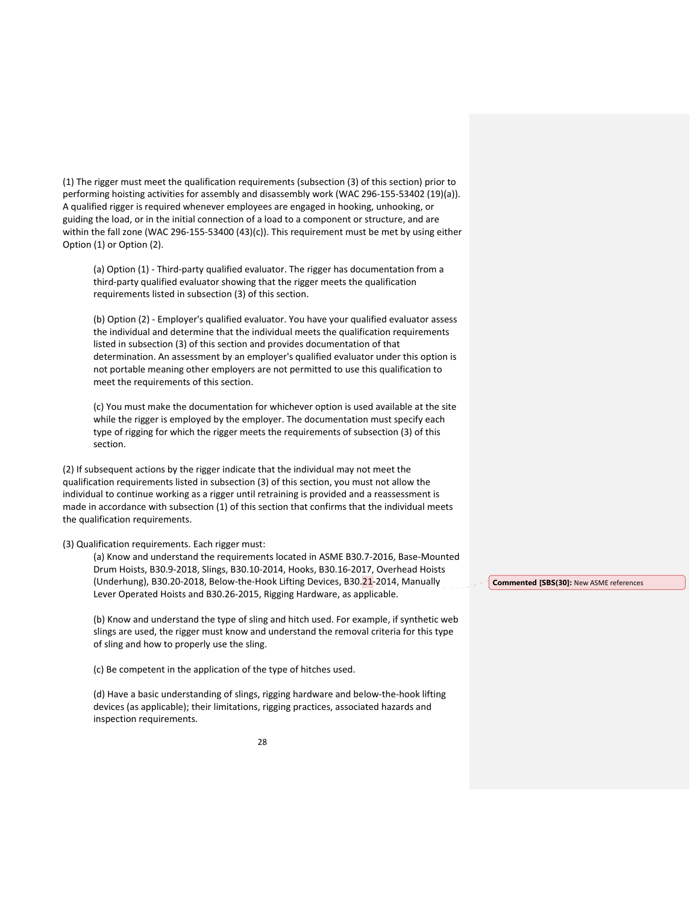(1) The rigger must meet the qualification requirements (subsection (3) of this section) prior to performing hoisting activities for assembly and disassembly work (WAC 296-155-53402 (19)(a)). A qualified rigger is required whenever employees are engaged in hooking, unhooking, or guiding the load, or in the initial connection of a load to a component or structure, and are within the fall zone (WAC 296-155-53400 (43)(c)). This requirement must be met by using either Option (1) or Option (2).

(a) Option (1) - Third-party qualified evaluator. The rigger has documentation from a third-party qualified evaluator showing that the rigger meets the qualification requirements listed in subsection (3) of this section.

(b) Option (2) - Employer's qualified evaluator. You have your qualified evaluator assess the individual and determine that the individual meets the qualification requirements listed in subsection (3) of this section and provides documentation of that determination. An assessment by an employer's qualified evaluator under this option is not portable meaning other employers are not permitted to use this qualification to meet the requirements of this section.

(c) You must make the documentation for whichever option is used available at the site while the rigger is employed by the employer. The documentation must specify each type of rigging for which the rigger meets the requirements of subsection (3) of this section.

(2) If subsequent actions by the rigger indicate that the individual may not meet the qualification requirements listed in subsection (3) of this section, you must not allow the individual to continue working as a rigger until retraining is provided and a reassessment is made in accordance with subsection (1) of this section that confirms that the individual meets the qualification requirements.

(3) Qualification requirements. Each rigger must:

(a) Know and understand the requirements located in ASME B30.7-2016, Base-Mounted Drum Hoists, B30.9-2018, Slings, B30.10-2014, Hooks, B30.16-2017, Overhead Hoists (Underhung), B30.20-2018, Below-the-Hook Lifting Devices, B30.21-2014, Manually Lever Operated Hoists and B30.26-2015, Rigging Hardware, as applicable.

**Commented [SBS(30]:** New ASME references

(b) Know and understand the type of sling and hitch used. For example, if synthetic web slings are used, the rigger must know and understand the removal criteria for this type of sling and how to properly use the sling.

(c) Be competent in the application of the type of hitches used.

(d) Have a basic understanding of slings, rigging hardware and below-the-hook lifting devices (as applicable); their limitations, rigging practices, associated hazards and inspection requirements.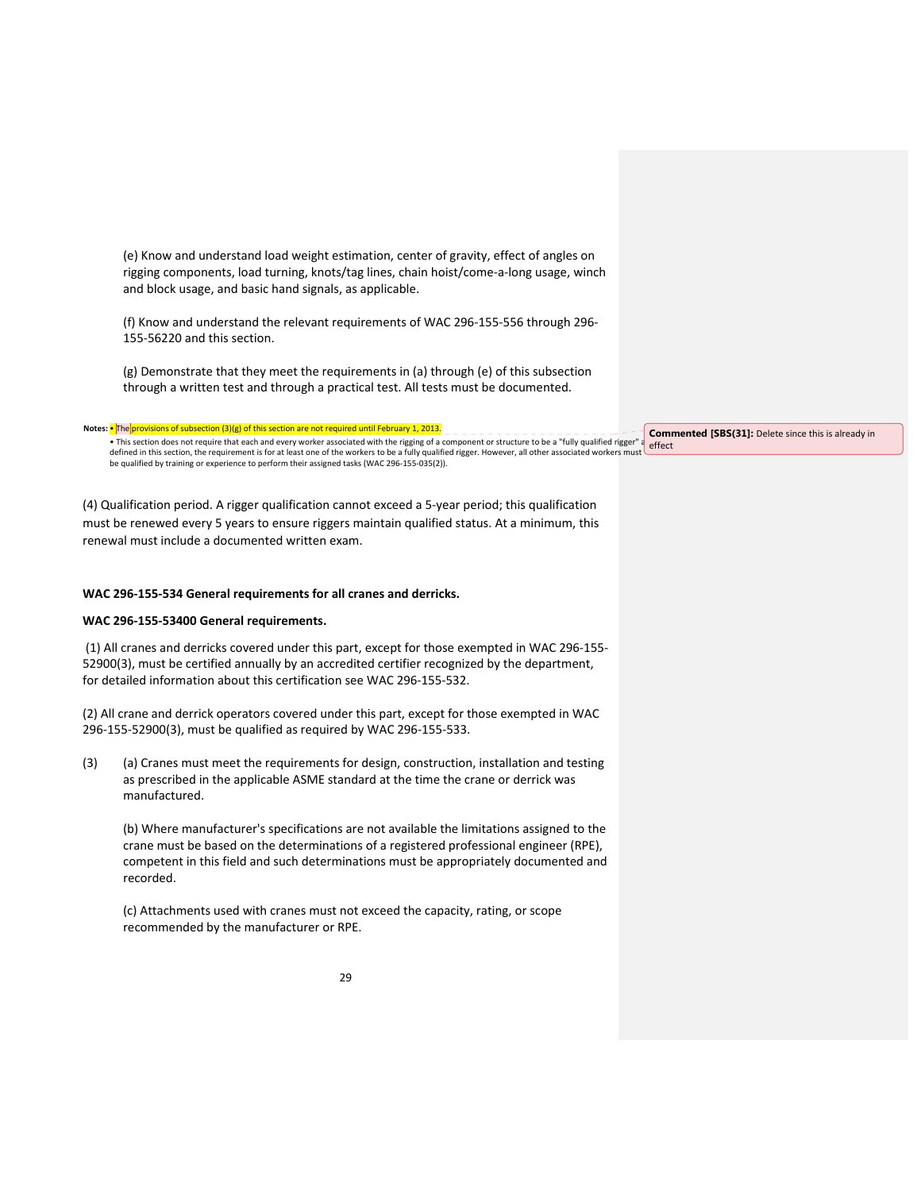(e) Know and understand load weight estimation, center of gravity, effect of angles on rigging components, load turning, knots/tag lines, chain hoist/come-a-long usage, winch and block usage, and basic hand signals, as applicable.

(f) Know and understand the relevant requirements of WAC 296-155-556 through 296-155-56220 and this section.

(g) Demonstrate that they meet the requirements in (a) through (e) of this subsection through a written test and through a practical test. All tests must be documented.

**Notes:** • The provisions of subsection (3)(g) of this section are not required until February 1, 2013.

• This section does not require that each and every worker associated with the rigging of a component or structure to be a "fully qualified rigger" as defined in this section, the requirement is for at least one of the workers to be a fully qualified rigger. However, all other associated workers must be qualified by training or experience to perform their assigned tasks (WAC 296-155-035(2)).

**Commented [SBS(31]:** Delete since this is already in effect

(4) Qualification period. A rigger qualification cannot exceed a 5-year period; this qualification must be renewed every 5 years to ensure riggers maintain qualified status. At a minimum, this renewal must include a documented written exam.

**WAC 296-155-534 General requirements for all cranes and derricks.**

**WAC 296-155-53400 General requirements.**

(1) All cranes and derricks covered under this part, except for those exempted in WAC 296-155-52900(3), must be certified annually by an accredited certifier recognized by the department, for detailed information about this certification see WAC 296-155-532.

(2) All crane and derrick operators covered under this part, except for those exempted in WAC 296-155-52900(3), must be qualified as required by WAC 296-155-533.

(3) (a) Cranes must meet the requirements for design, construction, installation and testing as prescribed in the applicable ASME standard at the time the crane or derrick was manufactured.

(b) Where manufacturer's specifications are not available the limitations assigned to the crane must be based on the determinations of a registered professional engineer (RPE), competent in this field and such determinations must be appropriately documented and recorded.

(c) Attachments used with cranes must not exceed the capacity, rating, or scope recommended by the manufacturer or RPE.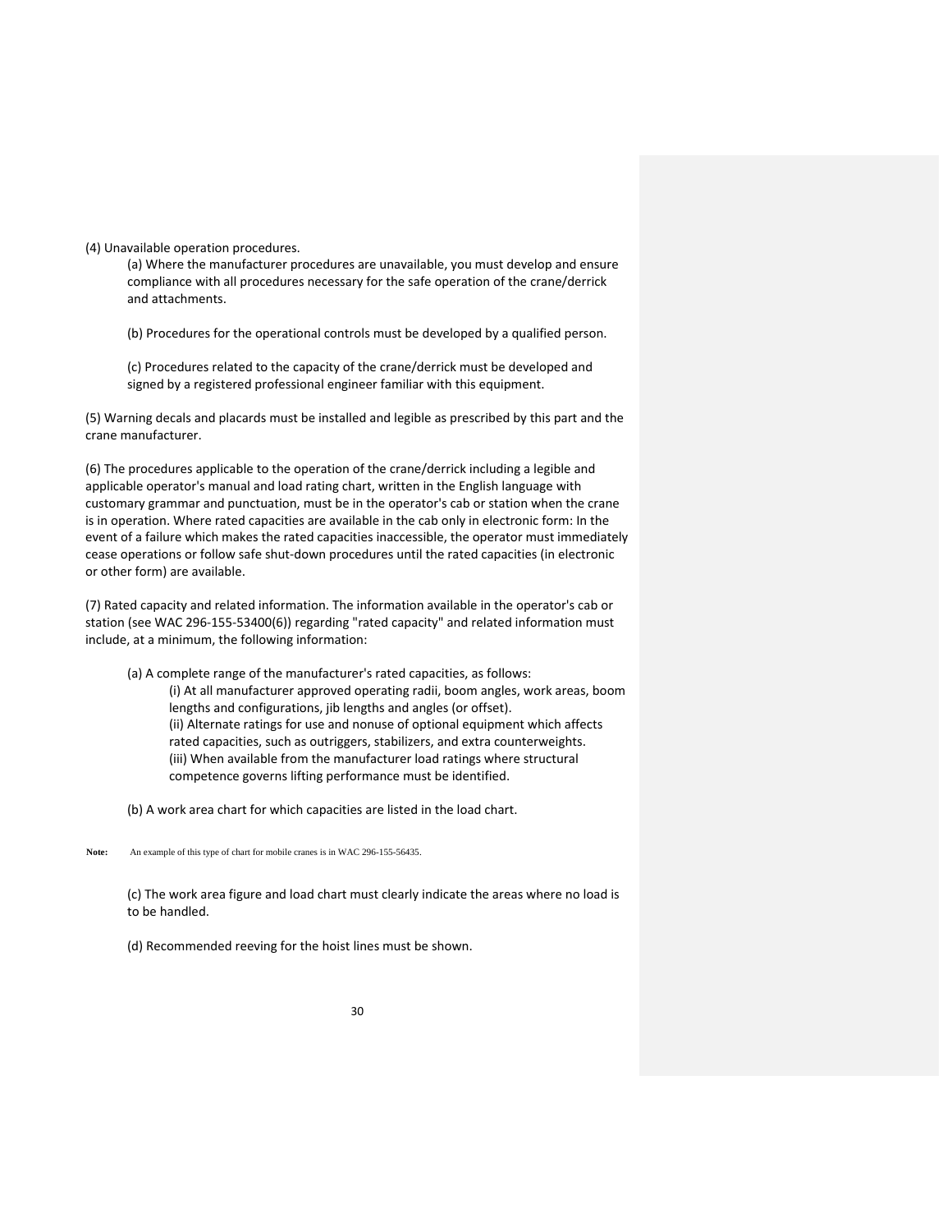(4) Unavailable operation procedures.

(a) Where the manufacturer procedures are unavailable, you must develop and ensure compliance with all procedures necessary for the safe operation of the crane/derrick and attachments.

(b) Procedures for the operational controls must be developed by a qualified person.

(c) Procedures related to the capacity of the crane/derrick must be developed and signed by a registered professional engineer familiar with this equipment.

(5) Warning decals and placards must be installed and legible as prescribed by this part and the crane manufacturer.

(6) The procedures applicable to the operation of the crane/derrick including a legible and applicable operator's manual and load rating chart, written in the English language with customary grammar and punctuation, must be in the operator's cab or station when the crane is in operation. Where rated capacities are available in the cab only in electronic form: In the event of a failure which makes the rated capacities inaccessible, the operator must immediately cease operations or follow safe shut-down procedures until the rated capacities (in electronic or other form) are available.

(7) Rated capacity and related information. The information available in the operator's cab or station (see WAC 296-155-53400(6)) regarding "rated capacity" and related information must include, at a minimum, the following information:

(a) A complete range of the manufacturer's rated capacities, as follows:

(i) At all manufacturer approved operating radii, boom angles, work areas, boom lengths and configurations, jib lengths and angles (or offset).
(ii) Alternate ratings for use and nonuse of optional equipment which affects rated capacities, such as outriggers, stabilizers, and extra counterweights.
(iii) When available from the manufacturer load ratings where structural competence governs lifting performance must be identified.

(b) A work area chart for which capacities are listed in the load chart.

**Note:** An example of this type of chart for mobile cranes is in WAC 296-155-56435.

(c) The work area figure and load chart must clearly indicate the areas where no load is to be handled.

(d) Recommended reeving for the hoist lines must be shown.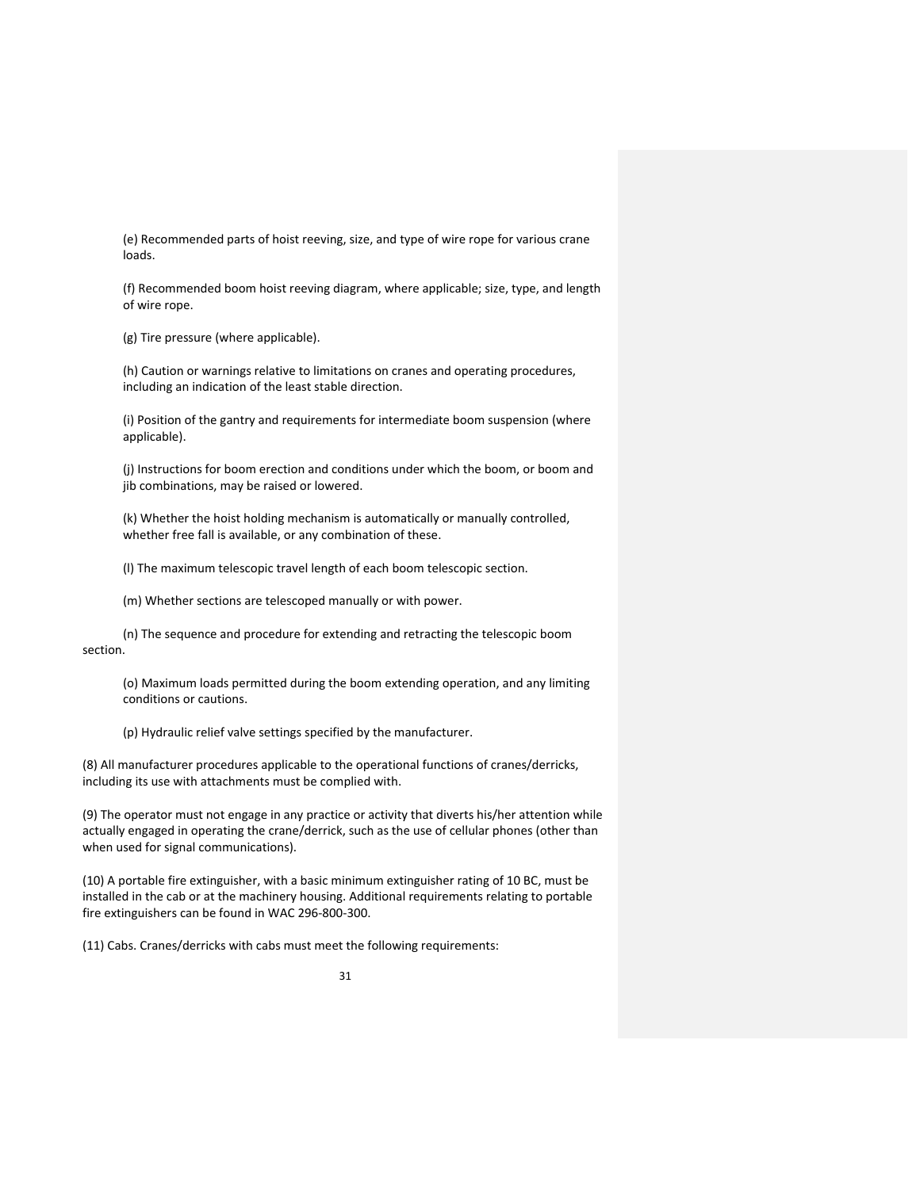(e) Recommended parts of hoist reeving, size, and type of wire rope for various crane loads.

(f) Recommended boom hoist reeving diagram, where applicable; size, type, and length of wire rope.

(g) Tire pressure (where applicable).

(h) Caution or warnings relative to limitations on cranes and operating procedures, including an indication of the least stable direction.

(i) Position of the gantry and requirements for intermediate boom suspension (where applicable).

(j) Instructions for boom erection and conditions under which the boom, or boom and jib combinations, may be raised or lowered.

(k) Whether the hoist holding mechanism is automatically or manually controlled, whether free fall is available, or any combination of these.

(l) The maximum telescopic travel length of each boom telescopic section.

(m) Whether sections are telescoped manually or with power.

(n) The sequence and procedure for extending and retracting the telescopic boom section.

(o) Maximum loads permitted during the boom extending operation, and any limiting conditions or cautions.

(p) Hydraulic relief valve settings specified by the manufacturer.

(8) All manufacturer procedures applicable to the operational functions of cranes/derricks, including its use with attachments must be complied with.

(9) The operator must not engage in any practice or activity that diverts his/her attention while actually engaged in operating the crane/derrick, such as the use of cellular phones (other than when used for signal communications).

(10) A portable fire extinguisher, with a basic minimum extinguisher rating of 10 BC, must be installed in the cab or at the machinery housing. Additional requirements relating to portable fire extinguishers can be found in WAC 296-800-300.

(11) Cabs. Cranes/derricks with cabs must meet the following requirements: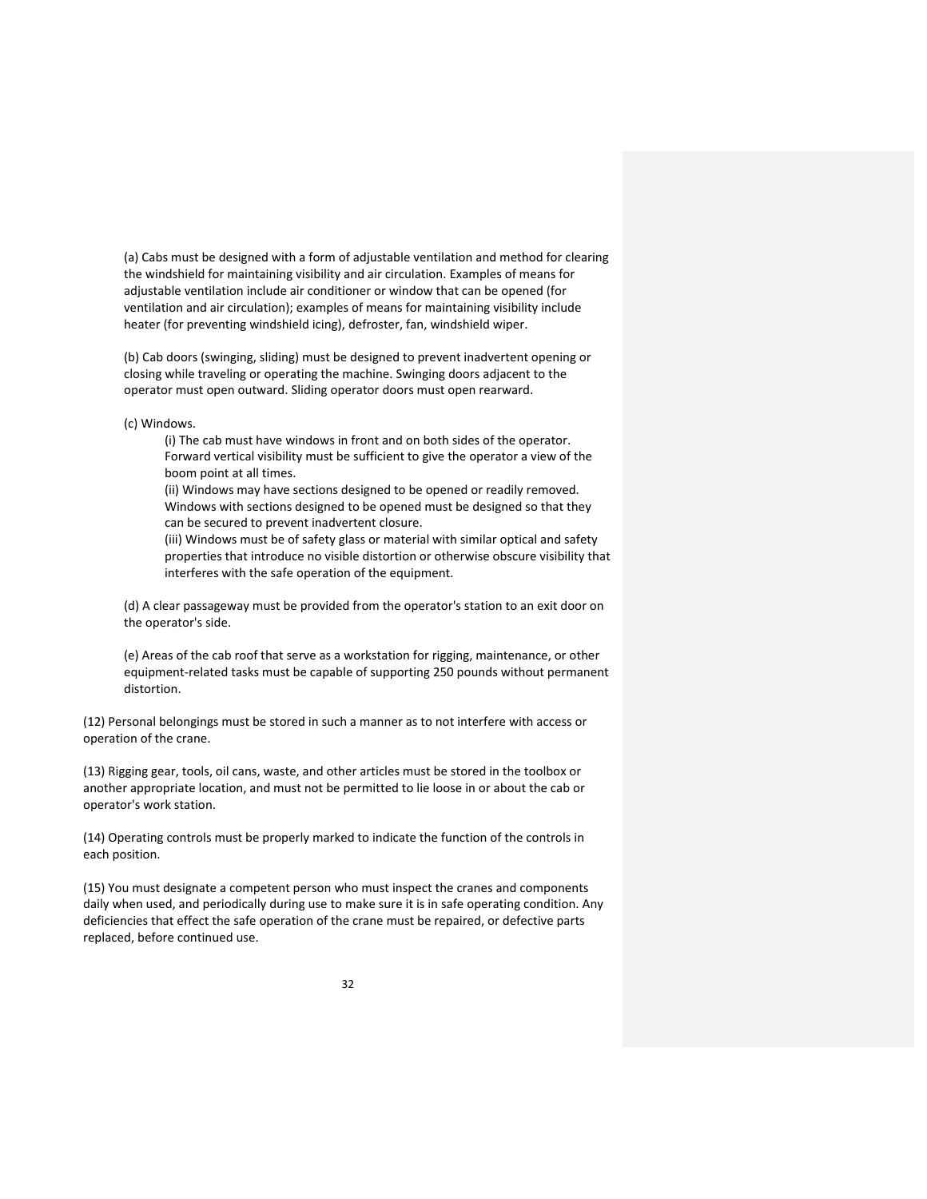(a) Cabs must be designed with a form of adjustable ventilation and method for clearing the windshield for maintaining visibility and air circulation. Examples of means for adjustable ventilation include air conditioner or window that can be opened (for ventilation and air circulation); examples of means for maintaining visibility include heater (for preventing windshield icing), defroster, fan, windshield wiper.

(b) Cab doors (swinging, sliding) must be designed to prevent inadvertent opening or closing while traveling or operating the machine. Swinging doors adjacent to the operator must open outward. Sliding operator doors must open rearward.

(c) Windows.

(i) The cab must have windows in front and on both sides of the operator. Forward vertical visibility must be sufficient to give the operator a view of the boom point at all times.

(ii) Windows may have sections designed to be opened or readily removed. Windows with sections designed to be opened must be designed so that they can be secured to prevent inadvertent closure.

(iii) Windows must be of safety glass or material with similar optical and safety properties that introduce no visible distortion or otherwise obscure visibility that interferes with the safe operation of the equipment.

(d) A clear passageway must be provided from the operator's station to an exit door on the operator's side.

(e) Areas of the cab roof that serve as a workstation for rigging, maintenance, or other equipment-related tasks must be capable of supporting 250 pounds without permanent distortion.

(12) Personal belongings must be stored in such a manner as to not interfere with access or operation of the crane.

(13) Rigging gear, tools, oil cans, waste, and other articles must be stored in the toolbox or another appropriate location, and must not be permitted to lie loose in or about the cab or operator's work station.

(14) Operating controls must be properly marked to indicate the function of the controls in each position.

(15) You must designate a competent person who must inspect the cranes and components daily when used, and periodically during use to make sure it is in safe operating condition. Any deficiencies that effect the safe operation of the crane must be repaired, or defective parts replaced, before continued use.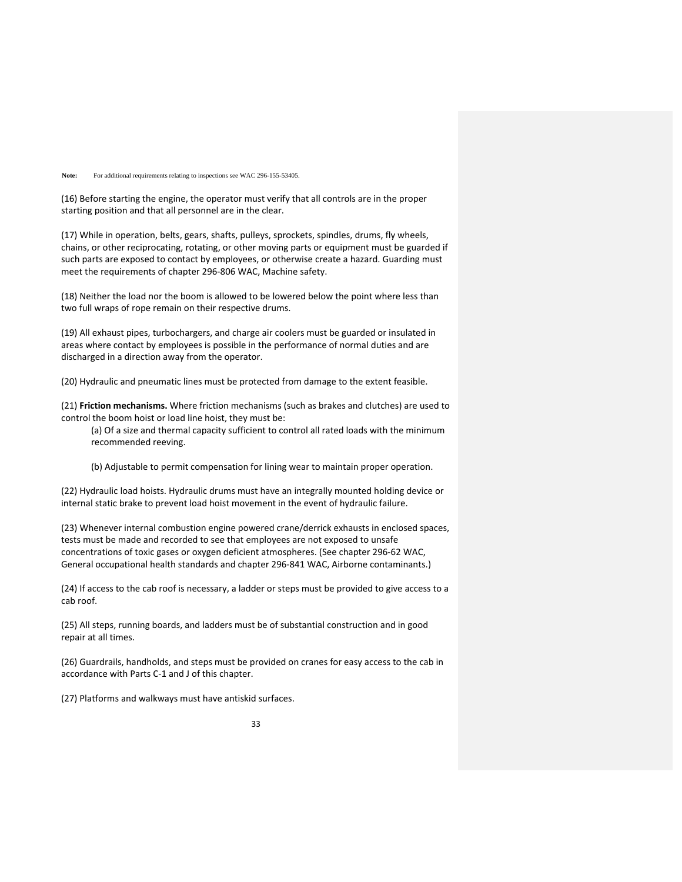**Note:** For additional requirements relating to inspections see WAC 296-155-53405.

(16) Before starting the engine, the operator must verify that all controls are in the proper starting position and that all personnel are in the clear.

(17) While in operation, belts, gears, shafts, pulleys, sprockets, spindles, drums, fly wheels, chains, or other reciprocating, rotating, or other moving parts or equipment must be guarded if such parts are exposed to contact by employees, or otherwise create a hazard. Guarding must meet the requirements of chapter 296-806 WAC, Machine safety.

(18) Neither the load nor the boom is allowed to be lowered below the point where less than two full wraps of rope remain on their respective drums.

(19) All exhaust pipes, turbochargers, and charge air coolers must be guarded or insulated in areas where contact by employees is possible in the performance of normal duties and are discharged in a direction away from the operator.

(20) Hydraulic and pneumatic lines must be protected from damage to the extent feasible.

(21) **Friction mechanisms.** Where friction mechanisms (such as brakes and clutches) are used to control the boom hoist or load line hoist, they must be:

(a) Of a size and thermal capacity sufficient to control all rated loads with the minimum recommended reeving.

(b) Adjustable to permit compensation for lining wear to maintain proper operation.

(22) Hydraulic load hoists. Hydraulic drums must have an integrally mounted holding device or internal static brake to prevent load hoist movement in the event of hydraulic failure.

(23) Whenever internal combustion engine powered crane/derrick exhausts in enclosed spaces, tests must be made and recorded to see that employees are not exposed to unsafe concentrations of toxic gases or oxygen deficient atmospheres. (See chapter 296-62 WAC, General occupational health standards and chapter 296-841 WAC, Airborne contaminants.)

(24) If access to the cab roof is necessary, a ladder or steps must be provided to give access to a cab roof.

(25) All steps, running boards, and ladders must be of substantial construction and in good repair at all times.

(26) Guardrails, handholds, and steps must be provided on cranes for easy access to the cab in accordance with Parts C-1 and J of this chapter.

(27) Platforms and walkways must have antiskid surfaces.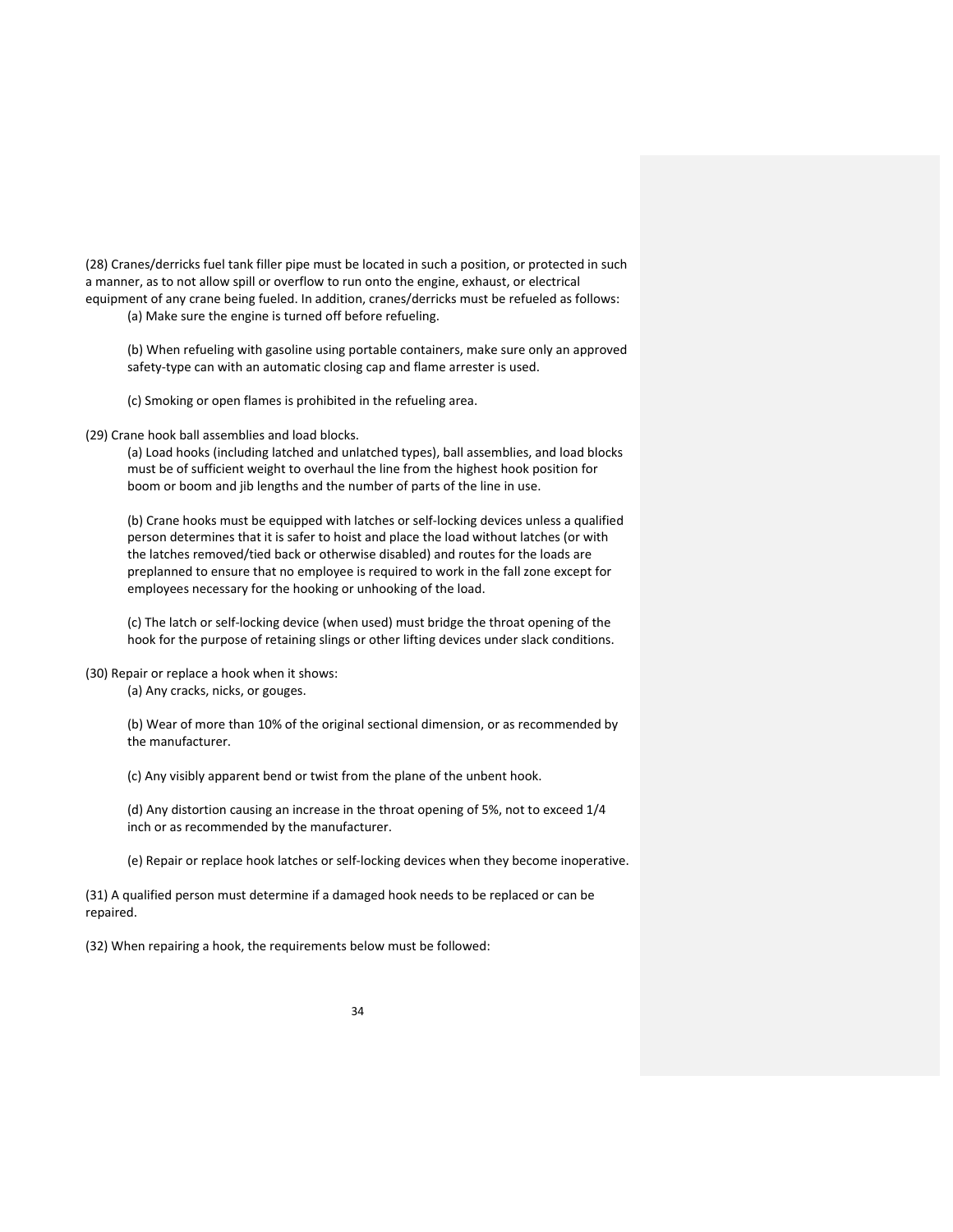(28) Cranes/derricks fuel tank filler pipe must be located in such a position, or protected in such a manner, as to not allow spill or overflow to run onto the engine, exhaust, or electrical equipment of any crane being fueled. In addition, cranes/derricks must be refueled as follows:

(a) Make sure the engine is turned off before refueling.

(b) When refueling with gasoline using portable containers, make sure only an approved safety-type can with an automatic closing cap and flame arrester is used.

(c) Smoking or open flames is prohibited in the refueling area.

(29) Crane hook ball assemblies and load blocks.

(a) Load hooks (including latched and unlatched types), ball assemblies, and load blocks must be of sufficient weight to overhaul the line from the highest hook position for boom or boom and jib lengths and the number of parts of the line in use.

(b) Crane hooks must be equipped with latches or self-locking devices unless a qualified person determines that it is safer to hoist and place the load without latches (or with the latches removed/tied back or otherwise disabled) and routes for the loads are preplanned to ensure that no employee is required to work in the fall zone except for employees necessary for the hooking or unhooking of the load.

(c) The latch or self-locking device (when used) must bridge the throat opening of the hook for the purpose of retaining slings or other lifting devices under slack conditions.

(30) Repair or replace a hook when it shows:

(a) Any cracks, nicks, or gouges.

(b) Wear of more than 10% of the original sectional dimension, or as recommended by the manufacturer.

(c) Any visibly apparent bend or twist from the plane of the unbent hook.

(d) Any distortion causing an increase in the throat opening of 5%, not to exceed 1/4 inch or as recommended by the manufacturer.

(e) Repair or replace hook latches or self-locking devices when they become inoperative.

(31) A qualified person must determine if a damaged hook needs to be replaced or can be repaired.

(32) When repairing a hook, the requirements below must be followed: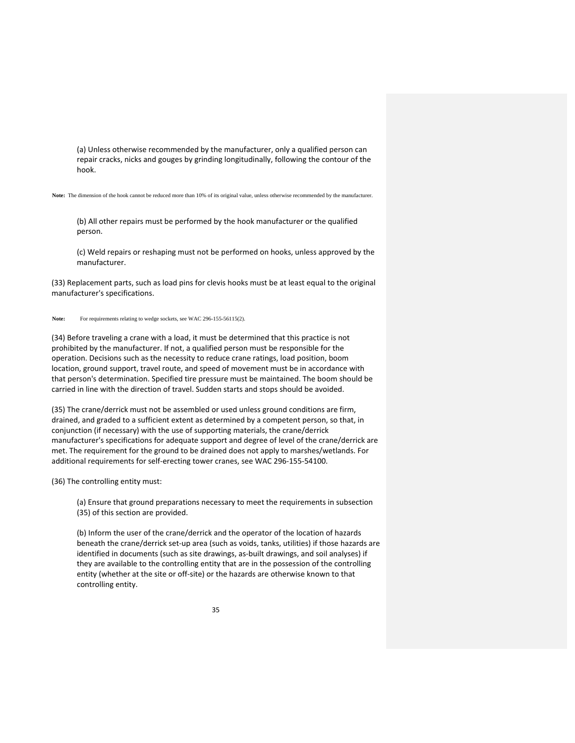(a) Unless otherwise recommended by the manufacturer, only a qualified person can repair cracks, nicks and gouges by grinding longitudinally, following the contour of the hook.

**Note:** The dimension of the hook cannot be reduced more than 10% of its original value, unless otherwise recommended by the manufacturer.

(b) All other repairs must be performed by the hook manufacturer or the qualified person.

(c) Weld repairs or reshaping must not be performed on hooks, unless approved by the manufacturer.

(33) Replacement parts, such as load pins for clevis hooks must be at least equal to the original manufacturer's specifications.

**Note:** For requirements relating to wedge sockets, see WAC 296-155-56115(2).

(34) Before traveling a crane with a load, it must be determined that this practice is not prohibited by the manufacturer. If not, a qualified person must be responsible for the operation. Decisions such as the necessity to reduce crane ratings, load position, boom location, ground support, travel route, and speed of movement must be in accordance with that person's determination. Specified tire pressure must be maintained. The boom should be carried in line with the direction of travel. Sudden starts and stops should be avoided.

(35) The crane/derrick must not be assembled or used unless ground conditions are firm, drained, and graded to a sufficient extent as determined by a competent person, so that, in conjunction (if necessary) with the use of supporting materials, the crane/derrick manufacturer's specifications for adequate support and degree of level of the crane/derrick are met. The requirement for the ground to be drained does not apply to marshes/wetlands. For additional requirements for self-erecting tower cranes, see WAC 296-155-54100.

(36) The controlling entity must:

(a) Ensure that ground preparations necessary to meet the requirements in subsection (35) of this section are provided.

(b) Inform the user of the crane/derrick and the operator of the location of hazards beneath the crane/derrick set-up area (such as voids, tanks, utilities) if those hazards are identified in documents (such as site drawings, as-built drawings, and soil analyses) if they are available to the controlling entity that are in the possession of the controlling entity (whether at the site or off-site) or the hazards are otherwise known to that controlling entity.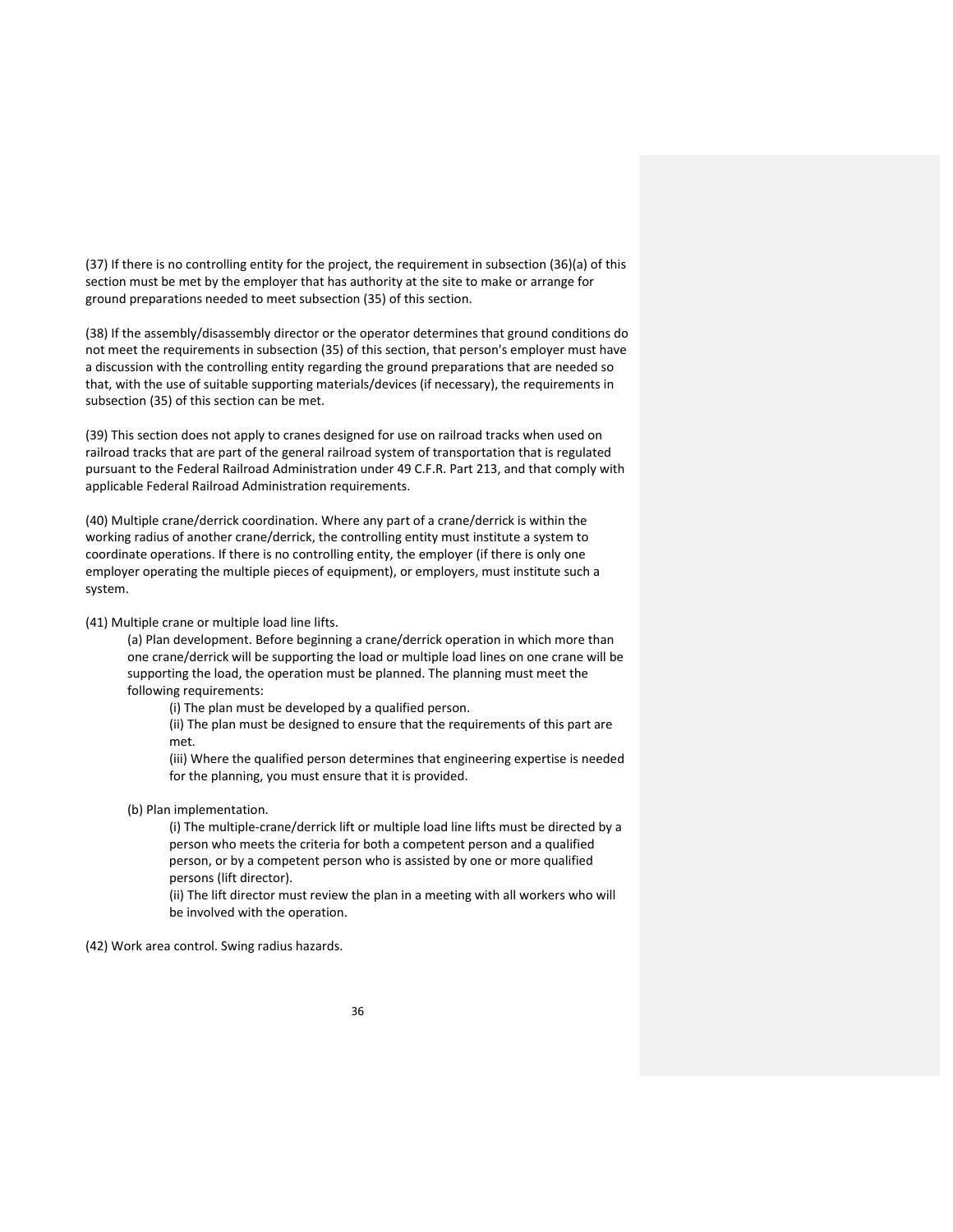(37) If there is no controlling entity for the project, the requirement in subsection (36)(a) of this section must be met by the employer that has authority at the site to make or arrange for ground preparations needed to meet subsection (35) of this section.

(38) If the assembly/disassembly director or the operator determines that ground conditions do not meet the requirements in subsection (35) of this section, that person's employer must have a discussion with the controlling entity regarding the ground preparations that are needed so that, with the use of suitable supporting materials/devices (if necessary), the requirements in subsection (35) of this section can be met.

(39) This section does not apply to cranes designed for use on railroad tracks when used on railroad tracks that are part of the general railroad system of transportation that is regulated pursuant to the Federal Railroad Administration under 49 C.F.R. Part 213, and that comply with applicable Federal Railroad Administration requirements.

(40) Multiple crane/derrick coordination. Where any part of a crane/derrick is within the working radius of another crane/derrick, the controlling entity must institute a system to coordinate operations. If there is no controlling entity, the employer (if there is only one employer operating the multiple pieces of equipment), or employers, must institute such a system.

(41) Multiple crane or multiple load line lifts.

> (a) Plan development. Before beginning a crane/derrick operation in which more than one crane/derrick will be supporting the load or multiple load lines on one crane will be supporting the load, the operation must be planned. The planning must meet the following requirements:
>
> > (i) The plan must be developed by a qualified person.
> >
> > (ii) The plan must be designed to ensure that the requirements of this part are met.
> >
> > (iii) Where the qualified person determines that engineering expertise is needed for the planning, you must ensure that it is provided.
>
> (b) Plan implementation.
>
> > (i) The multiple-crane/derrick lift or multiple load line lifts must be directed by a person who meets the criteria for both a competent person and a qualified person, or by a competent person who is assisted by one or more qualified persons (lift director).
> >
> > (ii) The lift director must review the plan in a meeting with all workers who will be involved with the operation.

(42) Work area control. Swing radius hazards.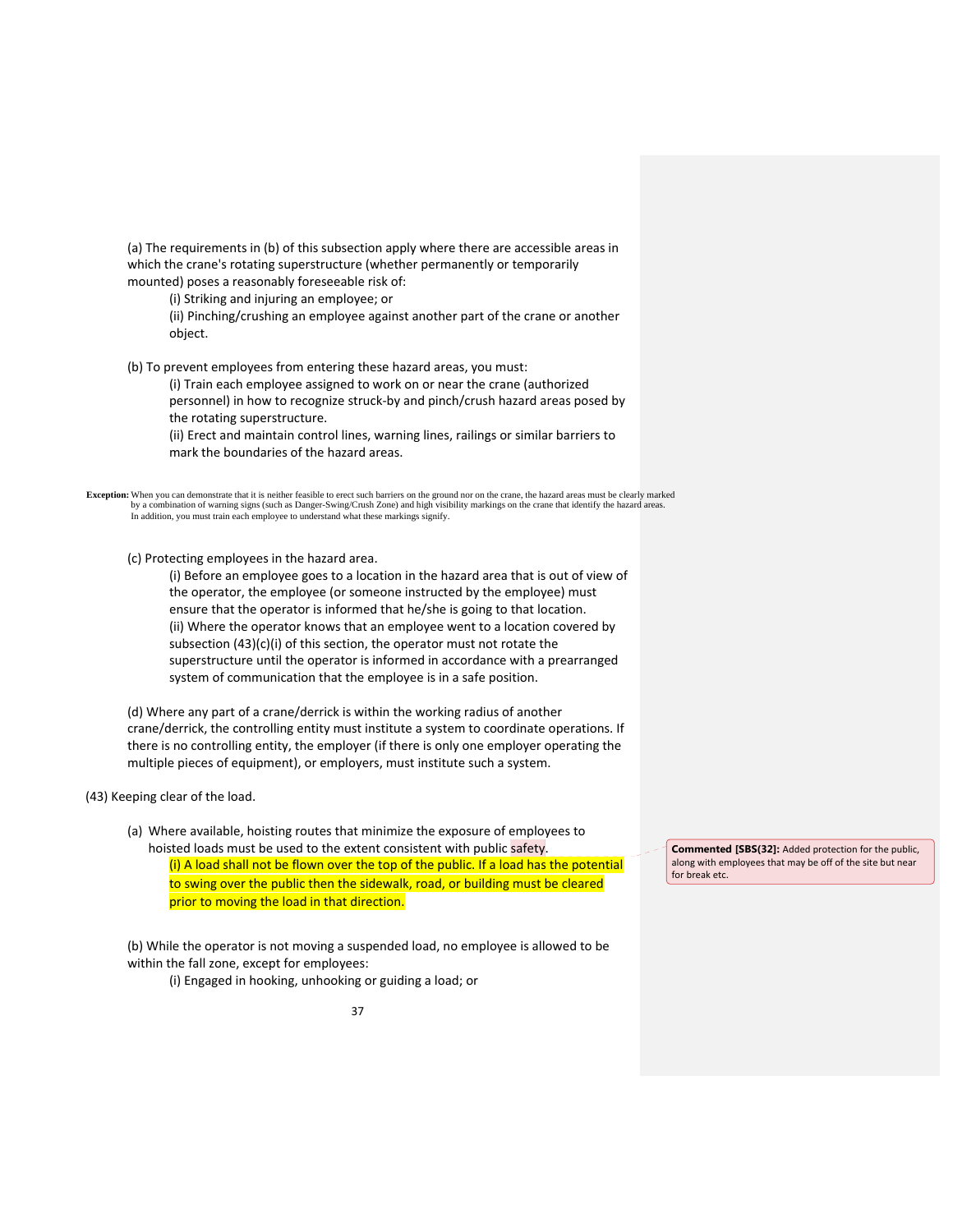(a) The requirements in (b) of this subsection apply where there are accessible areas in which the crane's rotating superstructure (whether permanently or temporarily mounted) poses a reasonably foreseeable risk of:

- (i) Striking and injuring an employee; or
- (ii) Pinching/crushing an employee against another part of the crane or another object.

(b) To prevent employees from entering these hazard areas, you must:

- (i) Train each employee assigned to work on or near the crane (authorized personnel) in how to recognize struck-by and pinch/crush hazard areas posed by the rotating superstructure.
- (ii) Erect and maintain control lines, warning lines, railings or similar barriers to mark the boundaries of the hazard areas.

**Exception:** When you can demonstrate that it is neither feasible to erect such barriers on the ground nor on the crane, the hazard areas must be clearly marked by a combination of warning signs (such as Danger-Swing/Crush Zone) and high visibility markings on the crane that identify the hazard areas. In addition, you must train each employee to understand what these markings signify.

(c) Protecting employees in the hazard area.

- (i) Before an employee goes to a location in the hazard area that is out of view of the operator, the employee (or someone instructed by the employee) must ensure that the operator is informed that he/she is going to that location.
- (ii) Where the operator knows that an employee went to a location covered by subsection (43)(c)(i) of this section, the operator must not rotate the superstructure until the operator is informed in accordance with a prearranged system of communication that the employee is in a safe position.

(d) Where any part of a crane/derrick is within the working radius of another crane/derrick, the controlling entity must institute a system to coordinate operations. If there is no controlling entity, the employer (if there is only one employer operating the multiple pieces of equipment), or employers, must institute such a system.

(43) Keeping clear of the load.

(a) Where available, hoisting routes that minimize the exposure of employees to hoisted loads must be used to the extent consistent with public safety.

- (i) A load shall not be flown over the top of the public. If a load has the potential to swing over the public then the sidewalk, road, or building must be cleared prior to moving the load in that direction.

> **Commented [SBS(32]:** Added protection for the public, along with employees that may be off of the site but near for break etc.

(b) While the operator is not moving a suspended load, no employee is allowed to be within the fall zone, except for employees:

- (i) Engaged in hooking, unhooking or guiding a load; or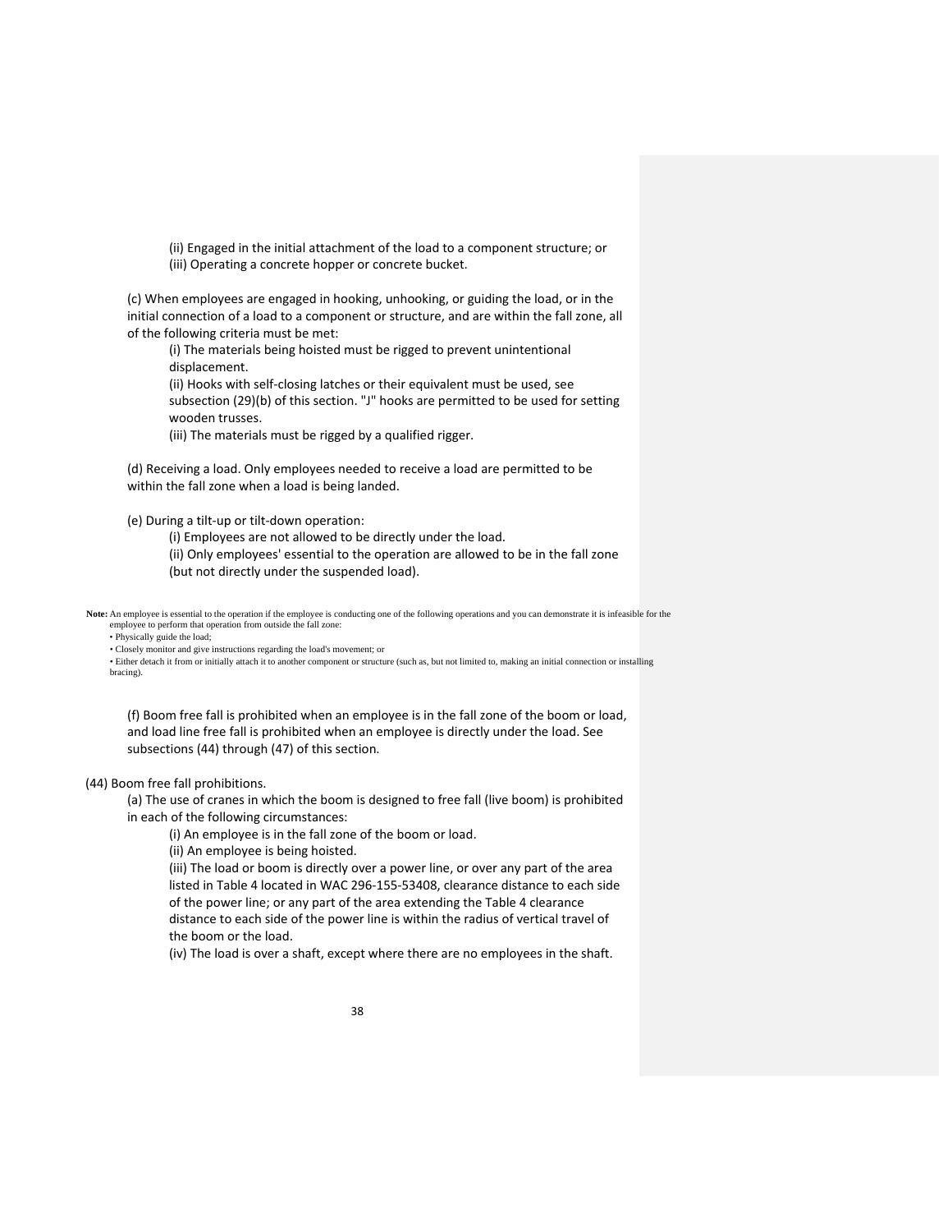(ii) Engaged in the initial attachment of the load to a component structure; or

(iii) Operating a concrete hopper or concrete bucket.

(c) When employees are engaged in hooking, unhooking, or guiding the load, or in the initial connection of a load to a component or structure, and are within the fall zone, all of the following criteria must be met:

(i) The materials being hoisted must be rigged to prevent unintentional displacement.

(ii) Hooks with self-closing latches or their equivalent must be used, see subsection (29)(b) of this section. "J" hooks are permitted to be used for setting wooden trusses.

(iii) The materials must be rigged by a qualified rigger.

(d) Receiving a load. Only employees needed to receive a load are permitted to be within the fall zone when a load is being landed.

(e) During a tilt-up or tilt-down operation:

(i) Employees are not allowed to be directly under the load.

(ii) Only employees' essential to the operation are allowed to be in the fall zone (but not directly under the suspended load).

**Note:** An employee is essential to the operation if the employee is conducting one of the following operations and you can demonstrate it is infeasible for the employee to perform that operation from outside the fall zone:

- Physically guide the load;
- Closely monitor and give instructions regarding the load's movement; or
- Either detach it from or initially attach it to another component or structure (such as, but not limited to, making an initial connection or installing bracing).

(f) Boom free fall is prohibited when an employee is in the fall zone of the boom or load, and load line free fall is prohibited when an employee is directly under the load. See subsections (44) through (47) of this section.

(44) Boom free fall prohibitions.

(a) The use of cranes in which the boom is designed to free fall (live boom) is prohibited in each of the following circumstances:

(i) An employee is in the fall zone of the boom or load.

(ii) An employee is being hoisted.

(iii) The load or boom is directly over a power line, or over any part of the area listed in Table 4 located in WAC 296-155-53408, clearance distance to each side of the power line; or any part of the area extending the Table 4 clearance distance to each side of the power line is within the radius of vertical travel of the boom or the load.

(iv) The load is over a shaft, except where there are no employees in the shaft.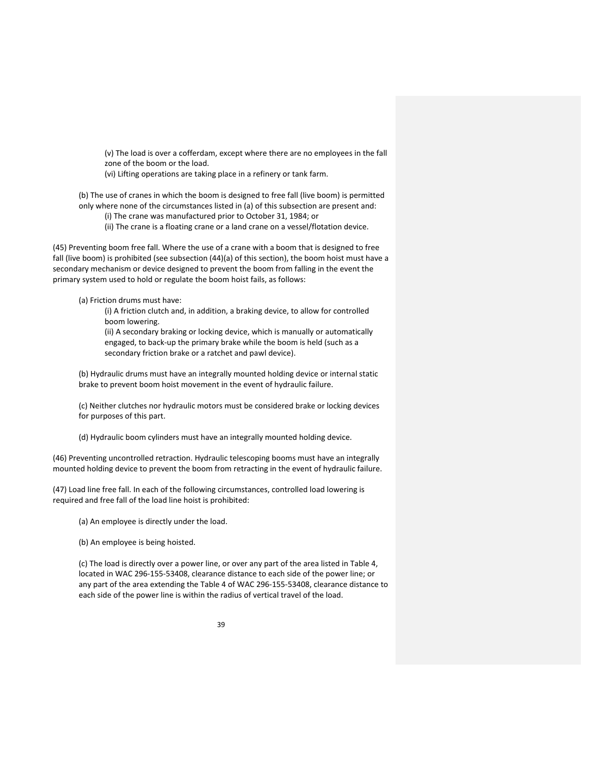(v) The load is over a cofferdam, except where there are no employees in the fall zone of the boom or the load.

(vi) Lifting operations are taking place in a refinery or tank farm.

(b) The use of cranes in which the boom is designed to free fall (live boom) is permitted only where none of the circumstances listed in (a) of this subsection are present and:

(i) The crane was manufactured prior to October 31, 1984; or

(ii) The crane is a floating crane or a land crane on a vessel/flotation device.

(45) Preventing boom free fall. Where the use of a crane with a boom that is designed to free fall (live boom) is prohibited (see subsection (44)(a) of this section), the boom hoist must have a secondary mechanism or device designed to prevent the boom from falling in the event the primary system used to hold or regulate the boom hoist fails, as follows:

(a) Friction drums must have:

(i) A friction clutch and, in addition, a braking device, to allow for controlled boom lowering.

(ii) A secondary braking or locking device, which is manually or automatically engaged, to back-up the primary brake while the boom is held (such as a secondary friction brake or a ratchet and pawl device).

(b) Hydraulic drums must have an integrally mounted holding device or internal static brake to prevent boom hoist movement in the event of hydraulic failure.

(c) Neither clutches nor hydraulic motors must be considered brake or locking devices for purposes of this part.

(d) Hydraulic boom cylinders must have an integrally mounted holding device.

(46) Preventing uncontrolled retraction. Hydraulic telescoping booms must have an integrally mounted holding device to prevent the boom from retracting in the event of hydraulic failure.

(47) Load line free fall. In each of the following circumstances, controlled load lowering is required and free fall of the load line hoist is prohibited:

(a) An employee is directly under the load.

(b) An employee is being hoisted.

(c) The load is directly over a power line, or over any part of the area listed in Table 4, located in WAC 296-155-53408, clearance distance to each side of the power line; or any part of the area extending the Table 4 of WAC 296-155-53408, clearance distance to each side of the power line is within the radius of vertical travel of the load.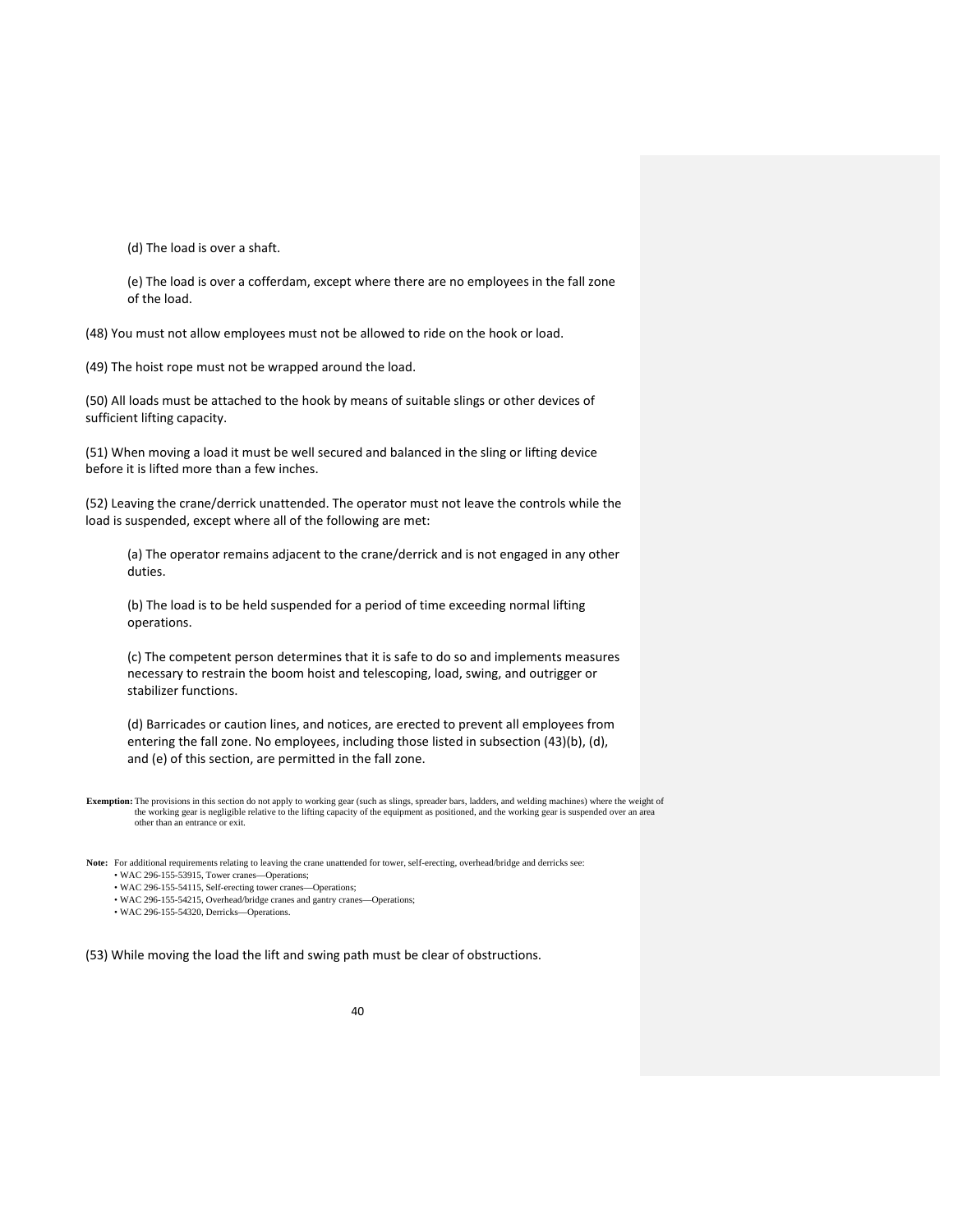(d) The load is over a shaft.

(e) The load is over a cofferdam, except where there are no employees in the fall zone of the load.

(48) You must not allow employees must not be allowed to ride on the hook or load.

(49) The hoist rope must not be wrapped around the load.

(50) All loads must be attached to the hook by means of suitable slings or other devices of sufficient lifting capacity.

(51) When moving a load it must be well secured and balanced in the sling or lifting device before it is lifted more than a few inches.

(52) Leaving the crane/derrick unattended. The operator must not leave the controls while the load is suspended, except where all of the following are met:

(a) The operator remains adjacent to the crane/derrick and is not engaged in any other duties.

(b) The load is to be held suspended for a period of time exceeding normal lifting operations.

(c) The competent person determines that it is safe to do so and implements measures necessary to restrain the boom hoist and telescoping, load, swing, and outrigger or stabilizer functions.

(d) Barricades or caution lines, and notices, are erected to prevent all employees from entering the fall zone. No employees, including those listed in subsection (43)(b), (d), and (e) of this section, are permitted in the fall zone.

**Exemption:** The provisions in this section do not apply to working gear (such as slings, spreader bars, ladders, and welding machines) where the weight of the working gear is negligible relative to the lifting capacity of the equipment as positioned, and the working gear is suspended over an area other than an entrance or exit.

**Note:** For additional requirements relating to leaving the crane unattended for tower, self-erecting, overhead/bridge and derricks see:

- WAC 296-155-53915, Tower cranes—Operations;
- WAC 296-155-54115, Self-erecting tower cranes—Operations;
- WAC 296-155-54215, Overhead/bridge cranes and gantry cranes—Operations;
- WAC 296-155-54320, Derricks—Operations.

(53) While moving the load the lift and swing path must be clear of obstructions.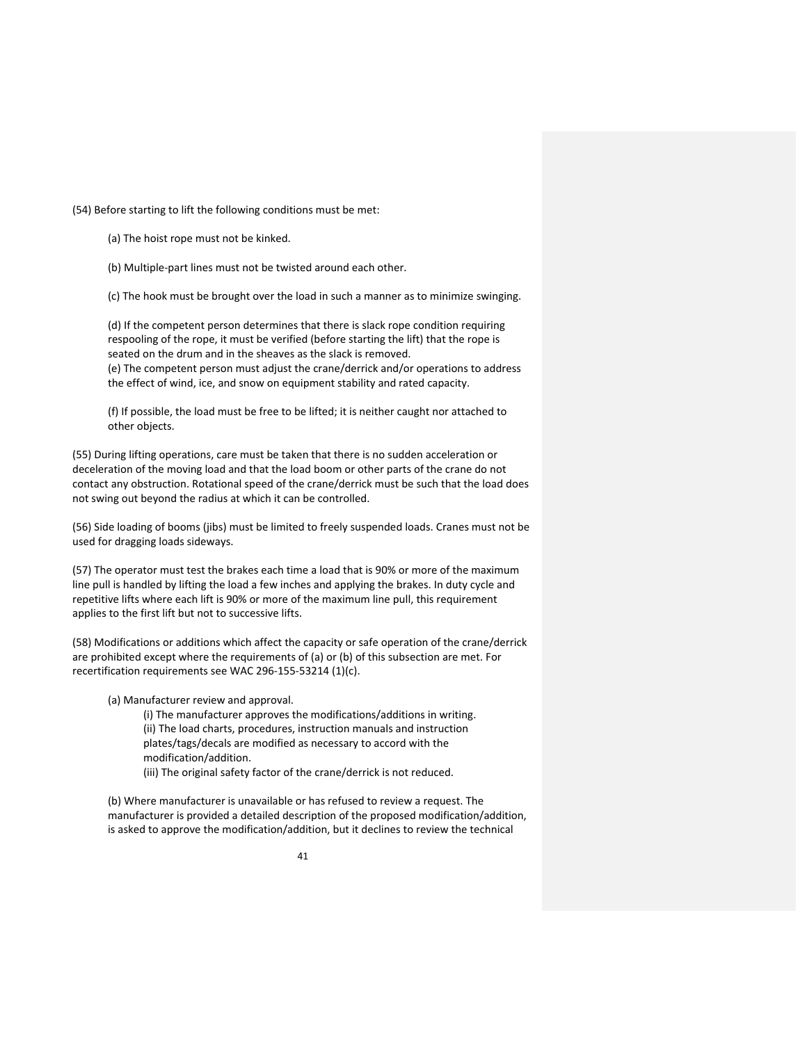(54) Before starting to lift the following conditions must be met:

(a) The hoist rope must not be kinked.

(b) Multiple-part lines must not be twisted around each other.

(c) The hook must be brought over the load in such a manner as to minimize swinging.

(d) If the competent person determines that there is slack rope condition requiring respooling of the rope, it must be verified (before starting the lift) that the rope is seated on the drum and in the sheaves as the slack is removed.
(e) The competent person must adjust the crane/derrick and/or operations to address the effect of wind, ice, and snow on equipment stability and rated capacity.

(f) If possible, the load must be free to be lifted; it is neither caught nor attached to other objects.

(55) During lifting operations, care must be taken that there is no sudden acceleration or deceleration of the moving load and that the load boom or other parts of the crane do not contact any obstruction. Rotational speed of the crane/derrick must be such that the load does not swing out beyond the radius at which it can be controlled.

(56) Side loading of booms (jibs) must be limited to freely suspended loads. Cranes must not be used for dragging loads sideways.

(57) The operator must test the brakes each time a load that is 90% or more of the maximum line pull is handled by lifting the load a few inches and applying the brakes. In duty cycle and repetitive lifts where each lift is 90% or more of the maximum line pull, this requirement applies to the first lift but not to successive lifts.

(58) Modifications or additions which affect the capacity or safe operation of the crane/derrick are prohibited except where the requirements of (a) or (b) of this subsection are met. For recertification requirements see WAC 296-155-53214 (1)(c).

(a) Manufacturer review and approval.

(i) The manufacturer approves the modifications/additions in writing.
(ii) The load charts, procedures, instruction manuals and instruction plates/tags/decals are modified as necessary to accord with the modification/addition.
(iii) The original safety factor of the crane/derrick is not reduced.

(b) Where manufacturer is unavailable or has refused to review a request. The manufacturer is provided a detailed description of the proposed modification/addition, is asked to approve the modification/addition, but it declines to review the technical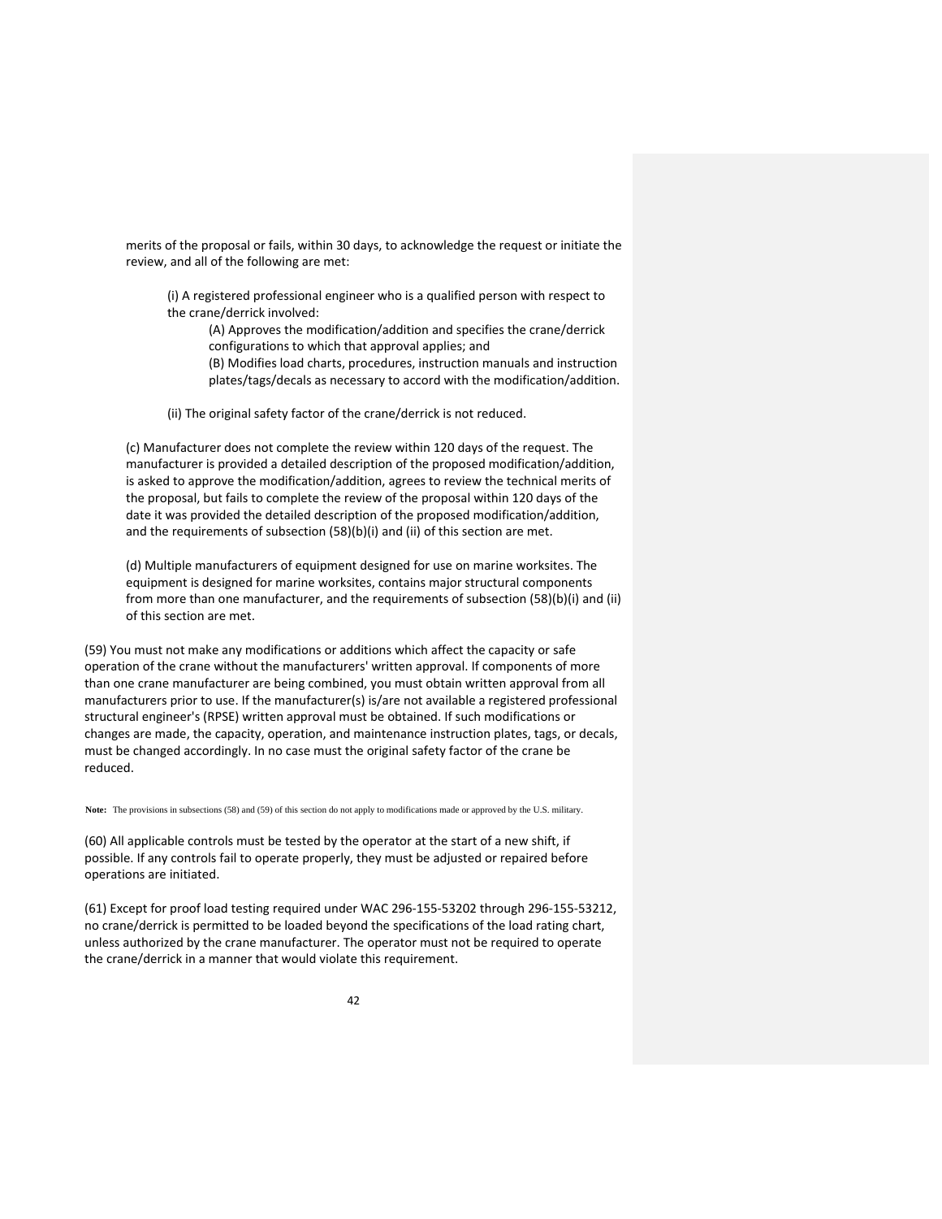merits of the proposal or fails, within 30 days, to acknowledge the request or initiate the review, and all of the following are met:

(i) A registered professional engineer who is a qualified person with respect to the crane/derrick involved:

(A) Approves the modification/addition and specifies the crane/derrick configurations to which that approval applies; and

(B) Modifies load charts, procedures, instruction manuals and instruction plates/tags/decals as necessary to accord with the modification/addition.

(ii) The original safety factor of the crane/derrick is not reduced.

(c) Manufacturer does not complete the review within 120 days of the request. The manufacturer is provided a detailed description of the proposed modification/addition, is asked to approve the modification/addition, agrees to review the technical merits of the proposal, but fails to complete the review of the proposal within 120 days of the date it was provided the detailed description of the proposed modification/addition, and the requirements of subsection (58)(b)(i) and (ii) of this section are met.

(d) Multiple manufacturers of equipment designed for use on marine worksites. The equipment is designed for marine worksites, contains major structural components from more than one manufacturer, and the requirements of subsection (58)(b)(i) and (ii) of this section are met.

(59) You must not make any modifications or additions which affect the capacity or safe operation of the crane without the manufacturers' written approval. If components of more than one crane manufacturer are being combined, you must obtain written approval from all manufacturers prior to use. If the manufacturer(s) is/are not available a registered professional structural engineer's (RPSE) written approval must be obtained. If such modifications or changes are made, the capacity, operation, and maintenance instruction plates, tags, or decals, must be changed accordingly. In no case must the original safety factor of the crane be reduced.

**Note:** The provisions in subsections (58) and (59) of this section do not apply to modifications made or approved by the U.S. military.

(60) All applicable controls must be tested by the operator at the start of a new shift, if possible. If any controls fail to operate properly, they must be adjusted or repaired before operations are initiated.

(61) Except for proof load testing required under WAC 296-155-53202 through 296-155-53212, no crane/derrick is permitted to be loaded beyond the specifications of the load rating chart, unless authorized by the crane manufacturer. The operator must not be required to operate the crane/derrick in a manner that would violate this requirement.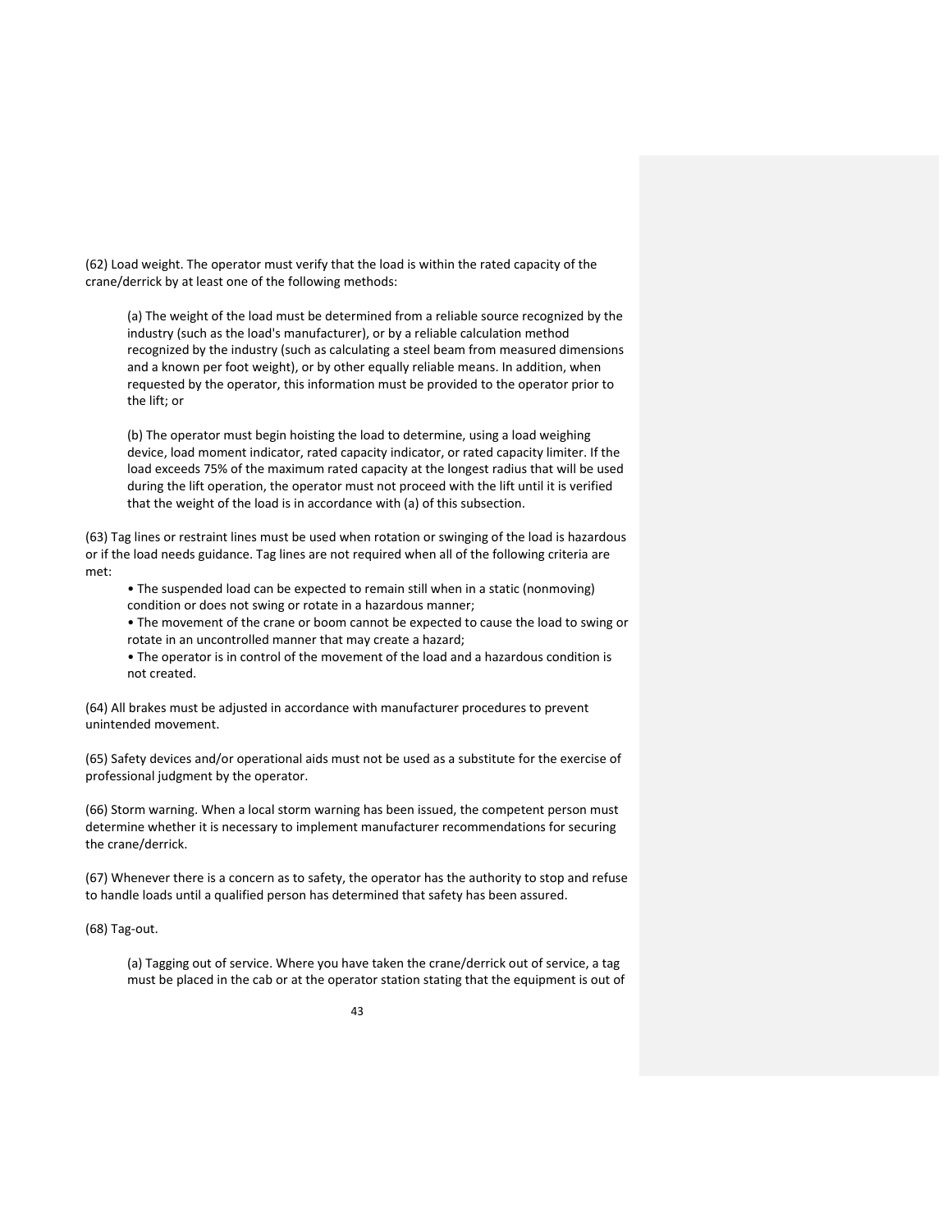(62) Load weight. The operator must verify that the load is within the rated capacity of the crane/derrick by at least one of the following methods:

(a) The weight of the load must be determined from a reliable source recognized by the industry (such as the load's manufacturer), or by a reliable calculation method recognized by the industry (such as calculating a steel beam from measured dimensions and a known per foot weight), or by other equally reliable means. In addition, when requested by the operator, this information must be provided to the operator prior to the lift; or

(b) The operator must begin hoisting the load to determine, using a load weighing device, load moment indicator, rated capacity indicator, or rated capacity limiter. If the load exceeds 75% of the maximum rated capacity at the longest radius that will be used during the lift operation, the operator must not proceed with the lift until it is verified that the weight of the load is in accordance with (a) of this subsection.

(63) Tag lines or restraint lines must be used when rotation or swinging of the load is hazardous or if the load needs guidance. Tag lines are not required when all of the following criteria are met:

- The suspended load can be expected to remain still when in a static (nonmoving) condition or does not swing or rotate in a hazardous manner;
- The movement of the crane or boom cannot be expected to cause the load to swing or rotate in an uncontrolled manner that may create a hazard;
- The operator is in control of the movement of the load and a hazardous condition is not created.

(64) All brakes must be adjusted in accordance with manufacturer procedures to prevent unintended movement.

(65) Safety devices and/or operational aids must not be used as a substitute for the exercise of professional judgment by the operator.

(66) Storm warning. When a local storm warning has been issued, the competent person must determine whether it is necessary to implement manufacturer recommendations for securing the crane/derrick.

(67) Whenever there is a concern as to safety, the operator has the authority to stop and refuse to handle loads until a qualified person has determined that safety has been assured.

(68) Tag-out.

(a) Tagging out of service. Where you have taken the crane/derrick out of service, a tag must be placed in the cab or at the operator station stating that the equipment is out of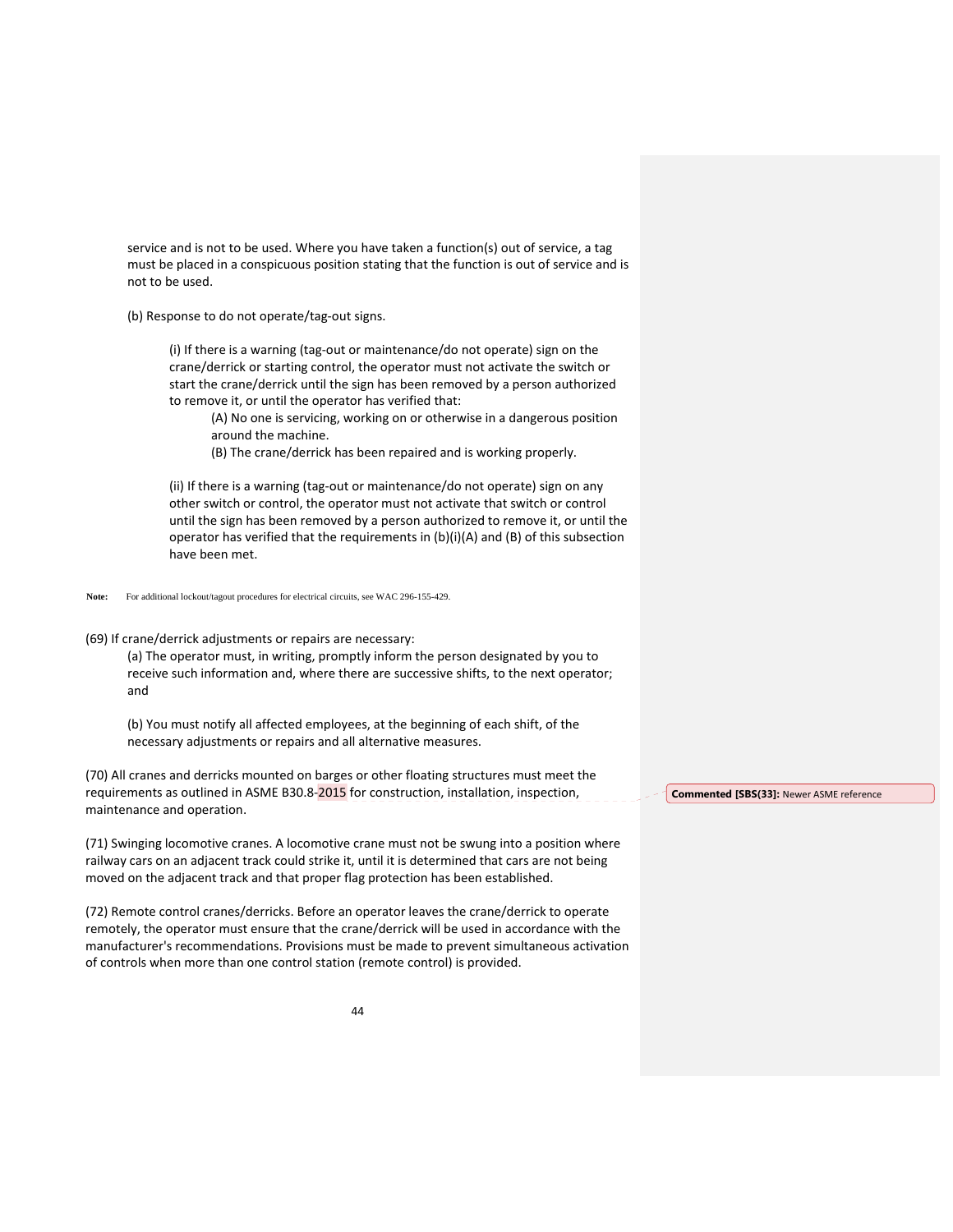service and is not to be used. Where you have taken a function(s) out of service, a tag must be placed in a conspicuous position stating that the function is out of service and is not to be used.

(b) Response to do not operate/tag-out signs.

(i) If there is a warning (tag-out or maintenance/do not operate) sign on the crane/derrick or starting control, the operator must not activate the switch or start the crane/derrick until the sign has been removed by a person authorized to remove it, or until the operator has verified that:

(A) No one is servicing, working on or otherwise in a dangerous position around the machine.

(B) The crane/derrick has been repaired and is working properly.

(ii) If there is a warning (tag-out or maintenance/do not operate) sign on any other switch or control, the operator must not activate that switch or control until the sign has been removed by a person authorized to remove it, or until the operator has verified that the requirements in (b)(i)(A) and (B) of this subsection have been met.

**Note:** For additional lockout/tagout procedures for electrical circuits, see WAC 296-155-429.

(69) If crane/derrick adjustments or repairs are necessary:

(a) The operator must, in writing, promptly inform the person designated by you to receive such information and, where there are successive shifts, to the next operator; and

(b) You must notify all affected employees, at the beginning of each shift, of the necessary adjustments or repairs and all alternative measures.

(70) All cranes and derricks mounted on barges or other floating structures must meet the requirements as outlined in ASME B30.8-2015 for construction, installation, inspection, maintenance and operation.

**Commented [SBS(33]:** Newer ASME reference

(71) Swinging locomotive cranes. A locomotive crane must not be swung into a position where railway cars on an adjacent track could strike it, until it is determined that cars are not being moved on the adjacent track and that proper flag protection has been established.

(72) Remote control cranes/derricks. Before an operator leaves the crane/derrick to operate remotely, the operator must ensure that the crane/derrick will be used in accordance with the manufacturer's recommendations. Provisions must be made to prevent simultaneous activation of controls when more than one control station (remote control) is provided.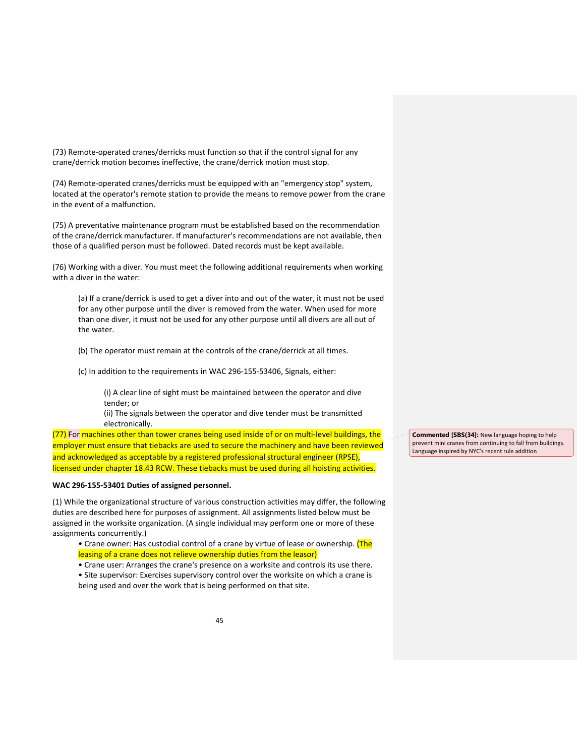(73) Remote-operated cranes/derricks must function so that if the control signal for any crane/derrick motion becomes ineffective, the crane/derrick motion must stop.

(74) Remote-operated cranes/derricks must be equipped with an "emergency stop" system, located at the operator's remote station to provide the means to remove power from the crane in the event of a malfunction.

(75) A preventative maintenance program must be established based on the recommendation of the crane/derrick manufacturer. If manufacturer's recommendations are not available, then those of a qualified person must be followed. Dated records must be kept available.

(76) Working with a diver. You must meet the following additional requirements when working with a diver in the water:

(a) If a crane/derrick is used to get a diver into and out of the water, it must not be used for any other purpose until the diver is removed from the water. When used for more than one diver, it must not be used for any other purpose until all divers are all out of the water.

(b) The operator must remain at the controls of the crane/derrick at all times.

(c) In addition to the requirements in WAC 296-155-53406, Signals, either:

(i) A clear line of sight must be maintained between the operator and dive tender; or

(ii) The signals between the operator and dive tender must be transmitted electronically.

(77) For machines other than tower cranes being used inside of or on multi-level buildings, the employer must ensure that tiebacks are used to secure the machinery and have been reviewed and acknowledged as acceptable by a registered professional structural engineer (RPSE), licensed under chapter 18.43 RCW. These tiebacks must be used during all hoisting activities.

**Commented [SBS(34]:** New language hoping to help prevent mini cranes from continuing to fall from buildings. Language inspired by NYC's recent rule addition

**WAC 296-155-53401 Duties of assigned personnel.**

(1) While the organizational structure of various construction activities may differ, the following duties are described here for purposes of assignment. All assignments listed below must be assigned in the worksite organization. (A single individual may perform one or more of these assignments concurrently.)

- Crane owner: Has custodial control of a crane by virtue of lease or ownership. (The leasing of a crane does not relieve ownership duties from the leasor)
- Crane user: Arranges the crane's presence on a worksite and controls its use there.
- Site supervisor: Exercises supervisory control over the worksite on which a crane is being used and over the work that is being performed on that site.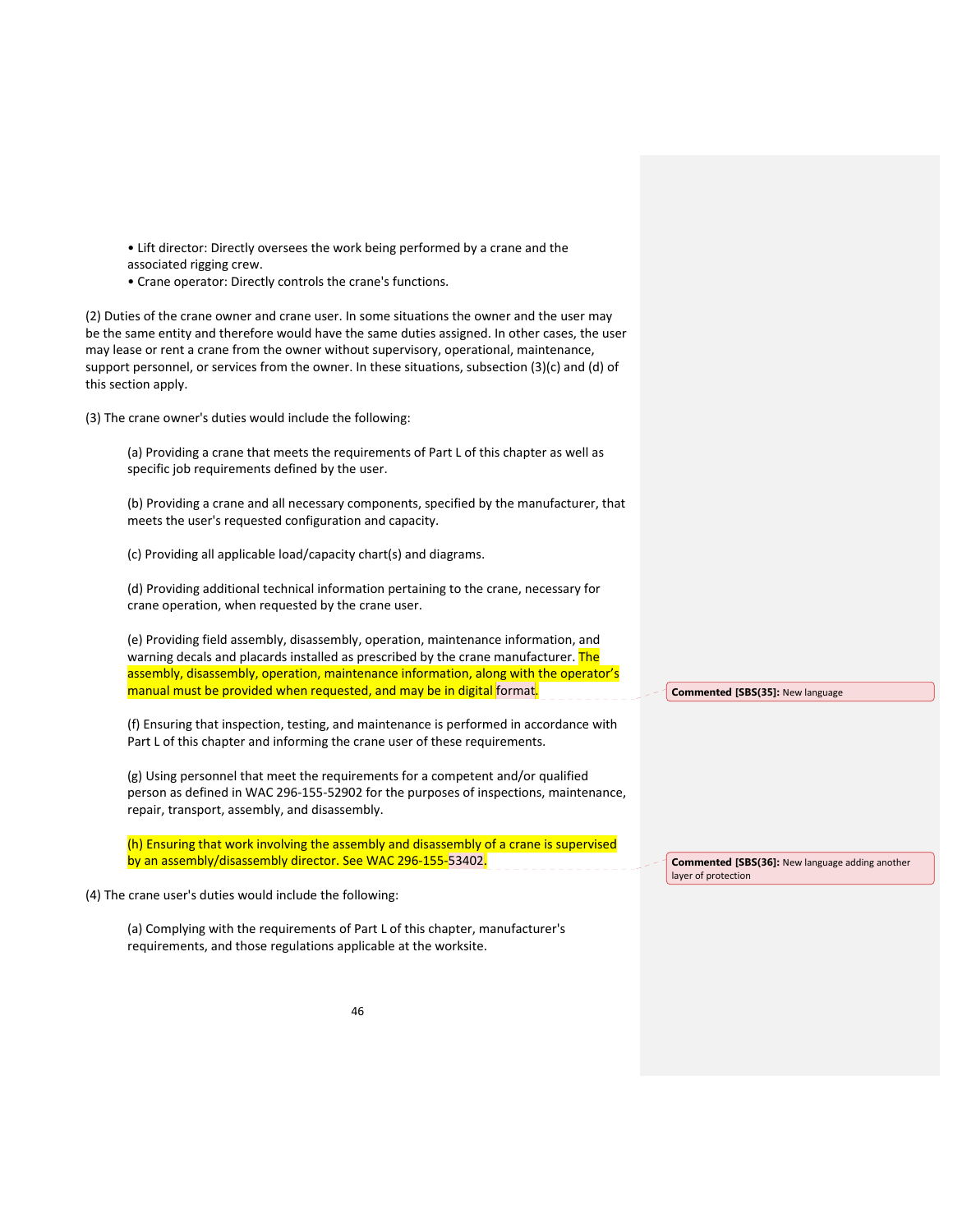• Lift director: Directly oversees the work being performed by a crane and the associated rigging crew.
• Crane operator: Directly controls the crane's functions.

(2) Duties of the crane owner and crane user. In some situations the owner and the user may be the same entity and therefore would have the same duties assigned. In other cases, the user may lease or rent a crane from the owner without supervisory, operational, maintenance, support personnel, or services from the owner. In these situations, subsection (3)(c) and (d) of this section apply.

(3) The crane owner's duties would include the following:

(a) Providing a crane that meets the requirements of Part L of this chapter as well as specific job requirements defined by the user.

(b) Providing a crane and all necessary components, specified by the manufacturer, that meets the user's requested configuration and capacity.

(c) Providing all applicable load/capacity chart(s) and diagrams.

(d) Providing additional technical information pertaining to the crane, necessary for crane operation, when requested by the crane user.

(e) Providing field assembly, disassembly, operation, maintenance information, and warning decals and placards installed as prescribed by the crane manufacturer. The assembly, disassembly, operation, maintenance information, along with the operator's manual must be provided when requested, and may be in digital format.

> **Commented [SBS(35]:** New language

(f) Ensuring that inspection, testing, and maintenance is performed in accordance with Part L of this chapter and informing the crane user of these requirements.

(g) Using personnel that meet the requirements for a competent and/or qualified person as defined in WAC 296-155-52902 for the purposes of inspections, maintenance, repair, transport, assembly, and disassembly.

(h) Ensuring that work involving the assembly and disassembly of a crane is supervised by an assembly/disassembly director. See WAC 296-155-53402.

> **Commented [SBS(36]:** New language adding another layer of protection

(4) The crane user's duties would include the following:

(a) Complying with the requirements of Part L of this chapter, manufacturer's requirements, and those regulations applicable at the worksite.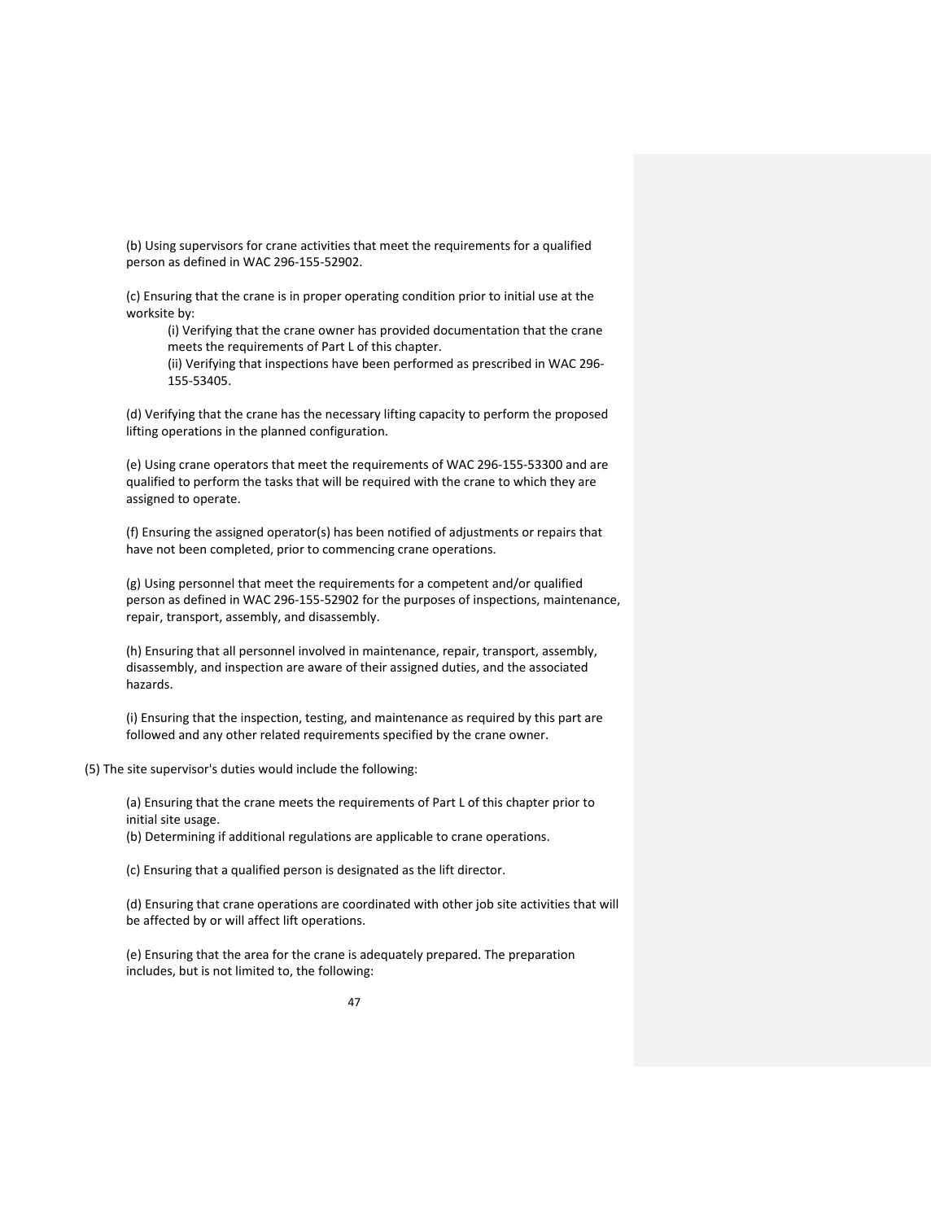(b) Using supervisors for crane activities that meet the requirements for a qualified person as defined in WAC 296-155-52902.

(c) Ensuring that the crane is in proper operating condition prior to initial use at the worksite by:

(i) Verifying that the crane owner has provided documentation that the crane meets the requirements of Part L of this chapter.

(ii) Verifying that inspections have been performed as prescribed in WAC 296-155-53405.

(d) Verifying that the crane has the necessary lifting capacity to perform the proposed lifting operations in the planned configuration.

(e) Using crane operators that meet the requirements of WAC 296-155-53300 and are qualified to perform the tasks that will be required with the crane to which they are assigned to operate.

(f) Ensuring the assigned operator(s) has been notified of adjustments or repairs that have not been completed, prior to commencing crane operations.

(g) Using personnel that meet the requirements for a competent and/or qualified person as defined in WAC 296-155-52902 for the purposes of inspections, maintenance, repair, transport, assembly, and disassembly.

(h) Ensuring that all personnel involved in maintenance, repair, transport, assembly, disassembly, and inspection are aware of their assigned duties, and the associated hazards.

(i) Ensuring that the inspection, testing, and maintenance as required by this part are followed and any other related requirements specified by the crane owner.

(5) The site supervisor's duties would include the following:

(a) Ensuring that the crane meets the requirements of Part L of this chapter prior to initial site usage.

(b) Determining if additional regulations are applicable to crane operations.

(c) Ensuring that a qualified person is designated as the lift director.

(d) Ensuring that crane operations are coordinated with other job site activities that will be affected by or will affect lift operations.

(e) Ensuring that the area for the crane is adequately prepared. The preparation includes, but is not limited to, the following: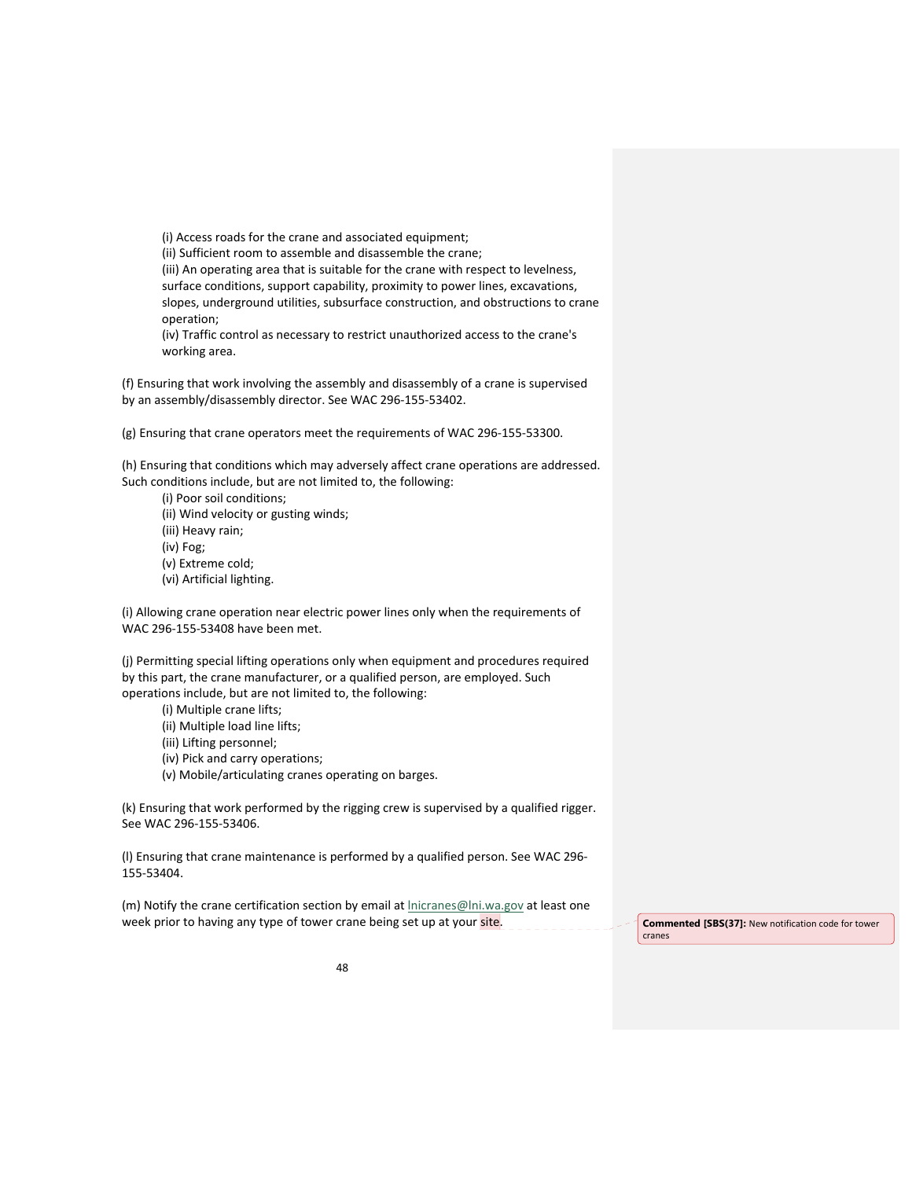(i) Access roads for the crane and associated equipment;
(ii) Sufficient room to assemble and disassemble the crane;
(iii) An operating area that is suitable for the crane with respect to levelness, surface conditions, support capability, proximity to power lines, excavations, slopes, underground utilities, subsurface construction, and obstructions to crane operation;
(iv) Traffic control as necessary to restrict unauthorized access to the crane's working area.

(f) Ensuring that work involving the assembly and disassembly of a crane is supervised by an assembly/disassembly director. See WAC 296-155-53402.

(g) Ensuring that crane operators meet the requirements of WAC 296-155-53300.

(h) Ensuring that conditions which may adversely affect crane operations are addressed. Such conditions include, but are not limited to, the following:
(i) Poor soil conditions;
(ii) Wind velocity or gusting winds;
(iii) Heavy rain;
(iv) Fog;
(v) Extreme cold;
(vi) Artificial lighting.

(i) Allowing crane operation near electric power lines only when the requirements of WAC 296-155-53408 have been met.

(j) Permitting special lifting operations only when equipment and procedures required by this part, the crane manufacturer, or a qualified person, are employed. Such operations include, but are not limited to, the following:
(i) Multiple crane lifts;
(ii) Multiple load line lifts;
(iii) Lifting personnel;
(iv) Pick and carry operations;
(v) Mobile/articulating cranes operating on barges.

(k) Ensuring that work performed by the rigging crew is supervised by a qualified rigger. See WAC 296-155-53406.

(l) Ensuring that crane maintenance is performed by a qualified person. See WAC 296-155-53404.

(m) Notify the crane certification section by email at lnicranes@lni.wa.gov at least one week prior to having any type of tower crane being set up at your site.

**Commented [SBS(37]:** New notification code for tower cranes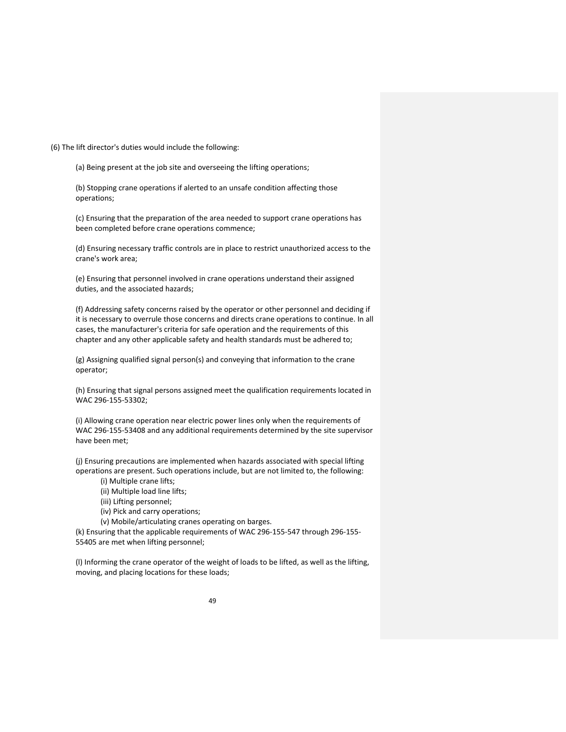(6) The lift director's duties would include the following:

(a) Being present at the job site and overseeing the lifting operations;

(b) Stopping crane operations if alerted to an unsafe condition affecting those operations;

(c) Ensuring that the preparation of the area needed to support crane operations has been completed before crane operations commence;

(d) Ensuring necessary traffic controls are in place to restrict unauthorized access to the crane's work area;

(e) Ensuring that personnel involved in crane operations understand their assigned duties, and the associated hazards;

(f) Addressing safety concerns raised by the operator or other personnel and deciding if it is necessary to overrule those concerns and directs crane operations to continue. In all cases, the manufacturer's criteria for safe operation and the requirements of this chapter and any other applicable safety and health standards must be adhered to;

(g) Assigning qualified signal person(s) and conveying that information to the crane operator;

(h) Ensuring that signal persons assigned meet the qualification requirements located in WAC 296-155-53302;

(i) Allowing crane operation near electric power lines only when the requirements of WAC 296-155-53408 and any additional requirements determined by the site supervisor have been met;

(j) Ensuring precautions are implemented when hazards associated with special lifting operations are present. Such operations include, but are not limited to, the following:

(i) Multiple crane lifts;
(ii) Multiple load line lifts;
(iii) Lifting personnel;
(iv) Pick and carry operations;
(v) Mobile/articulating cranes operating on barges.

(k) Ensuring that the applicable requirements of WAC 296-155-547 through 296-155-55405 are met when lifting personnel;

(l) Informing the crane operator of the weight of loads to be lifted, as well as the lifting, moving, and placing locations for these loads;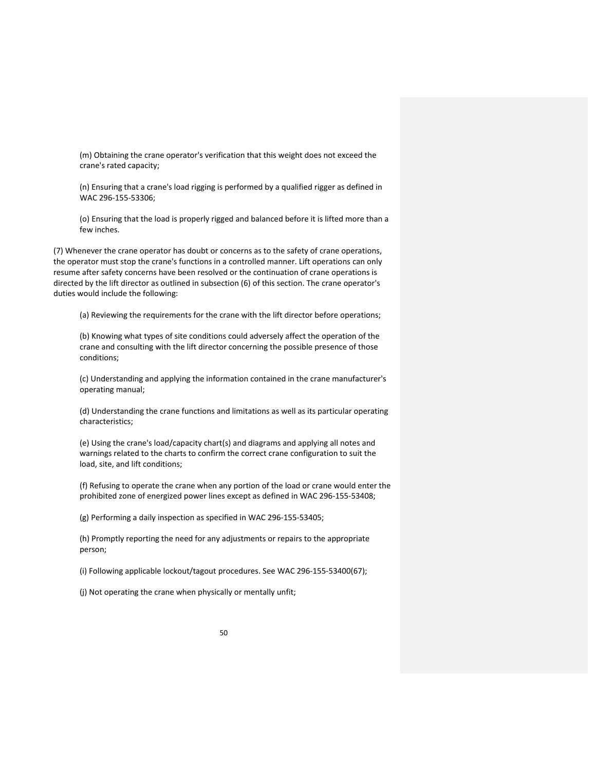(m) Obtaining the crane operator's verification that this weight does not exceed the crane's rated capacity;

(n) Ensuring that a crane's load rigging is performed by a qualified rigger as defined in WAC 296-155-53306;

(o) Ensuring that the load is properly rigged and balanced before it is lifted more than a few inches.

(7) Whenever the crane operator has doubt or concerns as to the safety of crane operations, the operator must stop the crane's functions in a controlled manner. Lift operations can only resume after safety concerns have been resolved or the continuation of crane operations is directed by the lift director as outlined in subsection (6) of this section. The crane operator's duties would include the following:

(a) Reviewing the requirements for the crane with the lift director before operations;

(b) Knowing what types of site conditions could adversely affect the operation of the crane and consulting with the lift director concerning the possible presence of those conditions;

(c) Understanding and applying the information contained in the crane manufacturer's operating manual;

(d) Understanding the crane functions and limitations as well as its particular operating characteristics;

(e) Using the crane's load/capacity chart(s) and diagrams and applying all notes and warnings related to the charts to confirm the correct crane configuration to suit the load, site, and lift conditions;

(f) Refusing to operate the crane when any portion of the load or crane would enter the prohibited zone of energized power lines except as defined in WAC 296-155-53408;

(g) Performing a daily inspection as specified in WAC 296-155-53405;

(h) Promptly reporting the need for any adjustments or repairs to the appropriate person;

(i) Following applicable lockout/tagout procedures. See WAC 296-155-53400(67);

(j) Not operating the crane when physically or mentally unfit;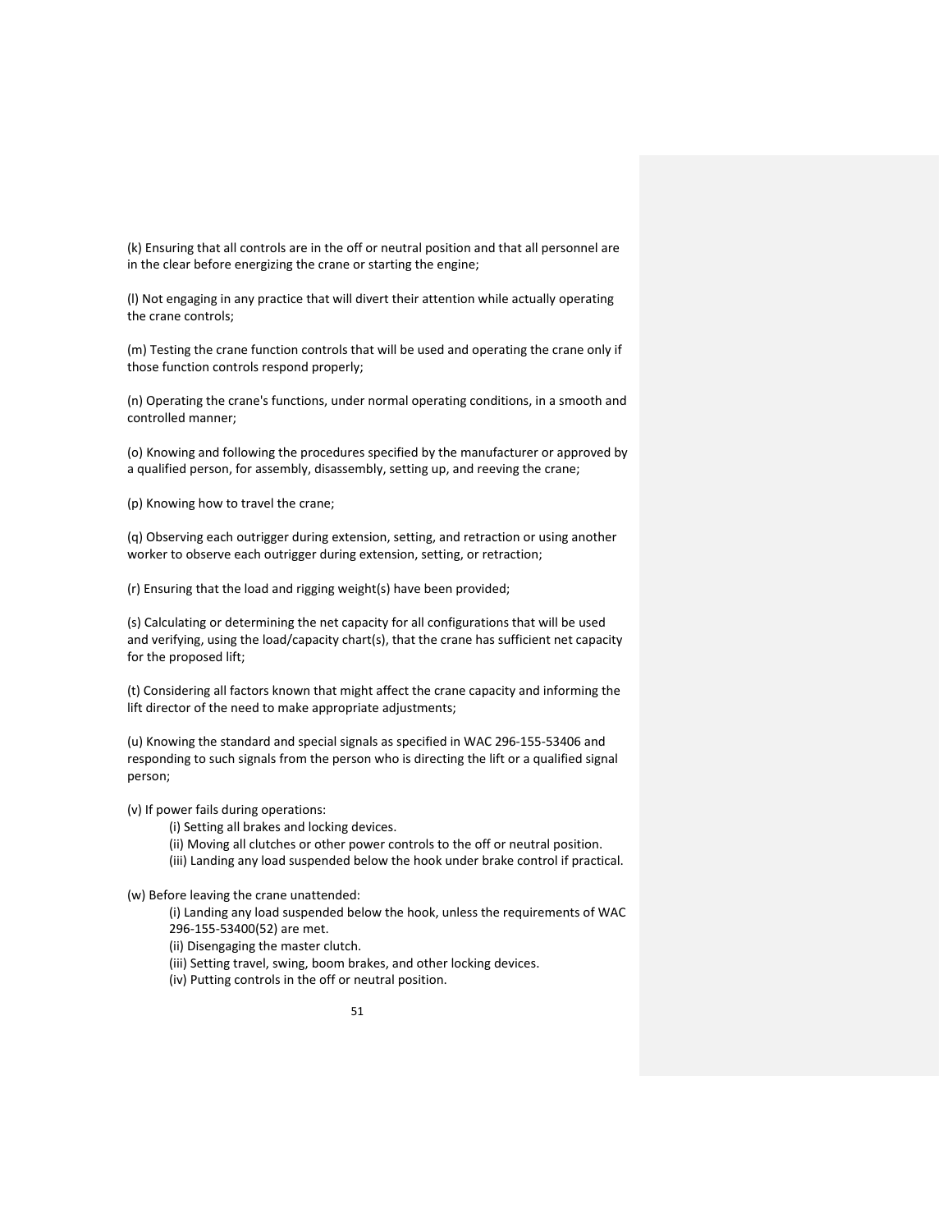(k) Ensuring that all controls are in the off or neutral position and that all personnel are in the clear before energizing the crane or starting the engine;

(l) Not engaging in any practice that will divert their attention while actually operating the crane controls;

(m) Testing the crane function controls that will be used and operating the crane only if those function controls respond properly;

(n) Operating the crane's functions, under normal operating conditions, in a smooth and controlled manner;

(o) Knowing and following the procedures specified by the manufacturer or approved by a qualified person, for assembly, disassembly, setting up, and reeving the crane;

(p) Knowing how to travel the crane;

(q) Observing each outrigger during extension, setting, and retraction or using another worker to observe each outrigger during extension, setting, or retraction;

(r) Ensuring that the load and rigging weight(s) have been provided;

(s) Calculating or determining the net capacity for all configurations that will be used and verifying, using the load/capacity chart(s), that the crane has sufficient net capacity for the proposed lift;

(t) Considering all factors known that might affect the crane capacity and informing the lift director of the need to make appropriate adjustments;

(u) Knowing the standard and special signals as specified in WAC 296-155-53406 and responding to such signals from the person who is directing the lift or a qualified signal person;

(v) If power fails during operations:

(i) Setting all brakes and locking devices.

(ii) Moving all clutches or other power controls to the off or neutral position.

(iii) Landing any load suspended below the hook under brake control if practical.

(w) Before leaving the crane unattended:

(i) Landing any load suspended below the hook, unless the requirements of WAC 296-155-53400(52) are met.

(ii) Disengaging the master clutch.

(iii) Setting travel, swing, boom brakes, and other locking devices.

(iv) Putting controls in the off or neutral position.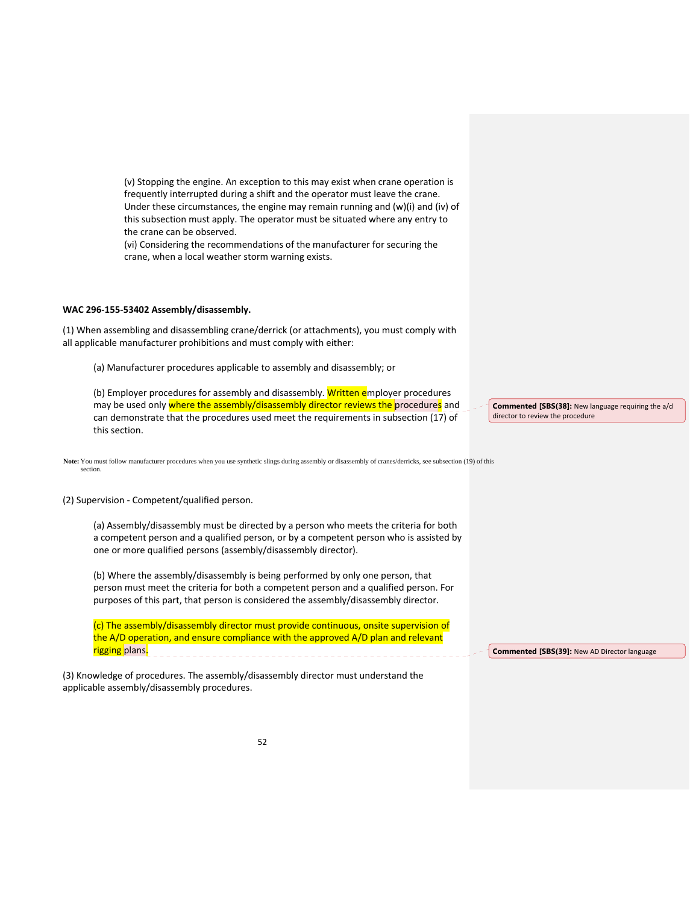(v) Stopping the engine. An exception to this may exist when crane operation is frequently interrupted during a shift and the operator must leave the crane. Under these circumstances, the engine may remain running and (w)(i) and (iv) of this subsection must apply. The operator must be situated where any entry to the crane can be observed.

(vi) Considering the recommendations of the manufacturer for securing the crane, when a local weather storm warning exists.

**WAC 296-155-53402 Assembly/disassembly.**

(1) When assembling and disassembling crane/derrick (or attachments), you must comply with all applicable manufacturer prohibitions and must comply with either:

(a) Manufacturer procedures applicable to assembly and disassembly; or

(b) Employer procedures for assembly and disassembly. Written employer procedures may be used only where the assembly/disassembly director reviews the procedures and can demonstrate that the procedures used meet the requirements in subsection (17) of this section.

> **Commented [SBS(38]:** New language requiring the a/d director to review the procedure

**Note:** You must follow manufacturer procedures when you use synthetic slings during assembly or disassembly of cranes/derricks, see subsection (19) of this section.

(2) Supervision - Competent/qualified person.

(a) Assembly/disassembly must be directed by a person who meets the criteria for both a competent person and a qualified person, or by a competent person who is assisted by one or more qualified persons (assembly/disassembly director).

(b) Where the assembly/disassembly is being performed by only one person, that person must meet the criteria for both a competent person and a qualified person. For purposes of this part, that person is considered the assembly/disassembly director.

(c) The assembly/disassembly director must provide continuous, onsite supervision of the A/D operation, and ensure compliance with the approved A/D plan and relevant rigging plans.

> **Commented [SBS(39]:** New AD Director language

(3) Knowledge of procedures. The assembly/disassembly director must understand the applicable assembly/disassembly procedures.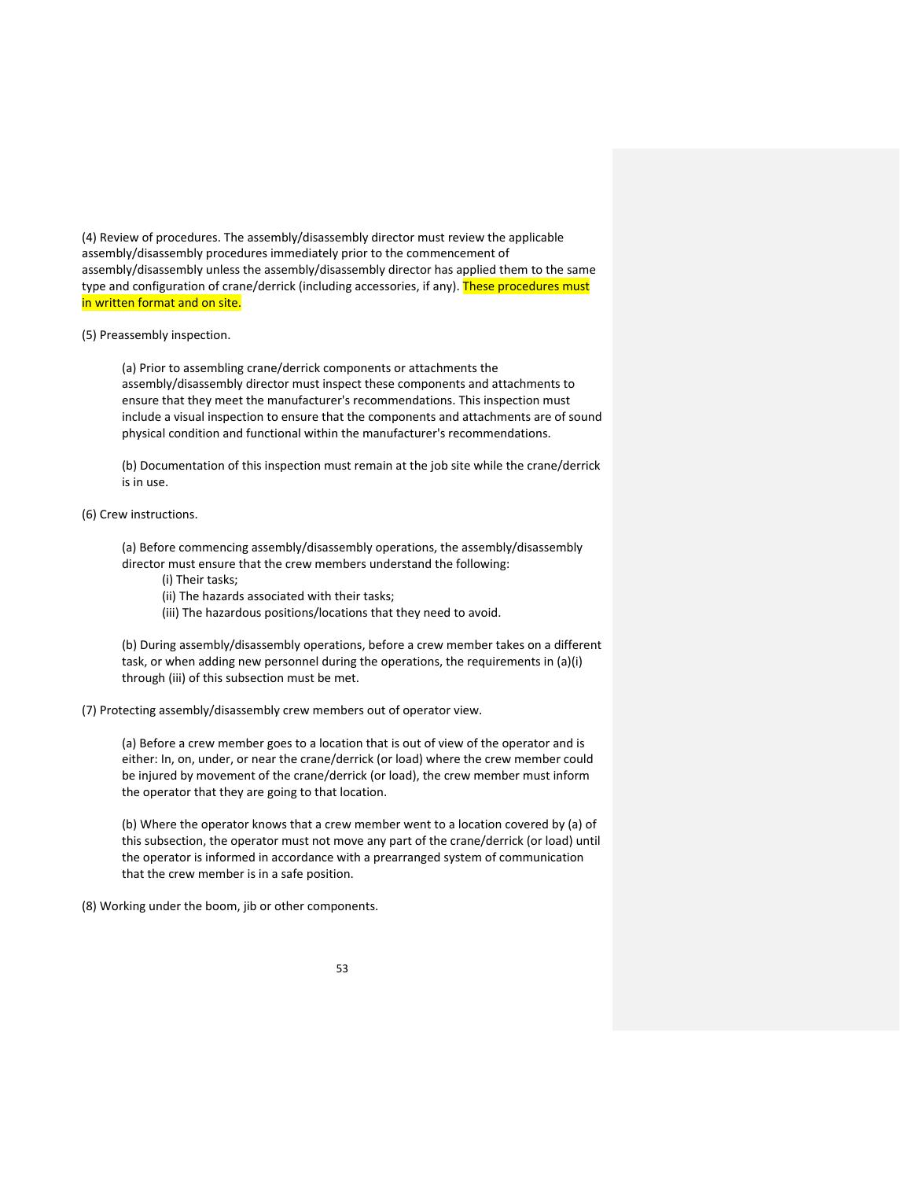(4) Review of procedures. The assembly/disassembly director must review the applicable assembly/disassembly procedures immediately prior to the commencement of assembly/disassembly unless the assembly/disassembly director has applied them to the same type and configuration of crane/derrick (including accessories, if any). These procedures must in written format and on site.

(5) Preassembly inspection.

> (a) Prior to assembling crane/derrick components or attachments the assembly/disassembly director must inspect these components and attachments to ensure that they meet the manufacturer's recommendations. This inspection must include a visual inspection to ensure that the components and attachments are of sound physical condition and functional within the manufacturer's recommendations.
>
> (b) Documentation of this inspection must remain at the job site while the crane/derrick is in use.

(6) Crew instructions.

> (a) Before commencing assembly/disassembly operations, the assembly/disassembly director must ensure that the crew members understand the following:
>
> > (i) Their tasks;
> > (ii) The hazards associated with their tasks;
> > (iii) The hazardous positions/locations that they need to avoid.
>
> (b) During assembly/disassembly operations, before a crew member takes on a different task, or when adding new personnel during the operations, the requirements in (a)(i) through (iii) of this subsection must be met.

(7) Protecting assembly/disassembly crew members out of operator view.

> (a) Before a crew member goes to a location that is out of view of the operator and is either: In, on, under, or near the crane/derrick (or load) where the crew member could be injured by movement of the crane/derrick (or load), the crew member must inform the operator that they are going to that location.
>
> (b) Where the operator knows that a crew member went to a location covered by (a) of this subsection, the operator must not move any part of the crane/derrick (or load) until the operator is informed in accordance with a prearranged system of communication that the crew member is in a safe position.

(8) Working under the boom, jib or other components.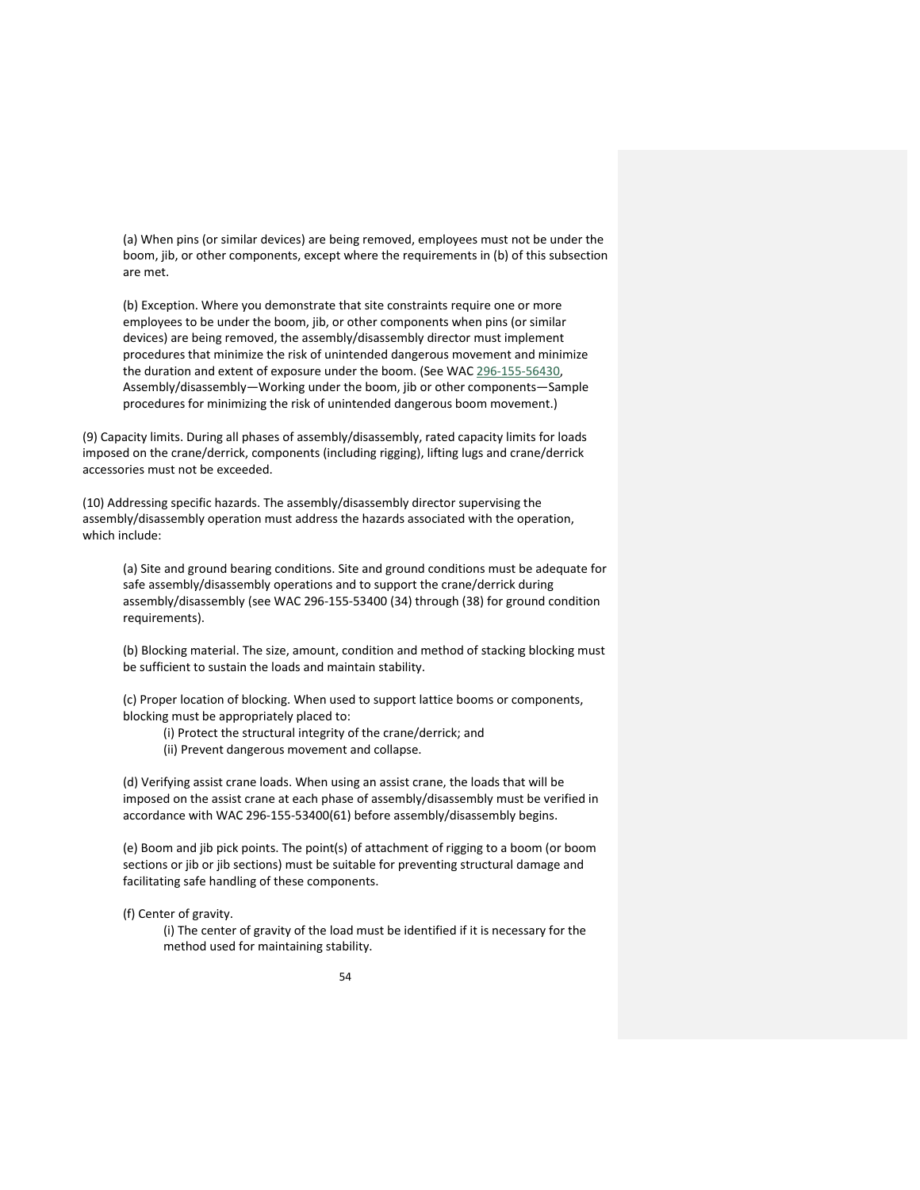(a) When pins (or similar devices) are being removed, employees must not be under the boom, jib, or other components, except where the requirements in (b) of this subsection are met.

(b) Exception. Where you demonstrate that site constraints require one or more employees to be under the boom, jib, or other components when pins (or similar devices) are being removed, the assembly/disassembly director must implement procedures that minimize the risk of unintended dangerous movement and minimize the duration and extent of exposure under the boom. (See WAC 296-155-56430, Assembly/disassembly—Working under the boom, jib or other components—Sample procedures for minimizing the risk of unintended dangerous boom movement.)

(9) Capacity limits. During all phases of assembly/disassembly, rated capacity limits for loads imposed on the crane/derrick, components (including rigging), lifting lugs and crane/derrick accessories must not be exceeded.

(10) Addressing specific hazards. The assembly/disassembly director supervising the assembly/disassembly operation must address the hazards associated with the operation, which include:

(a) Site and ground bearing conditions. Site and ground conditions must be adequate for safe assembly/disassembly operations and to support the crane/derrick during assembly/disassembly (see WAC 296-155-53400 (34) through (38) for ground condition requirements).

(b) Blocking material. The size, amount, condition and method of stacking blocking must be sufficient to sustain the loads and maintain stability.

(c) Proper location of blocking. When used to support lattice booms or components, blocking must be appropriately placed to:

(i) Protect the structural integrity of the crane/derrick; and

(ii) Prevent dangerous movement and collapse.

(d) Verifying assist crane loads. When using an assist crane, the loads that will be imposed on the assist crane at each phase of assembly/disassembly must be verified in accordance with WAC 296-155-53400(61) before assembly/disassembly begins.

(e) Boom and jib pick points. The point(s) of attachment of rigging to a boom (or boom sections or jib or jib sections) must be suitable for preventing structural damage and facilitating safe handling of these components.

(f) Center of gravity.

(i) The center of gravity of the load must be identified if it is necessary for the method used for maintaining stability.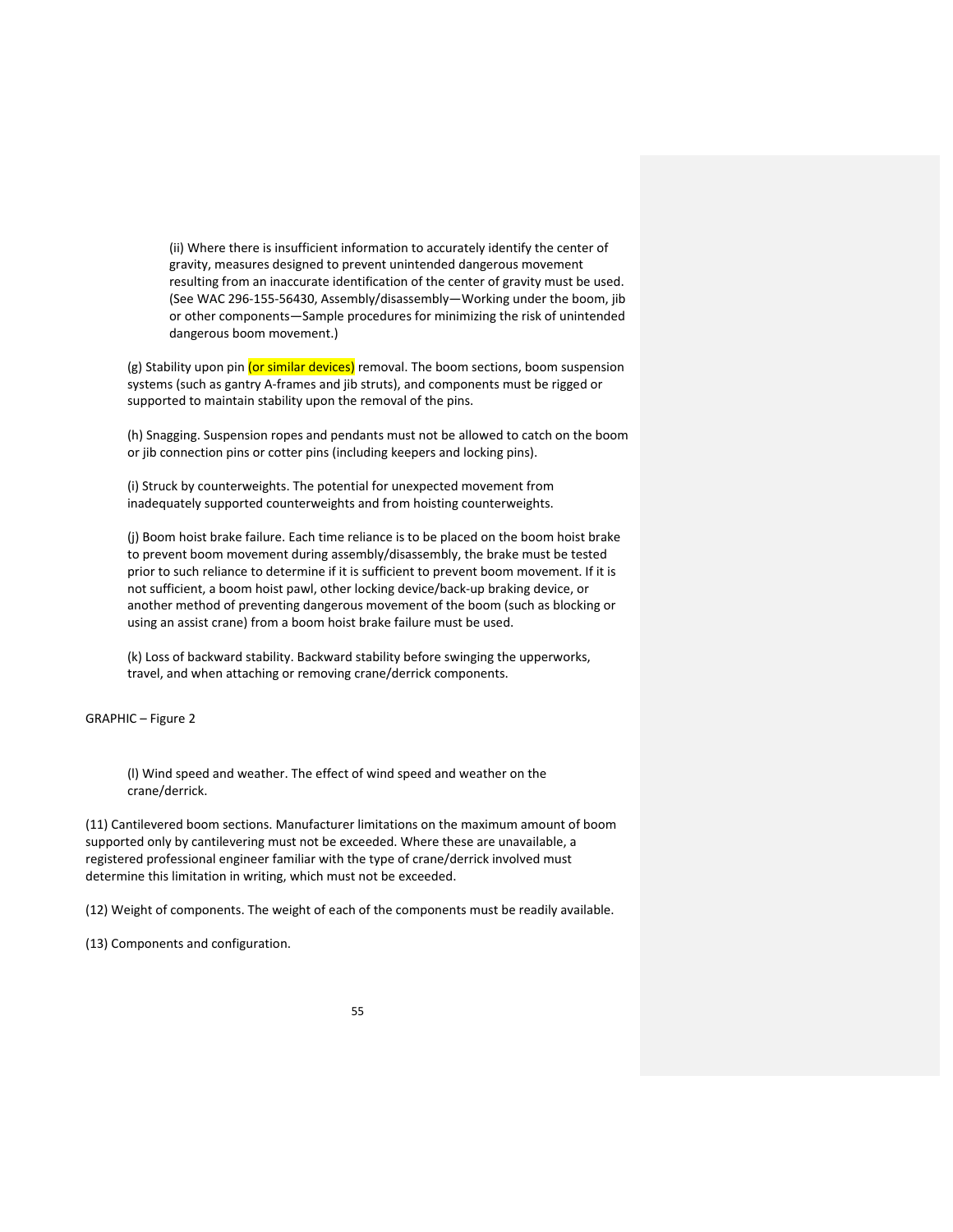(ii) Where there is insufficient information to accurately identify the center of gravity, measures designed to prevent unintended dangerous movement resulting from an inaccurate identification of the center of gravity must be used. (See WAC 296-155-56430, Assembly/disassembly—Working under the boom, jib or other components—Sample procedures for minimizing the risk of unintended dangerous boom movement.)

(g) Stability upon pin (or similar devices) removal. The boom sections, boom suspension systems (such as gantry A-frames and jib struts), and components must be rigged or supported to maintain stability upon the removal of the pins.

(h) Snagging. Suspension ropes and pendants must not be allowed to catch on the boom or jib connection pins or cotter pins (including keepers and locking pins).

(i) Struck by counterweights. The potential for unexpected movement from inadequately supported counterweights and from hoisting counterweights.

(j) Boom hoist brake failure. Each time reliance is to be placed on the boom hoist brake to prevent boom movement during assembly/disassembly, the brake must be tested prior to such reliance to determine if it is sufficient to prevent boom movement. If it is not sufficient, a boom hoist pawl, other locking device/back-up braking device, or another method of preventing dangerous movement of the boom (such as blocking or using an assist crane) from a boom hoist brake failure must be used.

(k) Loss of backward stability. Backward stability before swinging the upperworks, travel, and when attaching or removing crane/derrick components.

GRAPHIC – Figure 2

(l) Wind speed and weather. The effect of wind speed and weather on the crane/derrick.

(11) Cantilevered boom sections. Manufacturer limitations on the maximum amount of boom supported only by cantilevering must not be exceeded. Where these are unavailable, a registered professional engineer familiar with the type of crane/derrick involved must determine this limitation in writing, which must not be exceeded.

(12) Weight of components. The weight of each of the components must be readily available.

(13) Components and configuration.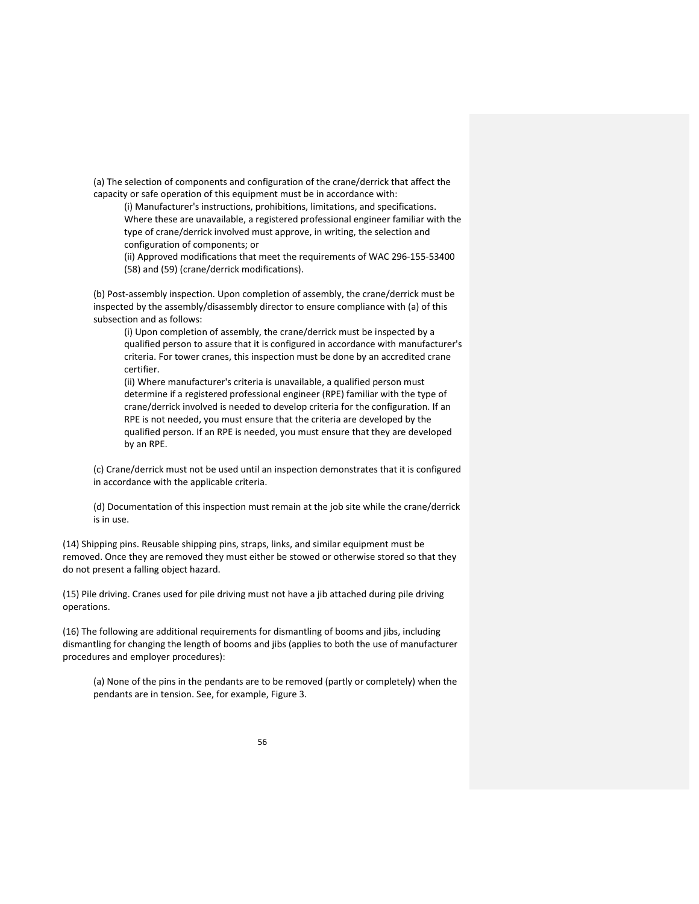(a) The selection of components and configuration of the crane/derrick that affect the capacity or safe operation of this equipment must be in accordance with:

(i) Manufacturer's instructions, prohibitions, limitations, and specifications. Where these are unavailable, a registered professional engineer familiar with the type of crane/derrick involved must approve, in writing, the selection and configuration of components; or

(ii) Approved modifications that meet the requirements of WAC 296-155-53400 (58) and (59) (crane/derrick modifications).

(b) Post-assembly inspection. Upon completion of assembly, the crane/derrick must be inspected by the assembly/disassembly director to ensure compliance with (a) of this subsection and as follows:

(i) Upon completion of assembly, the crane/derrick must be inspected by a qualified person to assure that it is configured in accordance with manufacturer's criteria. For tower cranes, this inspection must be done by an accredited crane certifier.

(ii) Where manufacturer's criteria is unavailable, a qualified person must determine if a registered professional engineer (RPE) familiar with the type of crane/derrick involved is needed to develop criteria for the configuration. If an RPE is not needed, you must ensure that the criteria are developed by the qualified person. If an RPE is needed, you must ensure that they are developed by an RPE.

(c) Crane/derrick must not be used until an inspection demonstrates that it is configured in accordance with the applicable criteria.

(d) Documentation of this inspection must remain at the job site while the crane/derrick is in use.

(14) Shipping pins. Reusable shipping pins, straps, links, and similar equipment must be removed. Once they are removed they must either be stowed or otherwise stored so that they do not present a falling object hazard.

(15) Pile driving. Cranes used for pile driving must not have a jib attached during pile driving operations.

(16) The following are additional requirements for dismantling of booms and jibs, including dismantling for changing the length of booms and jibs (applies to both the use of manufacturer procedures and employer procedures):

(a) None of the pins in the pendants are to be removed (partly or completely) when the pendants are in tension. See, for example, Figure 3.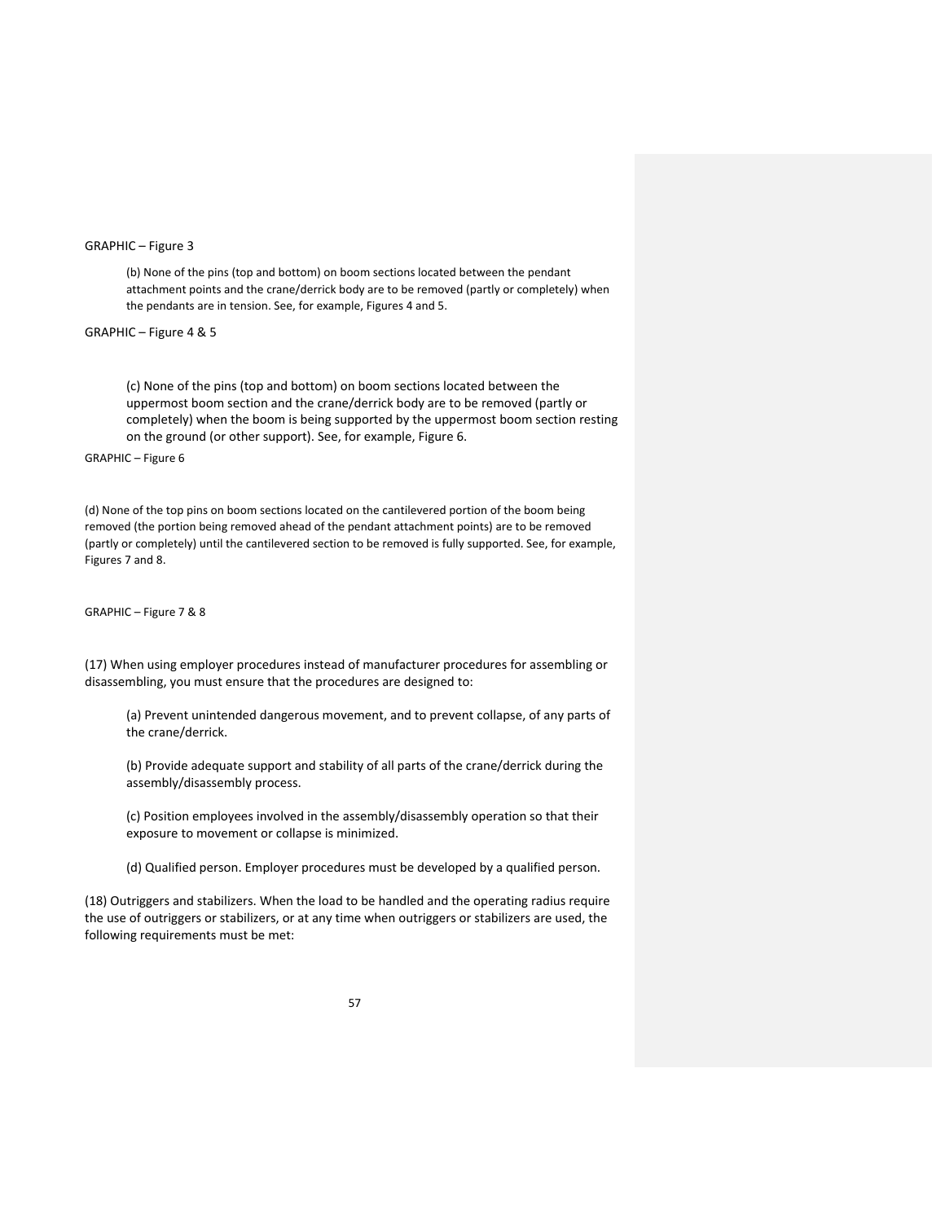GRAPHIC – Figure 3

(b) None of the pins (top and bottom) on boom sections located between the pendant attachment points and the crane/derrick body are to be removed (partly or completely) when the pendants are in tension. See, for example, Figures 4 and 5.

GRAPHIC – Figure 4 & 5

(c) None of the pins (top and bottom) on boom sections located between the uppermost boom section and the crane/derrick body are to be removed (partly or completely) when the boom is being supported by the uppermost boom section resting on the ground (or other support). See, for example, Figure 6.

GRAPHIC – Figure 6

(d) None of the top pins on boom sections located on the cantilevered portion of the boom being removed (the portion being removed ahead of the pendant attachment points) are to be removed (partly or completely) until the cantilevered section to be removed is fully supported. See, for example, Figures 7 and 8.

GRAPHIC – Figure 7 & 8

(17) When using employer procedures instead of manufacturer procedures for assembling or disassembling, you must ensure that the procedures are designed to:

(a) Prevent unintended dangerous movement, and to prevent collapse, of any parts of the crane/derrick.

(b) Provide adequate support and stability of all parts of the crane/derrick during the assembly/disassembly process.

(c) Position employees involved in the assembly/disassembly operation so that their exposure to movement or collapse is minimized.

(d) Qualified person. Employer procedures must be developed by a qualified person.

(18) Outriggers and stabilizers. When the load to be handled and the operating radius require the use of outriggers or stabilizers, or at any time when outriggers or stabilizers are used, the following requirements must be met: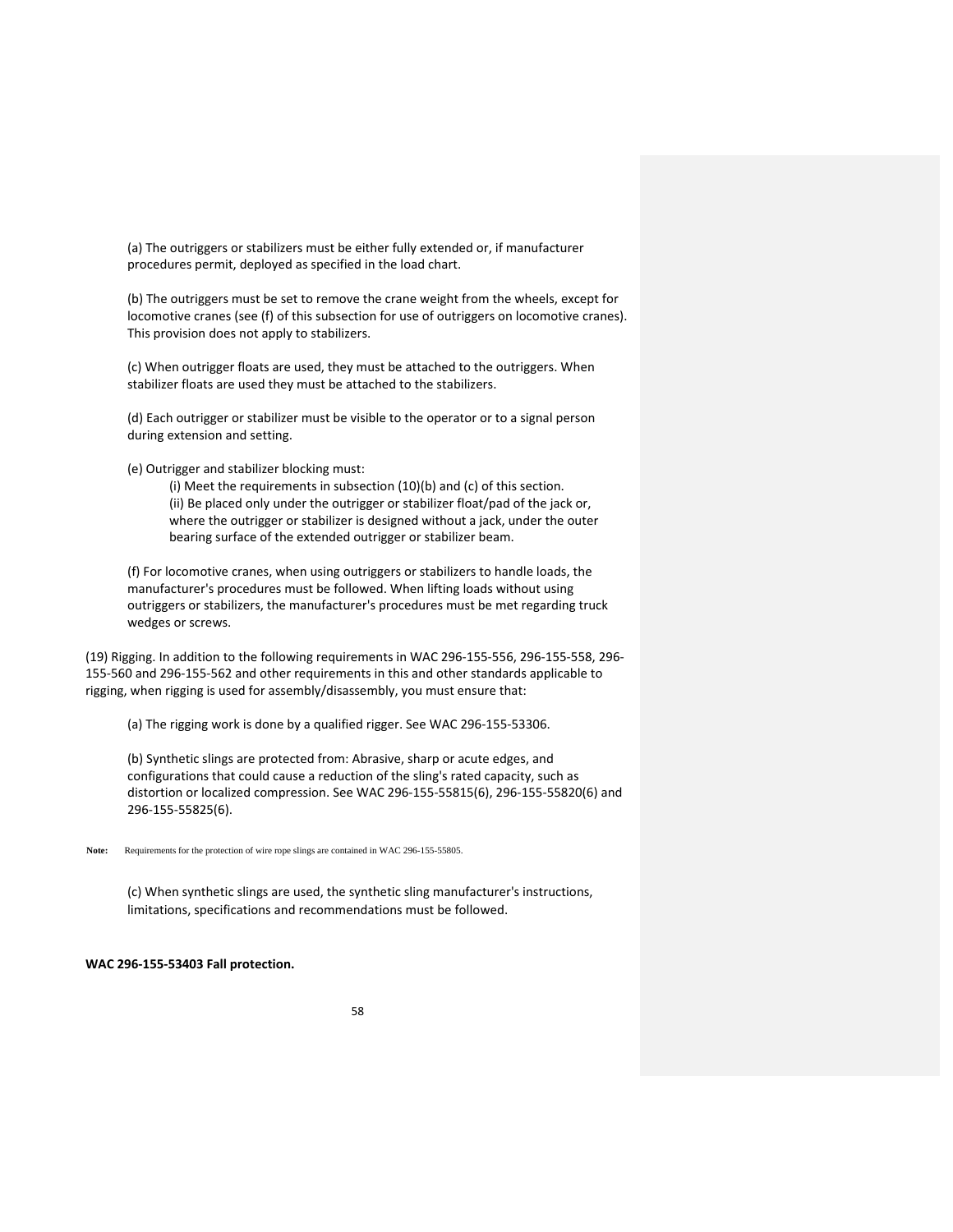(a) The outriggers or stabilizers must be either fully extended or, if manufacturer procedures permit, deployed as specified in the load chart.

(b) The outriggers must be set to remove the crane weight from the wheels, except for locomotive cranes (see (f) of this subsection for use of outriggers on locomotive cranes). This provision does not apply to stabilizers.

(c) When outrigger floats are used, they must be attached to the outriggers. When stabilizer floats are used they must be attached to the stabilizers.

(d) Each outrigger or stabilizer must be visible to the operator or to a signal person during extension and setting.

(e) Outrigger and stabilizer blocking must:

(i) Meet the requirements in subsection (10)(b) and (c) of this section.

(ii) Be placed only under the outrigger or stabilizer float/pad of the jack or, where the outrigger or stabilizer is designed without a jack, under the outer bearing surface of the extended outrigger or stabilizer beam.

(f) For locomotive cranes, when using outriggers or stabilizers to handle loads, the manufacturer's procedures must be followed. When lifting loads without using outriggers or stabilizers, the manufacturer's procedures must be met regarding truck wedges or screws.

(19) Rigging. In addition to the following requirements in WAC 296-155-556, 296-155-558, 296-155-560 and 296-155-562 and other requirements in this and other standards applicable to rigging, when rigging is used for assembly/disassembly, you must ensure that:

(a) The rigging work is done by a qualified rigger. See WAC 296-155-53306.

(b) Synthetic slings are protected from: Abrasive, sharp or acute edges, and configurations that could cause a reduction of the sling's rated capacity, such as distortion or localized compression. See WAC 296-155-55815(6), 296-155-55820(6) and 296-155-55825(6).

**Note:** Requirements for the protection of wire rope slings are contained in WAC 296-155-55805.

(c) When synthetic slings are used, the synthetic sling manufacturer's instructions, limitations, specifications and recommendations must be followed.

**WAC 296-155-53403 Fall protection.**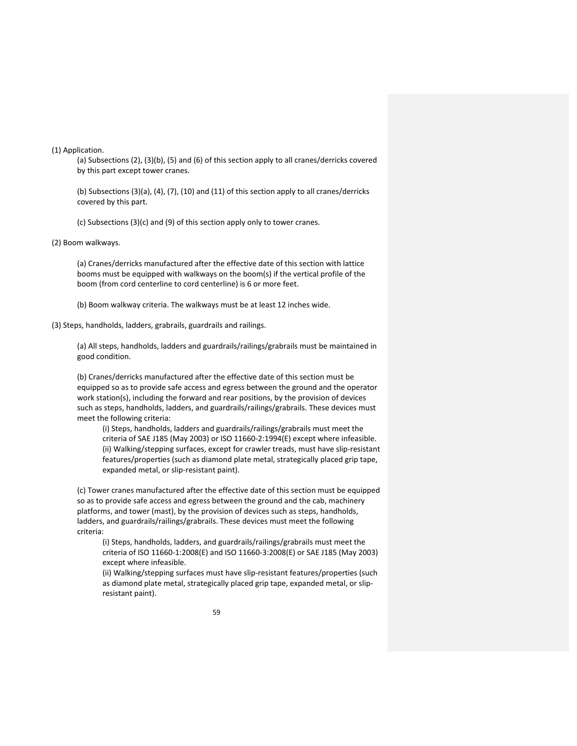(1) Application.

(a) Subsections (2), (3)(b), (5) and (6) of this section apply to all cranes/derricks covered by this part except tower cranes.

(b) Subsections (3)(a), (4), (7), (10) and (11) of this section apply to all cranes/derricks covered by this part.

(c) Subsections (3)(c) and (9) of this section apply only to tower cranes.

(2) Boom walkways.

(a) Cranes/derricks manufactured after the effective date of this section with lattice booms must be equipped with walkways on the boom(s) if the vertical profile of the boom (from cord centerline to cord centerline) is 6 or more feet.

(b) Boom walkway criteria. The walkways must be at least 12 inches wide.

(3) Steps, handholds, ladders, grabrails, guardrails and railings.

(a) All steps, handholds, ladders and guardrails/railings/grabrails must be maintained in good condition.

(b) Cranes/derricks manufactured after the effective date of this section must be equipped so as to provide safe access and egress between the ground and the operator work station(s), including the forward and rear positions, by the provision of devices such as steps, handholds, ladders, and guardrails/railings/grabrails. These devices must meet the following criteria:

(i) Steps, handholds, ladders and guardrails/railings/grabrails must meet the criteria of SAE J185 (May 2003) or ISO 11660-2:1994(E) except where infeasible.

(ii) Walking/stepping surfaces, except for crawler treads, must have slip-resistant features/properties (such as diamond plate metal, strategically placed grip tape, expanded metal, or slip-resistant paint).

(c) Tower cranes manufactured after the effective date of this section must be equipped so as to provide safe access and egress between the ground and the cab, machinery platforms, and tower (mast), by the provision of devices such as steps, handholds, ladders, and guardrails/railings/grabrails. These devices must meet the following criteria:

(i) Steps, handholds, ladders, and guardrails/railings/grabrails must meet the criteria of ISO 11660-1:2008(E) and ISO 11660-3:2008(E) or SAE J185 (May 2003) except where infeasible.

(ii) Walking/stepping surfaces must have slip-resistant features/properties (such as diamond plate metal, strategically placed grip tape, expanded metal, or slip-resistant paint).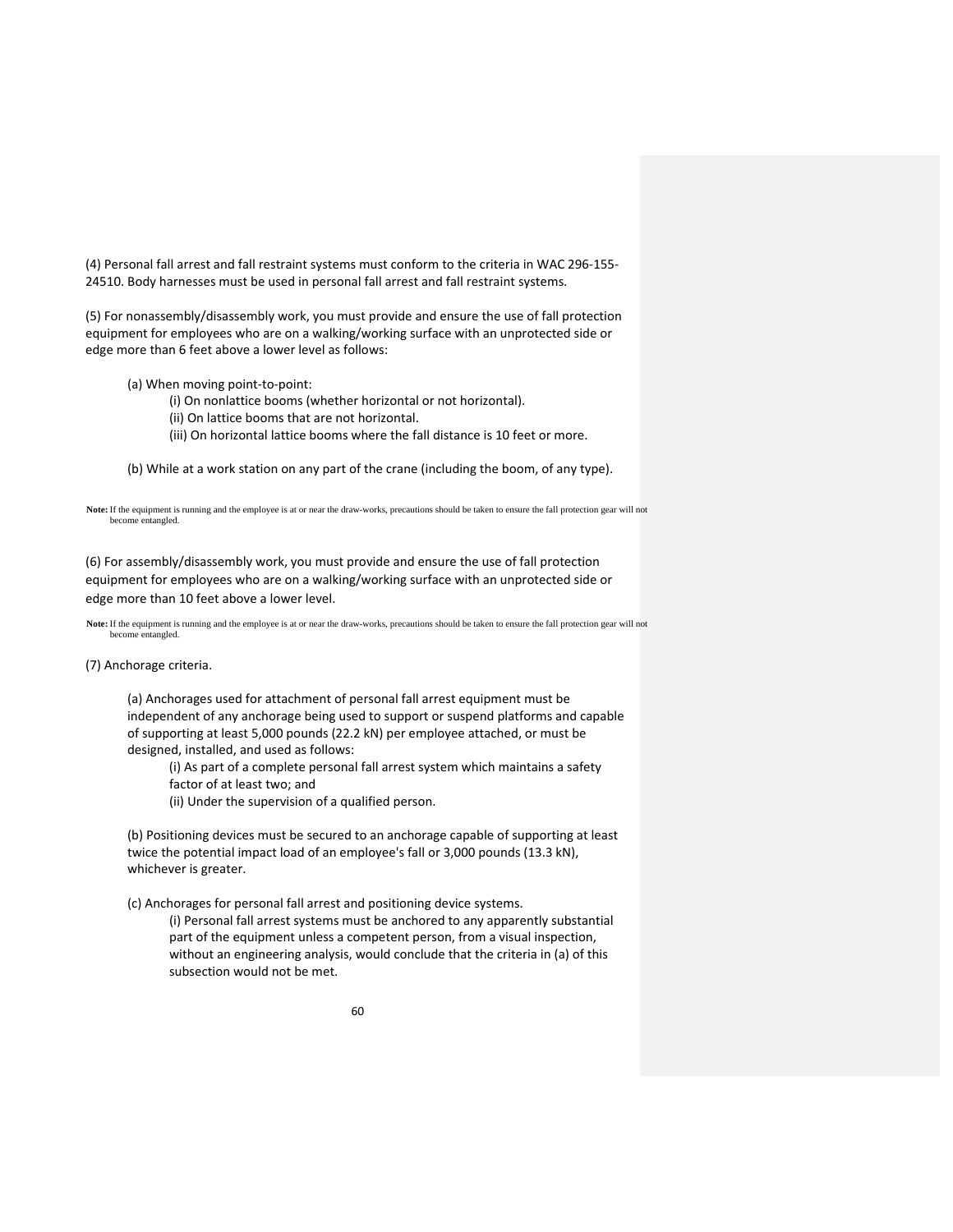(4) Personal fall arrest and fall restraint systems must conform to the criteria in WAC 296-155-24510. Body harnesses must be used in personal fall arrest and fall restraint systems.

(5) For nonassembly/disassembly work, you must provide and ensure the use of fall protection equipment for employees who are on a walking/working surface with an unprotected side or edge more than 6 feet above a lower level as follows:

(a) When moving point-to-point:

(i) On nonlattice booms (whether horizontal or not horizontal).

(ii) On lattice booms that are not horizontal.

(iii) On horizontal lattice booms where the fall distance is 10 feet or more.

(b) While at a work station on any part of the crane (including the boom, of any type).

**Note:** If the equipment is running and the employee is at or near the draw-works, precautions should be taken to ensure the fall protection gear will not become entangled.

(6) For assembly/disassembly work, you must provide and ensure the use of fall protection equipment for employees who are on a walking/working surface with an unprotected side or edge more than 10 feet above a lower level.

**Note:** If the equipment is running and the employee is at or near the draw-works, precautions should be taken to ensure the fall protection gear will not become entangled.

(7) Anchorage criteria.

(a) Anchorages used for attachment of personal fall arrest equipment must be independent of any anchorage being used to support or suspend platforms and capable of supporting at least 5,000 pounds (22.2 kN) per employee attached, or must be designed, installed, and used as follows:

(i) As part of a complete personal fall arrest system which maintains a safety factor of at least two; and

(ii) Under the supervision of a qualified person.

(b) Positioning devices must be secured to an anchorage capable of supporting at least twice the potential impact load of an employee's fall or 3,000 pounds (13.3 kN), whichever is greater.

(c) Anchorages for personal fall arrest and positioning device systems.

(i) Personal fall arrest systems must be anchored to any apparently substantial part of the equipment unless a competent person, from a visual inspection, without an engineering analysis, would conclude that the criteria in (a) of this subsection would not be met.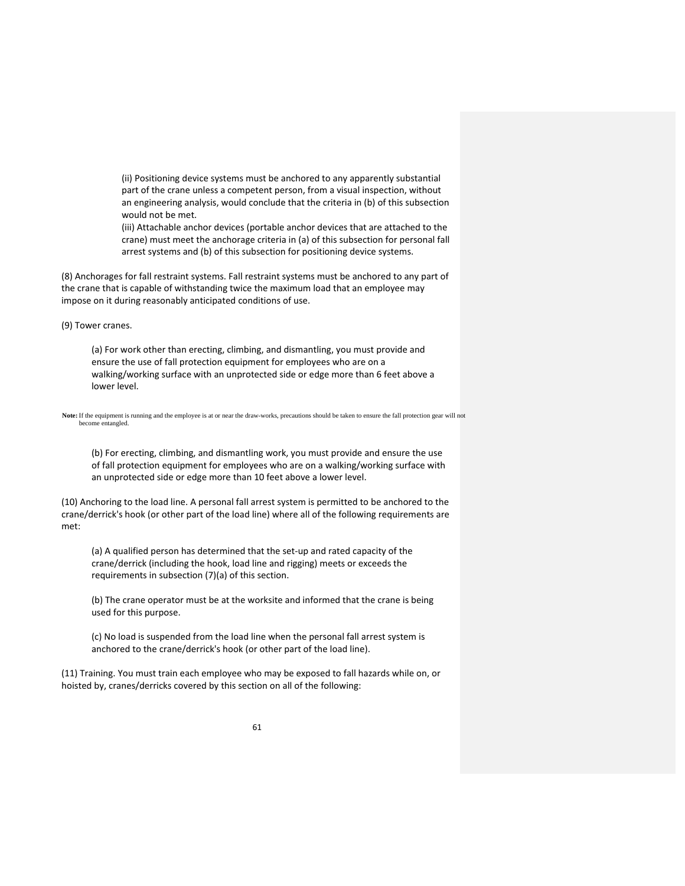(ii) Positioning device systems must be anchored to any apparently substantial part of the crane unless a competent person, from a visual inspection, without an engineering analysis, would conclude that the criteria in (b) of this subsection would not be met.

(iii) Attachable anchor devices (portable anchor devices that are attached to the crane) must meet the anchorage criteria in (a) of this subsection for personal fall arrest systems and (b) of this subsection for positioning device systems.

(8) Anchorages for fall restraint systems. Fall restraint systems must be anchored to any part of the crane that is capable of withstanding twice the maximum load that an employee may impose on it during reasonably anticipated conditions of use.

(9) Tower cranes.

(a) For work other than erecting, climbing, and dismantling, you must provide and ensure the use of fall protection equipment for employees who are on a walking/working surface with an unprotected side or edge more than 6 feet above a lower level.

**Note:** If the equipment is running and the employee is at or near the draw-works, precautions should be taken to ensure the fall protection gear will not become entangled.

(b) For erecting, climbing, and dismantling work, you must provide and ensure the use of fall protection equipment for employees who are on a walking/working surface with an unprotected side or edge more than 10 feet above a lower level.

(10) Anchoring to the load line. A personal fall arrest system is permitted to be anchored to the crane/derrick's hook (or other part of the load line) where all of the following requirements are met:

(a) A qualified person has determined that the set-up and rated capacity of the crane/derrick (including the hook, load line and rigging) meets or exceeds the requirements in subsection (7)(a) of this section.

(b) The crane operator must be at the worksite and informed that the crane is being used for this purpose.

(c) No load is suspended from the load line when the personal fall arrest system is anchored to the crane/derrick's hook (or other part of the load line).

(11) Training. You must train each employee who may be exposed to fall hazards while on, or hoisted by, cranes/derricks covered by this section on all of the following: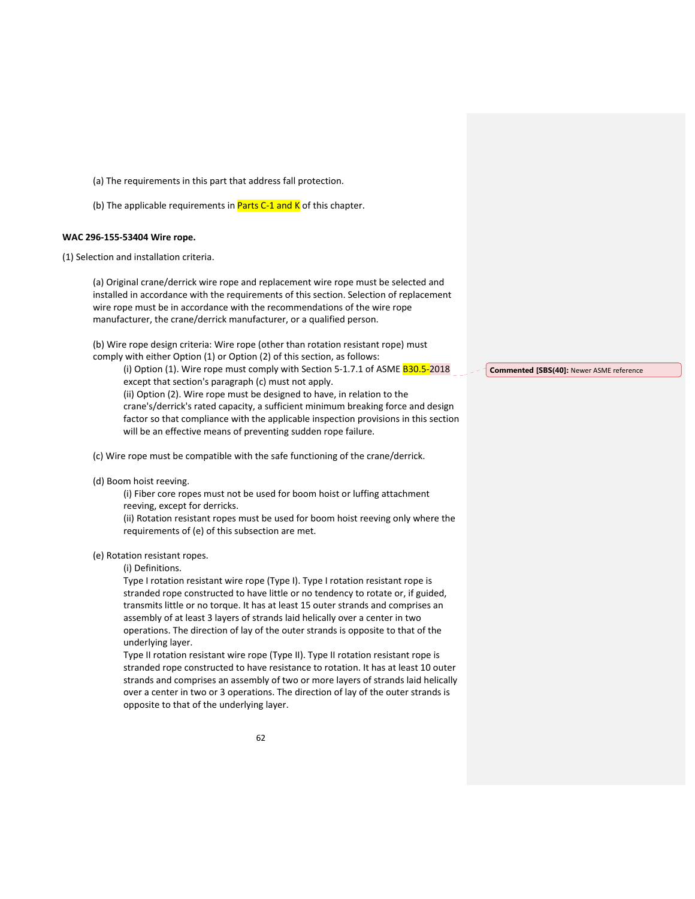(a) The requirements in this part that address fall protection.

(b) The applicable requirements in Parts C-1 and K of this chapter.

**WAC 296-155-53404 Wire rope.**

(1) Selection and installation criteria.

(a) Original crane/derrick wire rope and replacement wire rope must be selected and installed in accordance with the requirements of this section. Selection of replacement wire rope must be in accordance with the recommendations of the wire rope manufacturer, the crane/derrick manufacturer, or a qualified person.

(b) Wire rope design criteria: Wire rope (other than rotation resistant rope) must comply with either Option (1) or Option (2) of this section, as follows:

(i) Option (1). Wire rope must comply with Section 5-1.7.1 of ASME B30.5-2018 except that section's paragraph (c) must not apply.

(ii) Option (2). Wire rope must be designed to have, in relation to the crane's/derrick's rated capacity, a sufficient minimum breaking force and design factor so that compliance with the applicable inspection provisions in this section will be an effective means of preventing sudden rope failure.

**Commented [SBS(40]:** Newer ASME reference

(c) Wire rope must be compatible with the safe functioning of the crane/derrick.

(d) Boom hoist reeving.

(i) Fiber core ropes must not be used for boom hoist or luffing attachment reeving, except for derricks.

(ii) Rotation resistant ropes must be used for boom hoist reeving only where the requirements of (e) of this subsection are met.

(e) Rotation resistant ropes.

(i) Definitions.

Type I rotation resistant wire rope (Type I). Type I rotation resistant rope is stranded rope constructed to have little or no tendency to rotate or, if guided, transmits little or no torque. It has at least 15 outer strands and comprises an assembly of at least 3 layers of strands laid helically over a center in two operations. The direction of lay of the outer strands is opposite to that of the underlying layer.

Type II rotation resistant wire rope (Type II). Type II rotation resistant rope is stranded rope constructed to have resistance to rotation. It has at least 10 outer strands and comprises an assembly of two or more layers of strands laid helically over a center in two or 3 operations. The direction of lay of the outer strands is opposite to that of the underlying layer.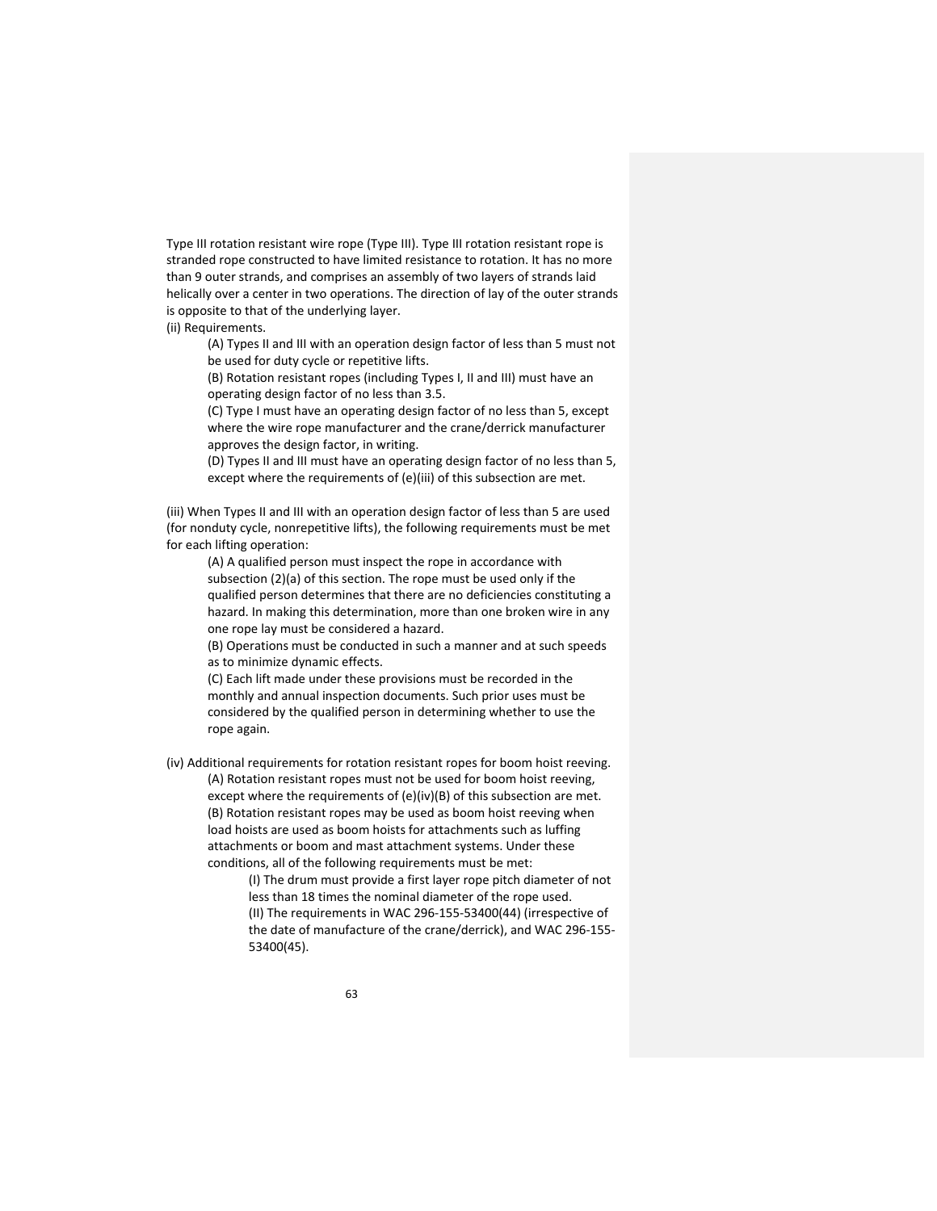Type III rotation resistant wire rope (Type III). Type III rotation resistant rope is stranded rope constructed to have limited resistance to rotation. It has no more than 9 outer strands, and comprises an assembly of two layers of strands laid helically over a center in two operations. The direction of lay of the outer strands is opposite to that of the underlying layer.

(ii) Requirements.

> (A) Types II and III with an operation design factor of less than 5 must not be used for duty cycle or repetitive lifts.
>
> (B) Rotation resistant ropes (including Types I, II and III) must have an operating design factor of no less than 3.5.
>
> (C) Type I must have an operating design factor of no less than 5, except where the wire rope manufacturer and the crane/derrick manufacturer approves the design factor, in writing.
>
> (D) Types II and III must have an operating design factor of no less than 5, except where the requirements of (e)(iii) of this subsection are met.

(iii) When Types II and III with an operation design factor of less than 5 are used (for nonduty cycle, nonrepetitive lifts), the following requirements must be met for each lifting operation:

> (A) A qualified person must inspect the rope in accordance with subsection (2)(a) of this section. The rope must be used only if the qualified person determines that there are no deficiencies constituting a hazard. In making this determination, more than one broken wire in any one rope lay must be considered a hazard.
>
> (B) Operations must be conducted in such a manner and at such speeds as to minimize dynamic effects.
>
> (C) Each lift made under these provisions must be recorded in the monthly and annual inspection documents. Such prior uses must be considered by the qualified person in determining whether to use the rope again.

(iv) Additional requirements for rotation resistant ropes for boom hoist reeving.

> (A) Rotation resistant ropes must not be used for boom hoist reeving, except where the requirements of (e)(iv)(B) of this subsection are met.
>
> (B) Rotation resistant ropes may be used as boom hoist reeving when load hoists are used as boom hoists for attachments such as luffing attachments or boom and mast attachment systems. Under these conditions, all of the following requirements must be met:
>
> > (I) The drum must provide a first layer rope pitch diameter of not less than 18 times the nominal diameter of the rope used.
> >
> > (II) The requirements in WAC 296-155-53400(44) (irrespective of the date of manufacture of the crane/derrick), and WAC 296-155-53400(45).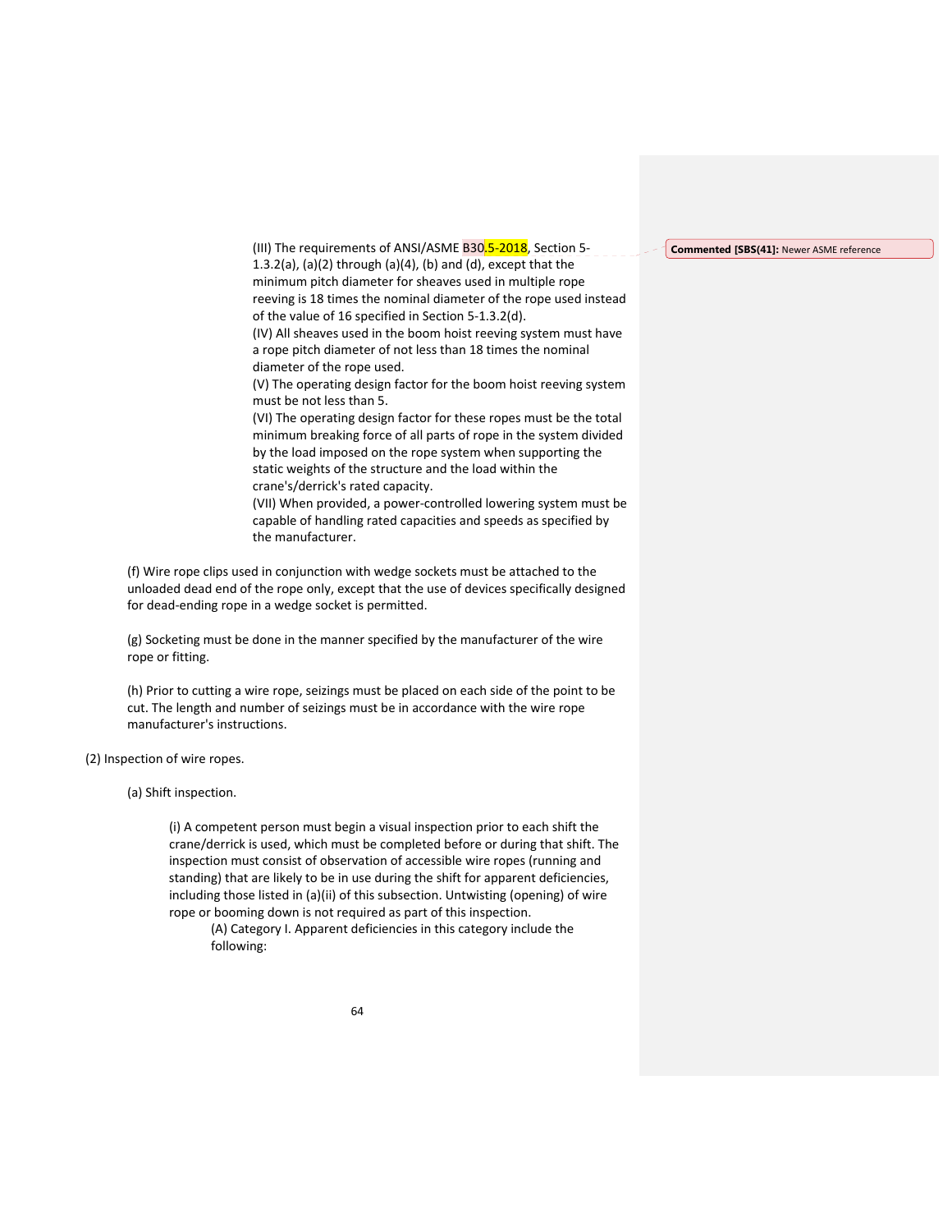(III) The requirements of ANSI/ASME B30.5-2018, Section 5-1.3.2(a), (a)(2) through (a)(4), (b) and (d), except that the minimum pitch diameter for sheaves used in multiple rope reeving is 18 times the nominal diameter of the rope used instead of the value of 16 specified in Section 5-1.3.2(d).

(IV) All sheaves used in the boom hoist reeving system must have a rope pitch diameter of not less than 18 times the nominal diameter of the rope used.

(V) The operating design factor for the boom hoist reeving system must be not less than 5.

(VI) The operating design factor for these ropes must be the total minimum breaking force of all parts of rope in the system divided by the load imposed on the rope system when supporting the static weights of the structure and the load within the crane's/derrick's rated capacity.

(VII) When provided, a power-controlled lowering system must be capable of handling rated capacities and speeds as specified by the manufacturer.

(f) Wire rope clips used in conjunction with wedge sockets must be attached to the unloaded dead end of the rope only, except that the use of devices specifically designed for dead-ending rope in a wedge socket is permitted.

(g) Socketing must be done in the manner specified by the manufacturer of the wire rope or fitting.

(h) Prior to cutting a wire rope, seizings must be placed on each side of the point to be cut. The length and number of seizings must be in accordance with the wire rope manufacturer's instructions.

(2) Inspection of wire ropes.

(a) Shift inspection.

(i) A competent person must begin a visual inspection prior to each shift the crane/derrick is used, which must be completed before or during that shift. The inspection must consist of observation of accessible wire ropes (running and standing) that are likely to be in use during the shift for apparent deficiencies, including those listed in (a)(ii) of this subsection. Untwisting (opening) of wire rope or booming down is not required as part of this inspection.

(A) Category I. Apparent deficiencies in this category include the following:

**Commented [SBS(41]:** Newer ASME reference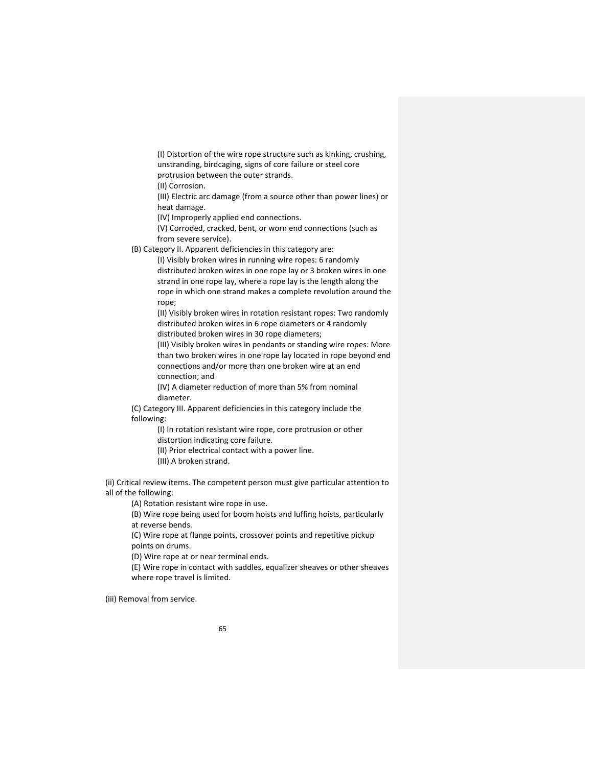(I) Distortion of the wire rope structure such as kinking, crushing, unstranding, birdcaging, signs of core failure or steel core protrusion between the outer strands.

(II) Corrosion.

(III) Electric arc damage (from a source other than power lines) or heat damage.

(IV) Improperly applied end connections.

(V) Corroded, cracked, bent, or worn end connections (such as from severe service).

(B) Category II. Apparent deficiencies in this category are:

(I) Visibly broken wires in running wire ropes: 6 randomly distributed broken wires in one rope lay or 3 broken wires in one strand in one rope lay, where a rope lay is the length along the rope in which one strand makes a complete revolution around the rope;

(II) Visibly broken wires in rotation resistant ropes: Two randomly distributed broken wires in 6 rope diameters or 4 randomly distributed broken wires in 30 rope diameters;

(III) Visibly broken wires in pendants or standing wire ropes: More than two broken wires in one rope lay located in rope beyond end connections and/or more than one broken wire at an end connection; and

(IV) A diameter reduction of more than 5% from nominal diameter.

(C) Category III. Apparent deficiencies in this category include the following:

(I) In rotation resistant wire rope, core protrusion or other distortion indicating core failure.

(II) Prior electrical contact with a power line.

(III) A broken strand.

(ii) Critical review items. The competent person must give particular attention to all of the following:

(A) Rotation resistant wire rope in use.

(B) Wire rope being used for boom hoists and luffing hoists, particularly at reverse bends.

(C) Wire rope at flange points, crossover points and repetitive pickup points on drums.

(D) Wire rope at or near terminal ends.

(E) Wire rope in contact with saddles, equalizer sheaves or other sheaves where rope travel is limited.

(iii) Removal from service.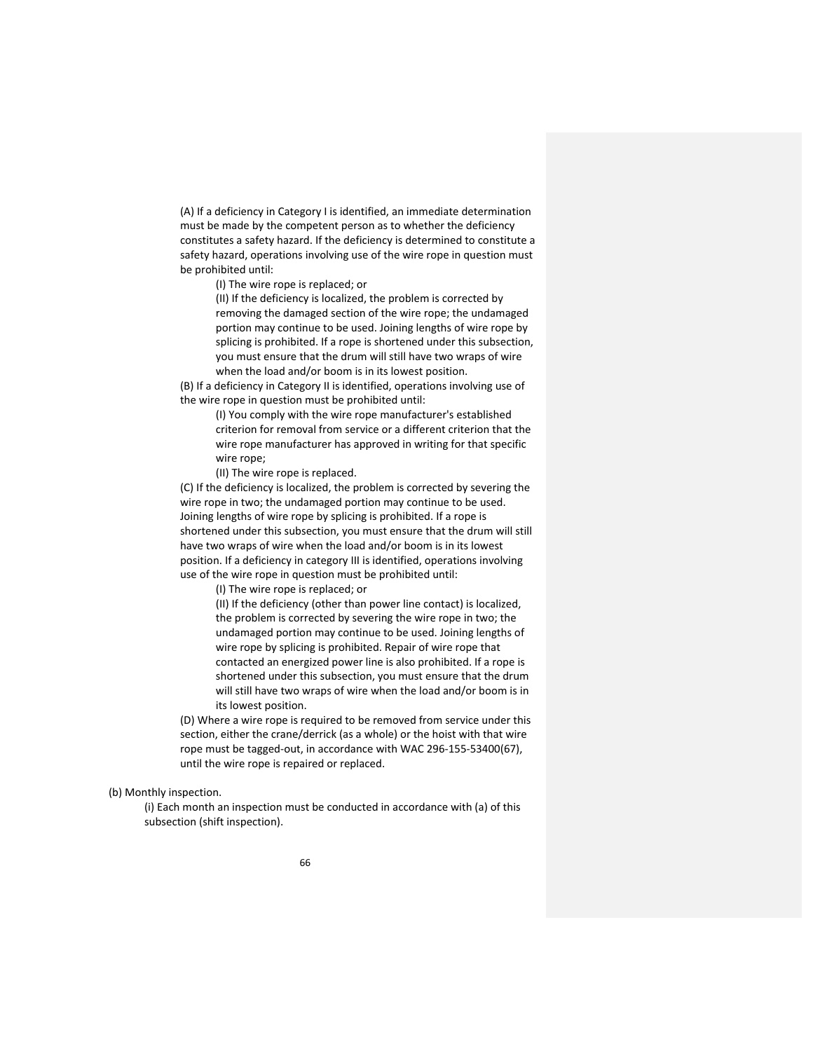(A) If a deficiency in Category I is identified, an immediate determination must be made by the competent person as to whether the deficiency constitutes a safety hazard. If the deficiency is determined to constitute a safety hazard, operations involving use of the wire rope in question must be prohibited until:

(I) The wire rope is replaced; or

(II) If the deficiency is localized, the problem is corrected by removing the damaged section of the wire rope; the undamaged portion may continue to be used. Joining lengths of wire rope by splicing is prohibited. If a rope is shortened under this subsection, you must ensure that the drum will still have two wraps of wire when the load and/or boom is in its lowest position.

(B) If a deficiency in Category II is identified, operations involving use of the wire rope in question must be prohibited until:

(I) You comply with the wire rope manufacturer's established criterion for removal from service or a different criterion that the wire rope manufacturer has approved in writing for that specific wire rope;

(II) The wire rope is replaced.

(C) If the deficiency is localized, the problem is corrected by severing the wire rope in two; the undamaged portion may continue to be used. Joining lengths of wire rope by splicing is prohibited. If a rope is shortened under this subsection, you must ensure that the drum will still have two wraps of wire when the load and/or boom is in its lowest position. If a deficiency in category III is identified, operations involving use of the wire rope in question must be prohibited until:

(I) The wire rope is replaced; or

(II) If the deficiency (other than power line contact) is localized, the problem is corrected by severing the wire rope in two; the undamaged portion may continue to be used. Joining lengths of wire rope by splicing is prohibited. Repair of wire rope that contacted an energized power line is also prohibited. If a rope is shortened under this subsection, you must ensure that the drum will still have two wraps of wire when the load and/or boom is in its lowest position.

(D) Where a wire rope is required to be removed from service under this section, either the crane/derrick (as a whole) or the hoist with that wire rope must be tagged-out, in accordance with WAC 296-155-53400(67), until the wire rope is repaired or replaced.

(b) Monthly inspection.

(i) Each month an inspection must be conducted in accordance with (a) of this subsection (shift inspection).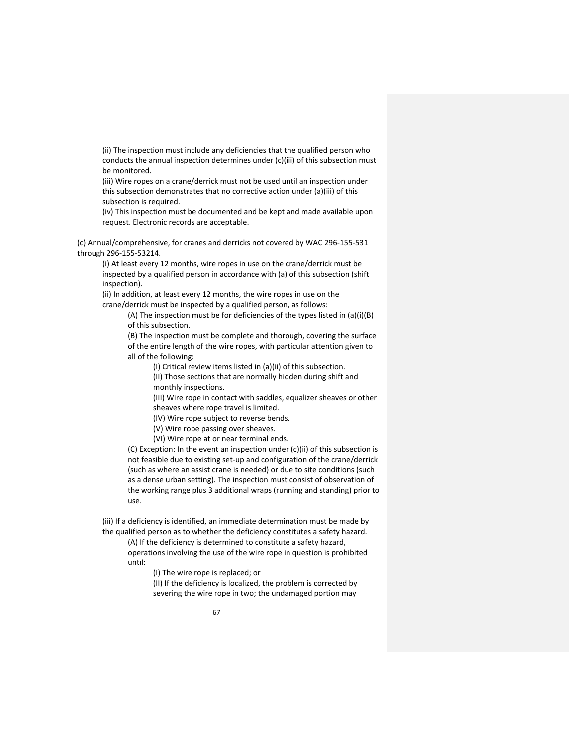(ii) The inspection must include any deficiencies that the qualified person who conducts the annual inspection determines under (c)(iii) of this subsection must be monitored.

(iii) Wire ropes on a crane/derrick must not be used until an inspection under this subsection demonstrates that no corrective action under (a)(iii) of this subsection is required.

(iv) This inspection must be documented and be kept and made available upon request. Electronic records are acceptable.

(c) Annual/comprehensive, for cranes and derricks not covered by WAC 296-155-531 through 296-155-53214.

(i) At least every 12 months, wire ropes in use on the crane/derrick must be inspected by a qualified person in accordance with (a) of this subsection (shift inspection).

(ii) In addition, at least every 12 months, the wire ropes in use on the crane/derrick must be inspected by a qualified person, as follows:

(A) The inspection must be for deficiencies of the types listed in (a)(i)(B) of this subsection.

(B) The inspection must be complete and thorough, covering the surface of the entire length of the wire ropes, with particular attention given to all of the following:

(I) Critical review items listed in (a)(ii) of this subsection.

(II) Those sections that are normally hidden during shift and monthly inspections.

(III) Wire rope in contact with saddles, equalizer sheaves or other sheaves where rope travel is limited.

(IV) Wire rope subject to reverse bends.

(V) Wire rope passing over sheaves.

(VI) Wire rope at or near terminal ends.

(C) Exception: In the event an inspection under (c)(ii) of this subsection is not feasible due to existing set-up and configuration of the crane/derrick (such as where an assist crane is needed) or due to site conditions (such as a dense urban setting). The inspection must consist of observation of the working range plus 3 additional wraps (running and standing) prior to use.

(iii) If a deficiency is identified, an immediate determination must be made by the qualified person as to whether the deficiency constitutes a safety hazard.

(A) If the deficiency is determined to constitute a safety hazard, operations involving the use of the wire rope in question is prohibited until:

(I) The wire rope is replaced; or

(II) If the deficiency is localized, the problem is corrected by severing the wire rope in two; the undamaged portion may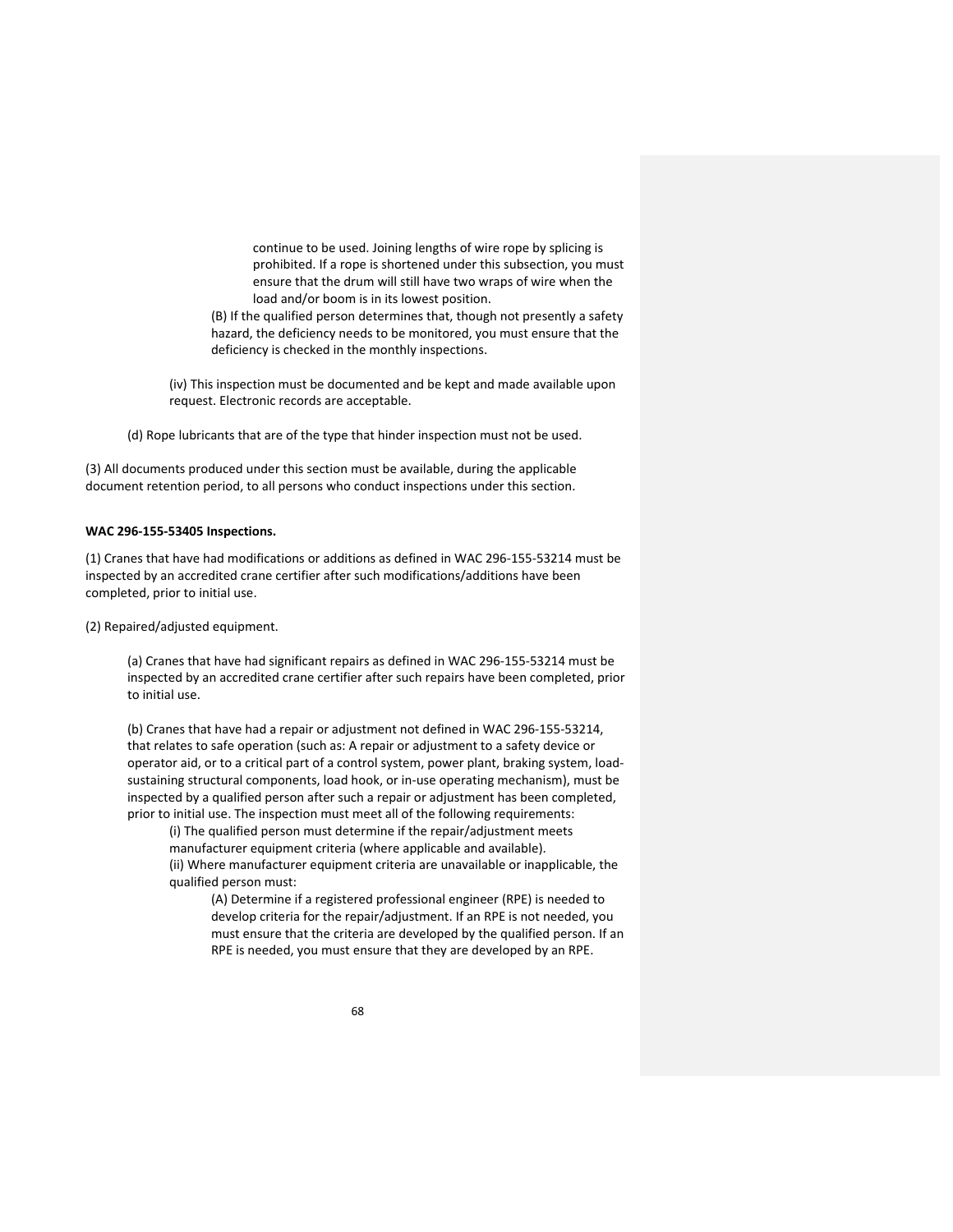continue to be used. Joining lengths of wire rope by splicing is prohibited. If a rope is shortened under this subsection, you must ensure that the drum will still have two wraps of wire when the load and/or boom is in its lowest position.

(B) If the qualified person determines that, though not presently a safety hazard, the deficiency needs to be monitored, you must ensure that the deficiency is checked in the monthly inspections.

(iv) This inspection must be documented and be kept and made available upon request. Electronic records are acceptable.

(d) Rope lubricants that are of the type that hinder inspection must not be used.

(3) All documents produced under this section must be available, during the applicable document retention period, to all persons who conduct inspections under this section.

**WAC 296-155-53405 Inspections.**

(1) Cranes that have had modifications or additions as defined in WAC 296-155-53214 must be inspected by an accredited crane certifier after such modifications/additions have been completed, prior to initial use.

(2) Repaired/adjusted equipment.

(a) Cranes that have had significant repairs as defined in WAC 296-155-53214 must be inspected by an accredited crane certifier after such repairs have been completed, prior to initial use.

(b) Cranes that have had a repair or adjustment not defined in WAC 296-155-53214, that relates to safe operation (such as: A repair or adjustment to a safety device or operator aid, or to a critical part of a control system, power plant, braking system, load-sustaining structural components, load hook, or in-use operating mechanism), must be inspected by a qualified person after such a repair or adjustment has been completed, prior to initial use. The inspection must meet all of the following requirements:

(i) The qualified person must determine if the repair/adjustment meets manufacturer equipment criteria (where applicable and available).

(ii) Where manufacturer equipment criteria are unavailable or inapplicable, the qualified person must:

(A) Determine if a registered professional engineer (RPE) is needed to develop criteria for the repair/adjustment. If an RPE is not needed, you must ensure that the criteria are developed by the qualified person. If an RPE is needed, you must ensure that they are developed by an RPE.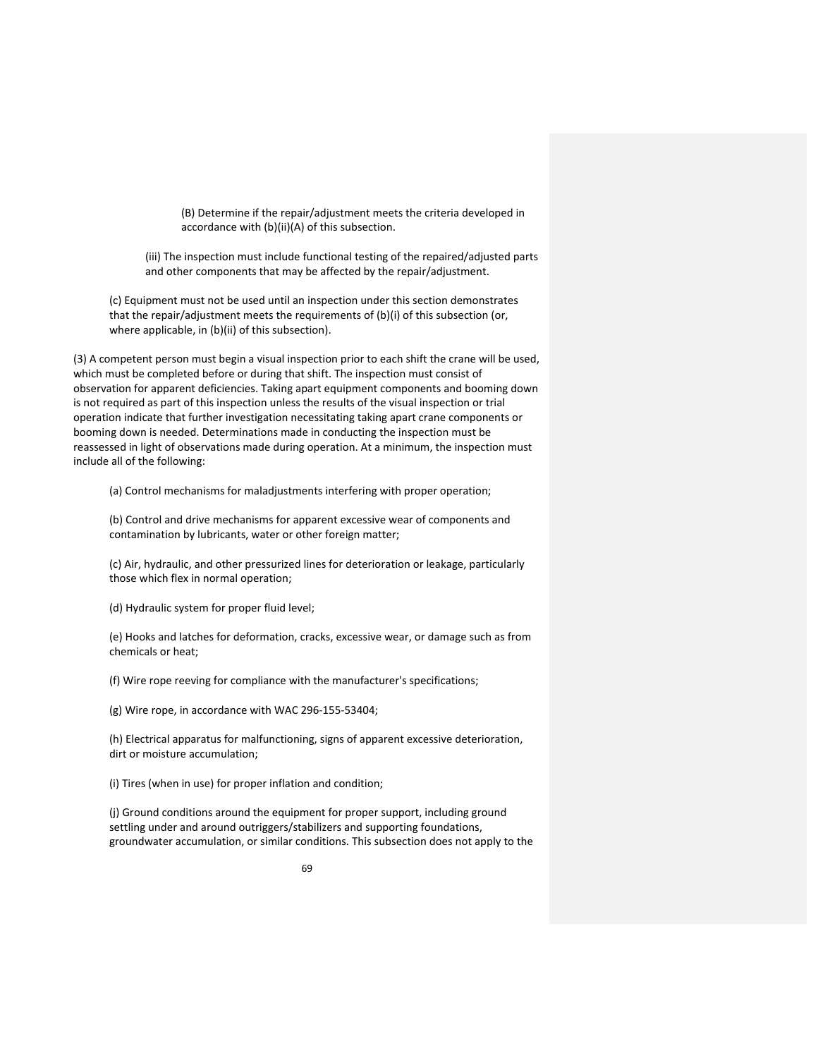(B) Determine if the repair/adjustment meets the criteria developed in accordance with (b)(ii)(A) of this subsection.

(iii) The inspection must include functional testing of the repaired/adjusted parts and other components that may be affected by the repair/adjustment.

(c) Equipment must not be used until an inspection under this section demonstrates that the repair/adjustment meets the requirements of (b)(i) of this subsection (or, where applicable, in (b)(ii) of this subsection).

(3) A competent person must begin a visual inspection prior to each shift the crane will be used, which must be completed before or during that shift. The inspection must consist of observation for apparent deficiencies. Taking apart equipment components and booming down is not required as part of this inspection unless the results of the visual inspection or trial operation indicate that further investigation necessitating taking apart crane components or booming down is needed. Determinations made in conducting the inspection must be reassessed in light of observations made during operation. At a minimum, the inspection must include all of the following:

(a) Control mechanisms for maladjustments interfering with proper operation;

(b) Control and drive mechanisms for apparent excessive wear of components and contamination by lubricants, water or other foreign matter;

(c) Air, hydraulic, and other pressurized lines for deterioration or leakage, particularly those which flex in normal operation;

(d) Hydraulic system for proper fluid level;

(e) Hooks and latches for deformation, cracks, excessive wear, or damage such as from chemicals or heat;

(f) Wire rope reeving for compliance with the manufacturer's specifications;

(g) Wire rope, in accordance with WAC 296-155-53404;

(h) Electrical apparatus for malfunctioning, signs of apparent excessive deterioration, dirt or moisture accumulation;

(i) Tires (when in use) for proper inflation and condition;

(j) Ground conditions around the equipment for proper support, including ground settling under and around outriggers/stabilizers and supporting foundations, groundwater accumulation, or similar conditions. This subsection does not apply to the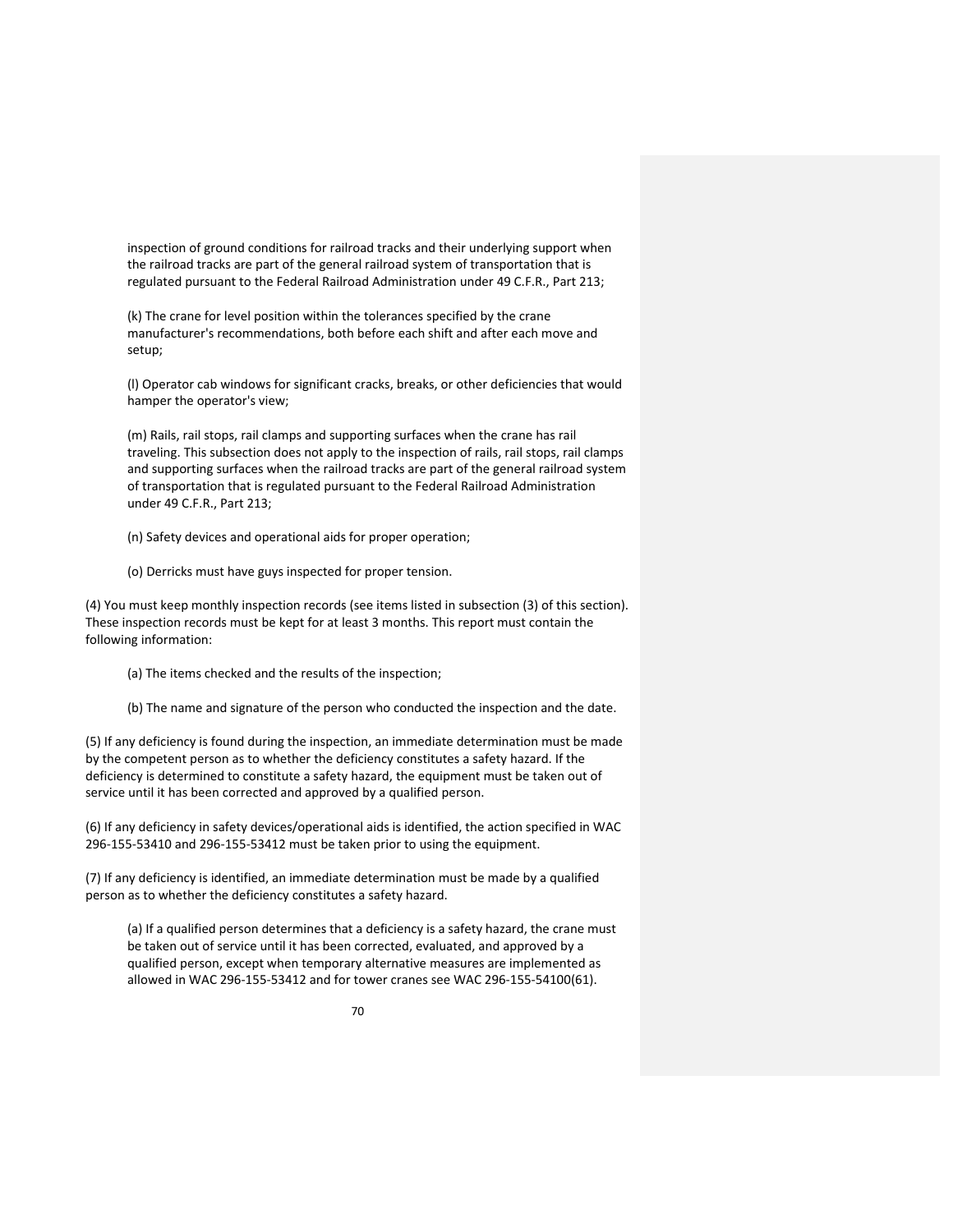inspection of ground conditions for railroad tracks and their underlying support when the railroad tracks are part of the general railroad system of transportation that is regulated pursuant to the Federal Railroad Administration under 49 C.F.R., Part 213;

(k) The crane for level position within the tolerances specified by the crane manufacturer's recommendations, both before each shift and after each move and setup;

(l) Operator cab windows for significant cracks, breaks, or other deficiencies that would hamper the operator's view;

(m) Rails, rail stops, rail clamps and supporting surfaces when the crane has rail traveling. This subsection does not apply to the inspection of rails, rail stops, rail clamps and supporting surfaces when the railroad tracks are part of the general railroad system of transportation that is regulated pursuant to the Federal Railroad Administration under 49 C.F.R., Part 213;

(n) Safety devices and operational aids for proper operation;

(o) Derricks must have guys inspected for proper tension.

(4) You must keep monthly inspection records (see items listed in subsection (3) of this section). These inspection records must be kept for at least 3 months. This report must contain the following information:

(a) The items checked and the results of the inspection;

(b) The name and signature of the person who conducted the inspection and the date.

(5) If any deficiency is found during the inspection, an immediate determination must be made by the competent person as to whether the deficiency constitutes a safety hazard. If the deficiency is determined to constitute a safety hazard, the equipment must be taken out of service until it has been corrected and approved by a qualified person.

(6) If any deficiency in safety devices/operational aids is identified, the action specified in WAC 296-155-53410 and 296-155-53412 must be taken prior to using the equipment.

(7) If any deficiency is identified, an immediate determination must be made by a qualified person as to whether the deficiency constitutes a safety hazard.

(a) If a qualified person determines that a deficiency is a safety hazard, the crane must be taken out of service until it has been corrected, evaluated, and approved by a qualified person, except when temporary alternative measures are implemented as allowed in WAC 296-155-53412 and for tower cranes see WAC 296-155-54100(61).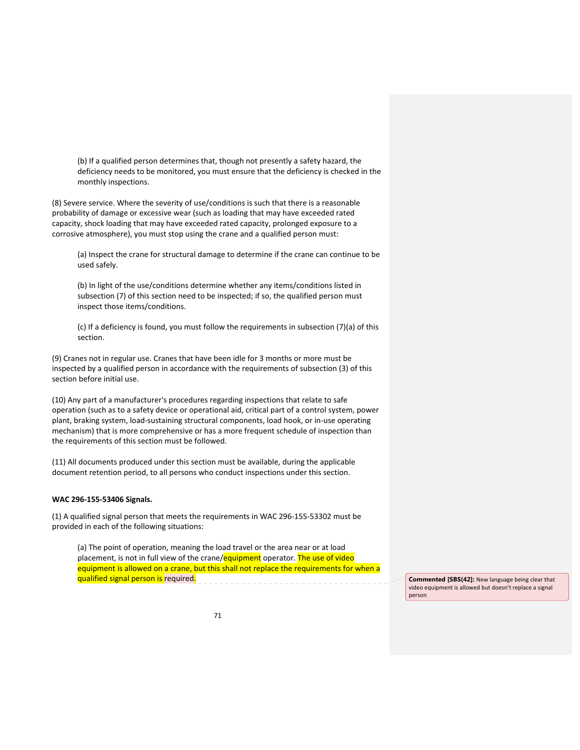(b) If a qualified person determines that, though not presently a safety hazard, the deficiency needs to be monitored, you must ensure that the deficiency is checked in the monthly inspections.

(8) Severe service. Where the severity of use/conditions is such that there is a reasonable probability of damage or excessive wear (such as loading that may have exceeded rated capacity, shock loading that may have exceeded rated capacity, prolonged exposure to a corrosive atmosphere), you must stop using the crane and a qualified person must:

(a) Inspect the crane for structural damage to determine if the crane can continue to be used safely.

(b) In light of the use/conditions determine whether any items/conditions listed in subsection (7) of this section need to be inspected; if so, the qualified person must inspect those items/conditions.

(c) If a deficiency is found, you must follow the requirements in subsection (7)(a) of this section.

(9) Cranes not in regular use. Cranes that have been idle for 3 months or more must be inspected by a qualified person in accordance with the requirements of subsection (3) of this section before initial use.

(10) Any part of a manufacturer's procedures regarding inspections that relate to safe operation (such as to a safety device or operational aid, critical part of a control system, power plant, braking system, load-sustaining structural components, load hook, or in-use operating mechanism) that is more comprehensive or has a more frequent schedule of inspection than the requirements of this section must be followed.

(11) All documents produced under this section must be available, during the applicable document retention period, to all persons who conduct inspections under this section.

**WAC 296-155-53406 Signals.**

(1) A qualified signal person that meets the requirements in WAC 296-155-53302 must be provided in each of the following situations:

(a) The point of operation, meaning the load travel or the area near or at load placement, is not in full view of the crane/equipment operator. The use of video equipment is allowed on a crane, but this shall not replace the requirements for when a qualified signal person is required.

**Commented [SBS(42]:** New language being clear that video equipment is allowed but doesn't replace a signal person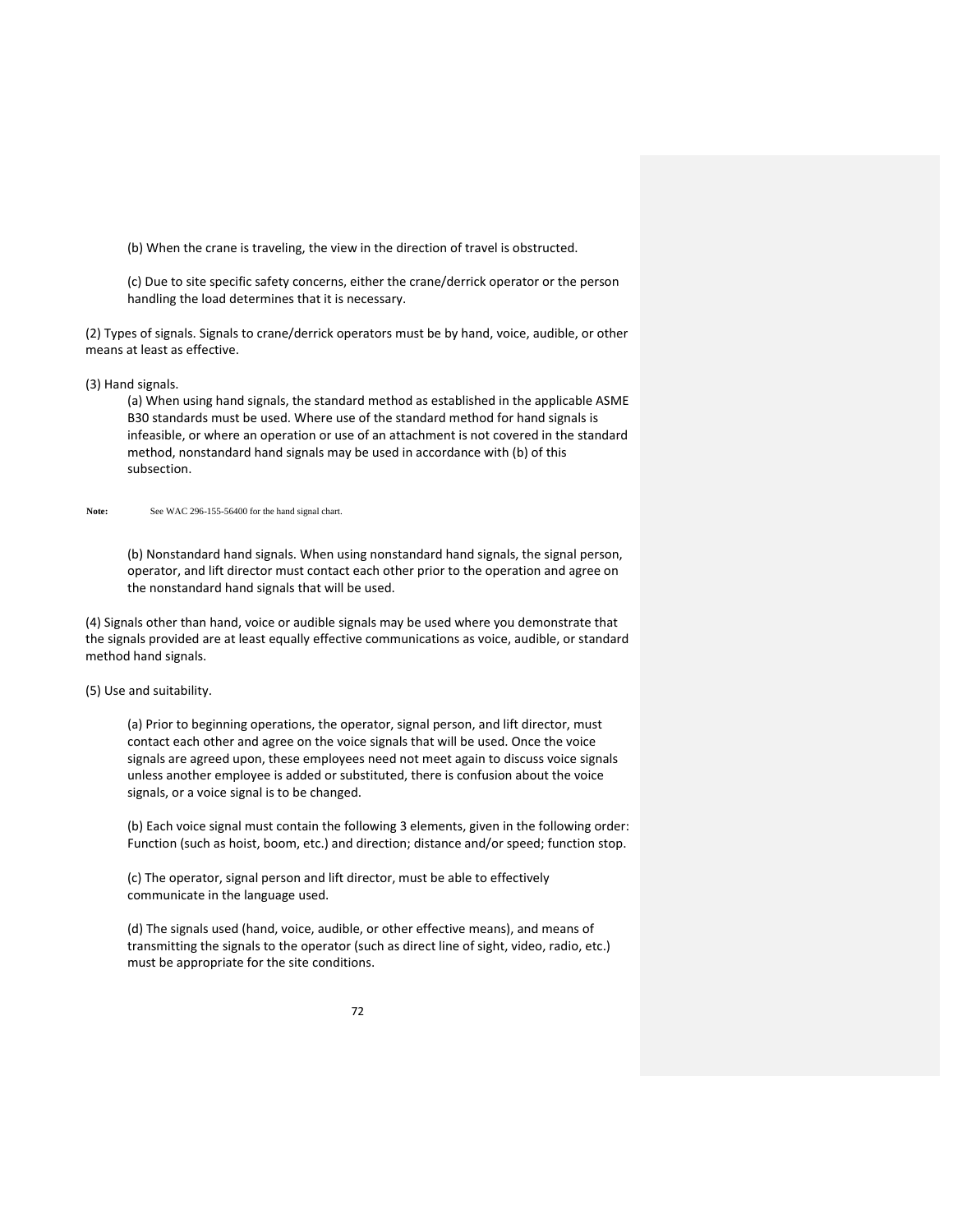(b) When the crane is traveling, the view in the direction of travel is obstructed.

(c) Due to site specific safety concerns, either the crane/derrick operator or the person handling the load determines that it is necessary.

(2) Types of signals. Signals to crane/derrick operators must be by hand, voice, audible, or other means at least as effective.

(3) Hand signals.

(a) When using hand signals, the standard method as established in the applicable ASME B30 standards must be used. Where use of the standard method for hand signals is infeasible, or where an operation or use of an attachment is not covered in the standard method, nonstandard hand signals may be used in accordance with (b) of this subsection.

**Note:** See WAC 296-155-56400 for the hand signal chart.

(b) Nonstandard hand signals. When using nonstandard hand signals, the signal person, operator, and lift director must contact each other prior to the operation and agree on the nonstandard hand signals that will be used.

(4) Signals other than hand, voice or audible signals may be used where you demonstrate that the signals provided are at least equally effective communications as voice, audible, or standard method hand signals.

(5) Use and suitability.

(a) Prior to beginning operations, the operator, signal person, and lift director, must contact each other and agree on the voice signals that will be used. Once the voice signals are agreed upon, these employees need not meet again to discuss voice signals unless another employee is added or substituted, there is confusion about the voice signals, or a voice signal is to be changed.

(b) Each voice signal must contain the following 3 elements, given in the following order: Function (such as hoist, boom, etc.) and direction; distance and/or speed; function stop.

(c) The operator, signal person and lift director, must be able to effectively communicate in the language used.

(d) The signals used (hand, voice, audible, or other effective means), and means of transmitting the signals to the operator (such as direct line of sight, video, radio, etc.) must be appropriate for the site conditions.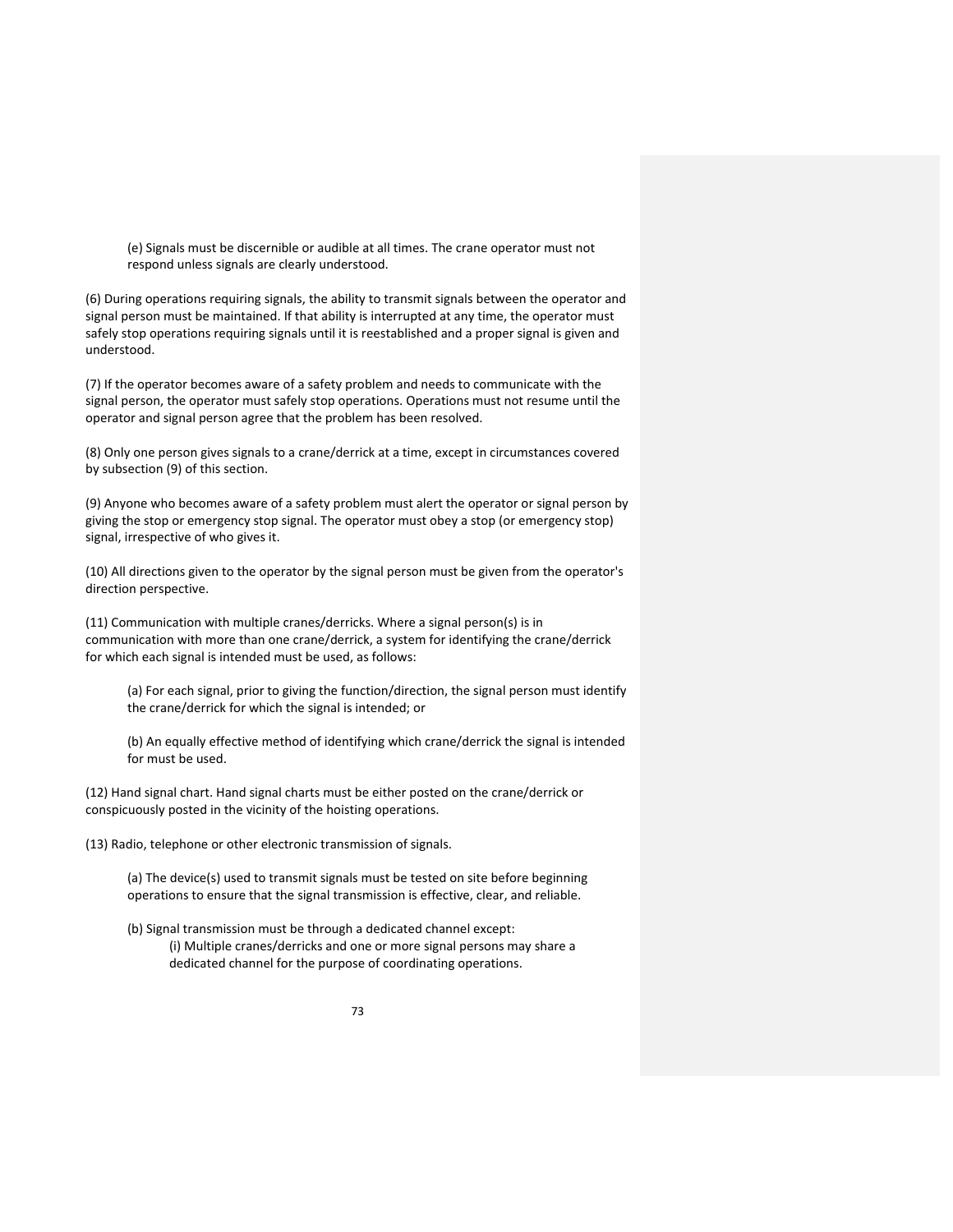(e) Signals must be discernible or audible at all times. The crane operator must not respond unless signals are clearly understood.

(6) During operations requiring signals, the ability to transmit signals between the operator and signal person must be maintained. If that ability is interrupted at any time, the operator must safely stop operations requiring signals until it is reestablished and a proper signal is given and understood.

(7) If the operator becomes aware of a safety problem and needs to communicate with the signal person, the operator must safely stop operations. Operations must not resume until the operator and signal person agree that the problem has been resolved.

(8) Only one person gives signals to a crane/derrick at a time, except in circumstances covered by subsection (9) of this section.

(9) Anyone who becomes aware of a safety problem must alert the operator or signal person by giving the stop or emergency stop signal. The operator must obey a stop (or emergency stop) signal, irrespective of who gives it.

(10) All directions given to the operator by the signal person must be given from the operator's direction perspective.

(11) Communication with multiple cranes/derricks. Where a signal person(s) is in communication with more than one crane/derrick, a system for identifying the crane/derrick for which each signal is intended must be used, as follows:

(a) For each signal, prior to giving the function/direction, the signal person must identify the crane/derrick for which the signal is intended; or

(b) An equally effective method of identifying which crane/derrick the signal is intended for must be used.

(12) Hand signal chart. Hand signal charts must be either posted on the crane/derrick or conspicuously posted in the vicinity of the hoisting operations.

(13) Radio, telephone or other electronic transmission of signals.

(a) The device(s) used to transmit signals must be tested on site before beginning operations to ensure that the signal transmission is effective, clear, and reliable.

(b) Signal transmission must be through a dedicated channel except:

(i) Multiple cranes/derricks and one or more signal persons may share a dedicated channel for the purpose of coordinating operations.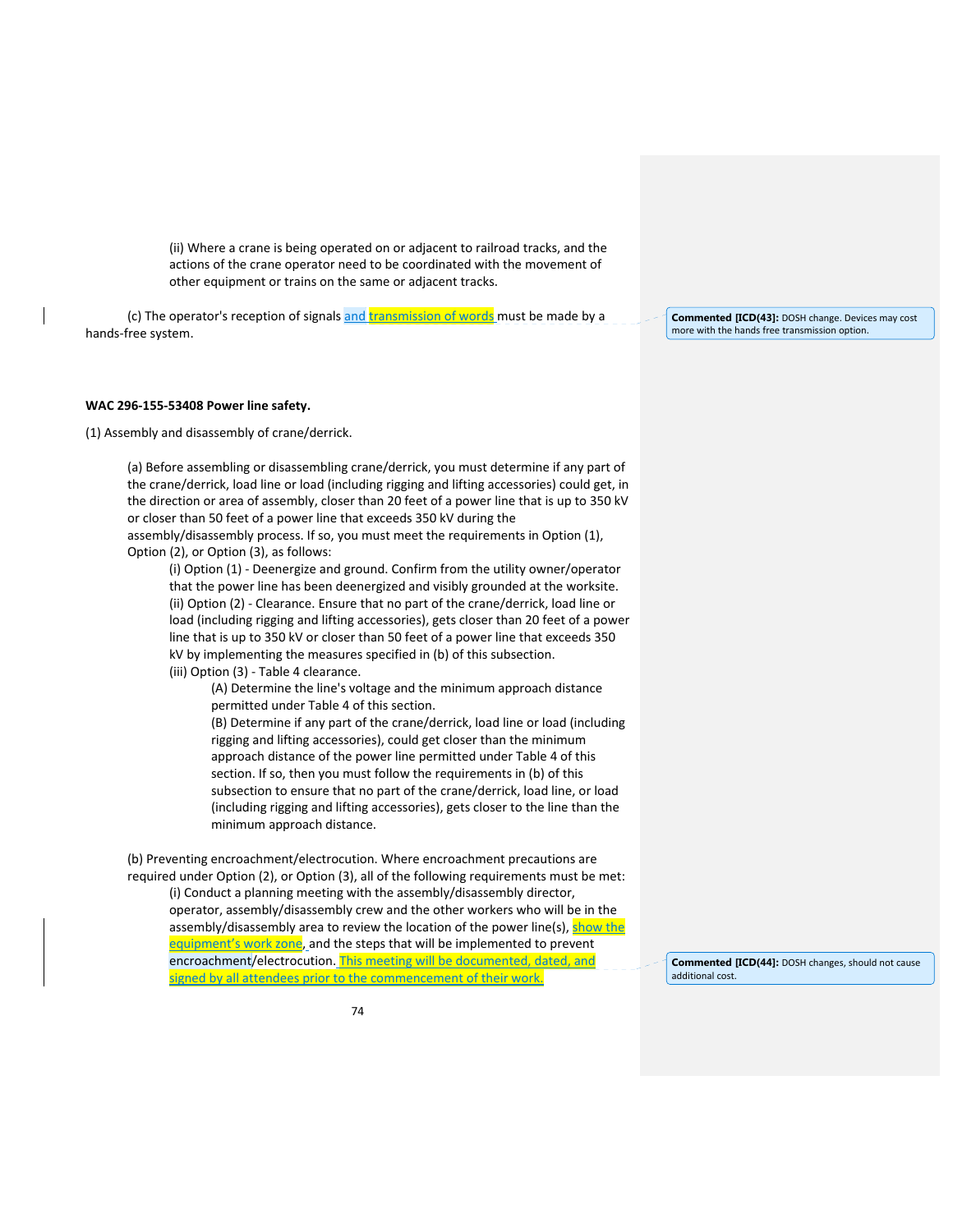(ii) Where a crane is being operated on or adjacent to railroad tracks, and the actions of the crane operator need to be coordinated with the movement of other equipment or trains on the same or adjacent tracks.

(c) The operator's reception of signals and transmission of words must be made by a hands-free system.

Commented [ICD(43]: DOSH change. Devices may cost more with the hands free transmission option.

**WAC 296-155-53408 Power line safety.**

(1) Assembly and disassembly of crane/derrick.

(a) Before assembling or disassembling crane/derrick, you must determine if any part of the crane/derrick, load line or load (including rigging and lifting accessories) could get, in the direction or area of assembly, closer than 20 feet of a power line that is up to 350 kV or closer than 50 feet of a power line that exceeds 350 kV during the assembly/disassembly process. If so, you must meet the requirements in Option (1), Option (2), or Option (3), as follows:

(i) Option (1) - Deenergize and ground. Confirm from the utility owner/operator that the power line has been deenergized and visibly grounded at the worksite.

(ii) Option (2) - Clearance. Ensure that no part of the crane/derrick, load line or load (including rigging and lifting accessories), gets closer than 20 feet of a power line that is up to 350 kV or closer than 50 feet of a power line that exceeds 350 kV by implementing the measures specified in (b) of this subsection.

(iii) Option (3) - Table 4 clearance.

(A) Determine the line's voltage and the minimum approach distance permitted under Table 4 of this section.

(B) Determine if any part of the crane/derrick, load line or load (including rigging and lifting accessories), could get closer than the minimum approach distance of the power line permitted under Table 4 of this section. If so, then you must follow the requirements in (b) of this subsection to ensure that no part of the crane/derrick, load line, or load (including rigging and lifting accessories), gets closer to the line than the minimum approach distance.

(b) Preventing encroachment/electrocution. Where encroachment precautions are required under Option (2), or Option (3), all of the following requirements must be met:

(i) Conduct a planning meeting with the assembly/disassembly director, operator, assembly/disassembly crew and the other workers who will be in the assembly/disassembly area to review the location of the power line(s), show the equipment's work zone, and the steps that will be implemented to prevent encroachment/electrocution. This meeting will be documented, dated, and signed by all attendees prior to the commencement of their work.

Commented [ICD(44]: DOSH changes, should not cause additional cost.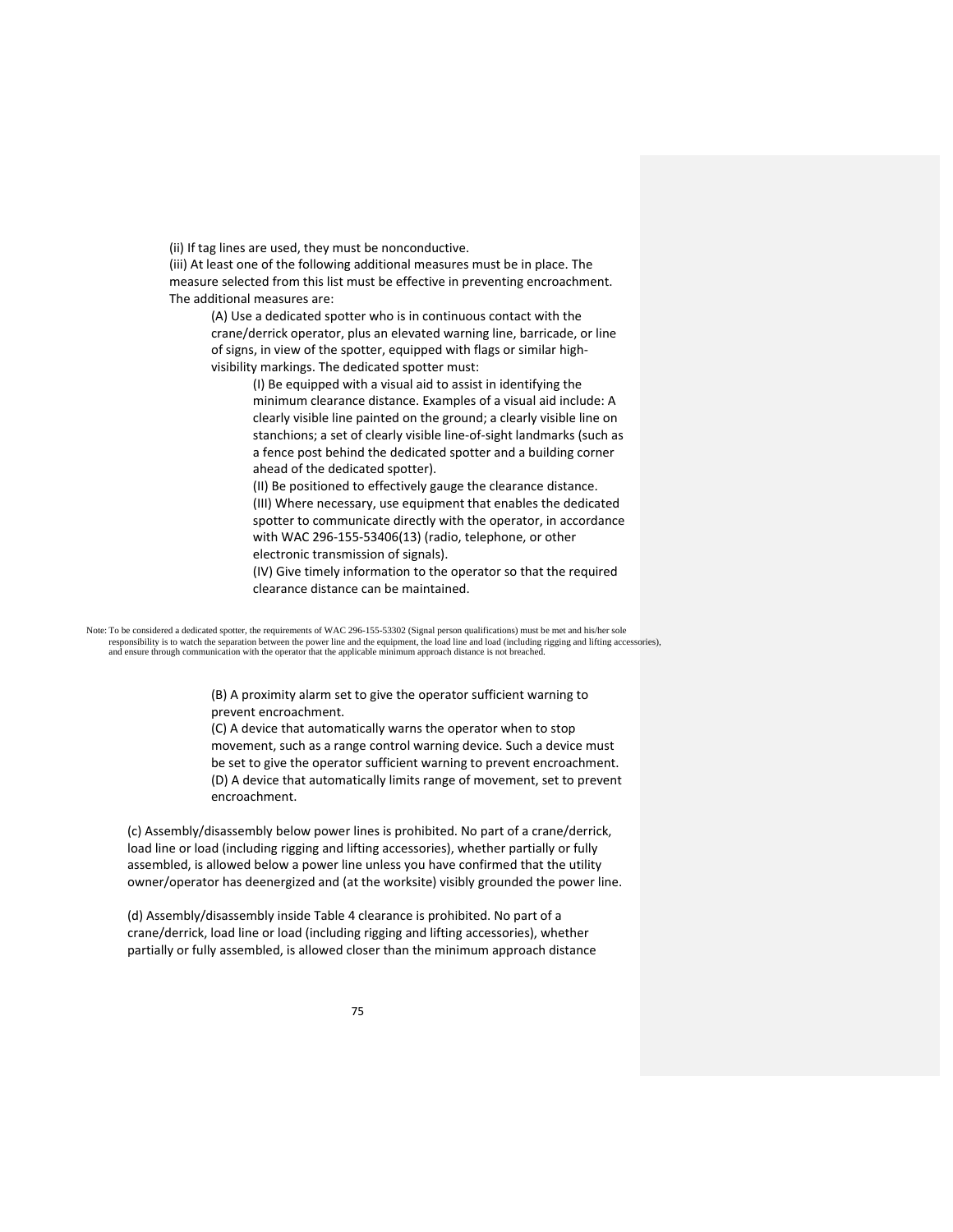(ii) If tag lines are used, they must be nonconductive.

(iii) At least one of the following additional measures must be in place. The measure selected from this list must be effective in preventing encroachment. The additional measures are:

(A) Use a dedicated spotter who is in continuous contact with the crane/derrick operator, plus an elevated warning line, barricade, or line of signs, in view of the spotter, equipped with flags or similar high-visibility markings. The dedicated spotter must:

(I) Be equipped with a visual aid to assist in identifying the minimum clearance distance. Examples of a visual aid include: A clearly visible line painted on the ground; a clearly visible line on stanchions; a set of clearly visible line-of-sight landmarks (such as a fence post behind the dedicated spotter and a building corner ahead of the dedicated spotter).

(II) Be positioned to effectively gauge the clearance distance.

(III) Where necessary, use equipment that enables the dedicated spotter to communicate directly with the operator, in accordance with WAC 296-155-53406(13) (radio, telephone, or other electronic transmission of signals).

(IV) Give timely information to the operator so that the required clearance distance can be maintained.

Note: To be considered a dedicated spotter, the requirements of WAC 296-155-53302 (Signal person qualifications) must be met and his/her sole responsibility is to watch the separation between the power line and the equipment, the load line and load (including rigging and lifting accessories), and ensure through communication with the operator that the applicable minimum approach distance is not breached.

(B) A proximity alarm set to give the operator sufficient warning to prevent encroachment.

(C) A device that automatically warns the operator when to stop movement, such as a range control warning device. Such a device must be set to give the operator sufficient warning to prevent encroachment.

(D) A device that automatically limits range of movement, set to prevent encroachment.

(c) Assembly/disassembly below power lines is prohibited. No part of a crane/derrick, load line or load (including rigging and lifting accessories), whether partially or fully assembled, is allowed below a power line unless you have confirmed that the utility owner/operator has deenergized and (at the worksite) visibly grounded the power line.

(d) Assembly/disassembly inside Table 4 clearance is prohibited. No part of a crane/derrick, load line or load (including rigging and lifting accessories), whether partially or fully assembled, is allowed closer than the minimum approach distance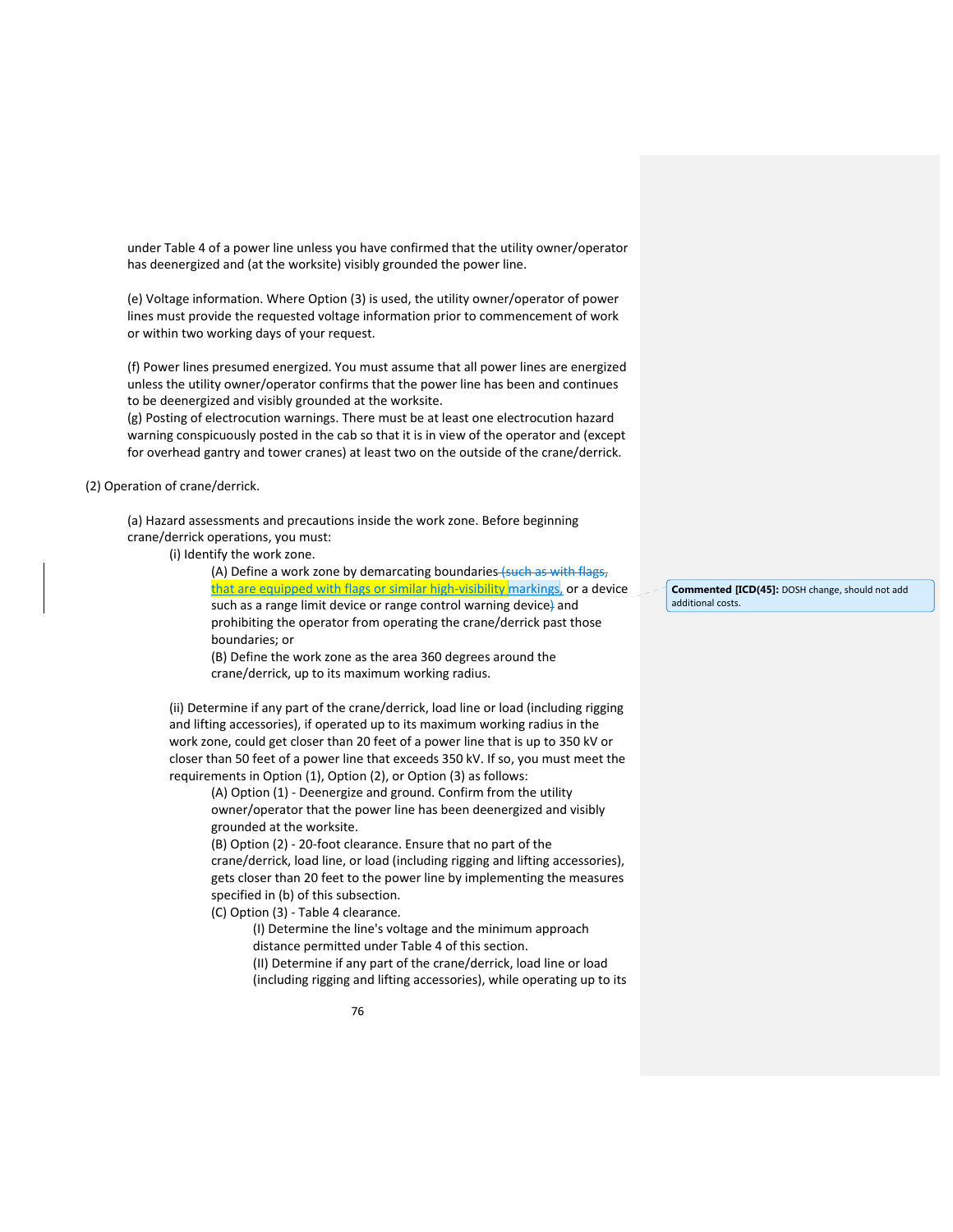under Table 4 of a power line unless you have confirmed that the utility owner/operator has deenergized and (at the worksite) visibly grounded the power line.

(e) Voltage information. Where Option (3) is used, the utility owner/operator of power lines must provide the requested voltage information prior to commencement of work or within two working days of your request.

(f) Power lines presumed energized. You must assume that all power lines are energized unless the utility owner/operator confirms that the power line has been and continues to be deenergized and visibly grounded at the worksite.

(g) Posting of electrocution warnings. There must be at least one electrocution hazard warning conspicuously posted in the cab so that it is in view of the operator and (except for overhead gantry and tower cranes) at least two on the outside of the crane/derrick.

(2) Operation of crane/derrick.

(a) Hazard assessments and precautions inside the work zone. Before beginning crane/derrick operations, you must:

(i) Identify the work zone.

(A) Define a work zone by demarcating boundaries ~~(such as with flags,~~ that are equipped with flags or similar high-visibility markings, or a device such as a range limit device or range control warning device~~)~~ and prohibiting the operator from operating the crane/derrick past those boundaries; or

(B) Define the work zone as the area 360 degrees around the crane/derrick, up to its maximum working radius.

(ii) Determine if any part of the crane/derrick, load line or load (including rigging and lifting accessories), if operated up to its maximum working radius in the work zone, could get closer than 20 feet of a power line that is up to 350 kV or closer than 50 feet of a power line that exceeds 350 kV. If so, you must meet the requirements in Option (1), Option (2), or Option (3) as follows:

(A) Option (1) - Deenergize and ground. Confirm from the utility owner/operator that the power line has been deenergized and visibly grounded at the worksite.

(B) Option (2) - 20-foot clearance. Ensure that no part of the crane/derrick, load line, or load (including rigging and lifting accessories), gets closer than 20 feet to the power line by implementing the measures specified in (b) of this subsection.

(C) Option (3) - Table 4 clearance.

(I) Determine the line's voltage and the minimum approach distance permitted under Table 4 of this section.

(II) Determine if any part of the crane/derrick, load line or load (including rigging and lifting accessories), while operating up to its

**Commented [ICD(45]:** DOSH change, should not add additional costs.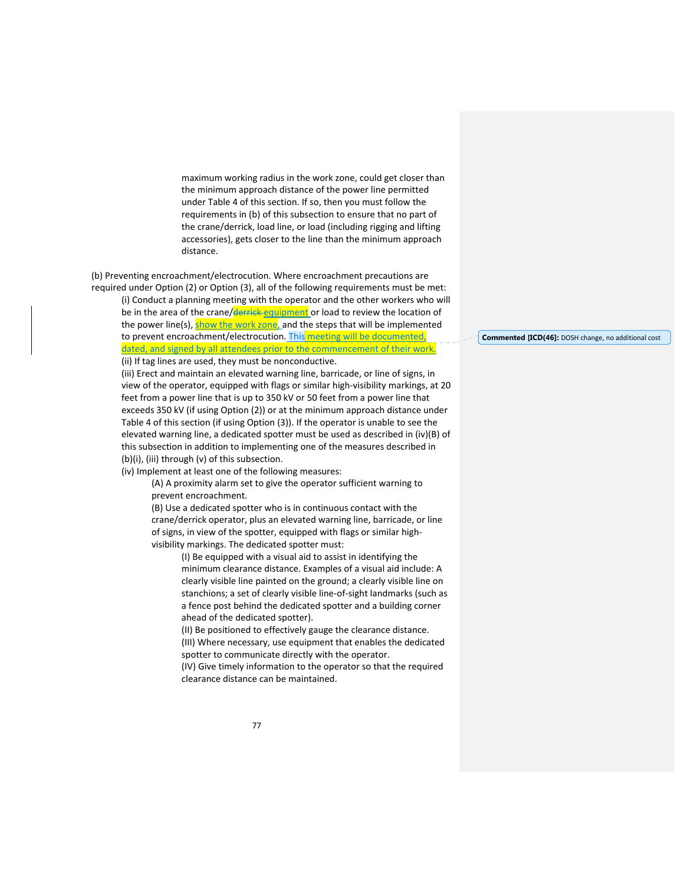maximum working radius in the work zone, could get closer than the minimum approach distance of the power line permitted under Table 4 of this section. If so, then you must follow the requirements in (b) of this subsection to ensure that no part of the crane/derrick, load line, or load (including rigging and lifting accessories), gets closer to the line than the minimum approach distance.

(b) Preventing encroachment/electrocution. Where encroachment precautions are required under Option (2) or Option (3), all of the following requirements must be met:

(i) Conduct a planning meeting with the operator and the other workers who will be in the area of the crane/~~derrick~~ equipment or load to review the location of the power line(s), show the work zone, and the steps that will be implemented to prevent encroachment/electrocution. This meeting will be documented, dated, and signed by all attendees prior to the commencement of their work.

(ii) If tag lines are used, they must be nonconductive.

(iii) Erect and maintain an elevated warning line, barricade, or line of signs, in view of the operator, equipped with flags or similar high-visibility markings, at 20 feet from a power line that is up to 350 kV or 50 feet from a power line that exceeds 350 kV (if using Option (2)) or at the minimum approach distance under Table 4 of this section (if using Option (3)). If the operator is unable to see the elevated warning line, a dedicated spotter must be used as described in (iv)(B) of this subsection in addition to implementing one of the measures described in (b)(i), (iii) through (v) of this subsection.

(iv) Implement at least one of the following measures:

(A) A proximity alarm set to give the operator sufficient warning to prevent encroachment.

(B) Use a dedicated spotter who is in continuous contact with the crane/derrick operator, plus an elevated warning line, barricade, or line of signs, in view of the spotter, equipped with flags or similar high-visibility markings. The dedicated spotter must:

(I) Be equipped with a visual aid to assist in identifying the minimum clearance distance. Examples of a visual aid include: A clearly visible line painted on the ground; a clearly visible line on stanchions; a set of clearly visible line-of-sight landmarks (such as a fence post behind the dedicated spotter and a building corner ahead of the dedicated spotter).

(II) Be positioned to effectively gauge the clearance distance.

(III) Where necessary, use equipment that enables the dedicated spotter to communicate directly with the operator.

(IV) Give timely information to the operator so that the required clearance distance can be maintained.

**Commented [ICD(46]:** DOSH change, no additional cost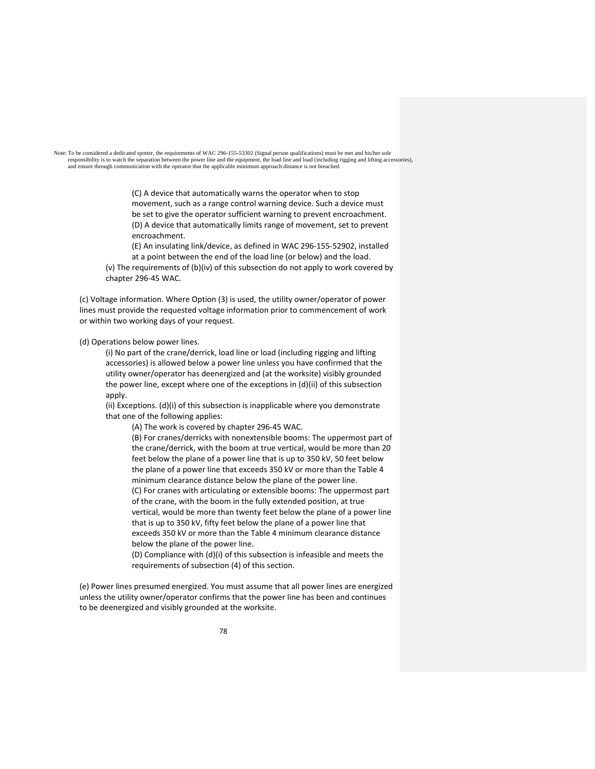Note: To be considered a dedicated spotter, the requirements of WAC 296-155-53302 (Signal person qualifications) must be met and his/her sole responsibility is to watch the separation between the power line and the equipment, the load line and load (including rigging and lifting accessories), and ensure through communication with the operator that the applicable minimum approach distance is not breached.

(C) A device that automatically warns the operator when to stop movement, such as a range control warning device. Such a device must be set to give the operator sufficient warning to prevent encroachment.

(D) A device that automatically limits range of movement, set to prevent encroachment.

(E) An insulating link/device, as defined in WAC 296-155-52902, installed at a point between the end of the load line (or below) and the load.

(v) The requirements of (b)(iv) of this subsection do not apply to work covered by chapter 296-45 WAC.

(c) Voltage information. Where Option (3) is used, the utility owner/operator of power lines must provide the requested voltage information prior to commencement of work or within two working days of your request.

(d) Operations below power lines.

(i) No part of the crane/derrick, load line or load (including rigging and lifting accessories) is allowed below a power line unless you have confirmed that the utility owner/operator has deenergized and (at the worksite) visibly grounded the power line, except where one of the exceptions in (d)(ii) of this subsection apply.

(ii) Exceptions. (d)(i) of this subsection is inapplicable where you demonstrate that one of the following applies:

(A) The work is covered by chapter 296-45 WAC.

(B) For cranes/derricks with nonextensible booms: The uppermost part of the crane/derrick, with the boom at true vertical, would be more than 20 feet below the plane of a power line that is up to 350 kV, 50 feet below the plane of a power line that exceeds 350 kV or more than the Table 4 minimum clearance distance below the plane of the power line.

(C) For cranes with articulating or extensible booms: The uppermost part of the crane, with the boom in the fully extended position, at true vertical, would be more than twenty feet below the plane of a power line that is up to 350 kV, fifty feet below the plane of a power line that exceeds 350 kV or more than the Table 4 minimum clearance distance below the plane of the power line.

(D) Compliance with (d)(i) of this subsection is infeasible and meets the requirements of subsection (4) of this section.

(e) Power lines presumed energized. You must assume that all power lines are energized unless the utility owner/operator confirms that the power line has been and continues to be deenergized and visibly grounded at the worksite.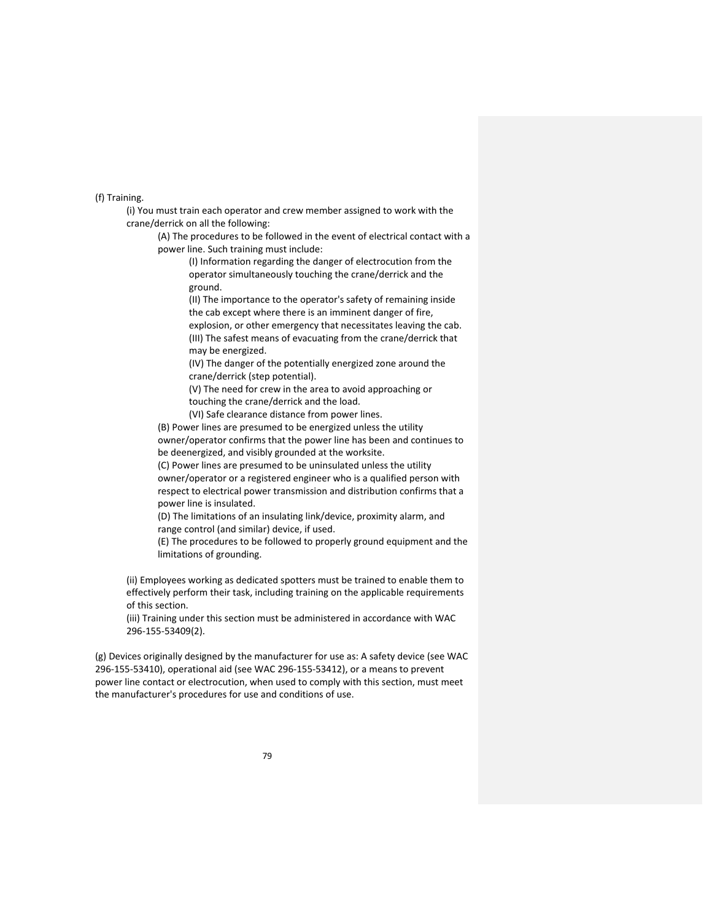(f) Training.

(i) You must train each operator and crew member assigned to work with the crane/derrick on all the following:

(A) The procedures to be followed in the event of electrical contact with a power line. Such training must include:

(I) Information regarding the danger of electrocution from the operator simultaneously touching the crane/derrick and the ground.

(II) The importance to the operator's safety of remaining inside the cab except where there is an imminent danger of fire, explosion, or other emergency that necessitates leaving the cab.

(III) The safest means of evacuating from the crane/derrick that may be energized.

(IV) The danger of the potentially energized zone around the crane/derrick (step potential).

(V) The need for crew in the area to avoid approaching or touching the crane/derrick and the load.

(VI) Safe clearance distance from power lines.

(B) Power lines are presumed to be energized unless the utility owner/operator confirms that the power line has been and continues to be deenergized, and visibly grounded at the worksite.

(C) Power lines are presumed to be uninsulated unless the utility owner/operator or a registered engineer who is a qualified person with respect to electrical power transmission and distribution confirms that a power line is insulated.

(D) The limitations of an insulating link/device, proximity alarm, and range control (and similar) device, if used.

(E) The procedures to be followed to properly ground equipment and the limitations of grounding.

(ii) Employees working as dedicated spotters must be trained to enable them to effectively perform their task, including training on the applicable requirements of this section.

(iii) Training under this section must be administered in accordance with WAC 296-155-53409(2).

(g) Devices originally designed by the manufacturer for use as: A safety device (see WAC 296-155-53410), operational aid (see WAC 296-155-53412), or a means to prevent power line contact or electrocution, when used to comply with this section, must meet the manufacturer's procedures for use and conditions of use.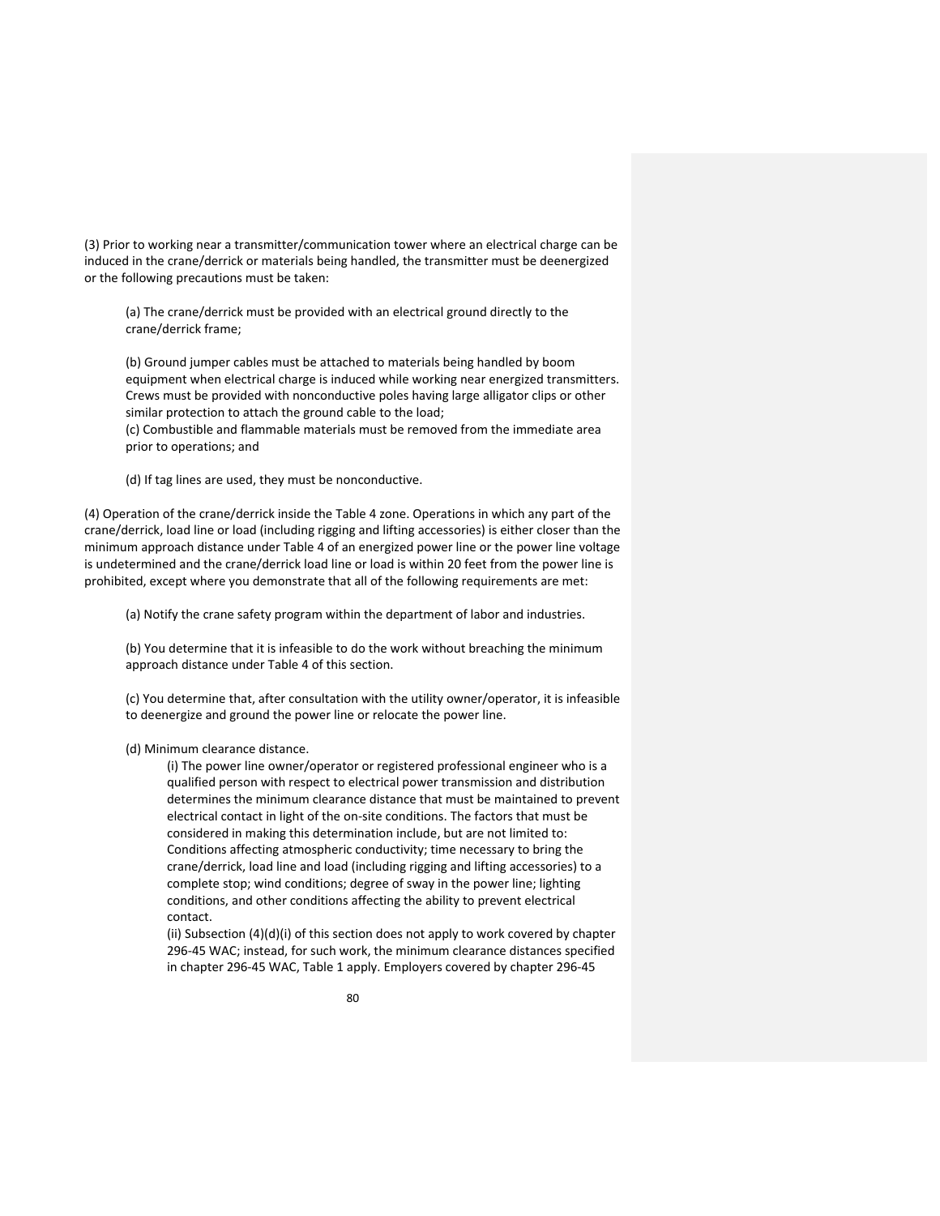(3) Prior to working near a transmitter/communication tower where an electrical charge can be induced in the crane/derrick or materials being handled, the transmitter must be deenergized or the following precautions must be taken:

(a) The crane/derrick must be provided with an electrical ground directly to the crane/derrick frame;

(b) Ground jumper cables must be attached to materials being handled by boom equipment when electrical charge is induced while working near energized transmitters. Crews must be provided with nonconductive poles having large alligator clips or other similar protection to attach the ground cable to the load;

(c) Combustible and flammable materials must be removed from the immediate area prior to operations; and

(d) If tag lines are used, they must be nonconductive.

(4) Operation of the crane/derrick inside the Table 4 zone. Operations in which any part of the crane/derrick, load line or load (including rigging and lifting accessories) is either closer than the minimum approach distance under Table 4 of an energized power line or the power line voltage is undetermined and the crane/derrick load line or load is within 20 feet from the power line is prohibited, except where you demonstrate that all of the following requirements are met:

(a) Notify the crane safety program within the department of labor and industries.

(b) You determine that it is infeasible to do the work without breaching the minimum approach distance under Table 4 of this section.

(c) You determine that, after consultation with the utility owner/operator, it is infeasible to deenergize and ground the power line or relocate the power line.

(d) Minimum clearance distance.

(i) The power line owner/operator or registered professional engineer who is a qualified person with respect to electrical power transmission and distribution determines the minimum clearance distance that must be maintained to prevent electrical contact in light of the on-site conditions. The factors that must be considered in making this determination include, but are not limited to: Conditions affecting atmospheric conductivity; time necessary to bring the crane/derrick, load line and load (including rigging and lifting accessories) to a complete stop; wind conditions; degree of sway in the power line; lighting conditions, and other conditions affecting the ability to prevent electrical contact.

(ii) Subsection (4)(d)(i) of this section does not apply to work covered by chapter 296-45 WAC; instead, for such work, the minimum clearance distances specified in chapter 296-45 WAC, Table 1 apply. Employers covered by chapter 296-45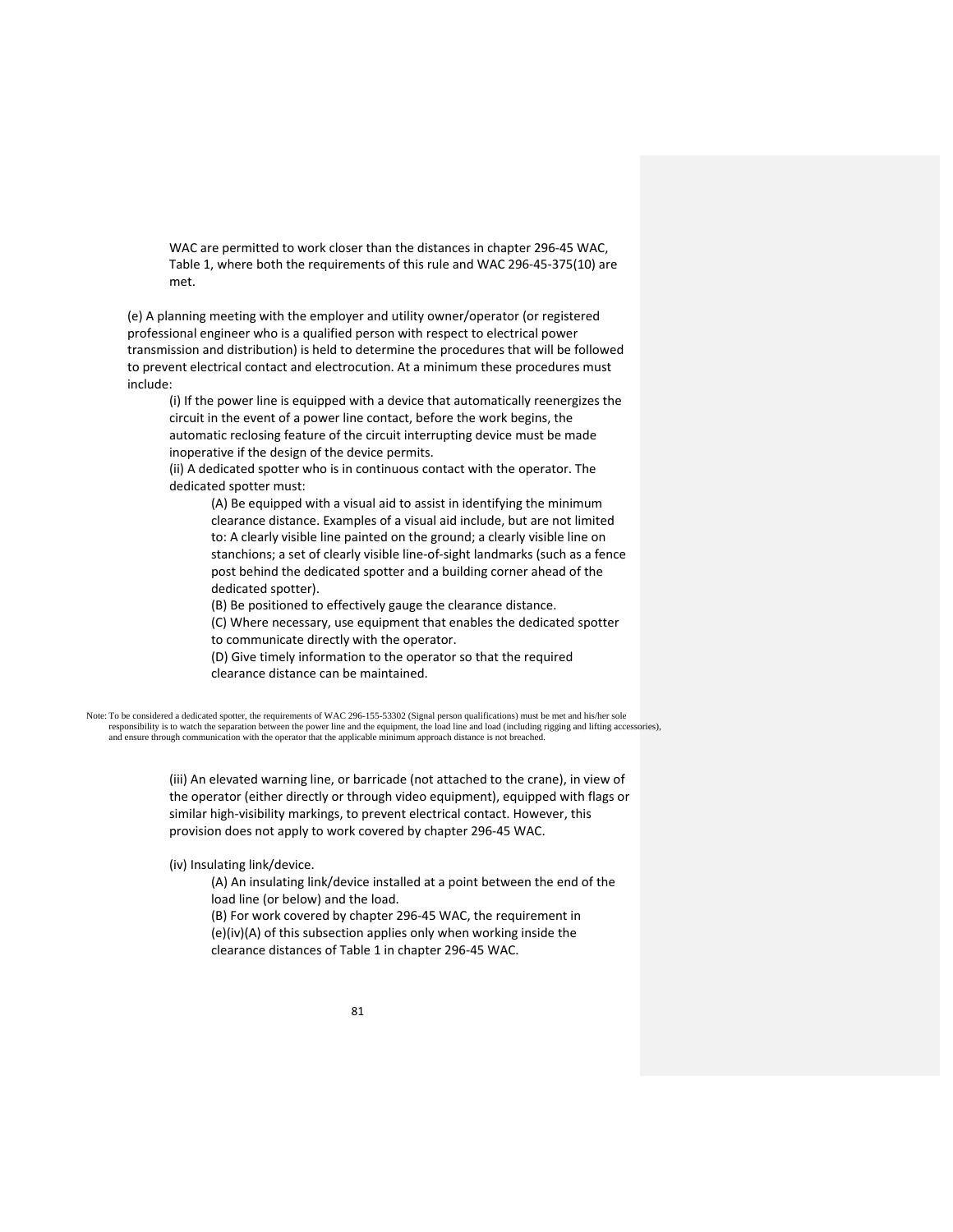WAC are permitted to work closer than the distances in chapter 296-45 WAC, Table 1, where both the requirements of this rule and WAC 296-45-375(10) are met.

(e) A planning meeting with the employer and utility owner/operator (or registered professional engineer who is a qualified person with respect to electrical power transmission and distribution) is held to determine the procedures that will be followed to prevent electrical contact and electrocution. At a minimum these procedures must include:

(i) If the power line is equipped with a device that automatically reenergizes the circuit in the event of a power line contact, before the work begins, the automatic reclosing feature of the circuit interrupting device must be made inoperative if the design of the device permits.

(ii) A dedicated spotter who is in continuous contact with the operator. The dedicated spotter must:

(A) Be equipped with a visual aid to assist in identifying the minimum clearance distance. Examples of a visual aid include, but are not limited to: A clearly visible line painted on the ground; a clearly visible line on stanchions; a set of clearly visible line-of-sight landmarks (such as a fence post behind the dedicated spotter and a building corner ahead of the dedicated spotter).

(B) Be positioned to effectively gauge the clearance distance.

(C) Where necessary, use equipment that enables the dedicated spotter to communicate directly with the operator.

(D) Give timely information to the operator so that the required clearance distance can be maintained.

Note: To be considered a dedicated spotter, the requirements of WAC 296-155-53302 (Signal person qualifications) must be met and his/her sole responsibility is to watch the separation between the power line and the equipment, the load line and load (including rigging and lifting accessories), and ensure through communication with the operator that the applicable minimum approach distance is not breached.

(iii) An elevated warning line, or barricade (not attached to the crane), in view of the operator (either directly or through video equipment), equipped with flags or similar high-visibility markings, to prevent electrical contact. However, this provision does not apply to work covered by chapter 296-45 WAC.

(iv) Insulating link/device.

(A) An insulating link/device installed at a point between the end of the load line (or below) and the load.

(B) For work covered by chapter 296-45 WAC, the requirement in (e)(iv)(A) of this subsection applies only when working inside the clearance distances of Table 1 in chapter 296-45 WAC.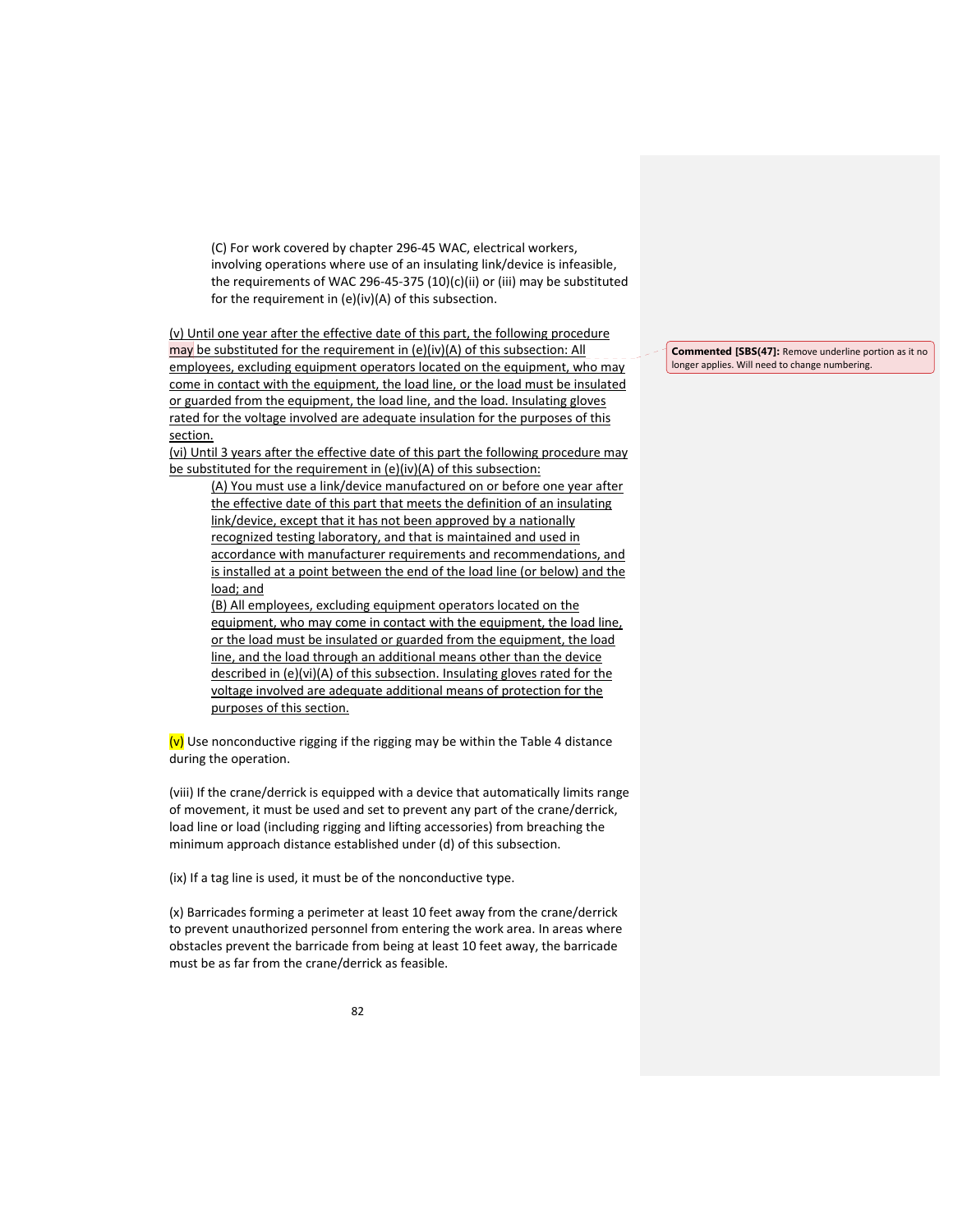(C) For work covered by chapter 296-45 WAC, electrical workers, involving operations where use of an insulating link/device is infeasible, the requirements of WAC 296-45-375 (10)(c)(ii) or (iii) may be substituted for the requirement in (e)(iv)(A) of this subsection.

(v) Until one year after the effective date of this part, the following procedure may be substituted for the requirement in (e)(iv)(A) of this subsection: All employees, excluding equipment operators located on the equipment, who may come in contact with the equipment, the load line, or the load must be insulated or guarded from the equipment, the load line, and the load. Insulating gloves rated for the voltage involved are adequate insulation for the purposes of this section.

(vi) Until 3 years after the effective date of this part the following procedure may be substituted for the requirement in (e)(iv)(A) of this subsection:

(A) You must use a link/device manufactured on or before one year after the effective date of this part that meets the definition of an insulating link/device, except that it has not been approved by a nationally recognized testing laboratory, and that is maintained and used in accordance with manufacturer requirements and recommendations, and is installed at a point between the end of the load line (or below) and the load; and

(B) All employees, excluding equipment operators located on the equipment, who may come in contact with the equipment, the load line, or the load must be insulated or guarded from the equipment, the load line, and the load through an additional means other than the device described in (e)(vi)(A) of this subsection. Insulating gloves rated for the voltage involved are adequate additional means of protection for the purposes of this section.

(v) Use nonconductive rigging if the rigging may be within the Table 4 distance during the operation.

(viii) If the crane/derrick is equipped with a device that automatically limits range of movement, it must be used and set to prevent any part of the crane/derrick, load line or load (including rigging and lifting accessories) from breaching the minimum approach distance established under (d) of this subsection.

(ix) If a tag line is used, it must be of the nonconductive type.

(x) Barricades forming a perimeter at least 10 feet away from the crane/derrick to prevent unauthorized personnel from entering the work area. In areas where obstacles prevent the barricade from being at least 10 feet away, the barricade must be as far from the crane/derrick as feasible.

**Commented [SBS(47]:** Remove underline portion as it no longer applies. Will need to change numbering.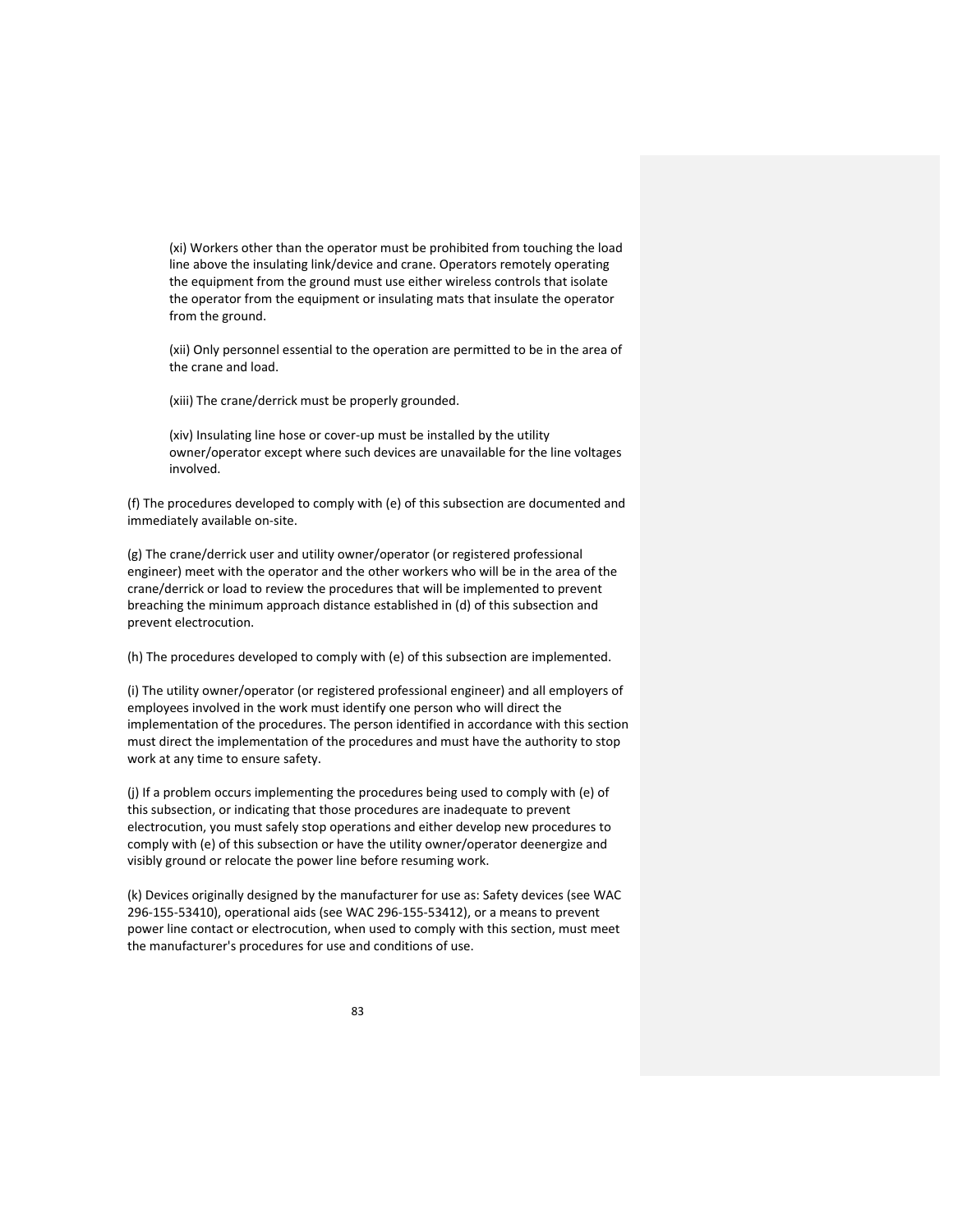(xi) Workers other than the operator must be prohibited from touching the load line above the insulating link/device and crane. Operators remotely operating the equipment from the ground must use either wireless controls that isolate the operator from the equipment or insulating mats that insulate the operator from the ground.

(xii) Only personnel essential to the operation are permitted to be in the area of the crane and load.

(xiii) The crane/derrick must be properly grounded.

(xiv) Insulating line hose or cover-up must be installed by the utility owner/operator except where such devices are unavailable for the line voltages involved.

(f) The procedures developed to comply with (e) of this subsection are documented and immediately available on-site.

(g) The crane/derrick user and utility owner/operator (or registered professional engineer) meet with the operator and the other workers who will be in the area of the crane/derrick or load to review the procedures that will be implemented to prevent breaching the minimum approach distance established in (d) of this subsection and prevent electrocution.

(h) The procedures developed to comply with (e) of this subsection are implemented.

(i) The utility owner/operator (or registered professional engineer) and all employers of employees involved in the work must identify one person who will direct the implementation of the procedures. The person identified in accordance with this section must direct the implementation of the procedures and must have the authority to stop work at any time to ensure safety.

(j) If a problem occurs implementing the procedures being used to comply with (e) of this subsection, or indicating that those procedures are inadequate to prevent electrocution, you must safely stop operations and either develop new procedures to comply with (e) of this subsection or have the utility owner/operator deenergize and visibly ground or relocate the power line before resuming work.

(k) Devices originally designed by the manufacturer for use as: Safety devices (see WAC 296-155-53410), operational aids (see WAC 296-155-53412), or a means to prevent power line contact or electrocution, when used to comply with this section, must meet the manufacturer's procedures for use and conditions of use.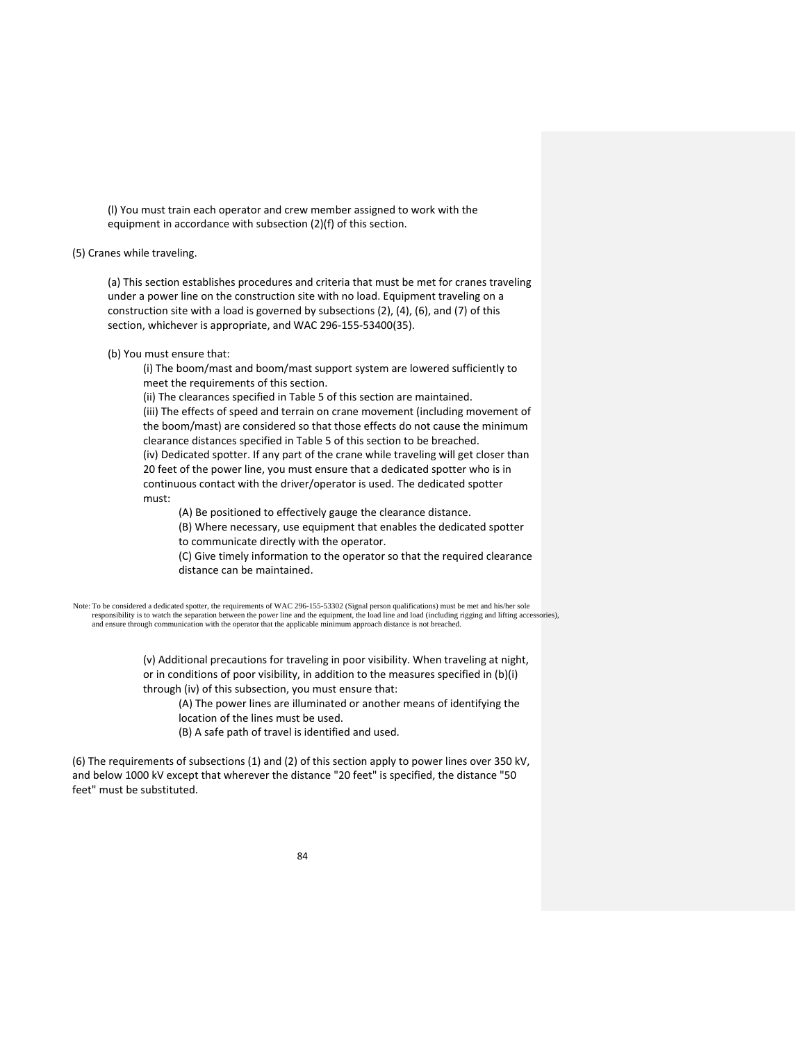(l) You must train each operator and crew member assigned to work with the equipment in accordance with subsection (2)(f) of this section.

(5) Cranes while traveling.

(a) This section establishes procedures and criteria that must be met for cranes traveling under a power line on the construction site with no load. Equipment traveling on a construction site with a load is governed by subsections (2), (4), (6), and (7) of this section, whichever is appropriate, and WAC 296-155-53400(35).

(b) You must ensure that:

(i) The boom/mast and boom/mast support system are lowered sufficiently to meet the requirements of this section.

(ii) The clearances specified in Table 5 of this section are maintained.

(iii) The effects of speed and terrain on crane movement (including movement of the boom/mast) are considered so that those effects do not cause the minimum clearance distances specified in Table 5 of this section to be breached.

(iv) Dedicated spotter. If any part of the crane while traveling will get closer than 20 feet of the power line, you must ensure that a dedicated spotter who is in continuous contact with the driver/operator is used. The dedicated spotter must:

(A) Be positioned to effectively gauge the clearance distance.

(B) Where necessary, use equipment that enables the dedicated spotter to communicate directly with the operator.

(C) Give timely information to the operator so that the required clearance distance can be maintained.

Note: To be considered a dedicated spotter, the requirements of WAC 296-155-53302 (Signal person qualifications) must be met and his/her sole responsibility is to watch the separation between the power line and the equipment, the load line and load (including rigging and lifting accessories), and ensure through communication with the operator that the applicable minimum approach distance is not breached.

(v) Additional precautions for traveling in poor visibility. When traveling at night, or in conditions of poor visibility, in addition to the measures specified in (b)(i) through (iv) of this subsection, you must ensure that:

(A) The power lines are illuminated or another means of identifying the location of the lines must be used.

(B) A safe path of travel is identified and used.

(6) The requirements of subsections (1) and (2) of this section apply to power lines over 350 kV, and below 1000 kV except that wherever the distance "20 feet" is specified, the distance "50 feet" must be substituted.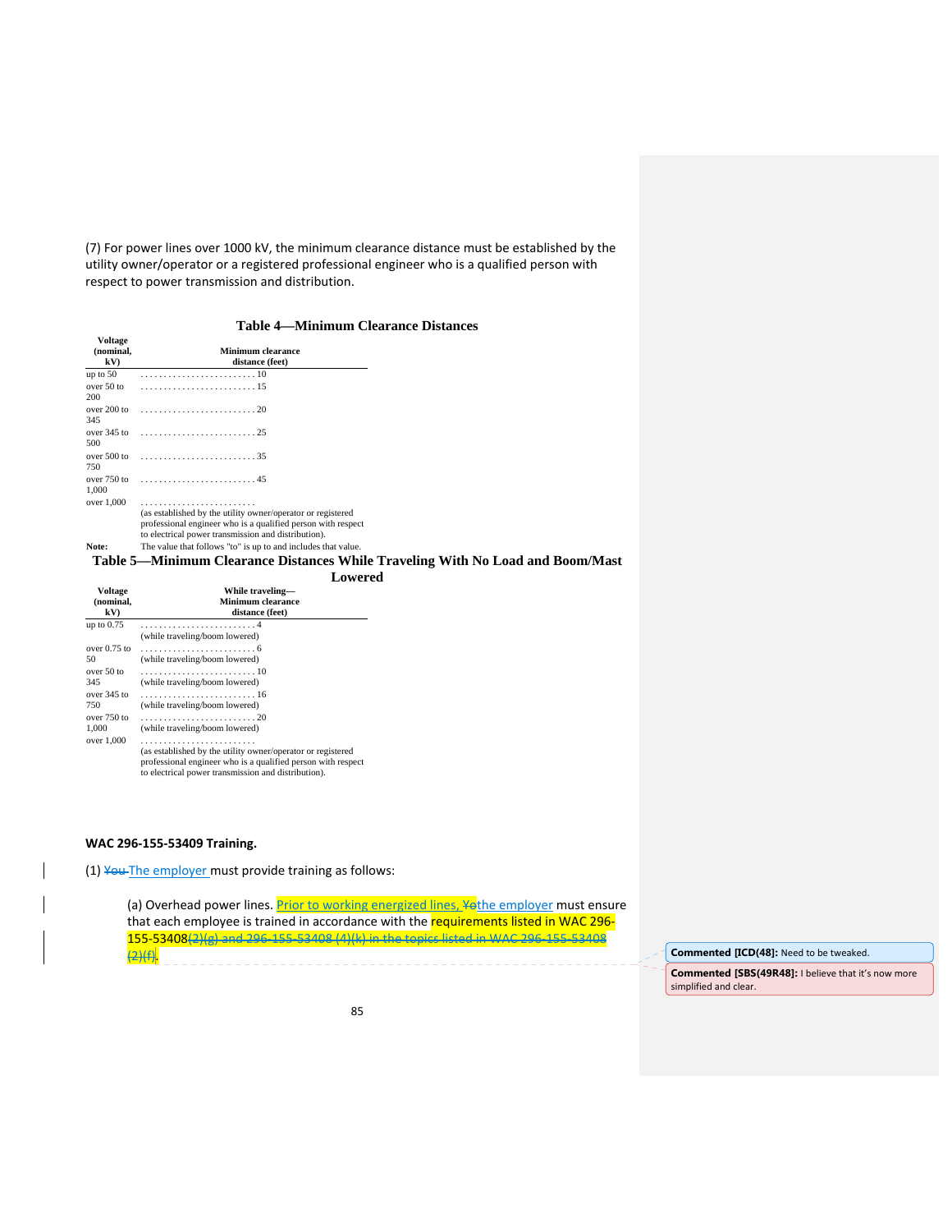(7) For power lines over 1000 kV, the minimum clearance distance must be established by the utility owner/operator or a registered professional engineer who is a qualified person with respect to power transmission and distribution.

**Table 4—Minimum Clearance Distances**

| Voltage (nominal, kV) | Minimum clearance distance (feet) |
|---|---|
| up to 50 | 10 |
| over 50 to 200 | 15 |
| over 200 to 345 | 20 |
| over 345 to 500 | 25 |
| over 500 to 750 | 35 |
| over 750 to 1,000 | 45 |
| over 1,000 | (as established by the utility owner/operator or registered professional engineer who is a qualified person with respect to electrical power transmission and distribution). |
| Note: | The value that follows "to" is up to and includes that value. |

**Table 5—Minimum Clearance Distances While Traveling With No Load and Boom/Mast Lowered**

| Voltage (nominal, kV) | While traveling—Minimum clearance distance (feet) |
|---|---|
| up to 0.75 | 4 (while traveling/boom lowered) |
| over 0.75 to 50 | 6 (while traveling/boom lowered) |
| over 50 to 345 | 10 (while traveling/boom lowered) |
| over 345 to 750 | 16 (while traveling/boom lowered) |
| over 750 to 1,000 | 20 (while traveling/boom lowered) |
| over 1,000 | (as established by the utility owner/operator or registered professional engineer who is a qualified person with respect to electrical power transmission and distribution). |

**WAC 296-155-53409 Training.**

(1) ~~You~~ The employer must provide training as follows:

(a) Overhead power lines. Prior to working energized lines, ~~Y~~the employer must ensure that each employee is trained in accordance with the requirements listed in WAC 296-155-53408~~(2)(g) and 296-155-53408 (4)(k) in the topics listed in WAC 296-155-53408 (2)(f)~~.

Commented [ICD(48]: Need to be tweaked.

Commented [SBS(49R48]: I believe that it's now more simplified and clear.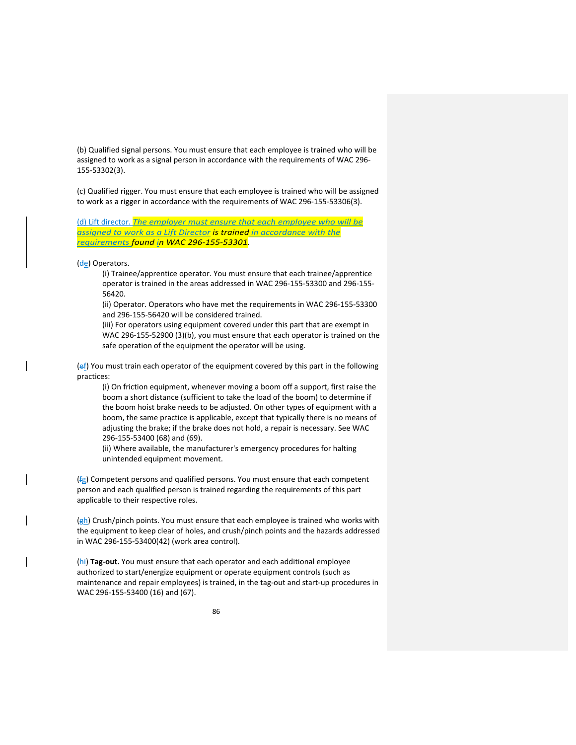(b) Qualified signal persons. You must ensure that each employee is trained who will be assigned to work as a signal person in accordance with the requirements of WAC 296-155-53302(3).

(c) Qualified rigger. You must ensure that each employee is trained who will be assigned to work as a rigger in accordance with the requirements of WAC 296-155-53306(3).

(d) Lift director. *The employer must ensure that each employee who will be assigned to work as a Lift Director is trained in accordance with the requirements found in WAC 296-155-53301.*

(~~d~~e) Operators.

(i) Trainee/apprentice operator. You must ensure that each trainee/apprentice operator is trained in the areas addressed in WAC 296-155-53300 and 296-155-56420.

(ii) Operator. Operators who have met the requirements in WAC 296-155-53300 and 296-155-56420 will be considered trained.

(iii) For operators using equipment covered under this part that are exempt in WAC 296-155-52900 (3)(b), you must ensure that each operator is trained on the safe operation of the equipment the operator will be using.

(~~e~~f) You must train each operator of the equipment covered by this part in the following practices:

(i) On friction equipment, whenever moving a boom off a support, first raise the boom a short distance (sufficient to take the load of the boom) to determine if the boom hoist brake needs to be adjusted. On other types of equipment with a boom, the same practice is applicable, except that typically there is no means of adjusting the brake; if the brake does not hold, a repair is necessary. See WAC 296-155-53400 (68) and (69).

(ii) Where available, the manufacturer's emergency procedures for halting unintended equipment movement.

(~~f~~g) Competent persons and qualified persons. You must ensure that each competent person and each qualified person is trained regarding the requirements of this part applicable to their respective roles.

(~~g~~h) Crush/pinch points. You must ensure that each employee is trained who works with the equipment to keep clear of holes, and crush/pinch points and the hazards addressed in WAC 296-155-53400(42) (work area control).

(~~h~~i) **Tag-out.** You must ensure that each operator and each additional employee authorized to start/energize equipment or operate equipment controls (such as maintenance and repair employees) is trained, in the tag-out and start-up procedures in WAC 296-155-53400 (16) and (67).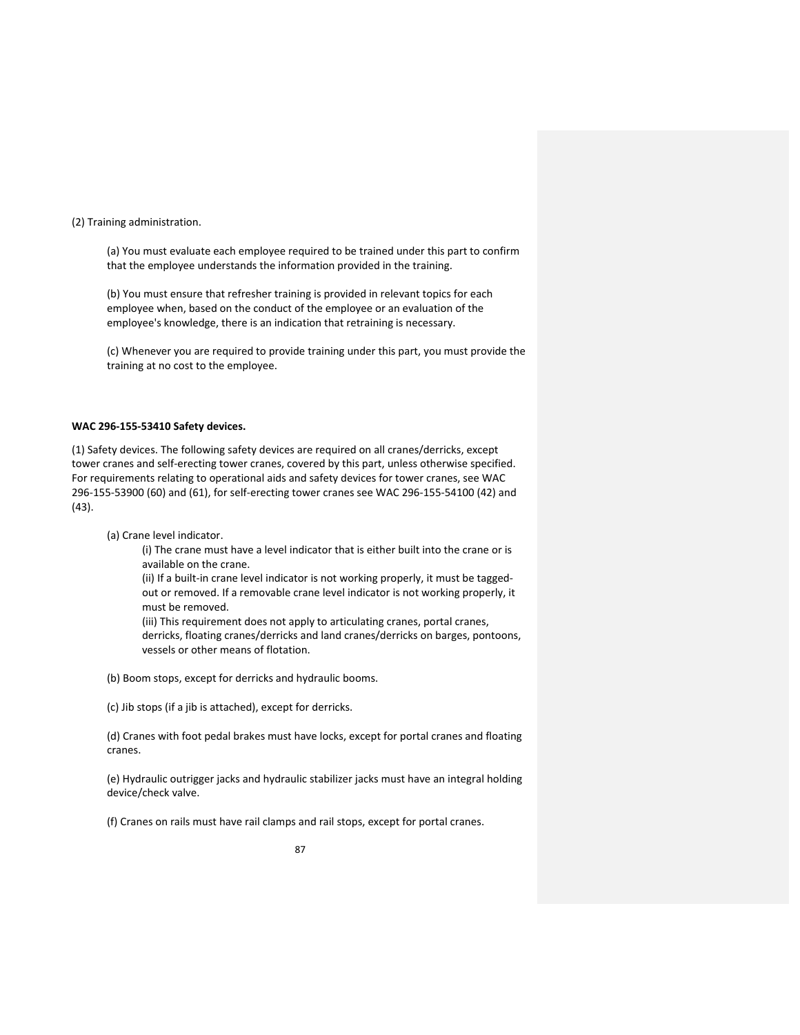(2) Training administration.

(a) You must evaluate each employee required to be trained under this part to confirm that the employee understands the information provided in the training.

(b) You must ensure that refresher training is provided in relevant topics for each employee when, based on the conduct of the employee or an evaluation of the employee's knowledge, there is an indication that retraining is necessary.

(c) Whenever you are required to provide training under this part, you must provide the training at no cost to the employee.

**WAC 296-155-53410 Safety devices.**

(1) Safety devices. The following safety devices are required on all cranes/derricks, except tower cranes and self-erecting tower cranes, covered by this part, unless otherwise specified. For requirements relating to operational aids and safety devices for tower cranes, see WAC 296-155-53900 (60) and (61), for self-erecting tower cranes see WAC 296-155-54100 (42) and (43).

(a) Crane level indicator.

(i) The crane must have a level indicator that is either built into the crane or is available on the crane.

(ii) If a built-in crane level indicator is not working properly, it must be tagged-out or removed. If a removable crane level indicator is not working properly, it must be removed.

(iii) This requirement does not apply to articulating cranes, portal cranes, derricks, floating cranes/derricks and land cranes/derricks on barges, pontoons, vessels or other means of flotation.

(b) Boom stops, except for derricks and hydraulic booms.

(c) Jib stops (if a jib is attached), except for derricks.

(d) Cranes with foot pedal brakes must have locks, except for portal cranes and floating cranes.

(e) Hydraulic outrigger jacks and hydraulic stabilizer jacks must have an integral holding device/check valve.

(f) Cranes on rails must have rail clamps and rail stops, except for portal cranes.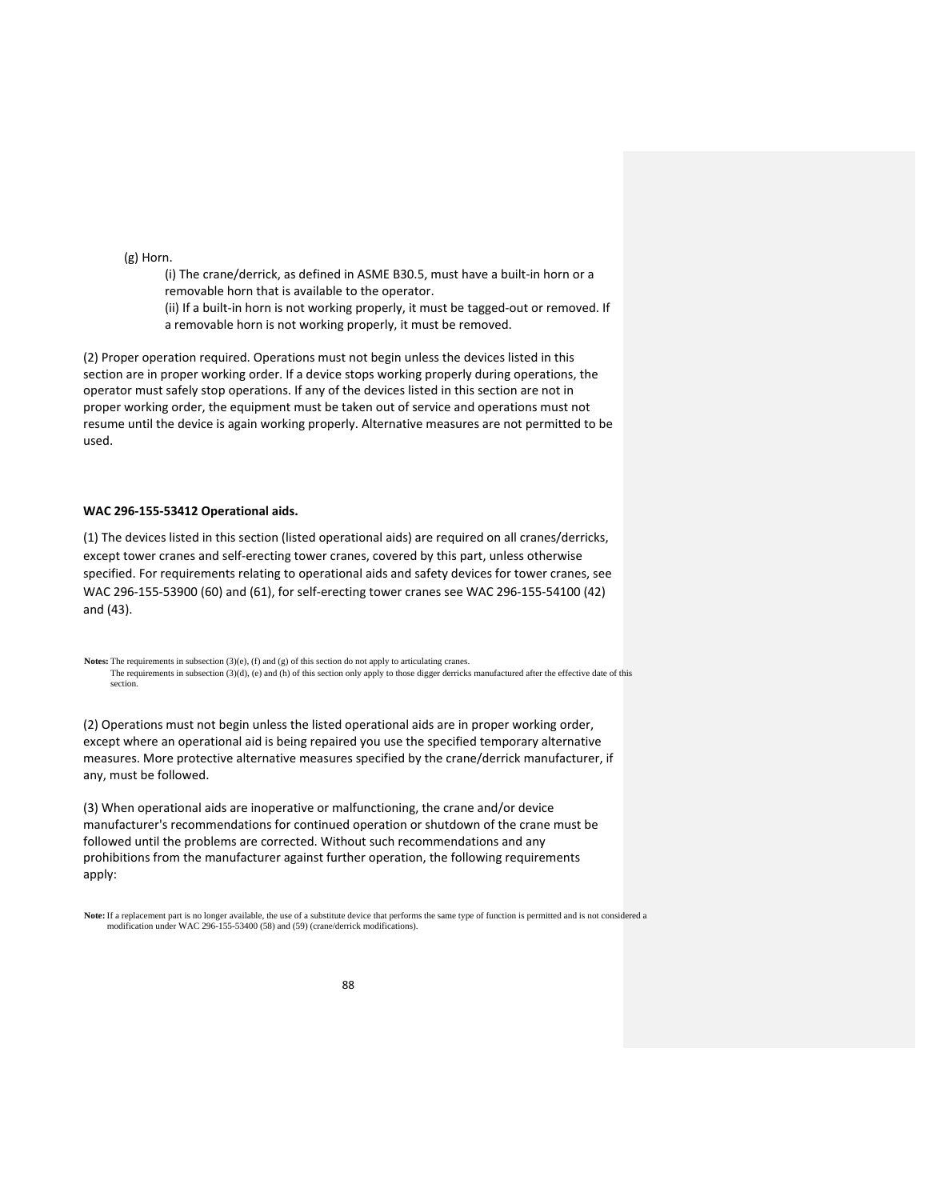(g) Horn.

(i) The crane/derrick, as defined in ASME B30.5, must have a built-in horn or a removable horn that is available to the operator.

(ii) If a built-in horn is not working properly, it must be tagged-out or removed. If a removable horn is not working properly, it must be removed.

(2) Proper operation required. Operations must not begin unless the devices listed in this section are in proper working order. If a device stops working properly during operations, the operator must safely stop operations. If any of the devices listed in this section are not in proper working order, the equipment must be taken out of service and operations must not resume until the device is again working properly. Alternative measures are not permitted to be used.

**WAC 296-155-53412 Operational aids.**

(1) The devices listed in this section (listed operational aids) are required on all cranes/derricks, except tower cranes and self-erecting tower cranes, covered by this part, unless otherwise specified. For requirements relating to operational aids and safety devices for tower cranes, see WAC 296-155-53900 (60) and (61), for self-erecting tower cranes see WAC 296-155-54100 (42) and (43).

**Notes:** The requirements in subsection (3)(e), (f) and (g) of this section do not apply to articulating cranes.
The requirements in subsection (3)(d), (e) and (h) of this section only apply to those digger derricks manufactured after the effective date of this section.

(2) Operations must not begin unless the listed operational aids are in proper working order, except where an operational aid is being repaired you use the specified temporary alternative measures. More protective alternative measures specified by the crane/derrick manufacturer, if any, must be followed.

(3) When operational aids are inoperative or malfunctioning, the crane and/or device manufacturer's recommendations for continued operation or shutdown of the crane must be followed until the problems are corrected. Without such recommendations and any prohibitions from the manufacturer against further operation, the following requirements apply:

**Note:** If a replacement part is no longer available, the use of a substitute device that performs the same type of function is permitted and is not considered a modification under WAC 296-155-53400 (58) and (59) (crane/derrick modifications).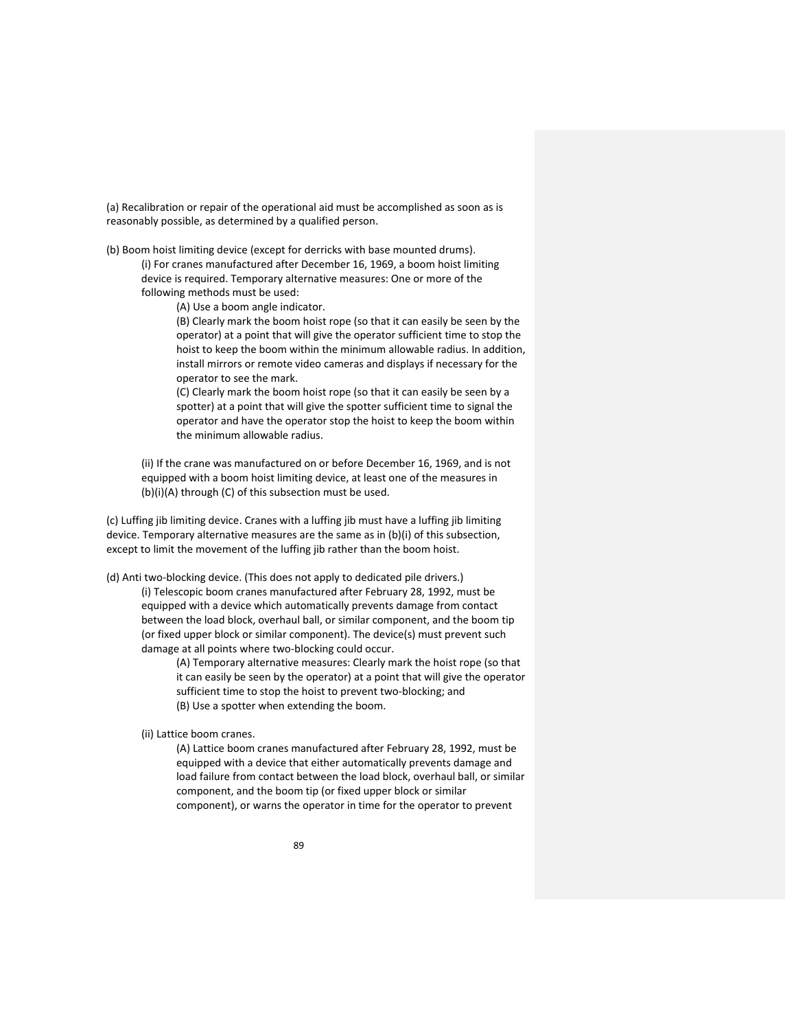(a) Recalibration or repair of the operational aid must be accomplished as soon as is reasonably possible, as determined by a qualified person.

(b) Boom hoist limiting device (except for derricks with base mounted drums).

> (i) For cranes manufactured after December 16, 1969, a boom hoist limiting device is required. Temporary alternative measures: One or more of the following methods must be used:
>
> > (A) Use a boom angle indicator.
> >
> > (B) Clearly mark the boom hoist rope (so that it can easily be seen by the operator) at a point that will give the operator sufficient time to stop the hoist to keep the boom within the minimum allowable radius. In addition, install mirrors or remote video cameras and displays if necessary for the operator to see the mark.
> >
> > (C) Clearly mark the boom hoist rope (so that it can easily be seen by a spotter) at a point that will give the spotter sufficient time to signal the operator and have the operator stop the hoist to keep the boom within the minimum allowable radius.
>
> (ii) If the crane was manufactured on or before December 16, 1969, and is not equipped with a boom hoist limiting device, at least one of the measures in (b)(i)(A) through (C) of this subsection must be used.

(c) Luffing jib limiting device. Cranes with a luffing jib must have a luffing jib limiting device. Temporary alternative measures are the same as in (b)(i) of this subsection, except to limit the movement of the luffing jib rather than the boom hoist.

(d) Anti two-blocking device. (This does not apply to dedicated pile drivers.)

> (i) Telescopic boom cranes manufactured after February 28, 1992, must be equipped with a device which automatically prevents damage from contact between the load block, overhaul ball, or similar component, and the boom tip (or fixed upper block or similar component). The device(s) must prevent such damage at all points where two-blocking could occur.
>
> > (A) Temporary alternative measures: Clearly mark the hoist rope (so that it can easily be seen by the operator) at a point that will give the operator sufficient time to stop the hoist to prevent two-blocking; and
> >
> > (B) Use a spotter when extending the boom.
>
> (ii) Lattice boom cranes.
>
> > (A) Lattice boom cranes manufactured after February 28, 1992, must be equipped with a device that either automatically prevents damage and load failure from contact between the load block, overhaul ball, or similar component, and the boom tip (or fixed upper block or similar component), or warns the operator in time for the operator to prevent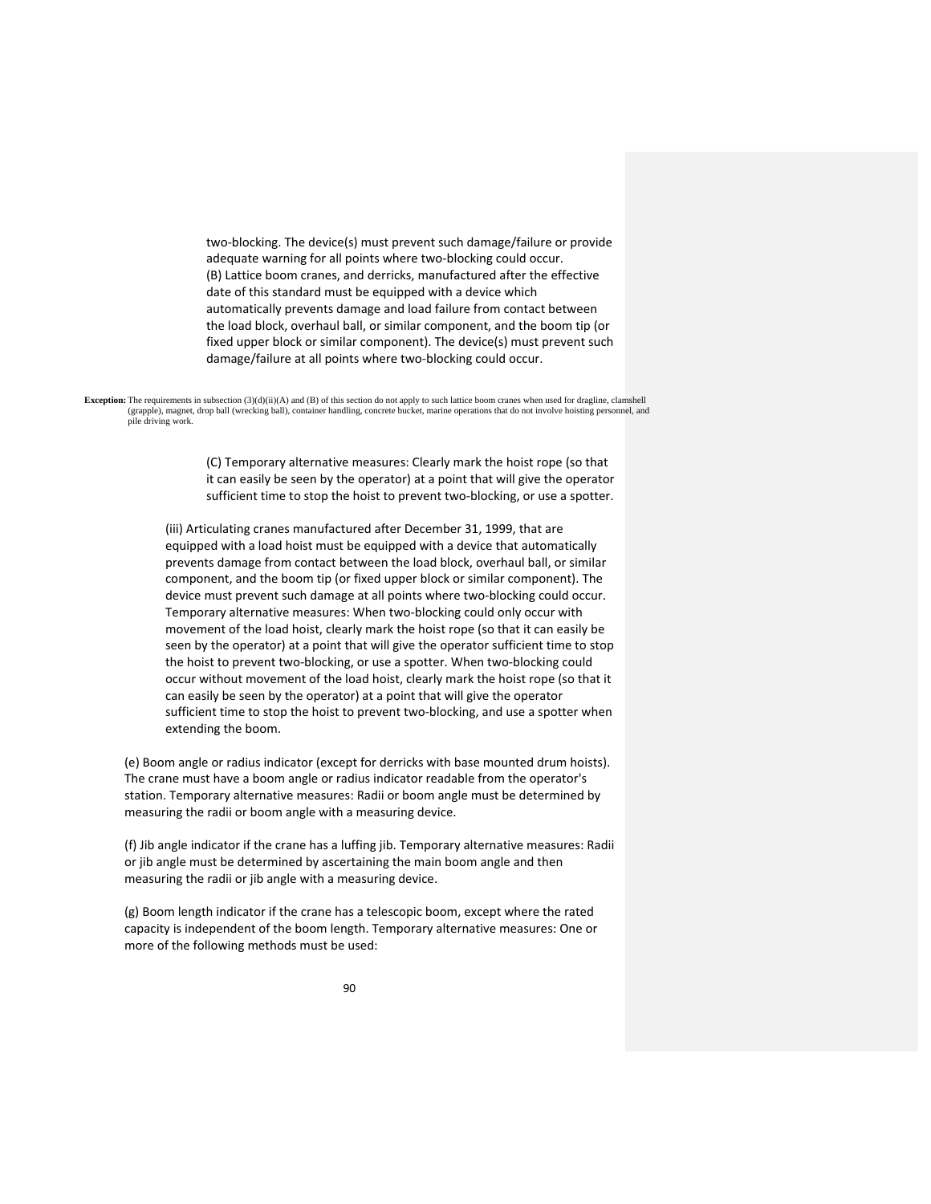two-blocking. The device(s) must prevent such damage/failure or provide adequate warning for all points where two-blocking could occur.

(B) Lattice boom cranes, and derricks, manufactured after the effective date of this standard must be equipped with a device which automatically prevents damage and load failure from contact between the load block, overhaul ball, or similar component, and the boom tip (or fixed upper block or similar component). The device(s) must prevent such damage/failure at all points where two-blocking could occur.

**Exception:** The requirements in subsection (3)(d)(ii)(A) and (B) of this section do not apply to such lattice boom cranes when used for dragline, clamshell (grapple), magnet, drop ball (wrecking ball), container handling, concrete bucket, marine operations that do not involve hoisting personnel, and pile driving work.

(C) Temporary alternative measures: Clearly mark the hoist rope (so that it can easily be seen by the operator) at a point that will give the operator sufficient time to stop the hoist to prevent two-blocking, or use a spotter.

(iii) Articulating cranes manufactured after December 31, 1999, that are equipped with a load hoist must be equipped with a device that automatically prevents damage from contact between the load block, overhaul ball, or similar component, and the boom tip (or fixed upper block or similar component). The device must prevent such damage at all points where two-blocking could occur. Temporary alternative measures: When two-blocking could only occur with movement of the load hoist, clearly mark the hoist rope (so that it can easily be seen by the operator) at a point that will give the operator sufficient time to stop the hoist to prevent two-blocking, or use a spotter. When two-blocking could occur without movement of the load hoist, clearly mark the hoist rope (so that it can easily be seen by the operator) at a point that will give the operator sufficient time to stop the hoist to prevent two-blocking, and use a spotter when extending the boom.

(e) Boom angle or radius indicator (except for derricks with base mounted drum hoists). The crane must have a boom angle or radius indicator readable from the operator's station. Temporary alternative measures: Radii or boom angle must be determined by measuring the radii or boom angle with a measuring device.

(f) Jib angle indicator if the crane has a luffing jib. Temporary alternative measures: Radii or jib angle must be determined by ascertaining the main boom angle and then measuring the radii or jib angle with a measuring device.

(g) Boom length indicator if the crane has a telescopic boom, except where the rated capacity is independent of the boom length. Temporary alternative measures: One or more of the following methods must be used: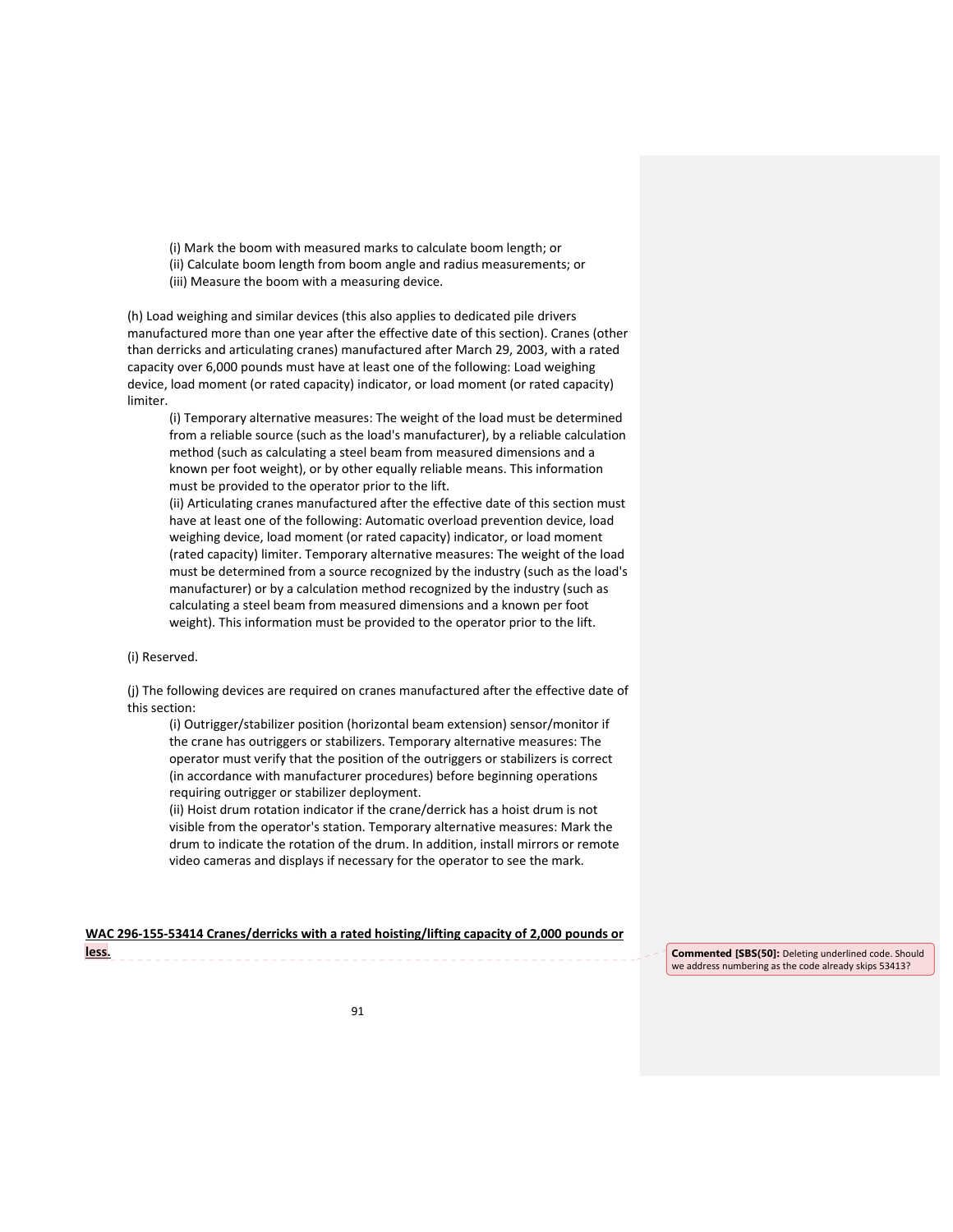(i) Mark the boom with measured marks to calculate boom length; or
(ii) Calculate boom length from boom angle and radius measurements; or
(iii) Measure the boom with a measuring device.

(h) Load weighing and similar devices (this also applies to dedicated pile drivers manufactured more than one year after the effective date of this section). Cranes (other than derricks and articulating cranes) manufactured after March 29, 2003, with a rated capacity over 6,000 pounds must have at least one of the following: Load weighing device, load moment (or rated capacity) indicator, or load moment (or rated capacity) limiter.

(i) Temporary alternative measures: The weight of the load must be determined from a reliable source (such as the load's manufacturer), by a reliable calculation method (such as calculating a steel beam from measured dimensions and a known per foot weight), or by other equally reliable means. This information must be provided to the operator prior to the lift.

(ii) Articulating cranes manufactured after the effective date of this section must have at least one of the following: Automatic overload prevention device, load weighing device, load moment (or rated capacity) indicator, or load moment (rated capacity) limiter. Temporary alternative measures: The weight of the load must be determined from a source recognized by the industry (such as the load's manufacturer) or by a calculation method recognized by the industry (such as calculating a steel beam from measured dimensions and a known per foot weight). This information must be provided to the operator prior to the lift.

(i) Reserved.

(j) The following devices are required on cranes manufactured after the effective date of this section:

(i) Outrigger/stabilizer position (horizontal beam extension) sensor/monitor if the crane has outriggers or stabilizers. Temporary alternative measures: The operator must verify that the position of the outriggers or stabilizers is correct (in accordance with manufacturer procedures) before beginning operations requiring outrigger or stabilizer deployment.

(ii) Hoist drum rotation indicator if the crane/derrick has a hoist drum is not visible from the operator's station. Temporary alternative measures: Mark the drum to indicate the rotation of the drum. In addition, install mirrors or remote video cameras and displays if necessary for the operator to see the mark.

**WAC 296-155-53414 Cranes/derricks with a rated hoisting/lifting capacity of 2,000 pounds or less.**

**Commented [SBS(50]:** Deleting underlined code. Should we address numbering as the code already skips 53413?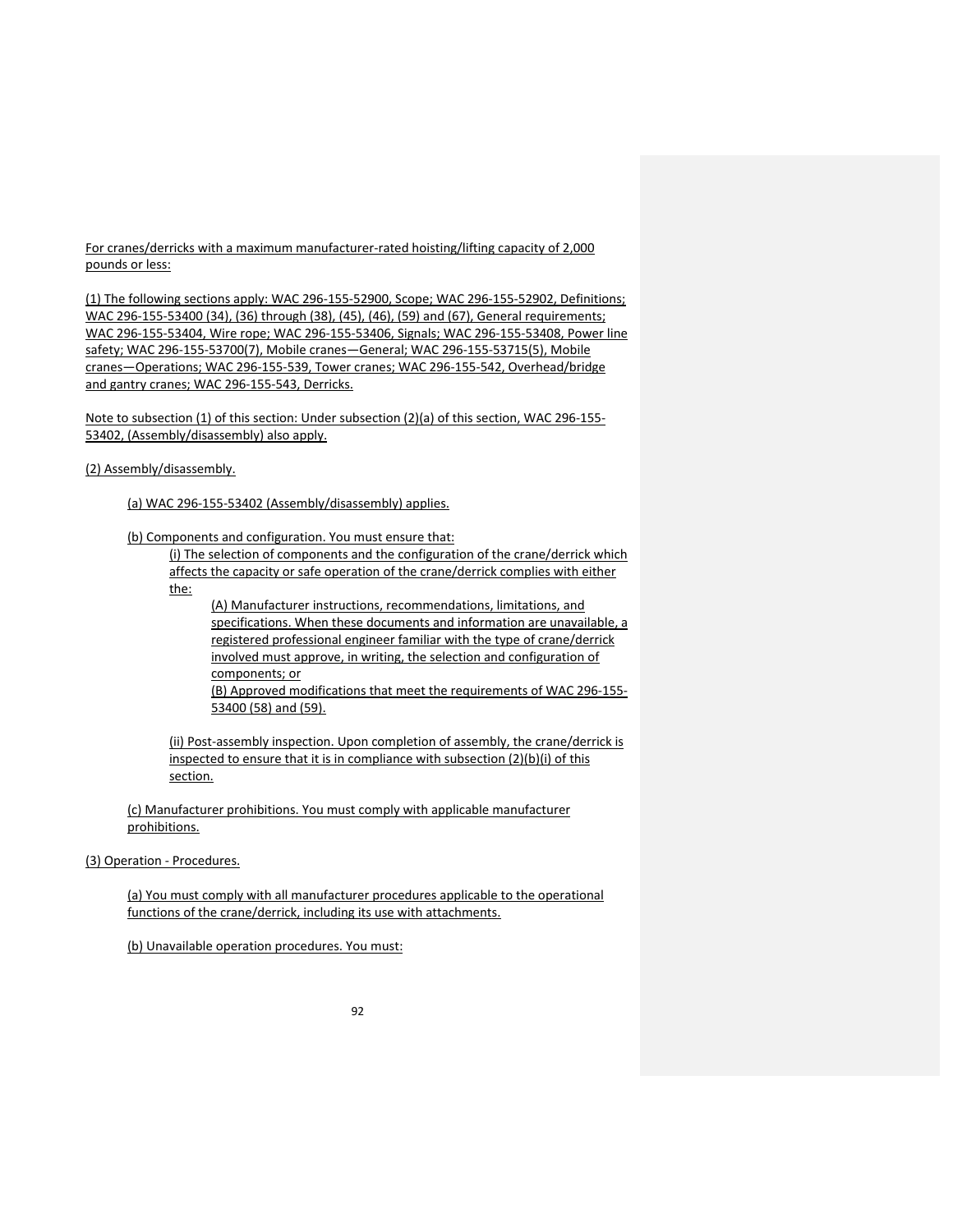For cranes/derricks with a maximum manufacturer-rated hoisting/lifting capacity of 2,000 pounds or less:

(1) The following sections apply: WAC 296-155-52900, Scope; WAC 296-155-52902, Definitions; WAC 296-155-53400 (34), (36) through (38), (45), (46), (59) and (67), General requirements; WAC 296-155-53404, Wire rope; WAC 296-155-53406, Signals; WAC 296-155-53408, Power line safety; WAC 296-155-53700(7), Mobile cranes—General; WAC 296-155-53715(5), Mobile cranes—Operations; WAC 296-155-539, Tower cranes; WAC 296-155-542, Overhead/bridge and gantry cranes; WAC 296-155-543, Derricks.

Note to subsection (1) of this section: Under subsection (2)(a) of this section, WAC 296-155-53402, (Assembly/disassembly) also apply.

(2) Assembly/disassembly.

(a) WAC 296-155-53402 (Assembly/disassembly) applies.

(b) Components and configuration. You must ensure that:

(i) The selection of components and the configuration of the crane/derrick which affects the capacity or safe operation of the crane/derrick complies with either the:

(A) Manufacturer instructions, recommendations, limitations, and specifications. When these documents and information are unavailable, a registered professional engineer familiar with the type of crane/derrick involved must approve, in writing, the selection and configuration of components; or

(B) Approved modifications that meet the requirements of WAC 296-155-53400 (58) and (59).

(ii) Post-assembly inspection. Upon completion of assembly, the crane/derrick is inspected to ensure that it is in compliance with subsection (2)(b)(i) of this section.

(c) Manufacturer prohibitions. You must comply with applicable manufacturer prohibitions.

(3) Operation - Procedures.

(a) You must comply with all manufacturer procedures applicable to the operational functions of the crane/derrick, including its use with attachments.

(b) Unavailable operation procedures. You must: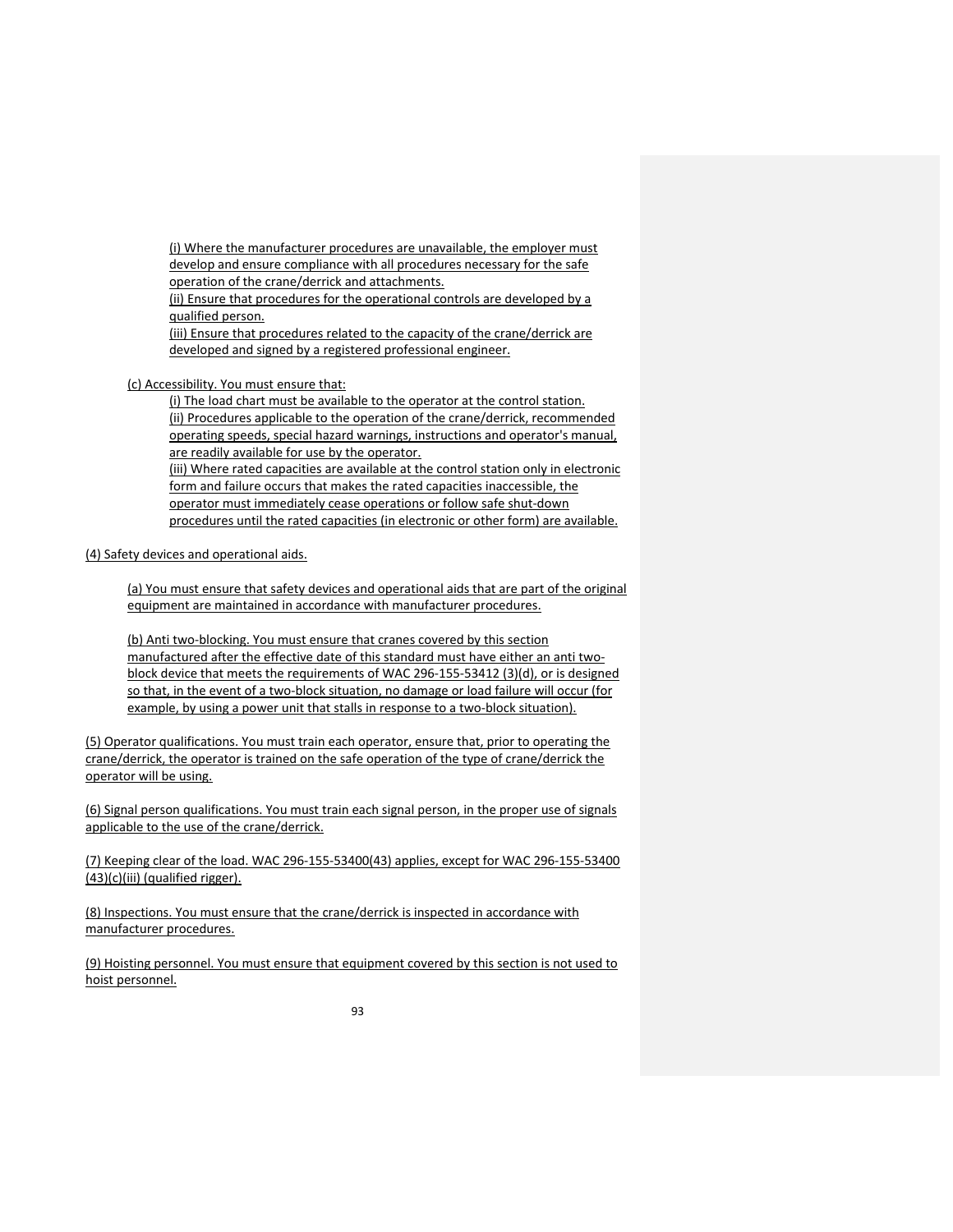(i) Where the manufacturer procedures are unavailable, the employer must develop and ensure compliance with all procedures necessary for the safe operation of the crane/derrick and attachments.

(ii) Ensure that procedures for the operational controls are developed by a qualified person.

(iii) Ensure that procedures related to the capacity of the crane/derrick are developed and signed by a registered professional engineer.

(c) Accessibility. You must ensure that:

(i) The load chart must be available to the operator at the control station.

(ii) Procedures applicable to the operation of the crane/derrick, recommended operating speeds, special hazard warnings, instructions and operator's manual, are readily available for use by the operator.

(iii) Where rated capacities are available at the control station only in electronic form and failure occurs that makes the rated capacities inaccessible, the operator must immediately cease operations or follow safe shut-down procedures until the rated capacities (in electronic or other form) are available.

(4) Safety devices and operational aids.

(a) You must ensure that safety devices and operational aids that are part of the original equipment are maintained in accordance with manufacturer procedures.

(b) Anti two-blocking. You must ensure that cranes covered by this section manufactured after the effective date of this standard must have either an anti two-block device that meets the requirements of WAC 296-155-53412 (3)(d), or is designed so that, in the event of a two-block situation, no damage or load failure will occur (for example, by using a power unit that stalls in response to a two-block situation).

(5) Operator qualifications. You must train each operator, ensure that, prior to operating the crane/derrick, the operator is trained on the safe operation of the type of crane/derrick the operator will be using.

(6) Signal person qualifications. You must train each signal person, in the proper use of signals applicable to the use of the crane/derrick.

(7) Keeping clear of the load. WAC 296-155-53400(43) applies, except for WAC 296-155-53400 (43)(c)(iii) (qualified rigger).

(8) Inspections. You must ensure that the crane/derrick is inspected in accordance with manufacturer procedures.

(9) Hoisting personnel. You must ensure that equipment covered by this section is not used to hoist personnel.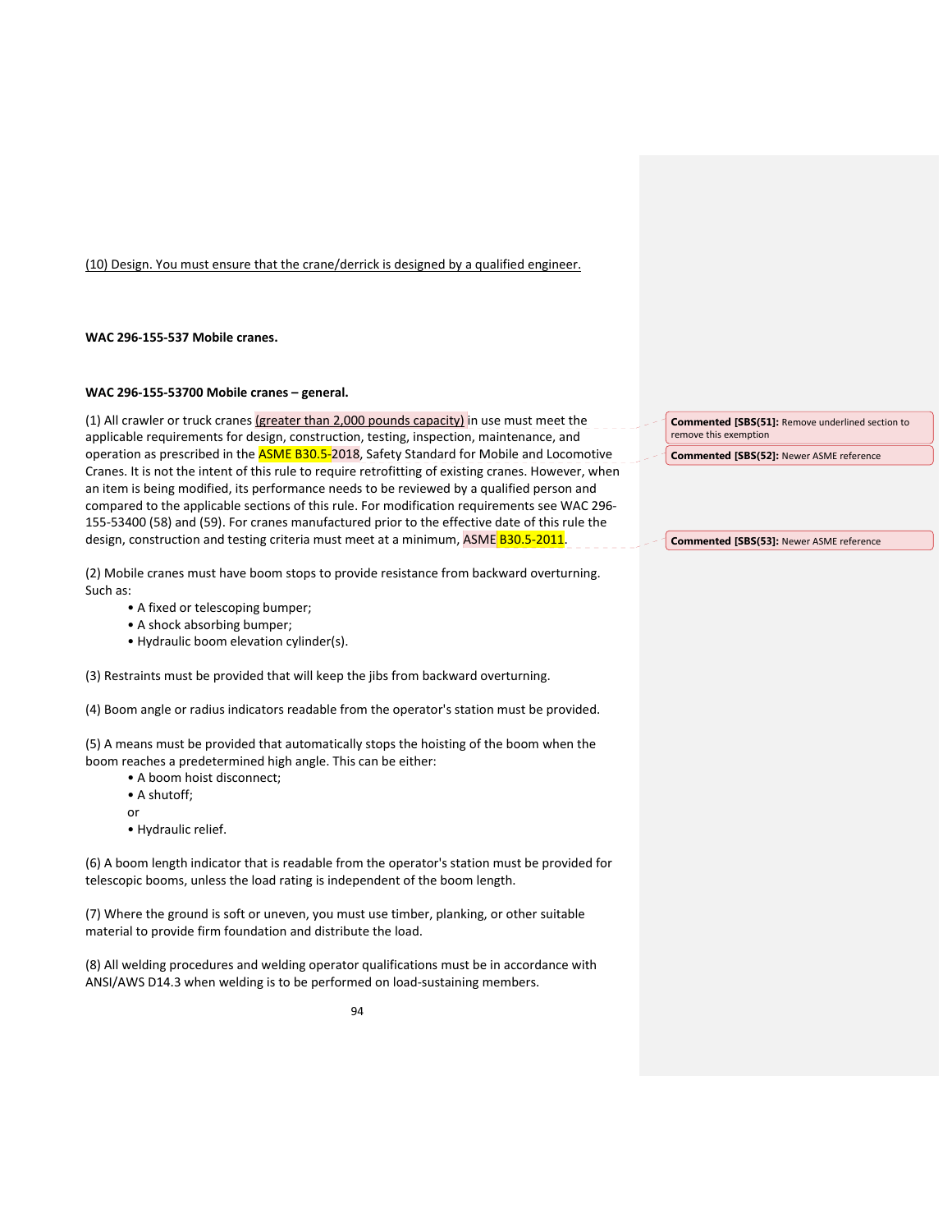(10) Design. You must ensure that the crane/derrick is designed by a qualified engineer.

**WAC 296-155-537 Mobile cranes.**

**WAC 296-155-53700 Mobile cranes – general.**

(1) All crawler or truck cranes (greater than 2,000 pounds capacity) in use must meet the applicable requirements for design, construction, testing, inspection, maintenance, and operation as prescribed in the ASME B30.5-2018, Safety Standard for Mobile and Locomotive Cranes. It is not the intent of this rule to require retrofitting of existing cranes. However, when an item is being modified, its performance needs to be reviewed by a qualified person and compared to the applicable sections of this rule. For modification requirements see WAC 296-155-53400 (58) and (59). For cranes manufactured prior to the effective date of this rule the design, construction and testing criteria must meet at a minimum, ASME B30.5-2011.

**Commented [SBS(51]:** Remove underlined section to remove this exemption

**Commented [SBS(52]:** Newer ASME reference

**Commented [SBS(53]:** Newer ASME reference

(2) Mobile cranes must have boom stops to provide resistance from backward overturning. Such as:

- A fixed or telescoping bumper;
- A shock absorbing bumper;
- Hydraulic boom elevation cylinder(s).

(3) Restraints must be provided that will keep the jibs from backward overturning.

(4) Boom angle or radius indicators readable from the operator's station must be provided.

(5) A means must be provided that automatically stops the hoisting of the boom when the boom reaches a predetermined high angle. This can be either:

- A boom hoist disconnect;
- A shutoff;

or

- Hydraulic relief.

(6) A boom length indicator that is readable from the operator's station must be provided for telescopic booms, unless the load rating is independent of the boom length.

(7) Where the ground is soft or uneven, you must use timber, planking, or other suitable material to provide firm foundation and distribute the load.

(8) All welding procedures and welding operator qualifications must be in accordance with ANSI/AWS D14.3 when welding is to be performed on load-sustaining members.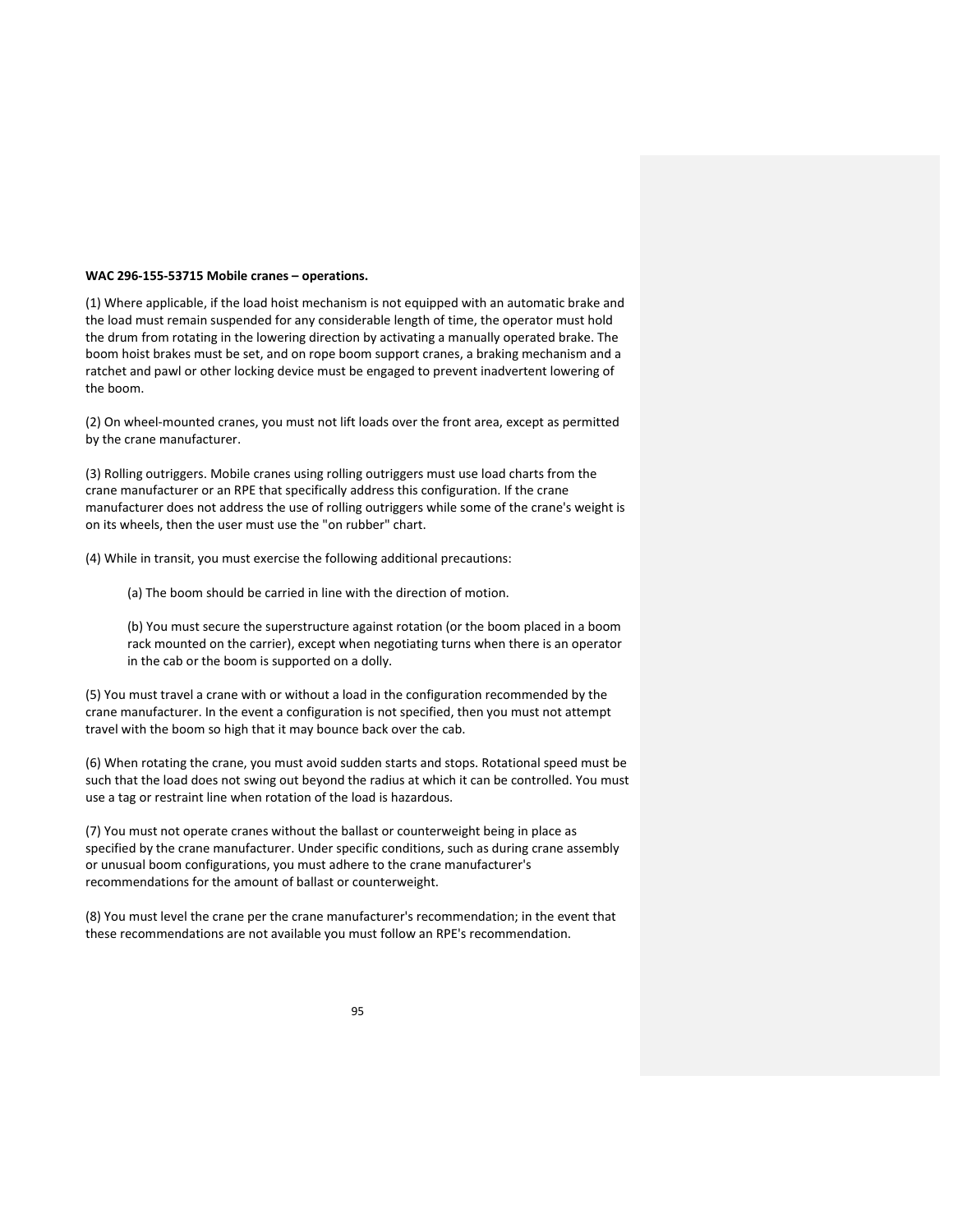**WAC 296-155-53715 Mobile cranes – operations.**

(1) Where applicable, if the load hoist mechanism is not equipped with an automatic brake and the load must remain suspended for any considerable length of time, the operator must hold the drum from rotating in the lowering direction by activating a manually operated brake. The boom hoist brakes must be set, and on rope boom support cranes, a braking mechanism and a ratchet and pawl or other locking device must be engaged to prevent inadvertent lowering of the boom.

(2) On wheel-mounted cranes, you must not lift loads over the front area, except as permitted by the crane manufacturer.

(3) Rolling outriggers. Mobile cranes using rolling outriggers must use load charts from the crane manufacturer or an RPE that specifically address this configuration. If the crane manufacturer does not address the use of rolling outriggers while some of the crane's weight is on its wheels, then the user must use the "on rubber" chart.

(4) While in transit, you must exercise the following additional precautions:

> (a) The boom should be carried in line with the direction of motion.
>
> (b) You must secure the superstructure against rotation (or the boom placed in a boom rack mounted on the carrier), except when negotiating turns when there is an operator in the cab or the boom is supported on a dolly.

(5) You must travel a crane with or without a load in the configuration recommended by the crane manufacturer. In the event a configuration is not specified, then you must not attempt travel with the boom so high that it may bounce back over the cab.

(6) When rotating the crane, you must avoid sudden starts and stops. Rotational speed must be such that the load does not swing out beyond the radius at which it can be controlled. You must use a tag or restraint line when rotation of the load is hazardous.

(7) You must not operate cranes without the ballast or counterweight being in place as specified by the crane manufacturer. Under specific conditions, such as during crane assembly or unusual boom configurations, you must adhere to the crane manufacturer's recommendations for the amount of ballast or counterweight.

(8) You must level the crane per the crane manufacturer's recommendation; in the event that these recommendations are not available you must follow an RPE's recommendation.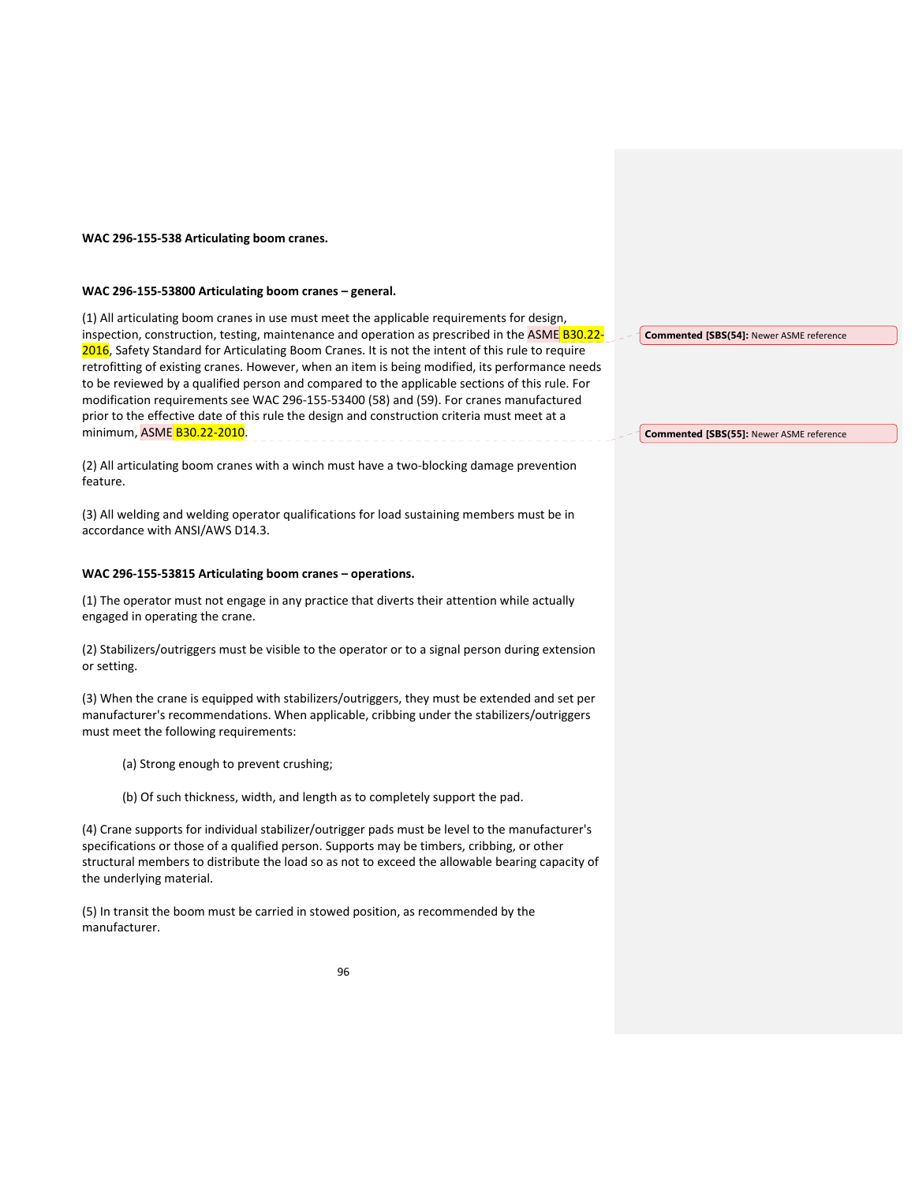**WAC 296-155-538 Articulating boom cranes.**

**WAC 296-155-53800 Articulating boom cranes – general.**

(1) All articulating boom cranes in use must meet the applicable requirements for design, inspection, construction, testing, maintenance and operation as prescribed in the ASME B30.22-2016, Safety Standard for Articulating Boom Cranes. It is not the intent of this rule to require retrofitting of existing cranes. However, when an item is being modified, its performance needs to be reviewed by a qualified person and compared to the applicable sections of this rule. For modification requirements see WAC 296-155-53400 (58) and (59). For cranes manufactured prior to the effective date of this rule the design and construction criteria must meet at a minimum, ASME B30.22-2010.

**Commented [SBS(54]:** Newer ASME reference

**Commented [SBS(55]:** Newer ASME reference

(2) All articulating boom cranes with a winch must have a two-blocking damage prevention feature.

(3) All welding and welding operator qualifications for load sustaining members must be in accordance with ANSI/AWS D14.3.

**WAC 296-155-53815 Articulating boom cranes – operations.**

(1) The operator must not engage in any practice that diverts their attention while actually engaged in operating the crane.

(2) Stabilizers/outriggers must be visible to the operator or to a signal person during extension or setting.

(3) When the crane is equipped with stabilizers/outriggers, they must be extended and set per manufacturer's recommendations. When applicable, cribbing under the stabilizers/outriggers must meet the following requirements:

(a) Strong enough to prevent crushing;

(b) Of such thickness, width, and length as to completely support the pad.

(4) Crane supports for individual stabilizer/outrigger pads must be level to the manufacturer's specifications or those of a qualified person. Supports may be timbers, cribbing, or other structural members to distribute the load so as not to exceed the allowable bearing capacity of the underlying material.

(5) In transit the boom must be carried in stowed position, as recommended by the manufacturer.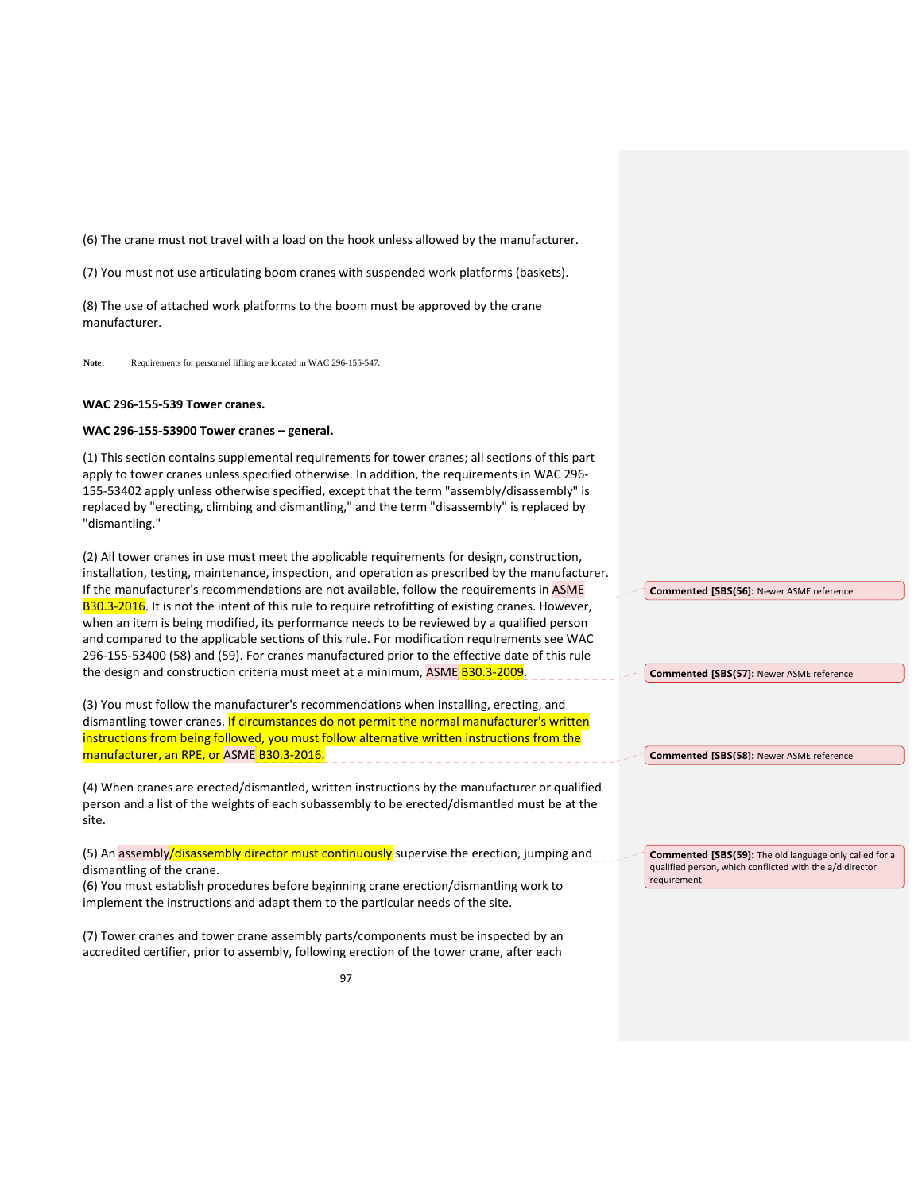(6) The crane must not travel with a load on the hook unless allowed by the manufacturer.

(7) You must not use articulating boom cranes with suspended work platforms (baskets).

(8) The use of attached work platforms to the boom must be approved by the crane manufacturer.

**Note:** Requirements for personnel lifting are located in WAC 296-155-547.

**WAC 296-155-539 Tower cranes.**

**WAC 296-155-53900 Tower cranes – general.**

(1) This section contains supplemental requirements for tower cranes; all sections of this part apply to tower cranes unless specified otherwise. In addition, the requirements in WAC 296-155-53402 apply unless otherwise specified, except that the term "assembly/disassembly" is replaced by "erecting, climbing and dismantling," and the term "disassembly" is replaced by "dismantling."

(2) All tower cranes in use must meet the applicable requirements for design, construction, installation, testing, maintenance, inspection, and operation as prescribed by the manufacturer. If the manufacturer's recommendations are not available, follow the requirements in ASME B30.3-2016. It is not the intent of this rule to require retrofitting of existing cranes. However, when an item is being modified, its performance needs to be reviewed by a qualified person and compared to the applicable sections of this rule. For modification requirements see WAC 296-155-53400 (58) and (59). For cranes manufactured prior to the effective date of this rule the design and construction criteria must meet at a minimum, ASME B30.3-2009.

(3) You must follow the manufacturer's recommendations when installing, erecting, and dismantling tower cranes. If circumstances do not permit the normal manufacturer's written instructions from being followed, you must follow alternative written instructions from the manufacturer, an RPE, or ASME B30.3-2016.

(4) When cranes are erected/dismantled, written instructions by the manufacturer or qualified person and a list of the weights of each subassembly to be erected/dismantled must be at the site.

(5) An assembly/disassembly director must continuously supervise the erection, jumping and dismantling of the crane.
(6) You must establish procedures before beginning crane erection/dismantling work to implement the instructions and adapt them to the particular needs of the site.

(7) Tower cranes and tower crane assembly parts/components must be inspected by an accredited certifier, prior to assembly, following erection of the tower crane, after each

**Commented [SBS(56]:** Newer ASME reference

**Commented [SBS(57]:** Newer ASME reference

**Commented [SBS(58]:** Newer ASME reference

**Commented [SBS(59]:** The old language only called for a qualified person, which conflicted with the a/d director requirement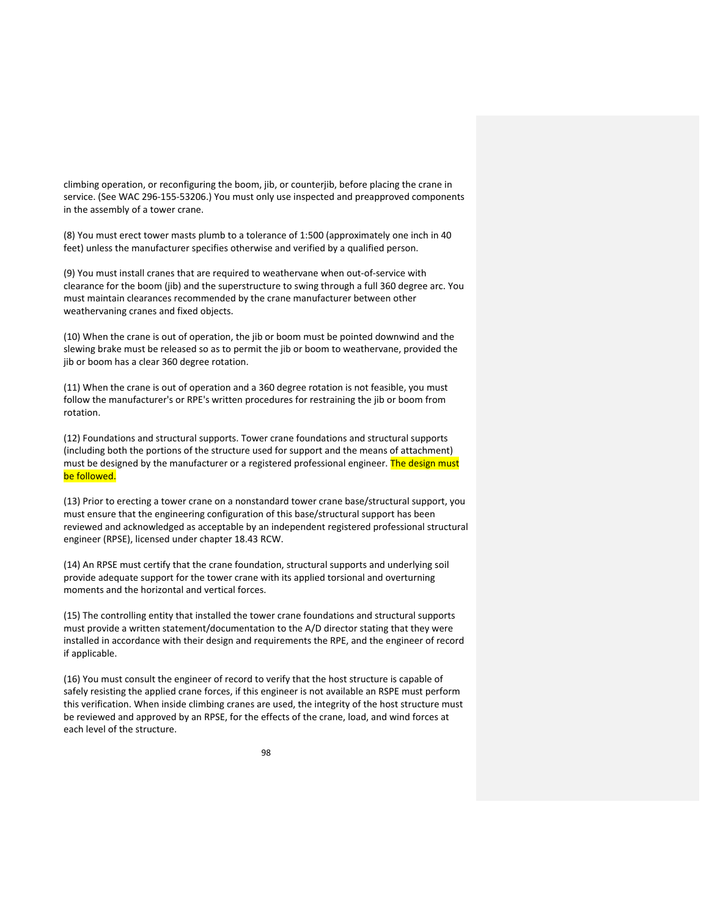climbing operation, or reconfiguring the boom, jib, or counterjib, before placing the crane in service. (See WAC 296-155-53206.) You must only use inspected and preapproved components in the assembly of a tower crane.

(8) You must erect tower masts plumb to a tolerance of 1:500 (approximately one inch in 40 feet) unless the manufacturer specifies otherwise and verified by a qualified person.

(9) You must install cranes that are required to weathervane when out-of-service with clearance for the boom (jib) and the superstructure to swing through a full 360 degree arc. You must maintain clearances recommended by the crane manufacturer between other weathervaning cranes and fixed objects.

(10) When the crane is out of operation, the jib or boom must be pointed downwind and the slewing brake must be released so as to permit the jib or boom to weathervane, provided the jib or boom has a clear 360 degree rotation.

(11) When the crane is out of operation and a 360 degree rotation is not feasible, you must follow the manufacturer's or RPE's written procedures for restraining the jib or boom from rotation.

(12) Foundations and structural supports. Tower crane foundations and structural supports (including both the portions of the structure used for support and the means of attachment) must be designed by the manufacturer or a registered professional engineer. The design must be followed.

(13) Prior to erecting a tower crane on a nonstandard tower crane base/structural support, you must ensure that the engineering configuration of this base/structural support has been reviewed and acknowledged as acceptable by an independent registered professional structural engineer (RPSE), licensed under chapter 18.43 RCW.

(14) An RPSE must certify that the crane foundation, structural supports and underlying soil provide adequate support for the tower crane with its applied torsional and overturning moments and the horizontal and vertical forces.

(15) The controlling entity that installed the tower crane foundations and structural supports must provide a written statement/documentation to the A/D director stating that they were installed in accordance with their design and requirements the RPE, and the engineer of record if applicable.

(16) You must consult the engineer of record to verify that the host structure is capable of safely resisting the applied crane forces, if this engineer is not available an RSPE must perform this verification. When inside climbing cranes are used, the integrity of the host structure must be reviewed and approved by an RPSE, for the effects of the crane, load, and wind forces at each level of the structure.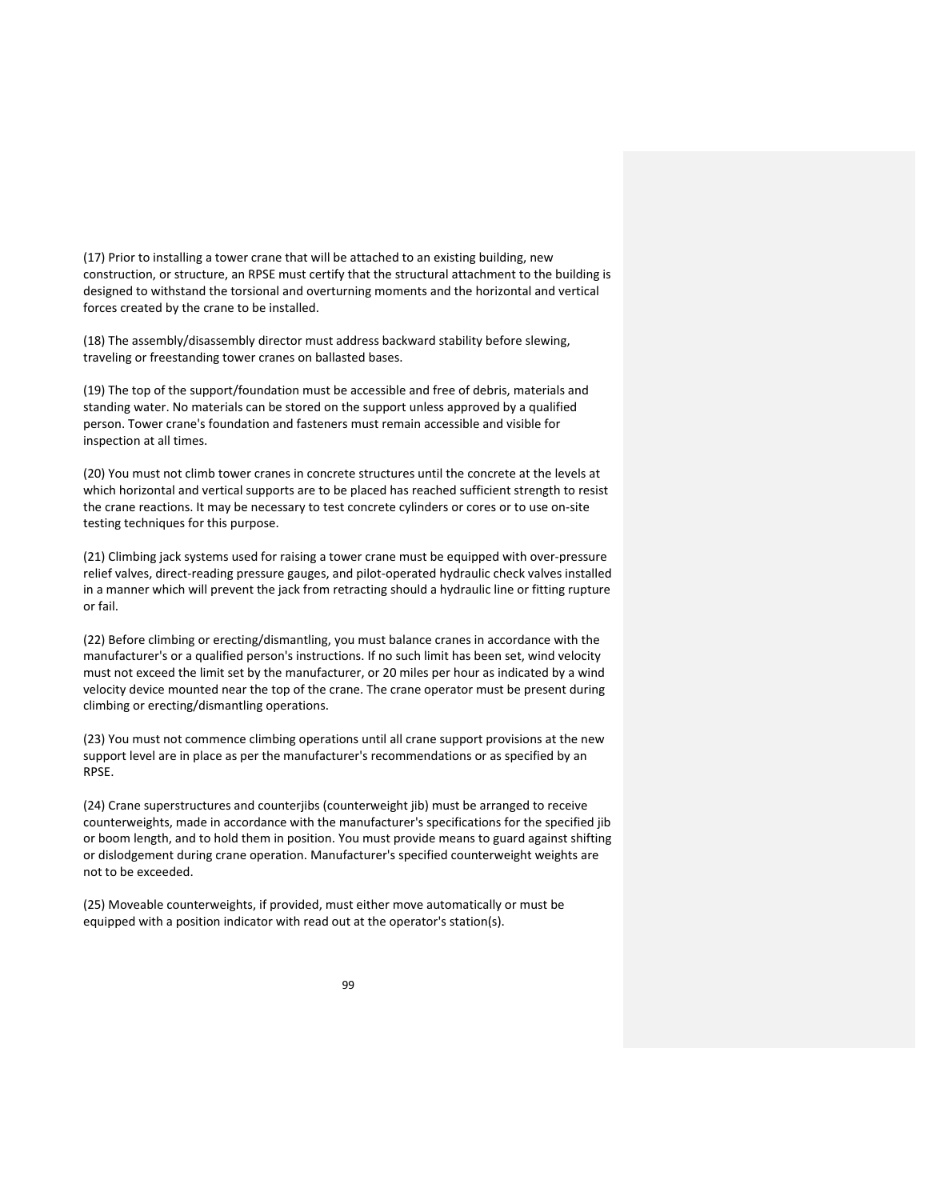(17) Prior to installing a tower crane that will be attached to an existing building, new construction, or structure, an RPSE must certify that the structural attachment to the building is designed to withstand the torsional and overturning moments and the horizontal and vertical forces created by the crane to be installed.

(18) The assembly/disassembly director must address backward stability before slewing, traveling or freestanding tower cranes on ballasted bases.

(19) The top of the support/foundation must be accessible and free of debris, materials and standing water. No materials can be stored on the support unless approved by a qualified person. Tower crane's foundation and fasteners must remain accessible and visible for inspection at all times.

(20) You must not climb tower cranes in concrete structures until the concrete at the levels at which horizontal and vertical supports are to be placed has reached sufficient strength to resist the crane reactions. It may be necessary to test concrete cylinders or cores or to use on-site testing techniques for this purpose.

(21) Climbing jack systems used for raising a tower crane must be equipped with over-pressure relief valves, direct-reading pressure gauges, and pilot-operated hydraulic check valves installed in a manner which will prevent the jack from retracting should a hydraulic line or fitting rupture or fail.

(22) Before climbing or erecting/dismantling, you must balance cranes in accordance with the manufacturer's or a qualified person's instructions. If no such limit has been set, wind velocity must not exceed the limit set by the manufacturer, or 20 miles per hour as indicated by a wind velocity device mounted near the top of the crane. The crane operator must be present during climbing or erecting/dismantling operations.

(23) You must not commence climbing operations until all crane support provisions at the new support level are in place as per the manufacturer's recommendations or as specified by an RPSE.

(24) Crane superstructures and counterjibs (counterweight jib) must be arranged to receive counterweights, made in accordance with the manufacturer's specifications for the specified jib or boom length, and to hold them in position. You must provide means to guard against shifting or dislodgement during crane operation. Manufacturer's specified counterweight weights are not to be exceeded.

(25) Moveable counterweights, if provided, must either move automatically or must be equipped with a position indicator with read out at the operator's station(s).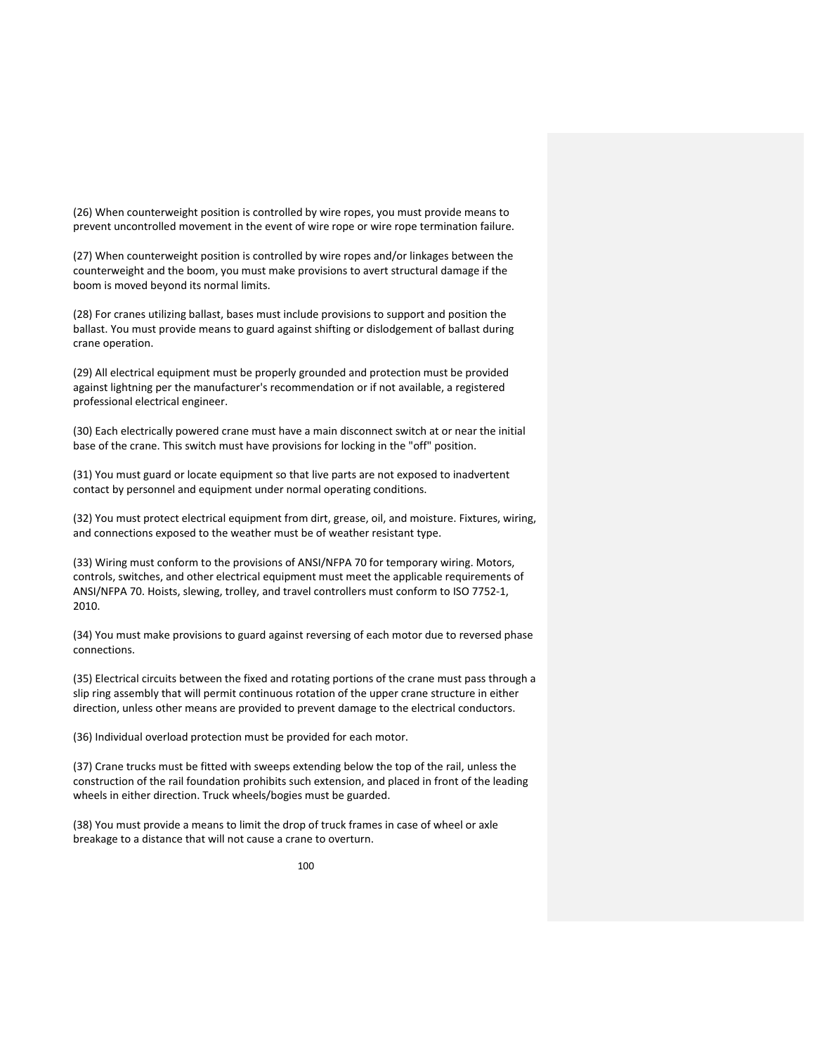(26) When counterweight position is controlled by wire ropes, you must provide means to prevent uncontrolled movement in the event of wire rope or wire rope termination failure.

(27) When counterweight position is controlled by wire ropes and/or linkages between the counterweight and the boom, you must make provisions to avert structural damage if the boom is moved beyond its normal limits.

(28) For cranes utilizing ballast, bases must include provisions to support and position the ballast. You must provide means to guard against shifting or dislodgement of ballast during crane operation.

(29) All electrical equipment must be properly grounded and protection must be provided against lightning per the manufacturer's recommendation or if not available, a registered professional electrical engineer.

(30) Each electrically powered crane must have a main disconnect switch at or near the initial base of the crane. This switch must have provisions for locking in the "off" position.

(31) You must guard or locate equipment so that live parts are not exposed to inadvertent contact by personnel and equipment under normal operating conditions.

(32) You must protect electrical equipment from dirt, grease, oil, and moisture. Fixtures, wiring, and connections exposed to the weather must be of weather resistant type.

(33) Wiring must conform to the provisions of ANSI/NFPA 70 for temporary wiring. Motors, controls, switches, and other electrical equipment must meet the applicable requirements of ANSI/NFPA 70. Hoists, slewing, trolley, and travel controllers must conform to ISO 7752-1, 2010.

(34) You must make provisions to guard against reversing of each motor due to reversed phase connections.

(35) Electrical circuits between the fixed and rotating portions of the crane must pass through a slip ring assembly that will permit continuous rotation of the upper crane structure in either direction, unless other means are provided to prevent damage to the electrical conductors.

(36) Individual overload protection must be provided for each motor.

(37) Crane trucks must be fitted with sweeps extending below the top of the rail, unless the construction of the rail foundation prohibits such extension, and placed in front of the leading wheels in either direction. Truck wheels/bogies must be guarded.

(38) You must provide a means to limit the drop of truck frames in case of wheel or axle breakage to a distance that will not cause a crane to overturn.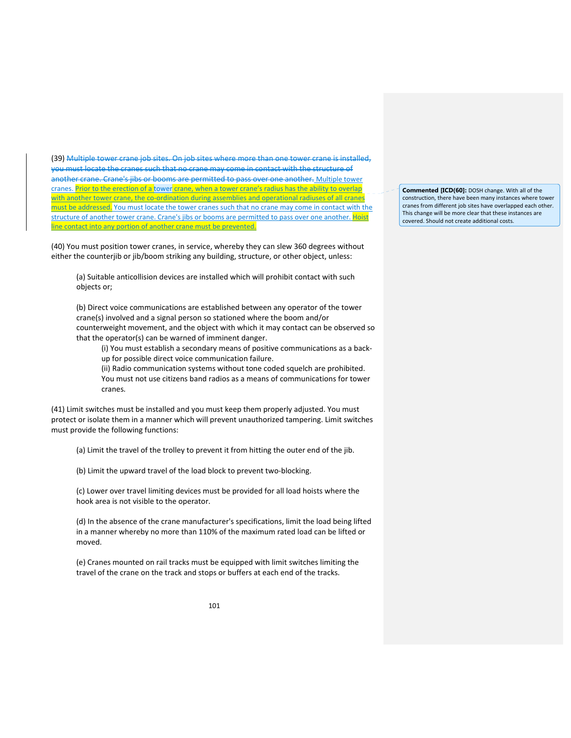(39) ~~Multiple tower crane job sites. On job sites where more than one tower crane is installed, you must locate the cranes such that no crane may come in contact with the structure of another crane. Crane's jibs or booms are permitted to pass over one another.~~ Multiple tower cranes. Prior to the erection of a tower crane, when a tower crane's radius has the ability to overlap with another tower crane, the co-ordination during assemblies and operational radiuses of all cranes must be addressed. You must locate the tower cranes such that no crane may come in contact with the structure of another tower crane. Crane's jibs or booms are permitted to pass over one another. Hoist line contact into any portion of another crane must be prevented.

> **Commented [ICD(60]:** DOSH change. With all of the construction, there have been many instances where tower cranes from different job sites have overlapped each other. This change will be more clear that these instances are covered. Should not create additional costs.

(40) You must position tower cranes, in service, whereby they can slew 360 degrees without either the counterjib or jib/boom striking any building, structure, or other object, unless:

(a) Suitable anticollision devices are installed which will prohibit contact with such objects or;

(b) Direct voice communications are established between any operator of the tower crane(s) involved and a signal person so stationed where the boom and/or counterweight movement, and the object with which it may contact can be observed so that the operator(s) can be warned of imminent danger.

(i) You must establish a secondary means of positive communications as a back-up for possible direct voice communication failure.

(ii) Radio communication systems without tone coded squelch are prohibited. You must not use citizens band radios as a means of communications for tower cranes.

(41) Limit switches must be installed and you must keep them properly adjusted. You must protect or isolate them in a manner which will prevent unauthorized tampering. Limit switches must provide the following functions:

(a) Limit the travel of the trolley to prevent it from hitting the outer end of the jib.

(b) Limit the upward travel of the load block to prevent two-blocking.

(c) Lower over travel limiting devices must be provided for all load hoists where the hook area is not visible to the operator.

(d) In the absence of the crane manufacturer's specifications, limit the load being lifted in a manner whereby no more than 110% of the maximum rated load can be lifted or moved.

(e) Cranes mounted on rail tracks must be equipped with limit switches limiting the travel of the crane on the track and stops or buffers at each end of the tracks.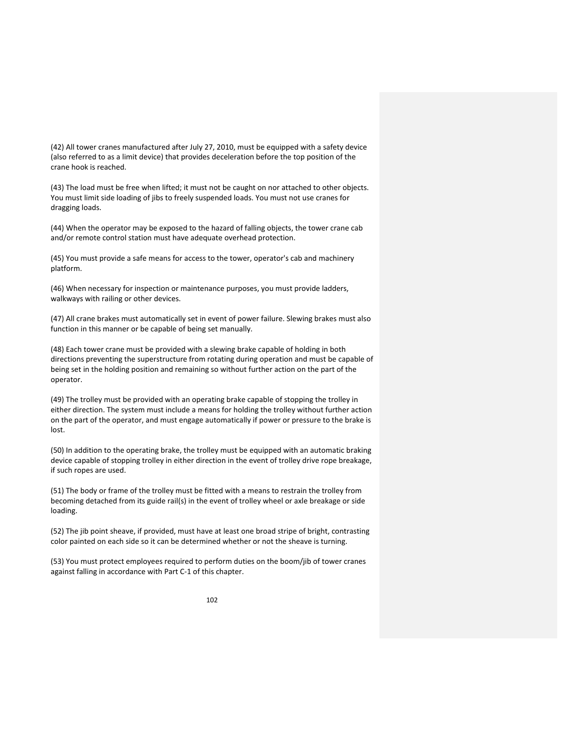(42) All tower cranes manufactured after July 27, 2010, must be equipped with a safety device (also referred to as a limit device) that provides deceleration before the top position of the crane hook is reached.

(43) The load must be free when lifted; it must not be caught on nor attached to other objects. You must limit side loading of jibs to freely suspended loads. You must not use cranes for dragging loads.

(44) When the operator may be exposed to the hazard of falling objects, the tower crane cab and/or remote control station must have adequate overhead protection.

(45) You must provide a safe means for access to the tower, operator's cab and machinery platform.

(46) When necessary for inspection or maintenance purposes, you must provide ladders, walkways with railing or other devices.

(47) All crane brakes must automatically set in event of power failure. Slewing brakes must also function in this manner or be capable of being set manually.

(48) Each tower crane must be provided with a slewing brake capable of holding in both directions preventing the superstructure from rotating during operation and must be capable of being set in the holding position and remaining so without further action on the part of the operator.

(49) The trolley must be provided with an operating brake capable of stopping the trolley in either direction. The system must include a means for holding the trolley without further action on the part of the operator, and must engage automatically if power or pressure to the brake is lost.

(50) In addition to the operating brake, the trolley must be equipped with an automatic braking device capable of stopping trolley in either direction in the event of trolley drive rope breakage, if such ropes are used.

(51) The body or frame of the trolley must be fitted with a means to restrain the trolley from becoming detached from its guide rail(s) in the event of trolley wheel or axle breakage or side loading.

(52) The jib point sheave, if provided, must have at least one broad stripe of bright, contrasting color painted on each side so it can be determined whether or not the sheave is turning.

(53) You must protect employees required to perform duties on the boom/jib of tower cranes against falling in accordance with Part C-1 of this chapter.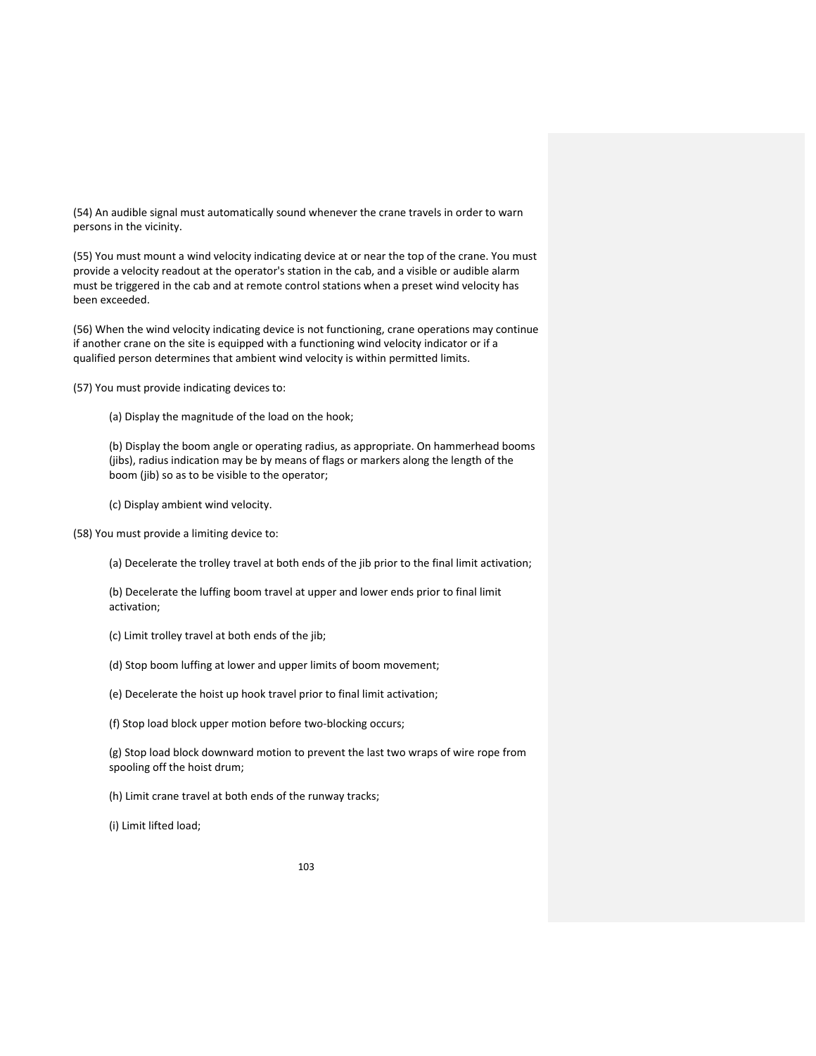(54) An audible signal must automatically sound whenever the crane travels in order to warn persons in the vicinity.

(55) You must mount a wind velocity indicating device at or near the top of the crane. You must provide a velocity readout at the operator's station in the cab, and a visible or audible alarm must be triggered in the cab and at remote control stations when a preset wind velocity has been exceeded.

(56) When the wind velocity indicating device is not functioning, crane operations may continue if another crane on the site is equipped with a functioning wind velocity indicator or if a qualified person determines that ambient wind velocity is within permitted limits.

(57) You must provide indicating devices to:

(a) Display the magnitude of the load on the hook;

(b) Display the boom angle or operating radius, as appropriate. On hammerhead booms (jibs), radius indication may be by means of flags or markers along the length of the boom (jib) so as to be visible to the operator;

(c) Display ambient wind velocity.

(58) You must provide a limiting device to:

(a) Decelerate the trolley travel at both ends of the jib prior to the final limit activation;

(b) Decelerate the luffing boom travel at upper and lower ends prior to final limit activation;

(c) Limit trolley travel at both ends of the jib;

(d) Stop boom luffing at lower and upper limits of boom movement;

(e) Decelerate the hoist up hook travel prior to final limit activation;

(f) Stop load block upper motion before two-blocking occurs;

(g) Stop load block downward motion to prevent the last two wraps of wire rope from spooling off the hoist drum;

(h) Limit crane travel at both ends of the runway tracks;

(i) Limit lifted load;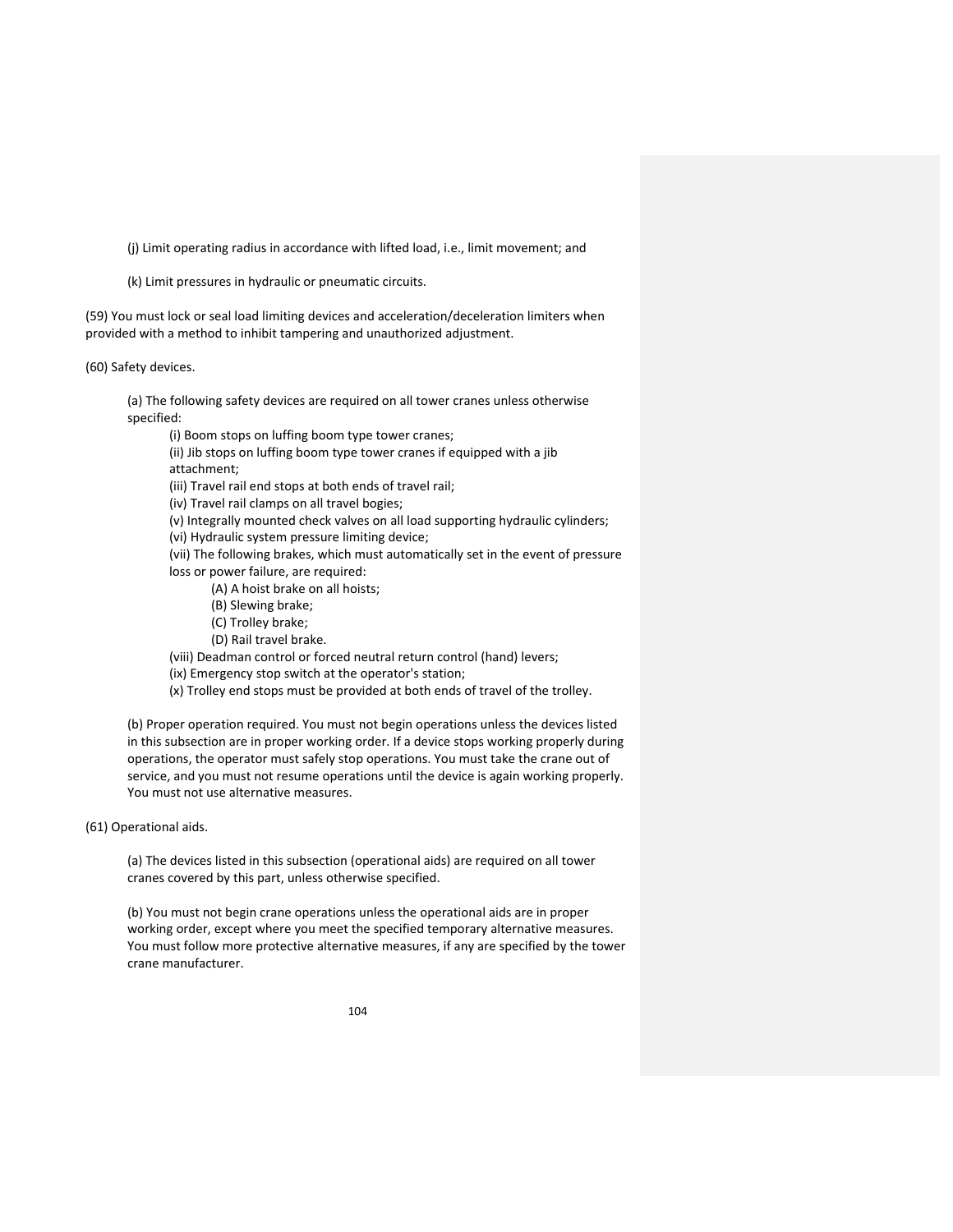(j) Limit operating radius in accordance with lifted load, i.e., limit movement; and

(k) Limit pressures in hydraulic or pneumatic circuits.

(59) You must lock or seal load limiting devices and acceleration/deceleration limiters when provided with a method to inhibit tampering and unauthorized adjustment.

(60) Safety devices.

(a) The following safety devices are required on all tower cranes unless otherwise specified:

(i) Boom stops on luffing boom type tower cranes;
(ii) Jib stops on luffing boom type tower cranes if equipped with a jib attachment;
(iii) Travel rail end stops at both ends of travel rail;
(iv) Travel rail clamps on all travel bogies;
(v) Integrally mounted check valves on all load supporting hydraulic cylinders;
(vi) Hydraulic system pressure limiting device;
(vii) The following brakes, which must automatically set in the event of pressure loss or power failure, are required:

(A) A hoist brake on all hoists;
(B) Slewing brake;
(C) Trolley brake;
(D) Rail travel brake.

(viii) Deadman control or forced neutral return control (hand) levers;
(ix) Emergency stop switch at the operator's station;
(x) Trolley end stops must be provided at both ends of travel of the trolley.

(b) Proper operation required. You must not begin operations unless the devices listed in this subsection are in proper working order. If a device stops working properly during operations, the operator must safely stop operations. You must take the crane out of service, and you must not resume operations until the device is again working properly. You must not use alternative measures.

(61) Operational aids.

(a) The devices listed in this subsection (operational aids) are required on all tower cranes covered by this part, unless otherwise specified.

(b) You must not begin crane operations unless the operational aids are in proper working order, except where you meet the specified temporary alternative measures. You must follow more protective alternative measures, if any are specified by the tower crane manufacturer.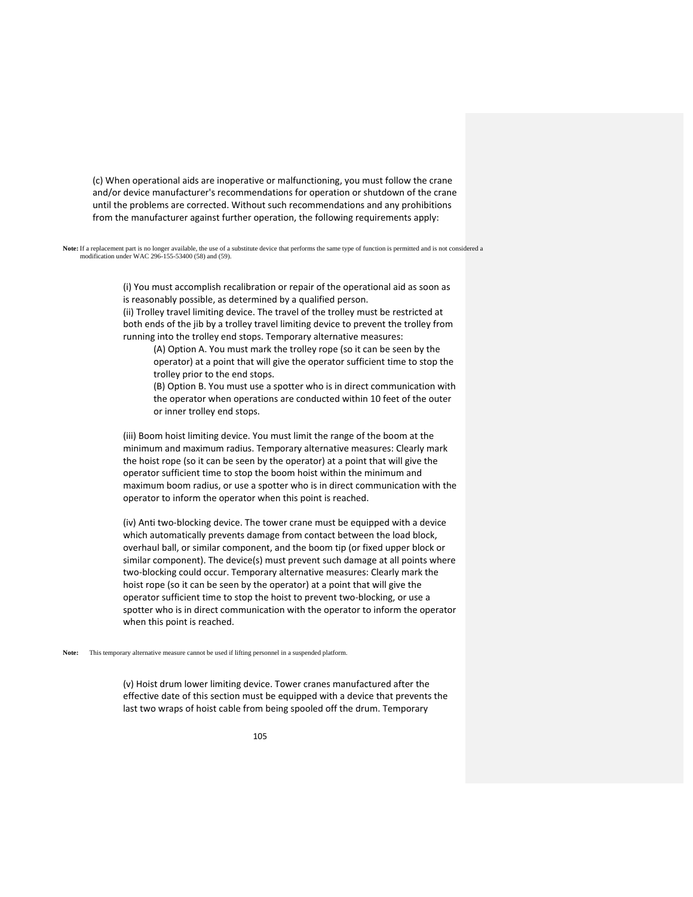(c) When operational aids are inoperative or malfunctioning, you must follow the crane and/or device manufacturer's recommendations for operation or shutdown of the crane until the problems are corrected. Without such recommendations and any prohibitions from the manufacturer against further operation, the following requirements apply:

**Note:** If a replacement part is no longer available, the use of a substitute device that performs the same type of function is permitted and is not considered a modification under WAC 296-155-53400 (58) and (59).

(i) You must accomplish recalibration or repair of the operational aid as soon as is reasonably possible, as determined by a qualified person.

(ii) Trolley travel limiting device. The travel of the trolley must be restricted at both ends of the jib by a trolley travel limiting device to prevent the trolley from running into the trolley end stops. Temporary alternative measures:

(A) Option A. You must mark the trolley rope (so it can be seen by the operator) at a point that will give the operator sufficient time to stop the trolley prior to the end stops.

(B) Option B. You must use a spotter who is in direct communication with the operator when operations are conducted within 10 feet of the outer or inner trolley end stops.

(iii) Boom hoist limiting device. You must limit the range of the boom at the minimum and maximum radius. Temporary alternative measures: Clearly mark the hoist rope (so it can be seen by the operator) at a point that will give the operator sufficient time to stop the boom hoist within the minimum and maximum boom radius, or use a spotter who is in direct communication with the operator to inform the operator when this point is reached.

(iv) Anti two-blocking device. The tower crane must be equipped with a device which automatically prevents damage from contact between the load block, overhaul ball, or similar component, and the boom tip (or fixed upper block or similar component). The device(s) must prevent such damage at all points where two-blocking could occur. Temporary alternative measures: Clearly mark the hoist rope (so it can be seen by the operator) at a point that will give the operator sufficient time to stop the hoist to prevent two-blocking, or use a spotter who is in direct communication with the operator to inform the operator when this point is reached.

**Note:** This temporary alternative measure cannot be used if lifting personnel in a suspended platform.

(v) Hoist drum lower limiting device. Tower cranes manufactured after the effective date of this section must be equipped with a device that prevents the last two wraps of hoist cable from being spooled off the drum. Temporary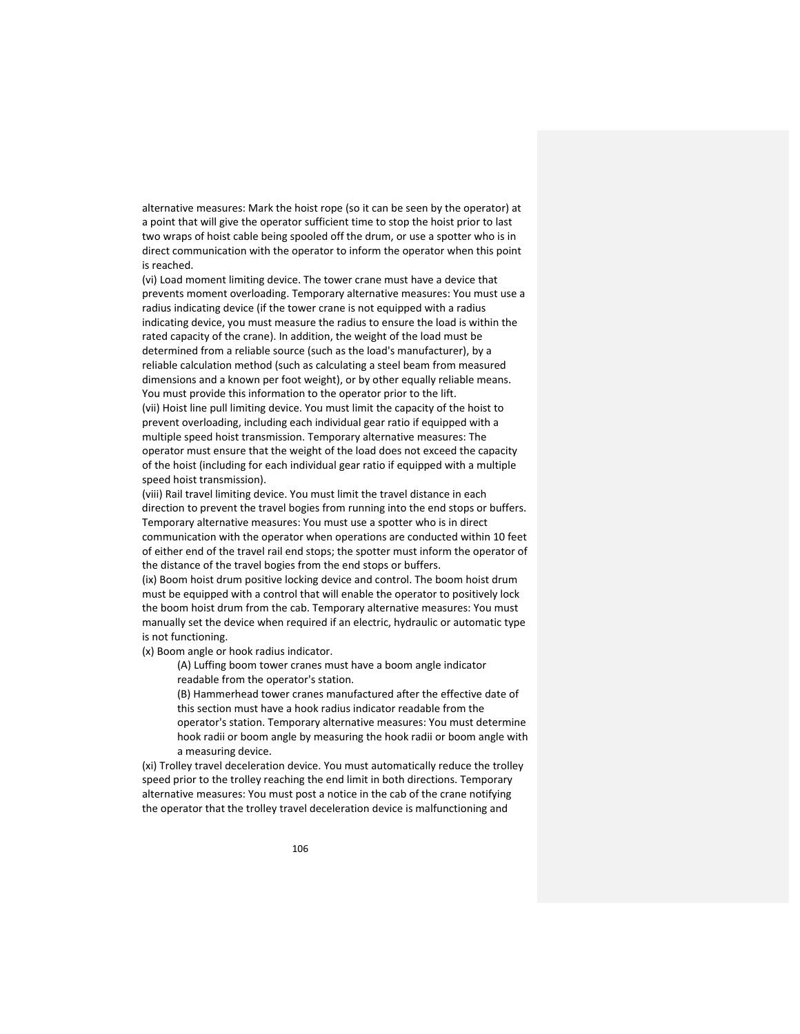alternative measures: Mark the hoist rope (so it can be seen by the operator) at a point that will give the operator sufficient time to stop the hoist prior to last two wraps of hoist cable being spooled off the drum, or use a spotter who is in direct communication with the operator to inform the operator when this point is reached.

(vi) Load moment limiting device. The tower crane must have a device that prevents moment overloading. Temporary alternative measures: You must use a radius indicating device (if the tower crane is not equipped with a radius indicating device, you must measure the radius to ensure the load is within the rated capacity of the crane). In addition, the weight of the load must be determined from a reliable source (such as the load's manufacturer), by a reliable calculation method (such as calculating a steel beam from measured dimensions and a known per foot weight), or by other equally reliable means. You must provide this information to the operator prior to the lift.

(vii) Hoist line pull limiting device. You must limit the capacity of the hoist to prevent overloading, including each individual gear ratio if equipped with a multiple speed hoist transmission. Temporary alternative measures: The operator must ensure that the weight of the load does not exceed the capacity of the hoist (including for each individual gear ratio if equipped with a multiple speed hoist transmission).

(viii) Rail travel limiting device. You must limit the travel distance in each direction to prevent the travel bogies from running into the end stops or buffers. Temporary alternative measures: You must use a spotter who is in direct communication with the operator when operations are conducted within 10 feet of either end of the travel rail end stops; the spotter must inform the operator of the distance of the travel bogies from the end stops or buffers.

(ix) Boom hoist drum positive locking device and control. The boom hoist drum must be equipped with a control that will enable the operator to positively lock the boom hoist drum from the cab. Temporary alternative measures: You must manually set the device when required if an electric, hydraulic or automatic type is not functioning.

(x) Boom angle or hook radius indicator.

> (A) Luffing boom tower cranes must have a boom angle indicator readable from the operator's station.
>
> (B) Hammerhead tower cranes manufactured after the effective date of this section must have a hook radius indicator readable from the operator's station. Temporary alternative measures: You must determine hook radii or boom angle by measuring the hook radii or boom angle with a measuring device.

(xi) Trolley travel deceleration device. You must automatically reduce the trolley speed prior to the trolley reaching the end limit in both directions. Temporary alternative measures: You must post a notice in the cab of the crane notifying the operator that the trolley travel deceleration device is malfunctioning and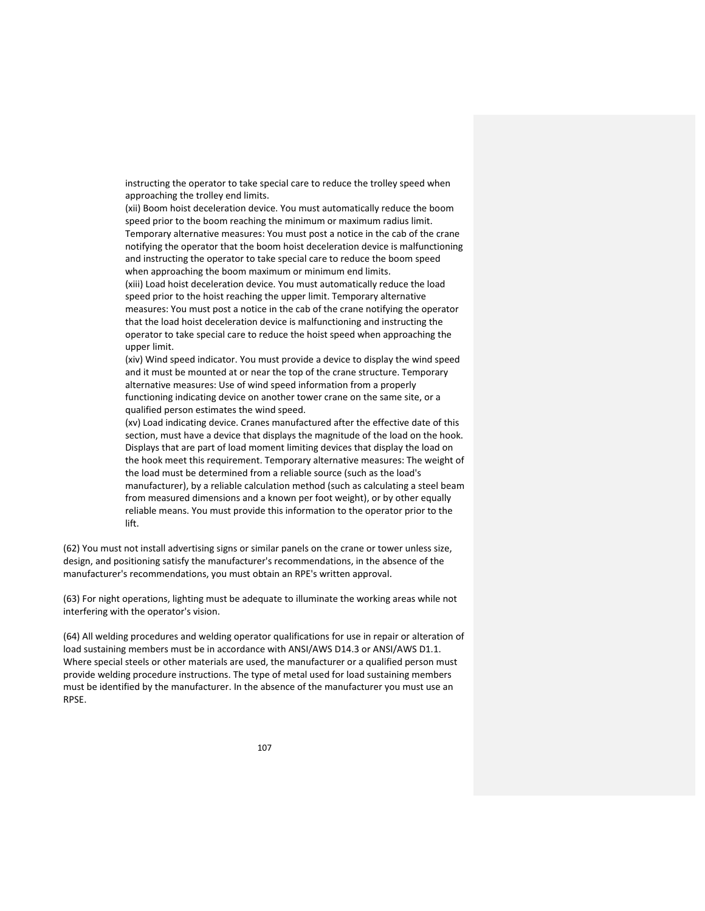instructing the operator to take special care to reduce the trolley speed when approaching the trolley end limits.

(xii) Boom hoist deceleration device. You must automatically reduce the boom speed prior to the boom reaching the minimum or maximum radius limit. Temporary alternative measures: You must post a notice in the cab of the crane notifying the operator that the boom hoist deceleration device is malfunctioning and instructing the operator to take special care to reduce the boom speed when approaching the boom maximum or minimum end limits.

(xiii) Load hoist deceleration device. You must automatically reduce the load speed prior to the hoist reaching the upper limit. Temporary alternative measures: You must post a notice in the cab of the crane notifying the operator that the load hoist deceleration device is malfunctioning and instructing the operator to take special care to reduce the hoist speed when approaching the upper limit.

(xiv) Wind speed indicator. You must provide a device to display the wind speed and it must be mounted at or near the top of the crane structure. Temporary alternative measures: Use of wind speed information from a properly functioning indicating device on another tower crane on the same site, or a qualified person estimates the wind speed.

(xv) Load indicating device. Cranes manufactured after the effective date of this section, must have a device that displays the magnitude of the load on the hook. Displays that are part of load moment limiting devices that display the load on the hook meet this requirement. Temporary alternative measures: The weight of the load must be determined from a reliable source (such as the load's manufacturer), by a reliable calculation method (such as calculating a steel beam from measured dimensions and a known per foot weight), or by other equally reliable means. You must provide this information to the operator prior to the lift.

(62) You must not install advertising signs or similar panels on the crane or tower unless size, design, and positioning satisfy the manufacturer's recommendations, in the absence of the manufacturer's recommendations, you must obtain an RPE's written approval.

(63) For night operations, lighting must be adequate to illuminate the working areas while not interfering with the operator's vision.

(64) All welding procedures and welding operator qualifications for use in repair or alteration of load sustaining members must be in accordance with ANSI/AWS D14.3 or ANSI/AWS D1.1. Where special steels or other materials are used, the manufacturer or a qualified person must provide welding procedure instructions. The type of metal used for load sustaining members must be identified by the manufacturer. In the absence of the manufacturer you must use an RPSE.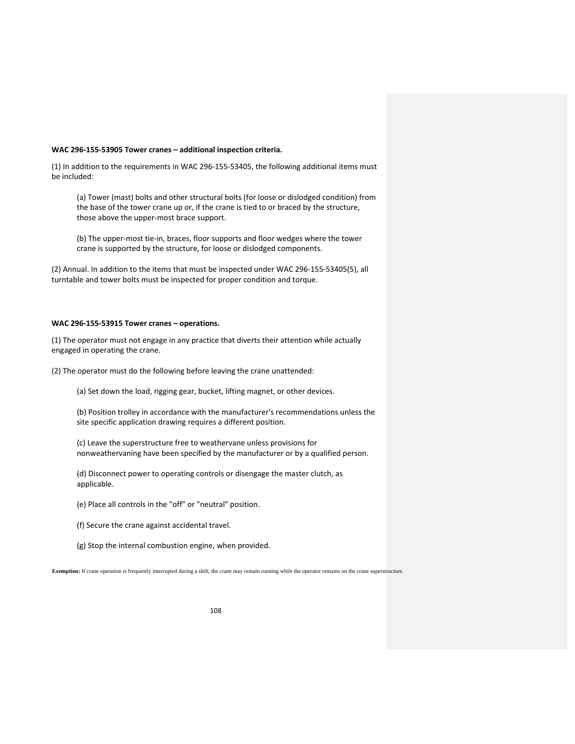**WAC 296-155-53905 Tower cranes – additional inspection criteria.**

(1) In addition to the requirements in WAC 296-155-53405, the following additional items must be included:

(a) Tower (mast) bolts and other structural bolts (for loose or dislodged condition) from the base of the tower crane up or, if the crane is tied to or braced by the structure, those above the upper-most brace support.

(b) The upper-most tie-in, braces, floor supports and floor wedges where the tower crane is supported by the structure, for loose or dislodged components.

(2) Annual. In addition to the items that must be inspected under WAC 296-155-53405(5), all turntable and tower bolts must be inspected for proper condition and torque.

**WAC 296-155-53915 Tower cranes – operations.**

(1) The operator must not engage in any practice that diverts their attention while actually engaged in operating the crane.

(2) The operator must do the following before leaving the crane unattended:

(a) Set down the load, rigging gear, bucket, lifting magnet, or other devices.

(b) Position trolley in accordance with the manufacturer's recommendations unless the site specific application drawing requires a different position.

(c) Leave the superstructure free to weathervane unless provisions for nonweathervaning have been specified by the manufacturer or by a qualified person.

(d) Disconnect power to operating controls or disengage the master clutch, as applicable.

(e) Place all controls in the "off" or "neutral" position.

(f) Secure the crane against accidental travel.

(g) Stop the internal combustion engine, when provided.

**Exemption:** If crane operation is frequently interrupted during a shift, the crane may remain running while the operator remains on the crane superstructure.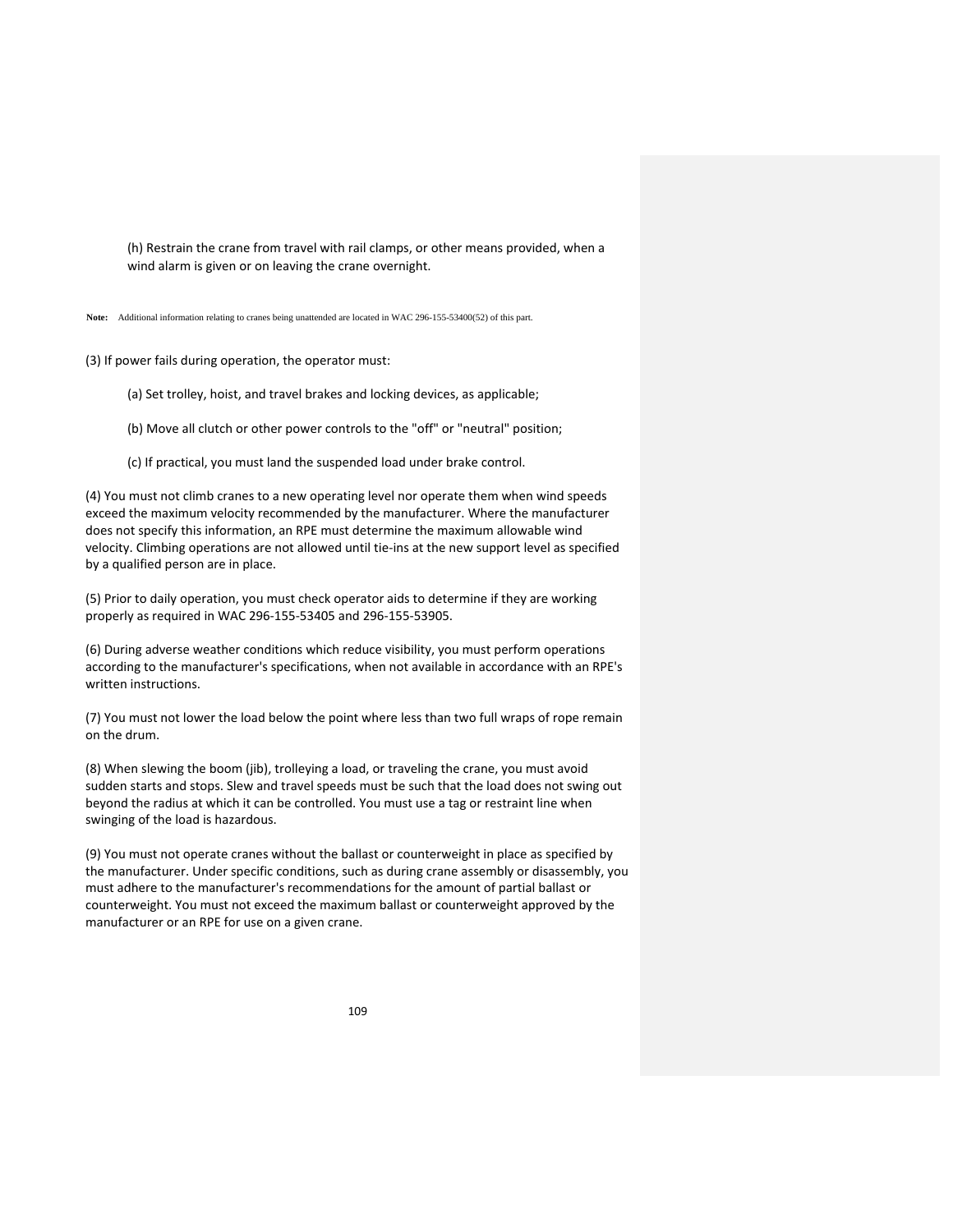(h) Restrain the crane from travel with rail clamps, or other means provided, when a wind alarm is given or on leaving the crane overnight.

**Note:** Additional information relating to cranes being unattended are located in WAC 296-155-53400(52) of this part.

(3) If power fails during operation, the operator must:

(a) Set trolley, hoist, and travel brakes and locking devices, as applicable;

(b) Move all clutch or other power controls to the "off" or "neutral" position;

(c) If practical, you must land the suspended load under brake control.

(4) You must not climb cranes to a new operating level nor operate them when wind speeds exceed the maximum velocity recommended by the manufacturer. Where the manufacturer does not specify this information, an RPE must determine the maximum allowable wind velocity. Climbing operations are not allowed until tie-ins at the new support level as specified by a qualified person are in place.

(5) Prior to daily operation, you must check operator aids to determine if they are working properly as required in WAC 296-155-53405 and 296-155-53905.

(6) During adverse weather conditions which reduce visibility, you must perform operations according to the manufacturer's specifications, when not available in accordance with an RPE's written instructions.

(7) You must not lower the load below the point where less than two full wraps of rope remain on the drum.

(8) When slewing the boom (jib), trolleying a load, or traveling the crane, you must avoid sudden starts and stops. Slew and travel speeds must be such that the load does not swing out beyond the radius at which it can be controlled. You must use a tag or restraint line when swinging of the load is hazardous.

(9) You must not operate cranes without the ballast or counterweight in place as specified by the manufacturer. Under specific conditions, such as during crane assembly or disassembly, you must adhere to the manufacturer's recommendations for the amount of partial ballast or counterweight. You must not exceed the maximum ballast or counterweight approved by the manufacturer or an RPE for use on a given crane.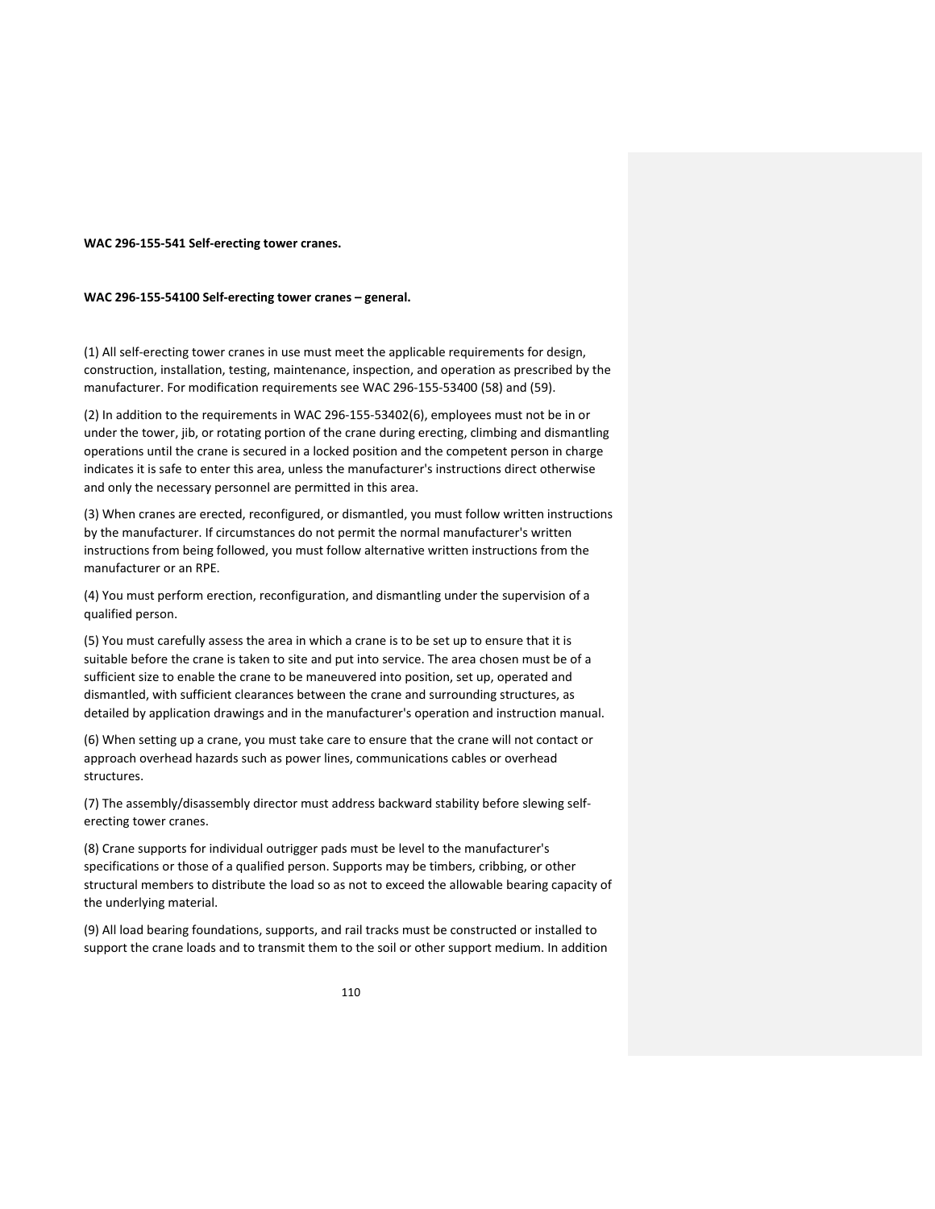**WAC 296-155-541 Self-erecting tower cranes.**

**WAC 296-155-54100 Self-erecting tower cranes – general.**

(1) All self-erecting tower cranes in use must meet the applicable requirements for design, construction, installation, testing, maintenance, inspection, and operation as prescribed by the manufacturer. For modification requirements see WAC 296-155-53400 (58) and (59).

(2) In addition to the requirements in WAC 296-155-53402(6), employees must not be in or under the tower, jib, or rotating portion of the crane during erecting, climbing and dismantling operations until the crane is secured in a locked position and the competent person in charge indicates it is safe to enter this area, unless the manufacturer's instructions direct otherwise and only the necessary personnel are permitted in this area.

(3) When cranes are erected, reconfigured, or dismantled, you must follow written instructions by the manufacturer. If circumstances do not permit the normal manufacturer's written instructions from being followed, you must follow alternative written instructions from the manufacturer or an RPE.

(4) You must perform erection, reconfiguration, and dismantling under the supervision of a qualified person.

(5) You must carefully assess the area in which a crane is to be set up to ensure that it is suitable before the crane is taken to site and put into service. The area chosen must be of a sufficient size to enable the crane to be maneuvered into position, set up, operated and dismantled, with sufficient clearances between the crane and surrounding structures, as detailed by application drawings and in the manufacturer's operation and instruction manual.

(6) When setting up a crane, you must take care to ensure that the crane will not contact or approach overhead hazards such as power lines, communications cables or overhead structures.

(7) The assembly/disassembly director must address backward stability before slewing self-erecting tower cranes.

(8) Crane supports for individual outrigger pads must be level to the manufacturer's specifications or those of a qualified person. Supports may be timbers, cribbing, or other structural members to distribute the load so as not to exceed the allowable bearing capacity of the underlying material.

(9) All load bearing foundations, supports, and rail tracks must be constructed or installed to support the crane loads and to transmit them to the soil or other support medium. In addition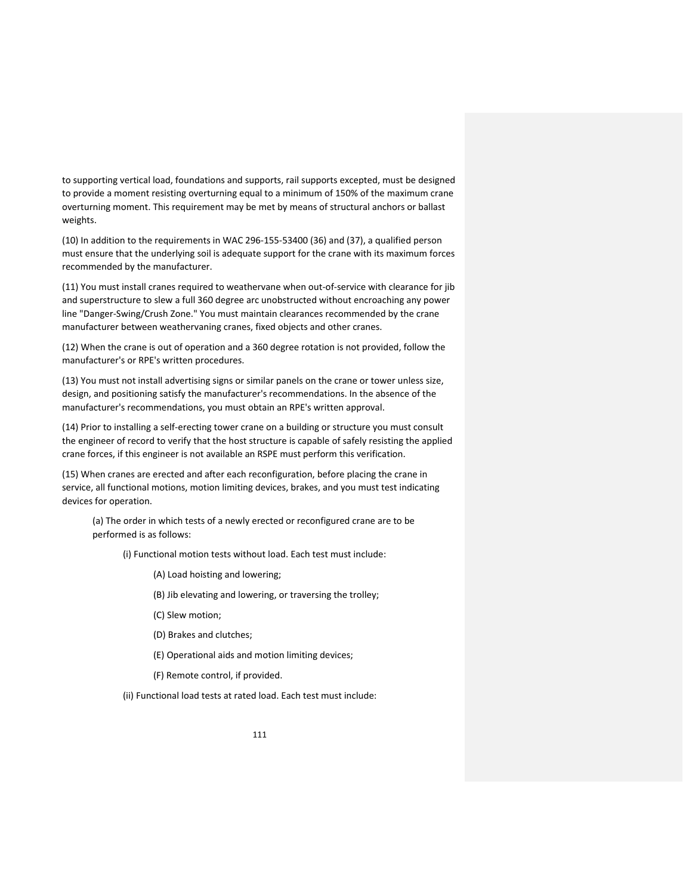to supporting vertical load, foundations and supports, rail supports excepted, must be designed to provide a moment resisting overturning equal to a minimum of 150% of the maximum crane overturning moment. This requirement may be met by means of structural anchors or ballast weights.

(10) In addition to the requirements in WAC 296-155-53400 (36) and (37), a qualified person must ensure that the underlying soil is adequate support for the crane with its maximum forces recommended by the manufacturer.

(11) You must install cranes required to weathervane when out-of-service with clearance for jib and superstructure to slew a full 360 degree arc unobstructed without encroaching any power line "Danger-Swing/Crush Zone." You must maintain clearances recommended by the crane manufacturer between weathervaning cranes, fixed objects and other cranes.

(12) When the crane is out of operation and a 360 degree rotation is not provided, follow the manufacturer's or RPE's written procedures.

(13) You must not install advertising signs or similar panels on the crane or tower unless size, design, and positioning satisfy the manufacturer's recommendations. In the absence of the manufacturer's recommendations, you must obtain an RPE's written approval.

(14) Prior to installing a self-erecting tower crane on a building or structure you must consult the engineer of record to verify that the host structure is capable of safely resisting the applied crane forces, if this engineer is not available an RSPE must perform this verification.

(15) When cranes are erected and after each reconfiguration, before placing the crane in service, all functional motions, motion limiting devices, brakes, and you must test indicating devices for operation.

(a) The order in which tests of a newly erected or reconfigured crane are to be performed is as follows:

(i) Functional motion tests without load. Each test must include:

(A) Load hoisting and lowering;

(B) Jib elevating and lowering, or traversing the trolley;

(C) Slew motion;

(D) Brakes and clutches;

(E) Operational aids and motion limiting devices;

(F) Remote control, if provided.

(ii) Functional load tests at rated load. Each test must include: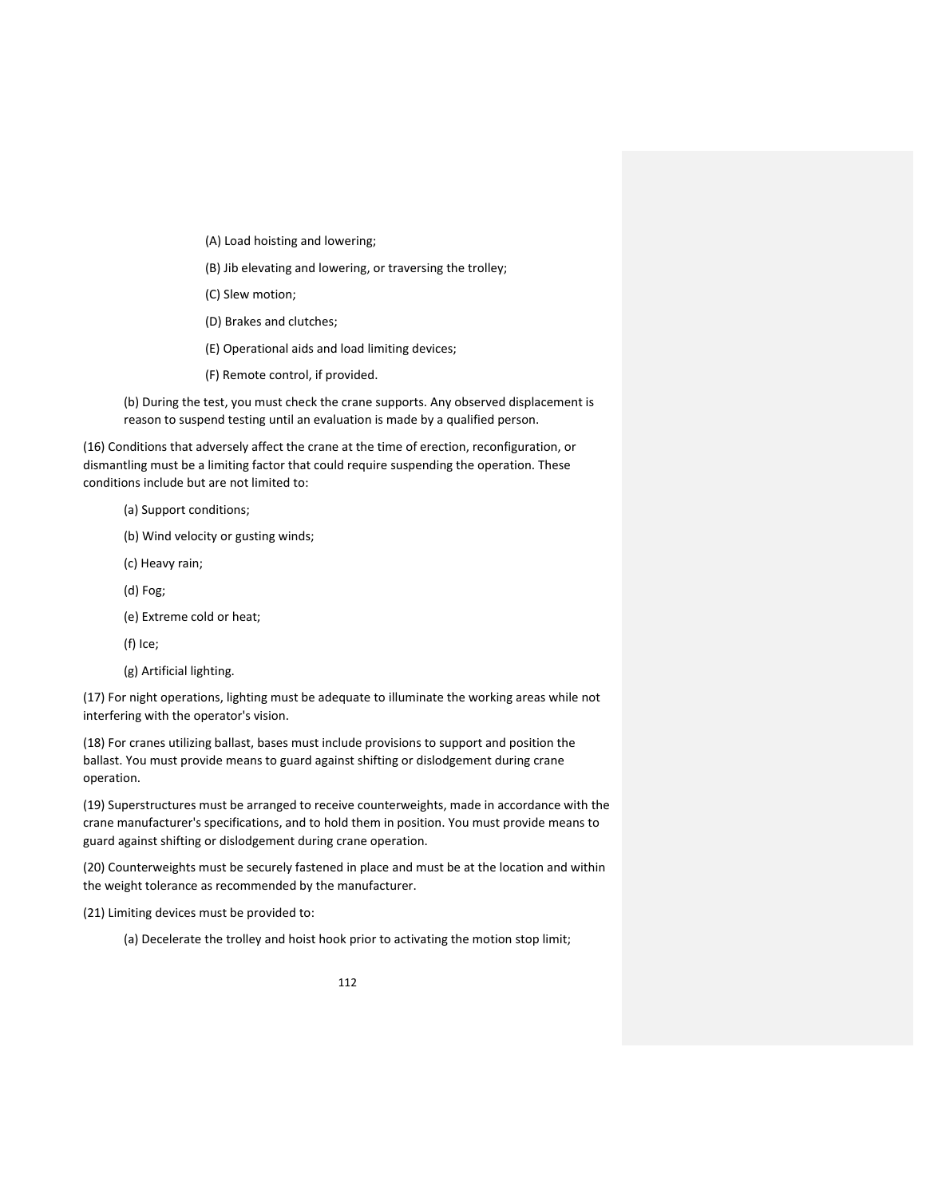(A) Load hoisting and lowering;

(B) Jib elevating and lowering, or traversing the trolley;

(C) Slew motion;

(D) Brakes and clutches;

(E) Operational aids and load limiting devices;

(F) Remote control, if provided.

(b) During the test, you must check the crane supports. Any observed displacement is reason to suspend testing until an evaluation is made by a qualified person.

(16) Conditions that adversely affect the crane at the time of erection, reconfiguration, or dismantling must be a limiting factor that could require suspending the operation. These conditions include but are not limited to:

(a) Support conditions;

(b) Wind velocity or gusting winds;

(c) Heavy rain;

(d) Fog;

(e) Extreme cold or heat;

(f) Ice;

(g) Artificial lighting.

(17) For night operations, lighting must be adequate to illuminate the working areas while not interfering with the operator's vision.

(18) For cranes utilizing ballast, bases must include provisions to support and position the ballast. You must provide means to guard against shifting or dislodgement during crane operation.

(19) Superstructures must be arranged to receive counterweights, made in accordance with the crane manufacturer's specifications, and to hold them in position. You must provide means to guard against shifting or dislodgement during crane operation.

(20) Counterweights must be securely fastened in place and must be at the location and within the weight tolerance as recommended by the manufacturer.

(21) Limiting devices must be provided to:

(a) Decelerate the trolley and hoist hook prior to activating the motion stop limit;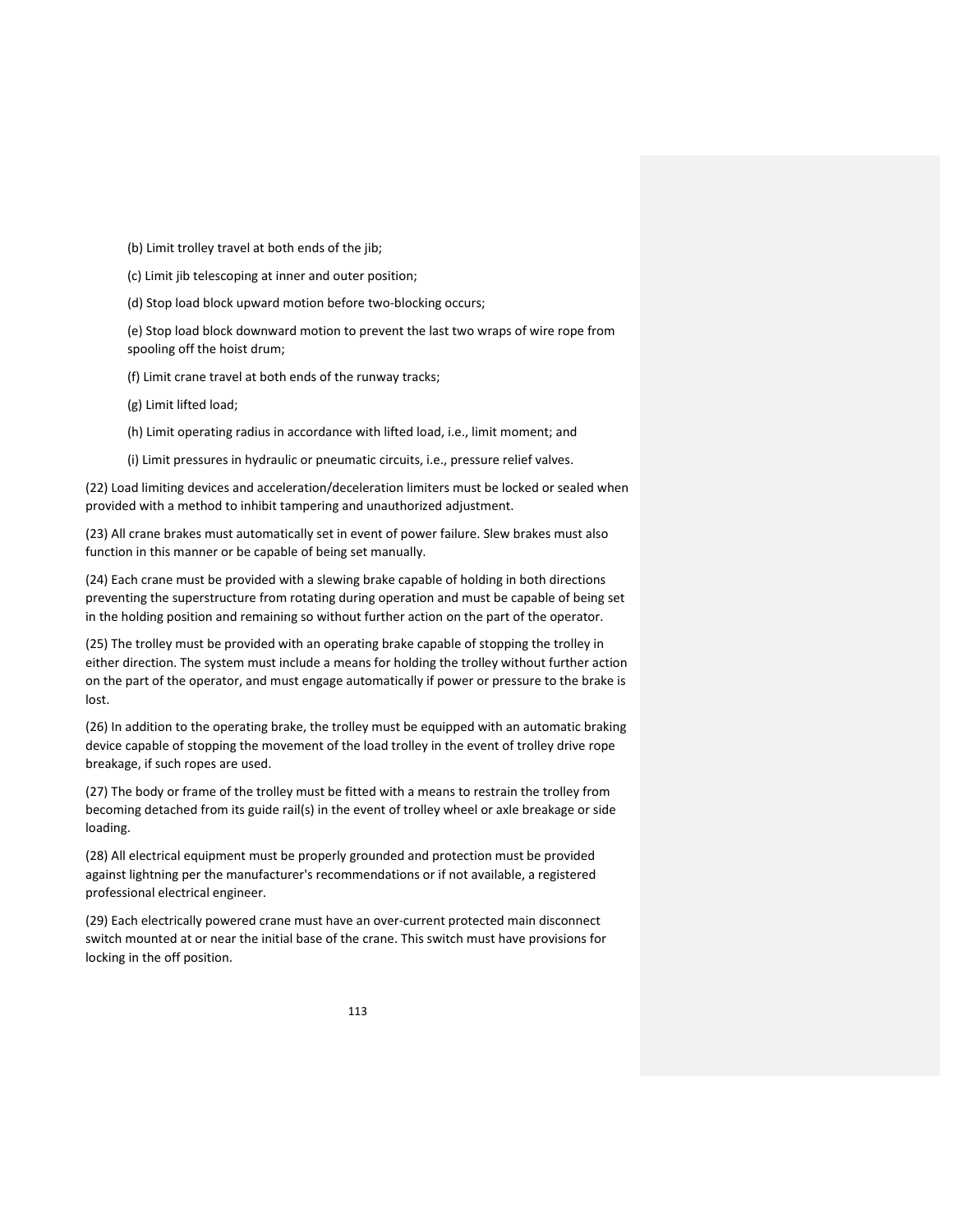(b) Limit trolley travel at both ends of the jib;

(c) Limit jib telescoping at inner and outer position;

(d) Stop load block upward motion before two-blocking occurs;

(e) Stop load block downward motion to prevent the last two wraps of wire rope from spooling off the hoist drum;

(f) Limit crane travel at both ends of the runway tracks;

(g) Limit lifted load;

(h) Limit operating radius in accordance with lifted load, i.e., limit moment; and

(i) Limit pressures in hydraulic or pneumatic circuits, i.e., pressure relief valves.

(22) Load limiting devices and acceleration/deceleration limiters must be locked or sealed when provided with a method to inhibit tampering and unauthorized adjustment.

(23) All crane brakes must automatically set in event of power failure. Slew brakes must also function in this manner or be capable of being set manually.

(24) Each crane must be provided with a slewing brake capable of holding in both directions preventing the superstructure from rotating during operation and must be capable of being set in the holding position and remaining so without further action on the part of the operator.

(25) The trolley must be provided with an operating brake capable of stopping the trolley in either direction. The system must include a means for holding the trolley without further action on the part of the operator, and must engage automatically if power or pressure to the brake is lost.

(26) In addition to the operating brake, the trolley must be equipped with an automatic braking device capable of stopping the movement of the load trolley in the event of trolley drive rope breakage, if such ropes are used.

(27) The body or frame of the trolley must be fitted with a means to restrain the trolley from becoming detached from its guide rail(s) in the event of trolley wheel or axle breakage or side loading.

(28) All electrical equipment must be properly grounded and protection must be provided against lightning per the manufacturer's recommendations or if not available, a registered professional electrical engineer.

(29) Each electrically powered crane must have an over-current protected main disconnect switch mounted at or near the initial base of the crane. This switch must have provisions for locking in the off position.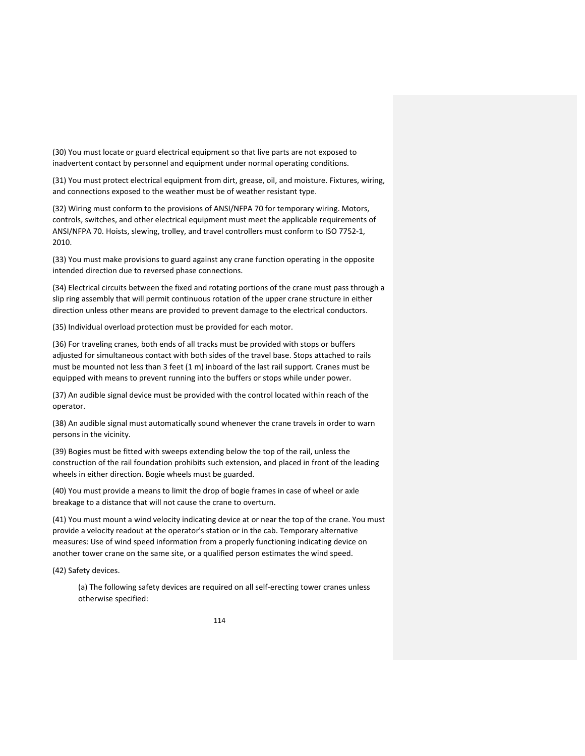(30) You must locate or guard electrical equipment so that live parts are not exposed to inadvertent contact by personnel and equipment under normal operating conditions.

(31) You must protect electrical equipment from dirt, grease, oil, and moisture. Fixtures, wiring, and connections exposed to the weather must be of weather resistant type.

(32) Wiring must conform to the provisions of ANSI/NFPA 70 for temporary wiring. Motors, controls, switches, and other electrical equipment must meet the applicable requirements of ANSI/NFPA 70. Hoists, slewing, trolley, and travel controllers must conform to ISO 7752-1, 2010.

(33) You must make provisions to guard against any crane function operating in the opposite intended direction due to reversed phase connections.

(34) Electrical circuits between the fixed and rotating portions of the crane must pass through a slip ring assembly that will permit continuous rotation of the upper crane structure in either direction unless other means are provided to prevent damage to the electrical conductors.

(35) Individual overload protection must be provided for each motor.

(36) For traveling cranes, both ends of all tracks must be provided with stops or buffers adjusted for simultaneous contact with both sides of the travel base. Stops attached to rails must be mounted not less than 3 feet (1 m) inboard of the last rail support. Cranes must be equipped with means to prevent running into the buffers or stops while under power.

(37) An audible signal device must be provided with the control located within reach of the operator.

(38) An audible signal must automatically sound whenever the crane travels in order to warn persons in the vicinity.

(39) Bogies must be fitted with sweeps extending below the top of the rail, unless the construction of the rail foundation prohibits such extension, and placed in front of the leading wheels in either direction. Bogie wheels must be guarded.

(40) You must provide a means to limit the drop of bogie frames in case of wheel or axle breakage to a distance that will not cause the crane to overturn.

(41) You must mount a wind velocity indicating device at or near the top of the crane. You must provide a velocity readout at the operator's station or in the cab. Temporary alternative measures: Use of wind speed information from a properly functioning indicating device on another tower crane on the same site, or a qualified person estimates the wind speed.

(42) Safety devices.

> (a) The following safety devices are required on all self-erecting tower cranes unless otherwise specified: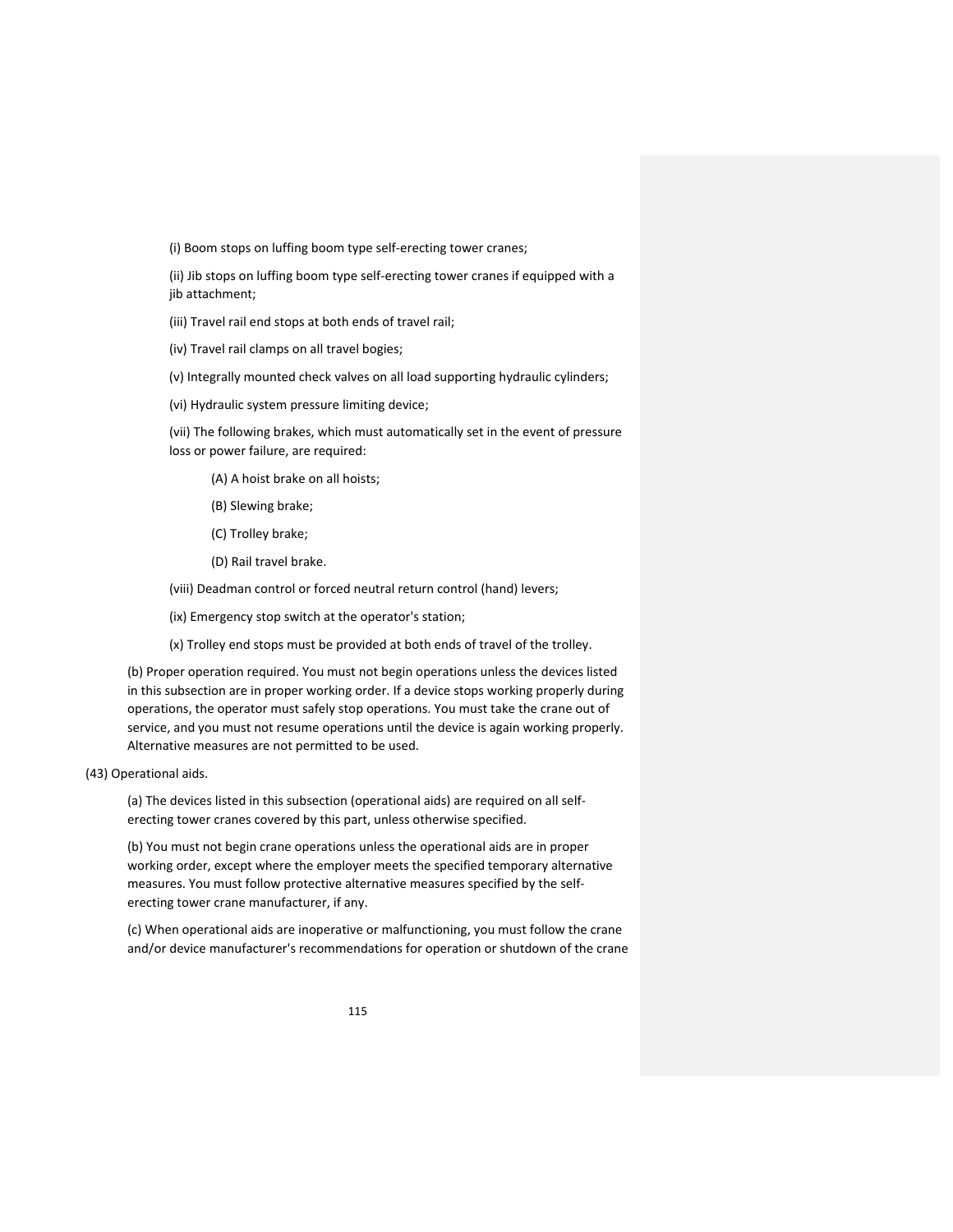(i) Boom stops on luffing boom type self-erecting tower cranes;

(ii) Jib stops on luffing boom type self-erecting tower cranes if equipped with a jib attachment;

(iii) Travel rail end stops at both ends of travel rail;

(iv) Travel rail clamps on all travel bogies;

(v) Integrally mounted check valves on all load supporting hydraulic cylinders;

(vi) Hydraulic system pressure limiting device;

(vii) The following brakes, which must automatically set in the event of pressure loss or power failure, are required:

(A) A hoist brake on all hoists;

(B) Slewing brake;

(C) Trolley brake;

(D) Rail travel brake.

(viii) Deadman control or forced neutral return control (hand) levers;

(ix) Emergency stop switch at the operator's station;

(x) Trolley end stops must be provided at both ends of travel of the trolley.

(b) Proper operation required. You must not begin operations unless the devices listed in this subsection are in proper working order. If a device stops working properly during operations, the operator must safely stop operations. You must take the crane out of service, and you must not resume operations until the device is again working properly. Alternative measures are not permitted to be used.

(43) Operational aids.

(a) The devices listed in this subsection (operational aids) are required on all self-erecting tower cranes covered by this part, unless otherwise specified.

(b) You must not begin crane operations unless the operational aids are in proper working order, except where the employer meets the specified temporary alternative measures. You must follow protective alternative measures specified by the self-erecting tower crane manufacturer, if any.

(c) When operational aids are inoperative or malfunctioning, you must follow the crane and/or device manufacturer's recommendations for operation or shutdown of the crane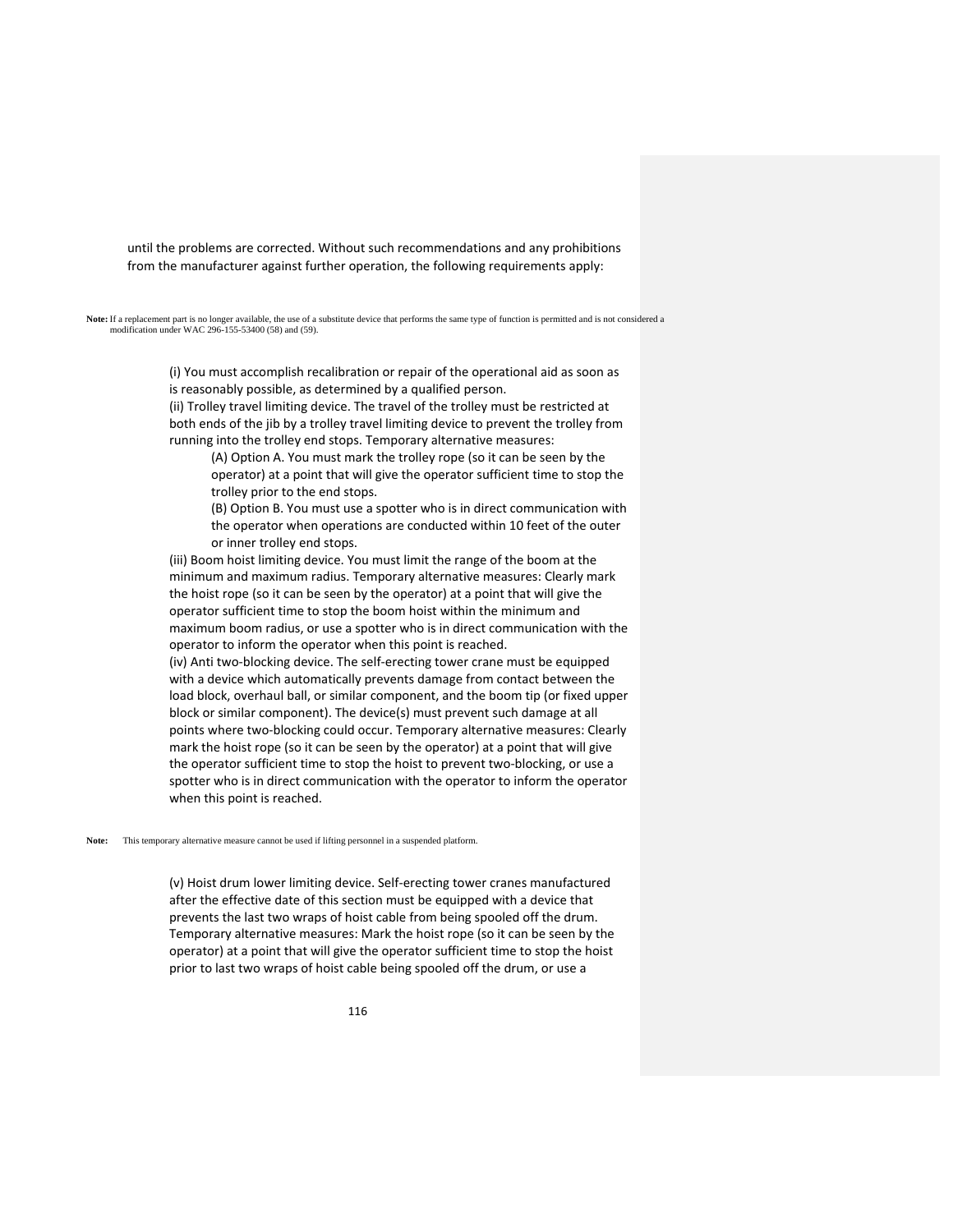until the problems are corrected. Without such recommendations and any prohibitions from the manufacturer against further operation, the following requirements apply:

**Note:** If a replacement part is no longer available, the use of a substitute device that performs the same type of function is permitted and is not considered a modification under WAC 296-155-53400 (58) and (59).

(i) You must accomplish recalibration or repair of the operational aid as soon as is reasonably possible, as determined by a qualified person.

(ii) Trolley travel limiting device. The travel of the trolley must be restricted at both ends of the jib by a trolley travel limiting device to prevent the trolley from running into the trolley end stops. Temporary alternative measures:

(A) Option A. You must mark the trolley rope (so it can be seen by the operator) at a point that will give the operator sufficient time to stop the trolley prior to the end stops.

(B) Option B. You must use a spotter who is in direct communication with the operator when operations are conducted within 10 feet of the outer or inner trolley end stops.

(iii) Boom hoist limiting device. You must limit the range of the boom at the minimum and maximum radius. Temporary alternative measures: Clearly mark the hoist rope (so it can be seen by the operator) at a point that will give the operator sufficient time to stop the boom hoist within the minimum and maximum boom radius, or use a spotter who is in direct communication with the operator to inform the operator when this point is reached.

(iv) Anti two-blocking device. The self-erecting tower crane must be equipped with a device which automatically prevents damage from contact between the load block, overhaul ball, or similar component, and the boom tip (or fixed upper block or similar component). The device(s) must prevent such damage at all points where two-blocking could occur. Temporary alternative measures: Clearly mark the hoist rope (so it can be seen by the operator) at a point that will give the operator sufficient time to stop the hoist to prevent two-blocking, or use a spotter who is in direct communication with the operator to inform the operator when this point is reached.

**Note:** This temporary alternative measure cannot be used if lifting personnel in a suspended platform.

(v) Hoist drum lower limiting device. Self-erecting tower cranes manufactured after the effective date of this section must be equipped with a device that prevents the last two wraps of hoist cable from being spooled off the drum. Temporary alternative measures: Mark the hoist rope (so it can be seen by the operator) at a point that will give the operator sufficient time to stop the hoist prior to last two wraps of hoist cable being spooled off the drum, or use a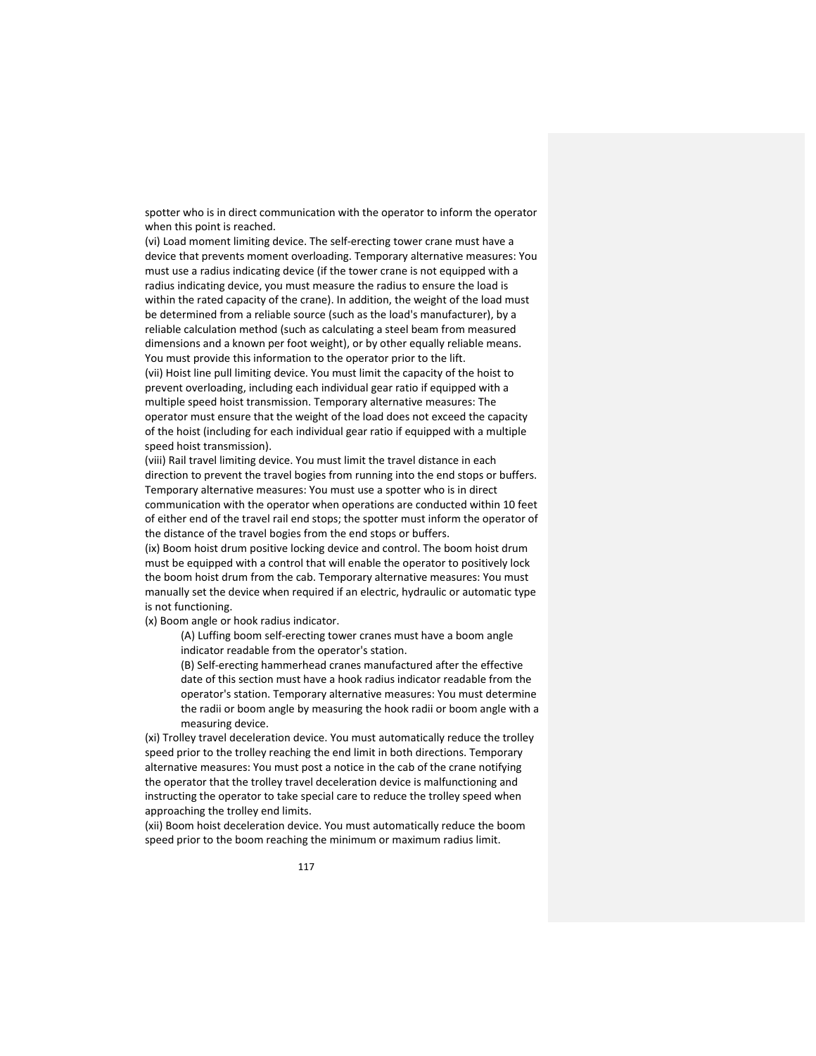spotter who is in direct communication with the operator to inform the operator when this point is reached.

(vi) Load moment limiting device. The self-erecting tower crane must have a device that prevents moment overloading. Temporary alternative measures: You must use a radius indicating device (if the tower crane is not equipped with a radius indicating device, you must measure the radius to ensure the load is within the rated capacity of the crane). In addition, the weight of the load must be determined from a reliable source (such as the load's manufacturer), by a reliable calculation method (such as calculating a steel beam from measured dimensions and a known per foot weight), or by other equally reliable means. You must provide this information to the operator prior to the lift.

(vii) Hoist line pull limiting device. You must limit the capacity of the hoist to prevent overloading, including each individual gear ratio if equipped with a multiple speed hoist transmission. Temporary alternative measures: The operator must ensure that the weight of the load does not exceed the capacity of the hoist (including for each individual gear ratio if equipped with a multiple speed hoist transmission).

(viii) Rail travel limiting device. You must limit the travel distance in each direction to prevent the travel bogies from running into the end stops or buffers. Temporary alternative measures: You must use a spotter who is in direct communication with the operator when operations are conducted within 10 feet of either end of the travel rail end stops; the spotter must inform the operator of the distance of the travel bogies from the end stops or buffers.

(ix) Boom hoist drum positive locking device and control. The boom hoist drum must be equipped with a control that will enable the operator to positively lock the boom hoist drum from the cab. Temporary alternative measures: You must manually set the device when required if an electric, hydraulic or automatic type is not functioning.

(x) Boom angle or hook radius indicator.

(A) Luffing boom self-erecting tower cranes must have a boom angle indicator readable from the operator's station.

(B) Self-erecting hammerhead cranes manufactured after the effective date of this section must have a hook radius indicator readable from the operator's station. Temporary alternative measures: You must determine the radii or boom angle by measuring the hook radii or boom angle with a measuring device.

(xi) Trolley travel deceleration device. You must automatically reduce the trolley speed prior to the trolley reaching the end limit in both directions. Temporary alternative measures: You must post a notice in the cab of the crane notifying the operator that the trolley travel deceleration device is malfunctioning and instructing the operator to take special care to reduce the trolley speed when approaching the trolley end limits.

(xii) Boom hoist deceleration device. You must automatically reduce the boom speed prior to the boom reaching the minimum or maximum radius limit.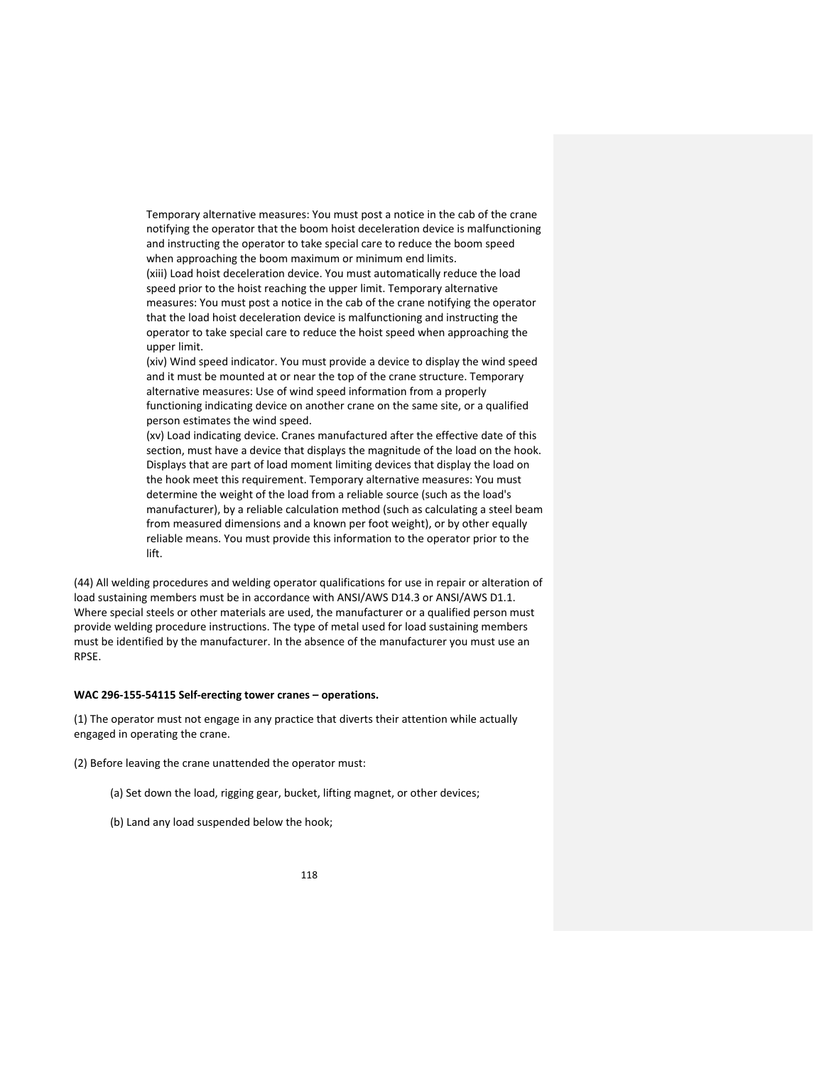Temporary alternative measures: You must post a notice in the cab of the crane notifying the operator that the boom hoist deceleration device is malfunctioning and instructing the operator to take special care to reduce the boom speed when approaching the boom maximum or minimum end limits.
(xiii) Load hoist deceleration device. You must automatically reduce the load speed prior to the hoist reaching the upper limit. Temporary alternative measures: You must post a notice in the cab of the crane notifying the operator that the load hoist deceleration device is malfunctioning and instructing the operator to take special care to reduce the hoist speed when approaching the upper limit.
(xiv) Wind speed indicator. You must provide a device to display the wind speed and it must be mounted at or near the top of the crane structure. Temporary alternative measures: Use of wind speed information from a properly functioning indicating device on another crane on the same site, or a qualified person estimates the wind speed.
(xv) Load indicating device. Cranes manufactured after the effective date of this section, must have a device that displays the magnitude of the load on the hook. Displays that are part of load moment limiting devices that display the load on the hook meet this requirement. Temporary alternative measures: You must determine the weight of the load from a reliable source (such as the load's manufacturer), by a reliable calculation method (such as calculating a steel beam from measured dimensions and a known per foot weight), or by other equally reliable means. You must provide this information to the operator prior to the lift.

(44) All welding procedures and welding operator qualifications for use in repair or alteration of load sustaining members must be in accordance with ANSI/AWS D14.3 or ANSI/AWS D1.1. Where special steels or other materials are used, the manufacturer or a qualified person must provide welding procedure instructions. The type of metal used for load sustaining members must be identified by the manufacturer. In the absence of the manufacturer you must use an RPSE.

**WAC 296-155-54115 Self-erecting tower cranes – operations.**

(1) The operator must not engage in any practice that diverts their attention while actually engaged in operating the crane.

(2) Before leaving the crane unattended the operator must:

(a) Set down the load, rigging gear, bucket, lifting magnet, or other devices;

(b) Land any load suspended below the hook;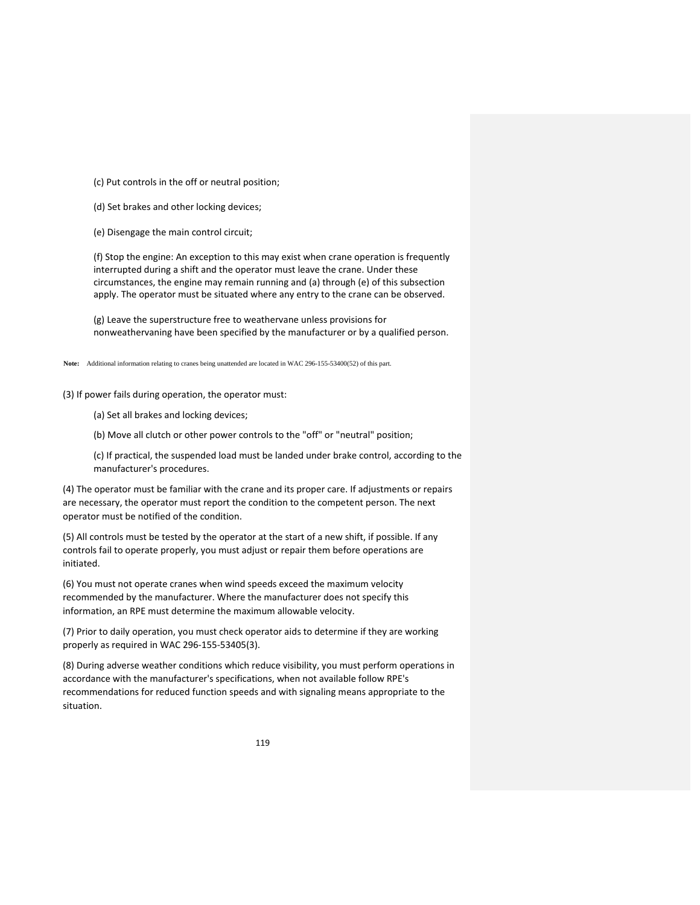(c) Put controls in the off or neutral position;

(d) Set brakes and other locking devices;

(e) Disengage the main control circuit;

(f) Stop the engine: An exception to this may exist when crane operation is frequently interrupted during a shift and the operator must leave the crane. Under these circumstances, the engine may remain running and (a) through (e) of this subsection apply. The operator must be situated where any entry to the crane can be observed.

(g) Leave the superstructure free to weathervane unless provisions for nonweathervaning have been specified by the manufacturer or by a qualified person.

**Note:** Additional information relating to cranes being unattended are located in WAC 296-155-53400(52) of this part.

(3) If power fails during operation, the operator must:

(a) Set all brakes and locking devices;

(b) Move all clutch or other power controls to the "off" or "neutral" position;

(c) If practical, the suspended load must be landed under brake control, according to the manufacturer's procedures.

(4) The operator must be familiar with the crane and its proper care. If adjustments or repairs are necessary, the operator must report the condition to the competent person. The next operator must be notified of the condition.

(5) All controls must be tested by the operator at the start of a new shift, if possible. If any controls fail to operate properly, you must adjust or repair them before operations are initiated.

(6) You must not operate cranes when wind speeds exceed the maximum velocity recommended by the manufacturer. Where the manufacturer does not specify this information, an RPE must determine the maximum allowable velocity.

(7) Prior to daily operation, you must check operator aids to determine if they are working properly as required in WAC 296-155-53405(3).

(8) During adverse weather conditions which reduce visibility, you must perform operations in accordance with the manufacturer's specifications, when not available follow RPE's recommendations for reduced function speeds and with signaling means appropriate to the situation.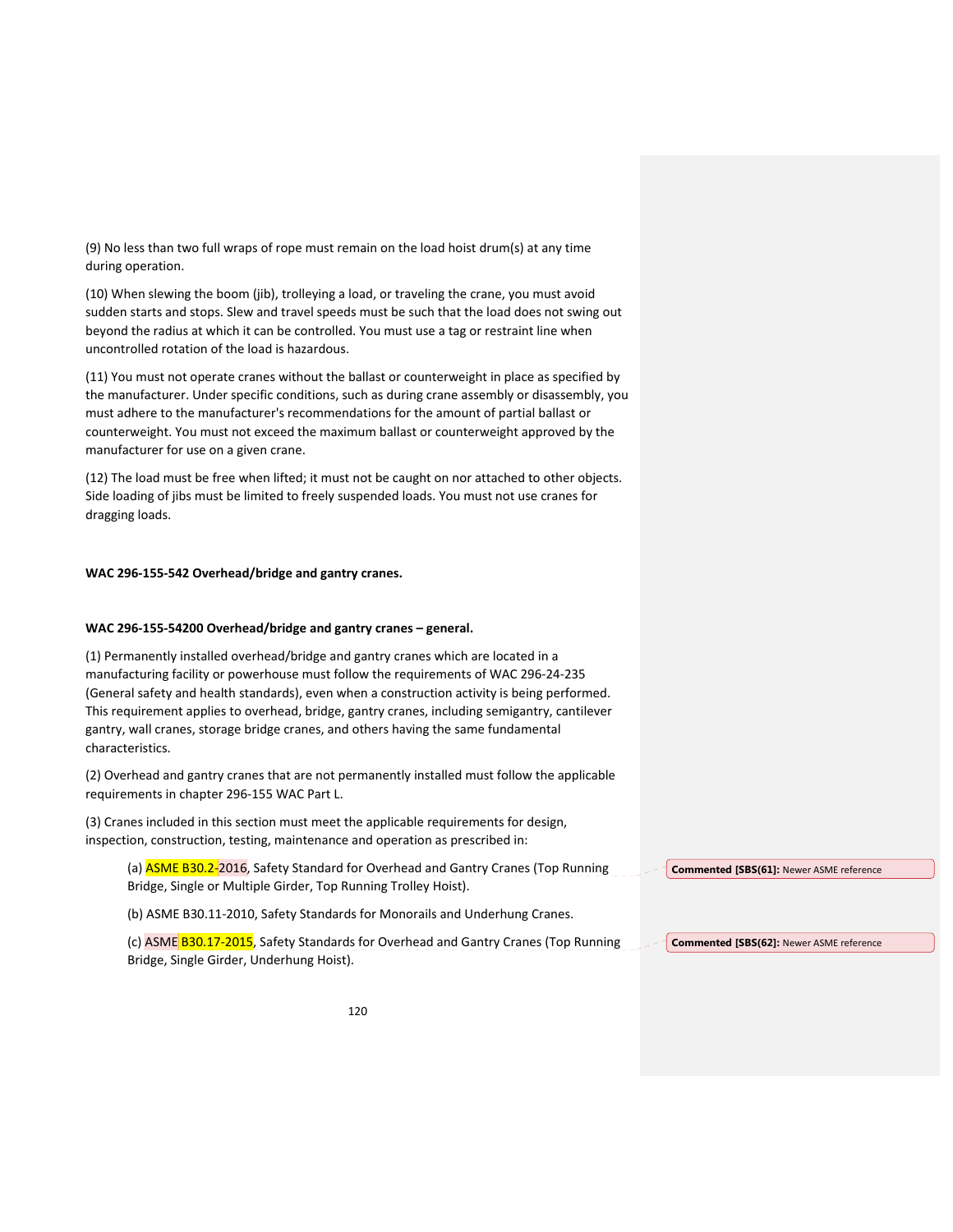(9) No less than two full wraps of rope must remain on the load hoist drum(s) at any time during operation.

(10) When slewing the boom (jib), trolleying a load, or traveling the crane, you must avoid sudden starts and stops. Slew and travel speeds must be such that the load does not swing out beyond the radius at which it can be controlled. You must use a tag or restraint line when uncontrolled rotation of the load is hazardous.

(11) You must not operate cranes without the ballast or counterweight in place as specified by the manufacturer. Under specific conditions, such as during crane assembly or disassembly, you must adhere to the manufacturer's recommendations for the amount of partial ballast or counterweight. You must not exceed the maximum ballast or counterweight approved by the manufacturer for use on a given crane.

(12) The load must be free when lifted; it must not be caught on nor attached to other objects. Side loading of jibs must be limited to freely suspended loads. You must not use cranes for dragging loads.

**WAC 296-155-542 Overhead/bridge and gantry cranes.**

**WAC 296-155-54200 Overhead/bridge and gantry cranes – general.**

(1) Permanently installed overhead/bridge and gantry cranes which are located in a manufacturing facility or powerhouse must follow the requirements of WAC 296-24-235 (General safety and health standards), even when a construction activity is being performed. This requirement applies to overhead, bridge, gantry cranes, including semigantry, cantilever gantry, wall cranes, storage bridge cranes, and others having the same fundamental characteristics.

(2) Overhead and gantry cranes that are not permanently installed must follow the applicable requirements in chapter 296-155 WAC Part L.

(3) Cranes included in this section must meet the applicable requirements for design, inspection, construction, testing, maintenance and operation as prescribed in:

(a) ASME B30.2-2016, Safety Standard for Overhead and Gantry Cranes (Top Running Bridge, Single or Multiple Girder, Top Running Trolley Hoist).

(b) ASME B30.11-2010, Safety Standards for Monorails and Underhung Cranes.

(c) ASME B30.17-2015, Safety Standards for Overhead and Gantry Cranes (Top Running Bridge, Single Girder, Underhung Hoist).

**Commented [SBS(61]:** Newer ASME reference

**Commented [SBS(62]:** Newer ASME reference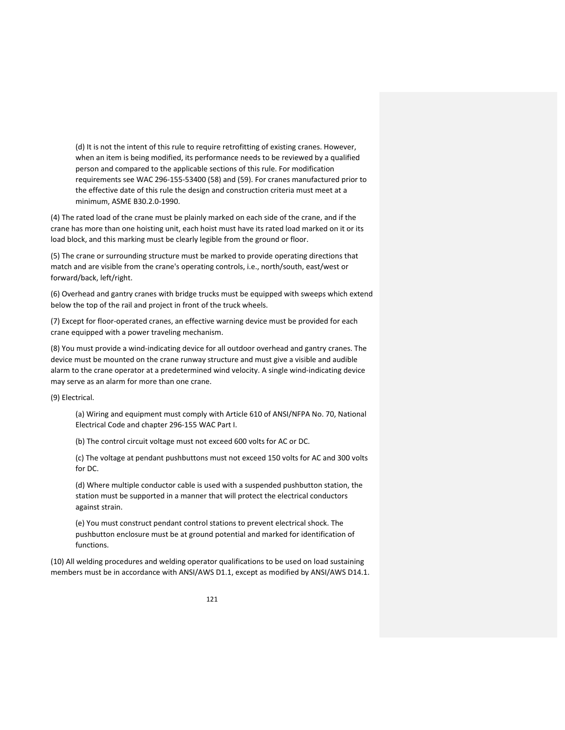(d) It is not the intent of this rule to require retrofitting of existing cranes. However, when an item is being modified, its performance needs to be reviewed by a qualified person and compared to the applicable sections of this rule. For modification requirements see WAC 296-155-53400 (58) and (59). For cranes manufactured prior to the effective date of this rule the design and construction criteria must meet at a minimum, ASME B30.2.0-1990.

(4) The rated load of the crane must be plainly marked on each side of the crane, and if the crane has more than one hoisting unit, each hoist must have its rated load marked on it or its load block, and this marking must be clearly legible from the ground or floor.

(5) The crane or surrounding structure must be marked to provide operating directions that match and are visible from the crane's operating controls, i.e., north/south, east/west or forward/back, left/right.

(6) Overhead and gantry cranes with bridge trucks must be equipped with sweeps which extend below the top of the rail and project in front of the truck wheels.

(7) Except for floor-operated cranes, an effective warning device must be provided for each crane equipped with a power traveling mechanism.

(8) You must provide a wind-indicating device for all outdoor overhead and gantry cranes. The device must be mounted on the crane runway structure and must give a visible and audible alarm to the crane operator at a predetermined wind velocity. A single wind-indicating device may serve as an alarm for more than one crane.

(9) Electrical.

(a) Wiring and equipment must comply with Article 610 of ANSI/NFPA No. 70, National Electrical Code and chapter 296-155 WAC Part I.

(b) The control circuit voltage must not exceed 600 volts for AC or DC.

(c) The voltage at pendant pushbuttons must not exceed 150 volts for AC and 300 volts for DC.

(d) Where multiple conductor cable is used with a suspended pushbutton station, the station must be supported in a manner that will protect the electrical conductors against strain.

(e) You must construct pendant control stations to prevent electrical shock. The pushbutton enclosure must be at ground potential and marked for identification of functions.

(10) All welding procedures and welding operator qualifications to be used on load sustaining members must be in accordance with ANSI/AWS D1.1, except as modified by ANSI/AWS D14.1.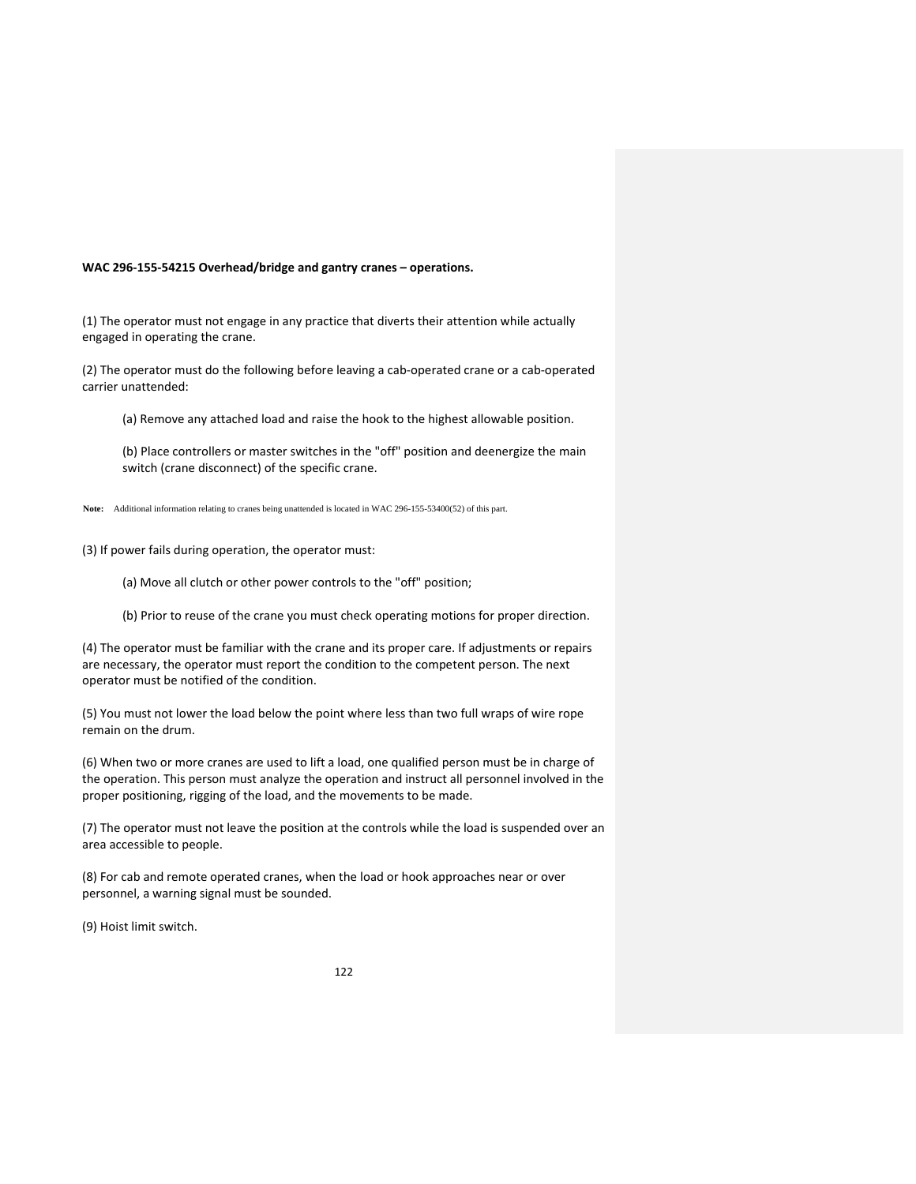**WAC 296-155-54215 Overhead/bridge and gantry cranes – operations.**

(1) The operator must not engage in any practice that diverts their attention while actually engaged in operating the crane.

(2) The operator must do the following before leaving a cab-operated crane or a cab-operated carrier unattended:

(a) Remove any attached load and raise the hook to the highest allowable position.

(b) Place controllers or master switches in the "off" position and deenergize the main switch (crane disconnect) of the specific crane.

**Note:** Additional information relating to cranes being unattended is located in WAC 296-155-53400(52) of this part.

(3) If power fails during operation, the operator must:

(a) Move all clutch or other power controls to the "off" position;

(b) Prior to reuse of the crane you must check operating motions for proper direction.

(4) The operator must be familiar with the crane and its proper care. If adjustments or repairs are necessary, the operator must report the condition to the competent person. The next operator must be notified of the condition.

(5) You must not lower the load below the point where less than two full wraps of wire rope remain on the drum.

(6) When two or more cranes are used to lift a load, one qualified person must be in charge of the operation. This person must analyze the operation and instruct all personnel involved in the proper positioning, rigging of the load, and the movements to be made.

(7) The operator must not leave the position at the controls while the load is suspended over an area accessible to people.

(8) For cab and remote operated cranes, when the load or hook approaches near or over personnel, a warning signal must be sounded.

(9) Hoist limit switch.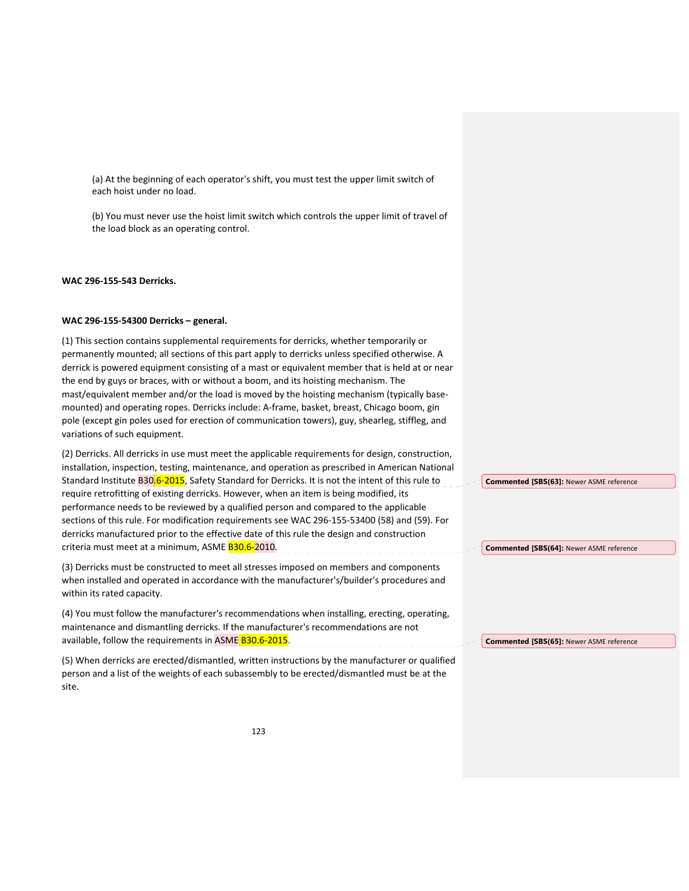(a) At the beginning of each operator's shift, you must test the upper limit switch of each hoist under no load.

(b) You must never use the hoist limit switch which controls the upper limit of travel of the load block as an operating control.

**WAC 296-155-543 Derricks.**

**WAC 296-155-54300 Derricks – general.**

(1) This section contains supplemental requirements for derricks, whether temporarily or permanently mounted; all sections of this part apply to derricks unless specified otherwise. A derrick is powered equipment consisting of a mast or equivalent member that is held at or near the end by guys or braces, with or without a boom, and its hoisting mechanism. The mast/equivalent member and/or the load is moved by the hoisting mechanism (typically base-mounted) and operating ropes. Derricks include: A-frame, basket, breast, Chicago boom, gin pole (except gin poles used for erection of communication towers), guy, shearleg, stiffleg, and variations of such equipment.

(2) Derricks. All derricks in use must meet the applicable requirements for design, construction, installation, inspection, testing, maintenance, and operation as prescribed in American National Standard Institute B30.6-2015, Safety Standard for Derricks. It is not the intent of this rule to require retrofitting of existing derricks. However, when an item is being modified, its performance needs to be reviewed by a qualified person and compared to the applicable sections of this rule. For modification requirements see WAC 296-155-53400 (58) and (59). For derricks manufactured prior to the effective date of this rule the design and construction criteria must meet at a minimum, ASME B30.6-2010.

(3) Derricks must be constructed to meet all stresses imposed on members and components when installed and operated in accordance with the manufacturer's/builder's procedures and within its rated capacity.

(4) You must follow the manufacturer's recommendations when installing, erecting, operating, maintenance and dismantling derricks. If the manufacturer's recommendations are not available, follow the requirements in ASME B30.6-2015.

(5) When derricks are erected/dismantled, written instructions by the manufacturer or qualified person and a list of the weights of each subassembly to be erected/dismantled must be at the site.

**Commented [SBS(63]:** Newer ASME reference

**Commented [SBS(64]:** Newer ASME reference

**Commented [SBS(65]:** Newer ASME reference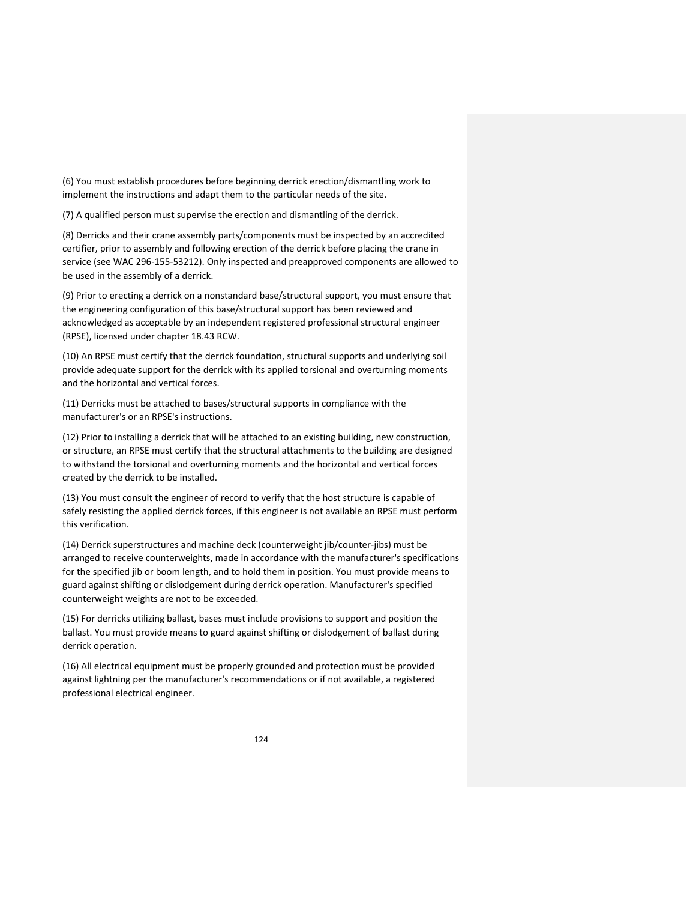(6) You must establish procedures before beginning derrick erection/dismantling work to implement the instructions and adapt them to the particular needs of the site.

(7) A qualified person must supervise the erection and dismantling of the derrick.

(8) Derricks and their crane assembly parts/components must be inspected by an accredited certifier, prior to assembly and following erection of the derrick before placing the crane in service (see WAC 296-155-53212). Only inspected and preapproved components are allowed to be used in the assembly of a derrick.

(9) Prior to erecting a derrick on a nonstandard base/structural support, you must ensure that the engineering configuration of this base/structural support has been reviewed and acknowledged as acceptable by an independent registered professional structural engineer (RPSE), licensed under chapter 18.43 RCW.

(10) An RPSE must certify that the derrick foundation, structural supports and underlying soil provide adequate support for the derrick with its applied torsional and overturning moments and the horizontal and vertical forces.

(11) Derricks must be attached to bases/structural supports in compliance with the manufacturer's or an RPSE's instructions.

(12) Prior to installing a derrick that will be attached to an existing building, new construction, or structure, an RPSE must certify that the structural attachments to the building are designed to withstand the torsional and overturning moments and the horizontal and vertical forces created by the derrick to be installed.

(13) You must consult the engineer of record to verify that the host structure is capable of safely resisting the applied derrick forces, if this engineer is not available an RPSE must perform this verification.

(14) Derrick superstructures and machine deck (counterweight jib/counter-jibs) must be arranged to receive counterweights, made in accordance with the manufacturer's specifications for the specified jib or boom length, and to hold them in position. You must provide means to guard against shifting or dislodgement during derrick operation. Manufacturer's specified counterweight weights are not to be exceeded.

(15) For derricks utilizing ballast, bases must include provisions to support and position the ballast. You must provide means to guard against shifting or dislodgement of ballast during derrick operation.

(16) All electrical equipment must be properly grounded and protection must be provided against lightning per the manufacturer's recommendations or if not available, a registered professional electrical engineer.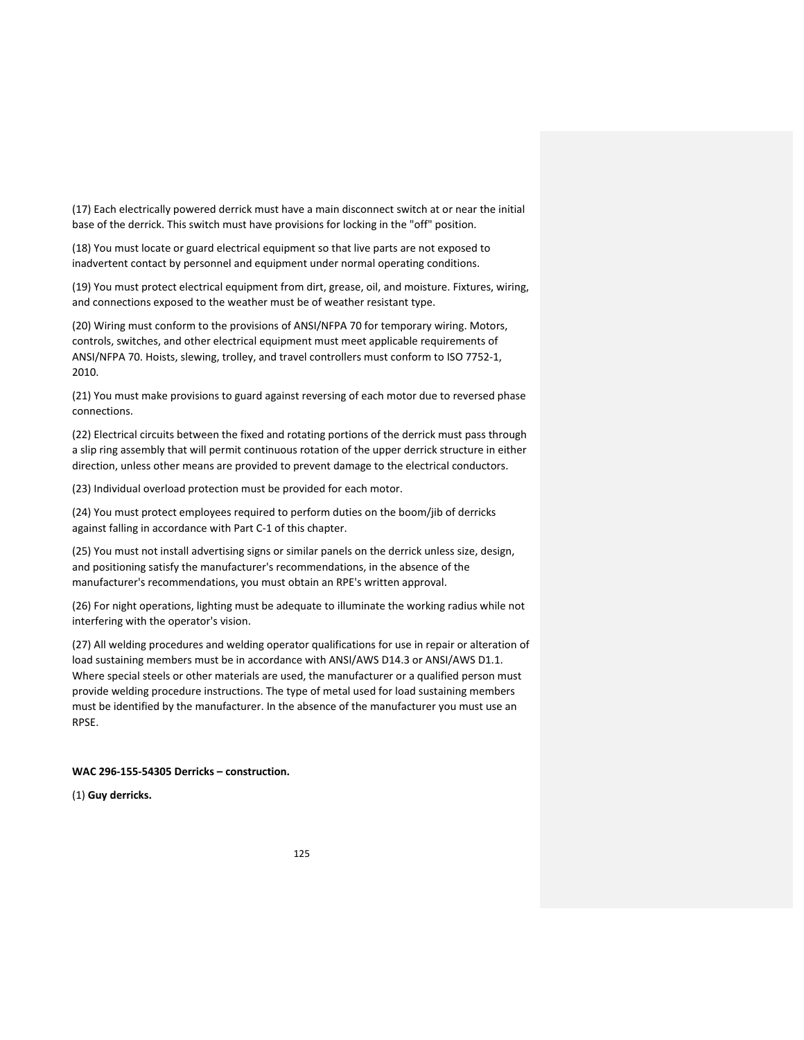(17) Each electrically powered derrick must have a main disconnect switch at or near the initial base of the derrick. This switch must have provisions for locking in the "off" position.

(18) You must locate or guard electrical equipment so that live parts are not exposed to inadvertent contact by personnel and equipment under normal operating conditions.

(19) You must protect electrical equipment from dirt, grease, oil, and moisture. Fixtures, wiring, and connections exposed to the weather must be of weather resistant type.

(20) Wiring must conform to the provisions of ANSI/NFPA 70 for temporary wiring. Motors, controls, switches, and other electrical equipment must meet applicable requirements of ANSI/NFPA 70. Hoists, slewing, trolley, and travel controllers must conform to ISO 7752-1, 2010.

(21) You must make provisions to guard against reversing of each motor due to reversed phase connections.

(22) Electrical circuits between the fixed and rotating portions of the derrick must pass through a slip ring assembly that will permit continuous rotation of the upper derrick structure in either direction, unless other means are provided to prevent damage to the electrical conductors.

(23) Individual overload protection must be provided for each motor.

(24) You must protect employees required to perform duties on the boom/jib of derricks against falling in accordance with Part C-1 of this chapter.

(25) You must not install advertising signs or similar panels on the derrick unless size, design, and positioning satisfy the manufacturer's recommendations, in the absence of the manufacturer's recommendations, you must obtain an RPE's written approval.

(26) For night operations, lighting must be adequate to illuminate the working radius while not interfering with the operator's vision.

(27) All welding procedures and welding operator qualifications for use in repair or alteration of load sustaining members must be in accordance with ANSI/AWS D14.3 or ANSI/AWS D1.1. Where special steels or other materials are used, the manufacturer or a qualified person must provide welding procedure instructions. The type of metal used for load sustaining members must be identified by the manufacturer. In the absence of the manufacturer you must use an RPSE.

**WAC 296-155-54305 Derricks – construction.**

(1) **Guy derricks.**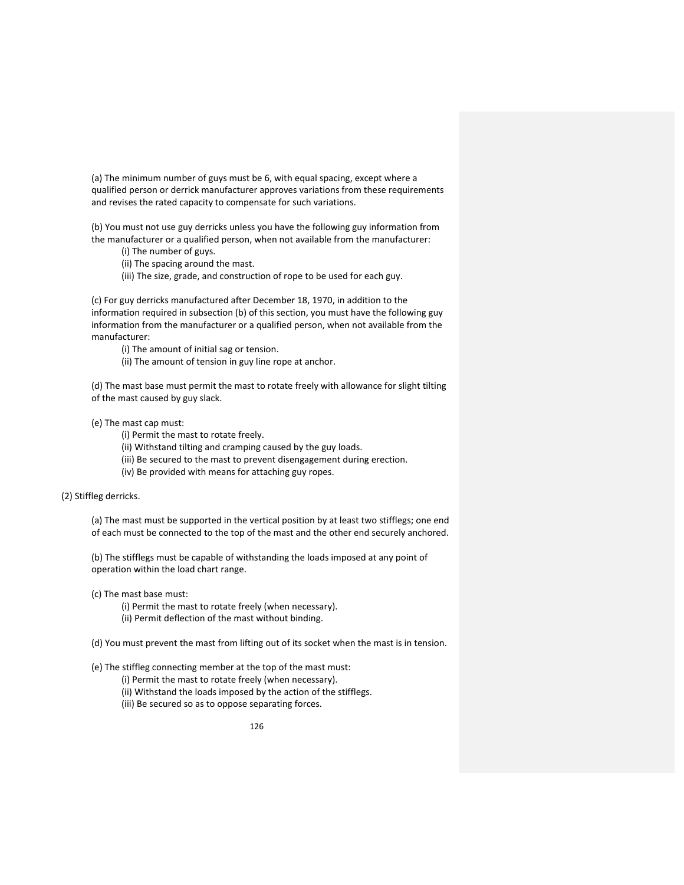(a) The minimum number of guys must be 6, with equal spacing, except where a qualified person or derrick manufacturer approves variations from these requirements and revises the rated capacity to compensate for such variations.

(b) You must not use guy derricks unless you have the following guy information from the manufacturer or a qualified person, when not available from the manufacturer:

- (i) The number of guys.
- (ii) The spacing around the mast.
- (iii) The size, grade, and construction of rope to be used for each guy.

(c) For guy derricks manufactured after December 18, 1970, in addition to the information required in subsection (b) of this section, you must have the following guy information from the manufacturer or a qualified person, when not available from the manufacturer:

- (i) The amount of initial sag or tension.
- (ii) The amount of tension in guy line rope at anchor.

(d) The mast base must permit the mast to rotate freely with allowance for slight tilting of the mast caused by guy slack.

(e) The mast cap must:

- (i) Permit the mast to rotate freely.
- (ii) Withstand tilting and cramping caused by the guy loads.
- (iii) Be secured to the mast to prevent disengagement during erection.
- (iv) Be provided with means for attaching guy ropes.

(2) Stiffleg derricks.

(a) The mast must be supported in the vertical position by at least two stifflegs; one end of each must be connected to the top of the mast and the other end securely anchored.

(b) The stifflegs must be capable of withstanding the loads imposed at any point of operation within the load chart range.

(c) The mast base must:

- (i) Permit the mast to rotate freely (when necessary).
- (ii) Permit deflection of the mast without binding.

(d) You must prevent the mast from lifting out of its socket when the mast is in tension.

(e) The stiffleg connecting member at the top of the mast must:

- (i) Permit the mast to rotate freely (when necessary).
- (ii) Withstand the loads imposed by the action of the stifflegs.
- (iii) Be secured so as to oppose separating forces.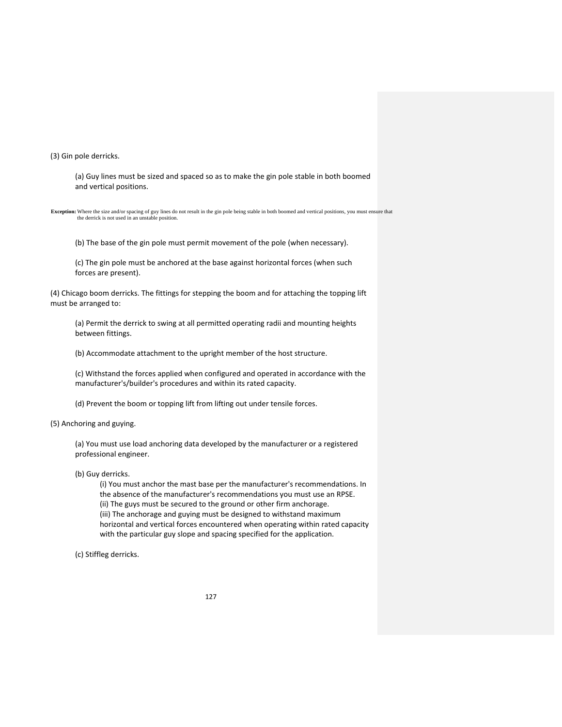(3) Gin pole derricks.

(a) Guy lines must be sized and spaced so as to make the gin pole stable in both boomed and vertical positions.

**Exception:** Where the size and/or spacing of guy lines do not result in the gin pole being stable in both boomed and vertical positions, you must ensure that the derrick is not used in an unstable position.

(b) The base of the gin pole must permit movement of the pole (when necessary).

(c) The gin pole must be anchored at the base against horizontal forces (when such forces are present).

(4) Chicago boom derricks. The fittings for stepping the boom and for attaching the topping lift must be arranged to:

(a) Permit the derrick to swing at all permitted operating radii and mounting heights between fittings.

(b) Accommodate attachment to the upright member of the host structure.

(c) Withstand the forces applied when configured and operated in accordance with the manufacturer's/builder's procedures and within its rated capacity.

(d) Prevent the boom or topping lift from lifting out under tensile forces.

(5) Anchoring and guying.

(a) You must use load anchoring data developed by the manufacturer or a registered professional engineer.

(b) Guy derricks.

(i) You must anchor the mast base per the manufacturer's recommendations. In the absence of the manufacturer's recommendations you must use an RPSE.

(ii) The guys must be secured to the ground or other firm anchorage.

(iii) The anchorage and guying must be designed to withstand maximum horizontal and vertical forces encountered when operating within rated capacity with the particular guy slope and spacing specified for the application.

(c) Stiffleg derricks.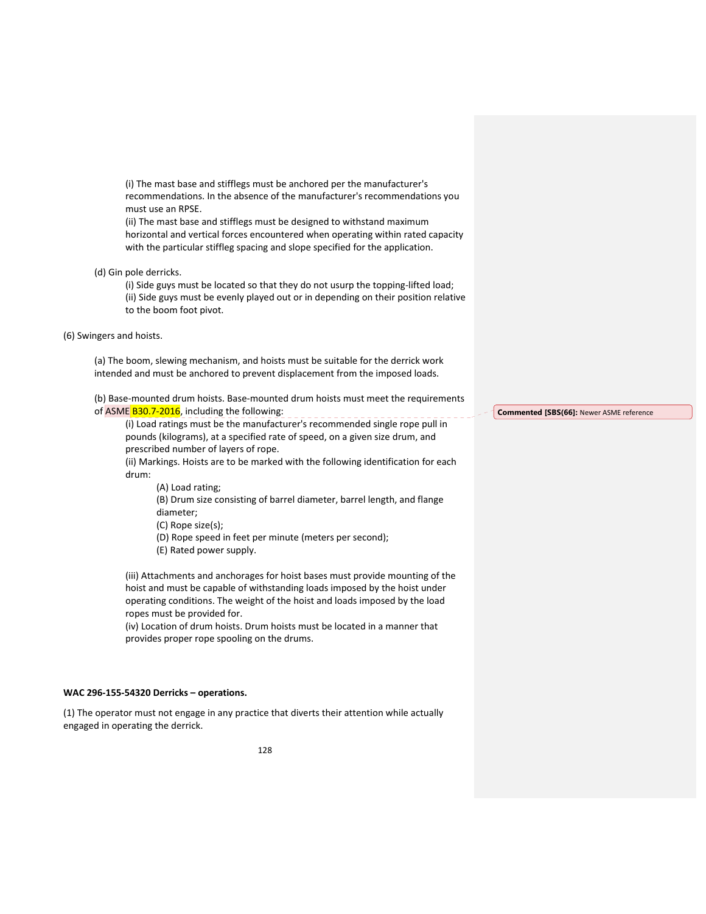(i) The mast base and stifflegs must be anchored per the manufacturer's recommendations. In the absence of the manufacturer's recommendations you must use an RPSE.

(ii) The mast base and stifflegs must be designed to withstand maximum horizontal and vertical forces encountered when operating within rated capacity with the particular stiffleg spacing and slope specified for the application.

(d) Gin pole derricks.

(i) Side guys must be located so that they do not usurp the topping-lifted load;

(ii) Side guys must be evenly played out or in depending on their position relative to the boom foot pivot.

(6) Swingers and hoists.

(a) The boom, slewing mechanism, and hoists must be suitable for the derrick work intended and must be anchored to prevent displacement from the imposed loads.

(b) Base-mounted drum hoists. Base-mounted drum hoists must meet the requirements of ASME B30.7-2016, including the following:

**Commented [SBS(66]:** Newer ASME reference

(i) Load ratings must be the manufacturer's recommended single rope pull in pounds (kilograms), at a specified rate of speed, on a given size drum, and prescribed number of layers of rope.

(ii) Markings. Hoists are to be marked with the following identification for each drum:

(A) Load rating;

(B) Drum size consisting of barrel diameter, barrel length, and flange diameter;

(C) Rope size(s);

(D) Rope speed in feet per minute (meters per second);

(E) Rated power supply.

(iii) Attachments and anchorages for hoist bases must provide mounting of the hoist and must be capable of withstanding loads imposed by the hoist under operating conditions. The weight of the hoist and loads imposed by the load ropes must be provided for.

(iv) Location of drum hoists. Drum hoists must be located in a manner that provides proper rope spooling on the drums.

**WAC 296-155-54320 Derricks – operations.**

(1) The operator must not engage in any practice that diverts their attention while actually engaged in operating the derrick.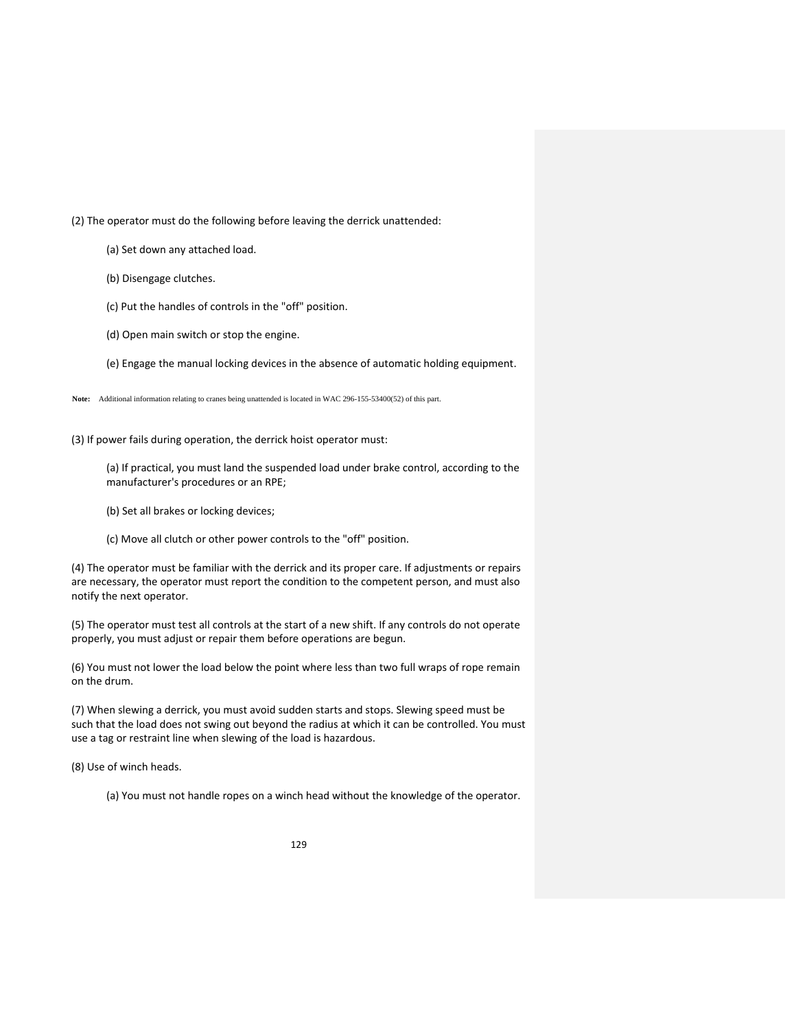(2) The operator must do the following before leaving the derrick unattended:

(a) Set down any attached load.

(b) Disengage clutches.

(c) Put the handles of controls in the "off" position.

(d) Open main switch or stop the engine.

(e) Engage the manual locking devices in the absence of automatic holding equipment.

**Note:** Additional information relating to cranes being unattended is located in WAC 296-155-53400(52) of this part.

(3) If power fails during operation, the derrick hoist operator must:

(a) If practical, you must land the suspended load under brake control, according to the manufacturer's procedures or an RPE;

(b) Set all brakes or locking devices;

(c) Move all clutch or other power controls to the "off" position.

(4) The operator must be familiar with the derrick and its proper care. If adjustments or repairs are necessary, the operator must report the condition to the competent person, and must also notify the next operator.

(5) The operator must test all controls at the start of a new shift. If any controls do not operate properly, you must adjust or repair them before operations are begun.

(6) You must not lower the load below the point where less than two full wraps of rope remain on the drum.

(7) When slewing a derrick, you must avoid sudden starts and stops. Slewing speed must be such that the load does not swing out beyond the radius at which it can be controlled. You must use a tag or restraint line when slewing of the load is hazardous.

(8) Use of winch heads.

(a) You must not handle ropes on a winch head without the knowledge of the operator.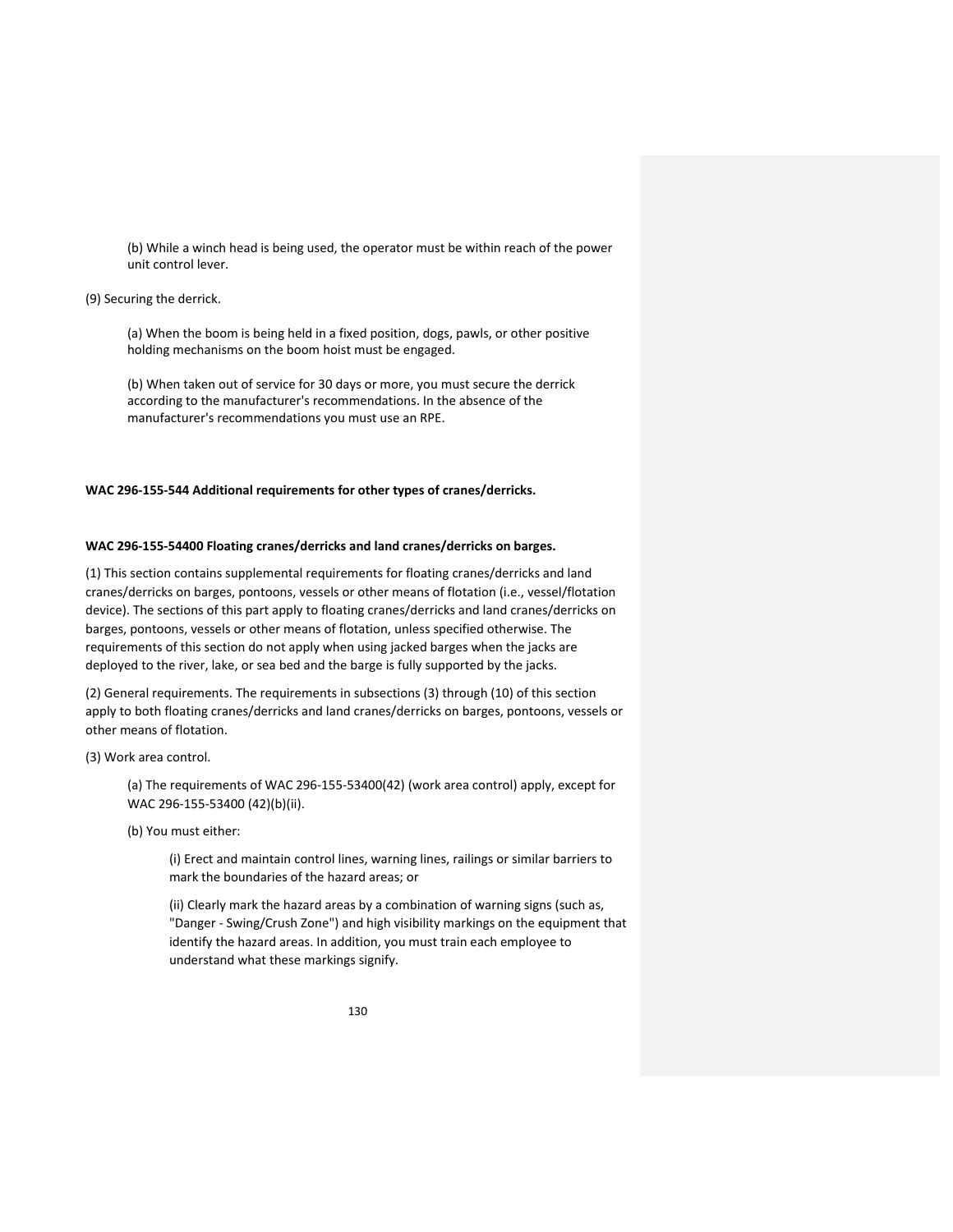(b) While a winch head is being used, the operator must be within reach of the power unit control lever.

(9) Securing the derrick.

(a) When the boom is being held in a fixed position, dogs, pawls, or other positive holding mechanisms on the boom hoist must be engaged.

(b) When taken out of service for 30 days or more, you must secure the derrick according to the manufacturer's recommendations. In the absence of the manufacturer's recommendations you must use an RPE.

**WAC 296-155-544 Additional requirements for other types of cranes/derricks.**

**WAC 296-155-54400 Floating cranes/derricks and land cranes/derricks on barges.**

(1) This section contains supplemental requirements for floating cranes/derricks and land cranes/derricks on barges, pontoons, vessels or other means of flotation (i.e., vessel/flotation device). The sections of this part apply to floating cranes/derricks and land cranes/derricks on barges, pontoons, vessels or other means of flotation, unless specified otherwise. The requirements of this section do not apply when using jacked barges when the jacks are deployed to the river, lake, or sea bed and the barge is fully supported by the jacks.

(2) General requirements. The requirements in subsections (3) through (10) of this section apply to both floating cranes/derricks and land cranes/derricks on barges, pontoons, vessels or other means of flotation.

(3) Work area control.

(a) The requirements of WAC 296-155-53400(42) (work area control) apply, except for WAC 296-155-53400 (42)(b)(ii).

(b) You must either:

(i) Erect and maintain control lines, warning lines, railings or similar barriers to mark the boundaries of the hazard areas; or

(ii) Clearly mark the hazard areas by a combination of warning signs (such as, "Danger - Swing/Crush Zone") and high visibility markings on the equipment that identify the hazard areas. In addition, you must train each employee to understand what these markings signify.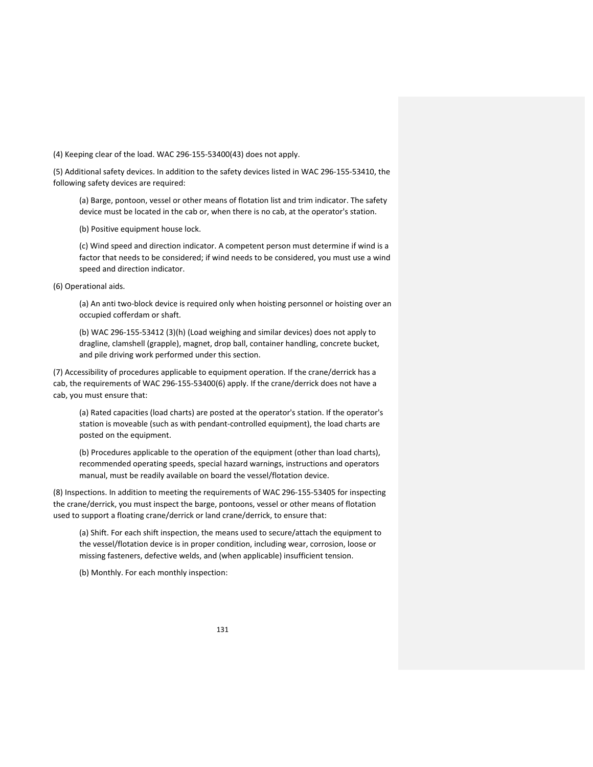(4) Keeping clear of the load. WAC 296-155-53400(43) does not apply.

(5) Additional safety devices. In addition to the safety devices listed in WAC 296-155-53410, the following safety devices are required:

> (a) Barge, pontoon, vessel or other means of flotation list and trim indicator. The safety device must be located in the cab or, when there is no cab, at the operator's station.
>
> (b) Positive equipment house lock.
>
> (c) Wind speed and direction indicator. A competent person must determine if wind is a factor that needs to be considered; if wind needs to be considered, you must use a wind speed and direction indicator.

(6) Operational aids.

> (a) An anti two-block device is required only when hoisting personnel or hoisting over an occupied cofferdam or shaft.
>
> (b) WAC 296-155-53412 (3)(h) (Load weighing and similar devices) does not apply to dragline, clamshell (grapple), magnet, drop ball, container handling, concrete bucket, and pile driving work performed under this section.

(7) Accessibility of procedures applicable to equipment operation. If the crane/derrick has a cab, the requirements of WAC 296-155-53400(6) apply. If the crane/derrick does not have a cab, you must ensure that:

> (a) Rated capacities (load charts) are posted at the operator's station. If the operator's station is moveable (such as with pendant-controlled equipment), the load charts are posted on the equipment.
>
> (b) Procedures applicable to the operation of the equipment (other than load charts), recommended operating speeds, special hazard warnings, instructions and operators manual, must be readily available on board the vessel/flotation device.

(8) Inspections. In addition to meeting the requirements of WAC 296-155-53405 for inspecting the crane/derrick, you must inspect the barge, pontoons, vessel or other means of flotation used to support a floating crane/derrick or land crane/derrick, to ensure that:

> (a) Shift. For each shift inspection, the means used to secure/attach the equipment to the vessel/flotation device is in proper condition, including wear, corrosion, loose or missing fasteners, defective welds, and (when applicable) insufficient tension.
>
> (b) Monthly. For each monthly inspection: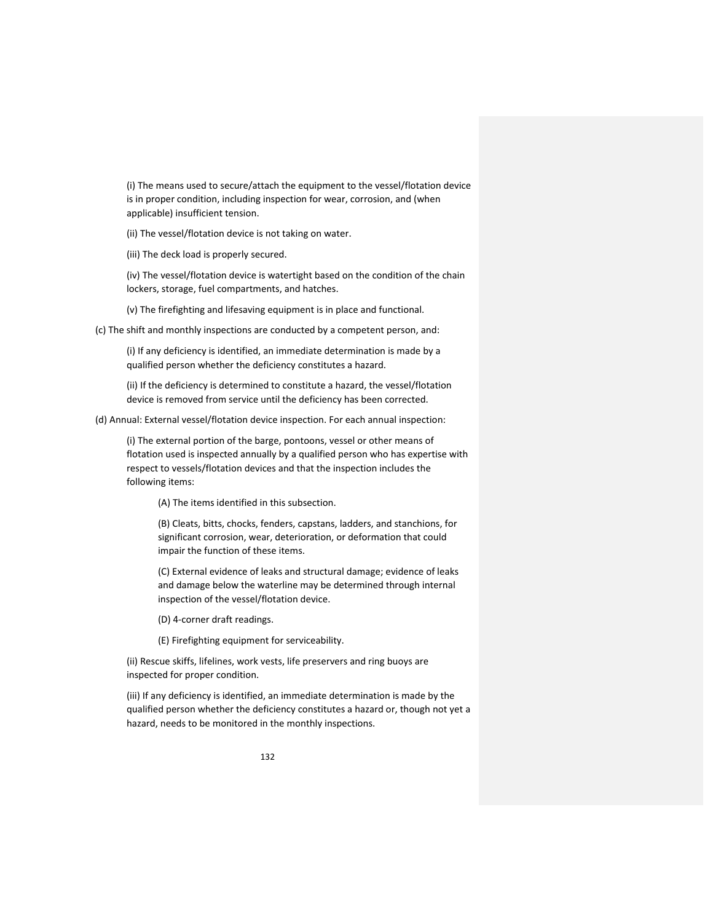(i) The means used to secure/attach the equipment to the vessel/flotation device is in proper condition, including inspection for wear, corrosion, and (when applicable) insufficient tension.

(ii) The vessel/flotation device is not taking on water.

(iii) The deck load is properly secured.

(iv) The vessel/flotation device is watertight based on the condition of the chain lockers, storage, fuel compartments, and hatches.

(v) The firefighting and lifesaving equipment is in place and functional.

(c) The shift and monthly inspections are conducted by a competent person, and:

(i) If any deficiency is identified, an immediate determination is made by a qualified person whether the deficiency constitutes a hazard.

(ii) If the deficiency is determined to constitute a hazard, the vessel/flotation device is removed from service until the deficiency has been corrected.

(d) Annual: External vessel/flotation device inspection. For each annual inspection:

(i) The external portion of the barge, pontoons, vessel or other means of flotation used is inspected annually by a qualified person who has expertise with respect to vessels/flotation devices and that the inspection includes the following items:

(A) The items identified in this subsection.

(B) Cleats, bitts, chocks, fenders, capstans, ladders, and stanchions, for significant corrosion, wear, deterioration, or deformation that could impair the function of these items.

(C) External evidence of leaks and structural damage; evidence of leaks and damage below the waterline may be determined through internal inspection of the vessel/flotation device.

(D) 4-corner draft readings.

(E) Firefighting equipment for serviceability.

(ii) Rescue skiffs, lifelines, work vests, life preservers and ring buoys are inspected for proper condition.

(iii) If any deficiency is identified, an immediate determination is made by the qualified person whether the deficiency constitutes a hazard or, though not yet a hazard, needs to be monitored in the monthly inspections.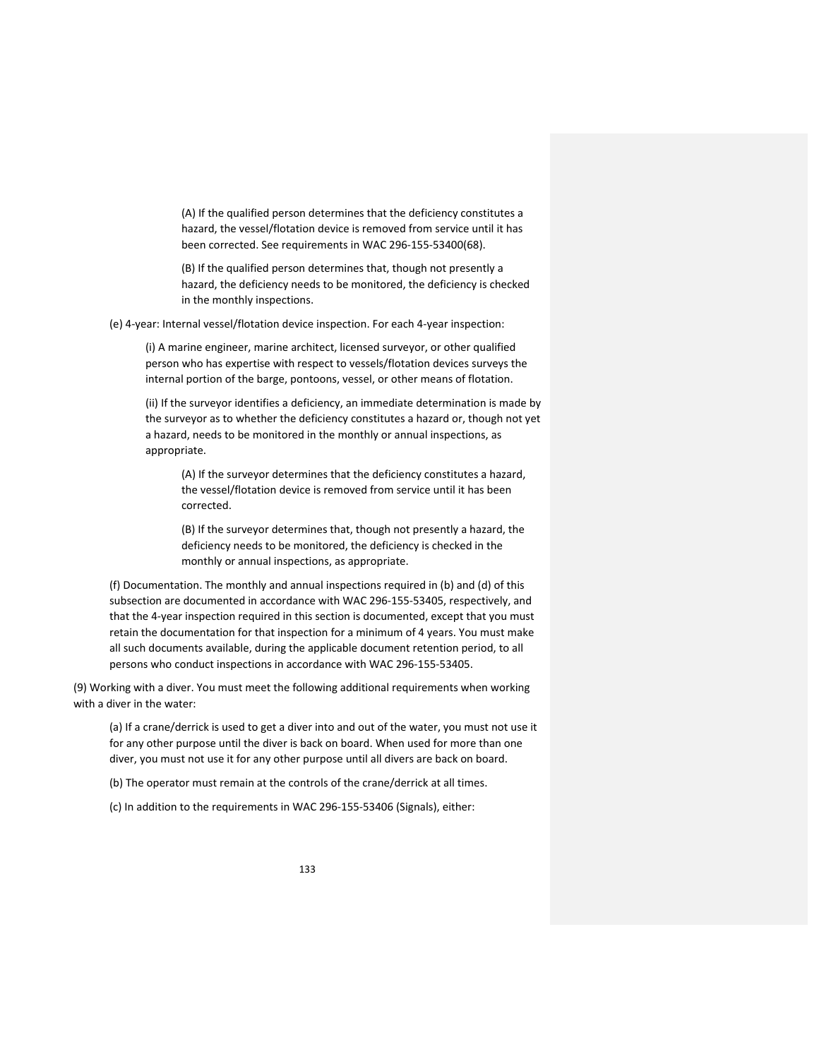(A) If the qualified person determines that the deficiency constitutes a hazard, the vessel/flotation device is removed from service until it has been corrected. See requirements in WAC 296-155-53400(68).

(B) If the qualified person determines that, though not presently a hazard, the deficiency needs to be monitored, the deficiency is checked in the monthly inspections.

(e) 4-year: Internal vessel/flotation device inspection. For each 4-year inspection:

(i) A marine engineer, marine architect, licensed surveyor, or other qualified person who has expertise with respect to vessels/flotation devices surveys the internal portion of the barge, pontoons, vessel, or other means of flotation.

(ii) If the surveyor identifies a deficiency, an immediate determination is made by the surveyor as to whether the deficiency constitutes a hazard or, though not yet a hazard, needs to be monitored in the monthly or annual inspections, as appropriate.

(A) If the surveyor determines that the deficiency constitutes a hazard, the vessel/flotation device is removed from service until it has been corrected.

(B) If the surveyor determines that, though not presently a hazard, the deficiency needs to be monitored, the deficiency is checked in the monthly or annual inspections, as appropriate.

(f) Documentation. The monthly and annual inspections required in (b) and (d) of this subsection are documented in accordance with WAC 296-155-53405, respectively, and that the 4-year inspection required in this section is documented, except that you must retain the documentation for that inspection for a minimum of 4 years. You must make all such documents available, during the applicable document retention period, to all persons who conduct inspections in accordance with WAC 296-155-53405.

(9) Working with a diver. You must meet the following additional requirements when working with a diver in the water:

(a) If a crane/derrick is used to get a diver into and out of the water, you must not use it for any other purpose until the diver is back on board. When used for more than one diver, you must not use it for any other purpose until all divers are back on board.

(b) The operator must remain at the controls of the crane/derrick at all times.

(c) In addition to the requirements in WAC 296-155-53406 (Signals), either: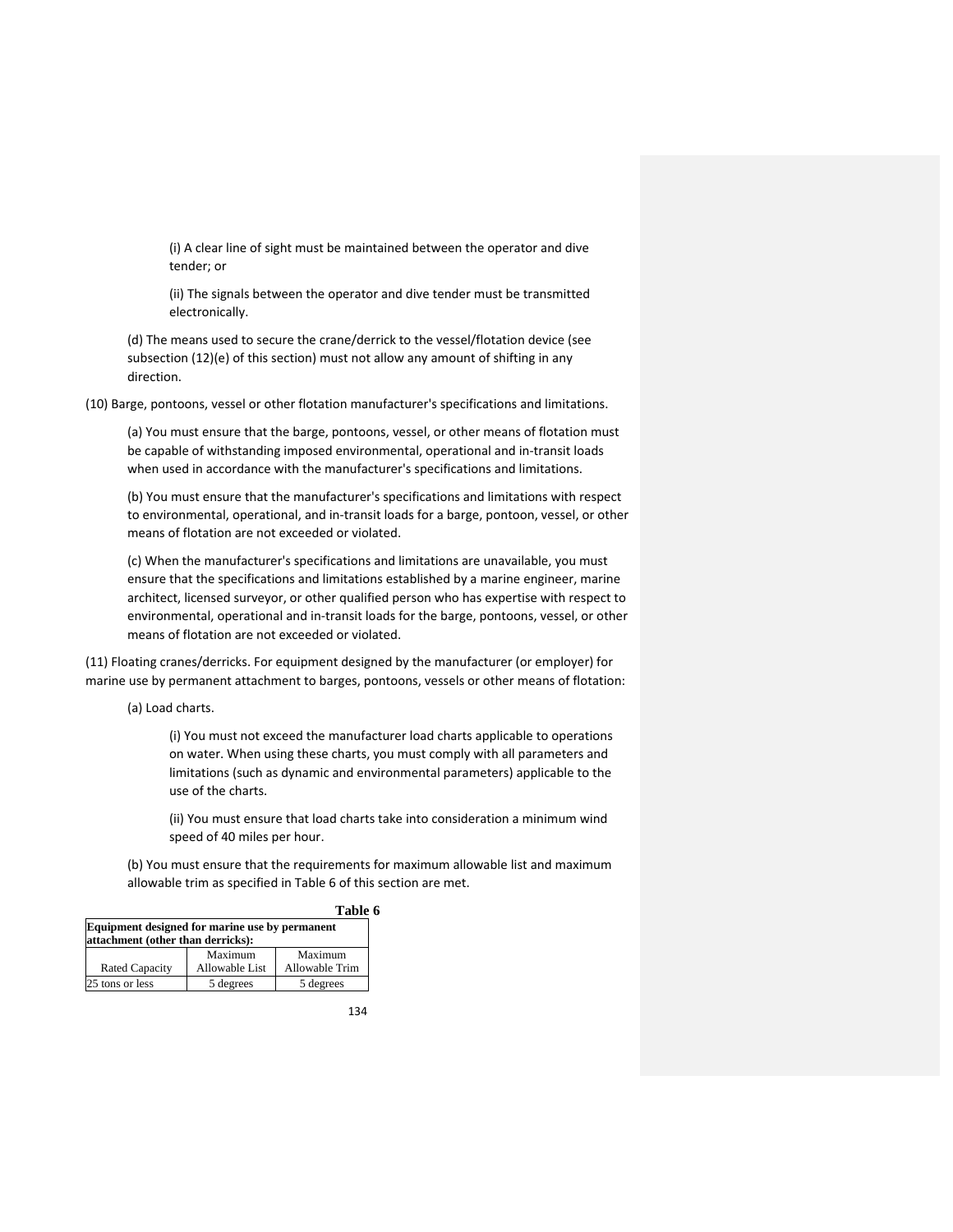(i) A clear line of sight must be maintained between the operator and dive tender; or

(ii) The signals between the operator and dive tender must be transmitted electronically.

(d) The means used to secure the crane/derrick to the vessel/flotation device (see subsection (12)(e) of this section) must not allow any amount of shifting in any direction.

(10) Barge, pontoons, vessel or other flotation manufacturer's specifications and limitations.

(a) You must ensure that the barge, pontoons, vessel, or other means of flotation must be capable of withstanding imposed environmental, operational and in-transit loads when used in accordance with the manufacturer's specifications and limitations.

(b) You must ensure that the manufacturer's specifications and limitations with respect to environmental, operational, and in-transit loads for a barge, pontoon, vessel, or other means of flotation are not exceeded or violated.

(c) When the manufacturer's specifications and limitations are unavailable, you must ensure that the specifications and limitations established by a marine engineer, marine architect, licensed surveyor, or other qualified person who has expertise with respect to environmental, operational and in-transit loads for the barge, pontoons, vessel, or other means of flotation are not exceeded or violated.

(11) Floating cranes/derricks. For equipment designed by the manufacturer (or employer) for marine use by permanent attachment to barges, pontoons, vessels or other means of flotation:

(a) Load charts.

(i) You must not exceed the manufacturer load charts applicable to operations on water. When using these charts, you must comply with all parameters and limitations (such as dynamic and environmental parameters) applicable to the use of the charts.

(ii) You must ensure that load charts take into consideration a minimum wind speed of 40 miles per hour.

(b) You must ensure that the requirements for maximum allowable list and maximum allowable trim as specified in Table 6 of this section are met.

**Table 6**

| **Equipment designed for marine use by permanent attachment (other than derricks):** | | |
|---|---|---|
| Rated Capacity | Maximum Allowable List | Maximum Allowable Trim |
| 25 tons or less | 5 degrees | 5 degrees |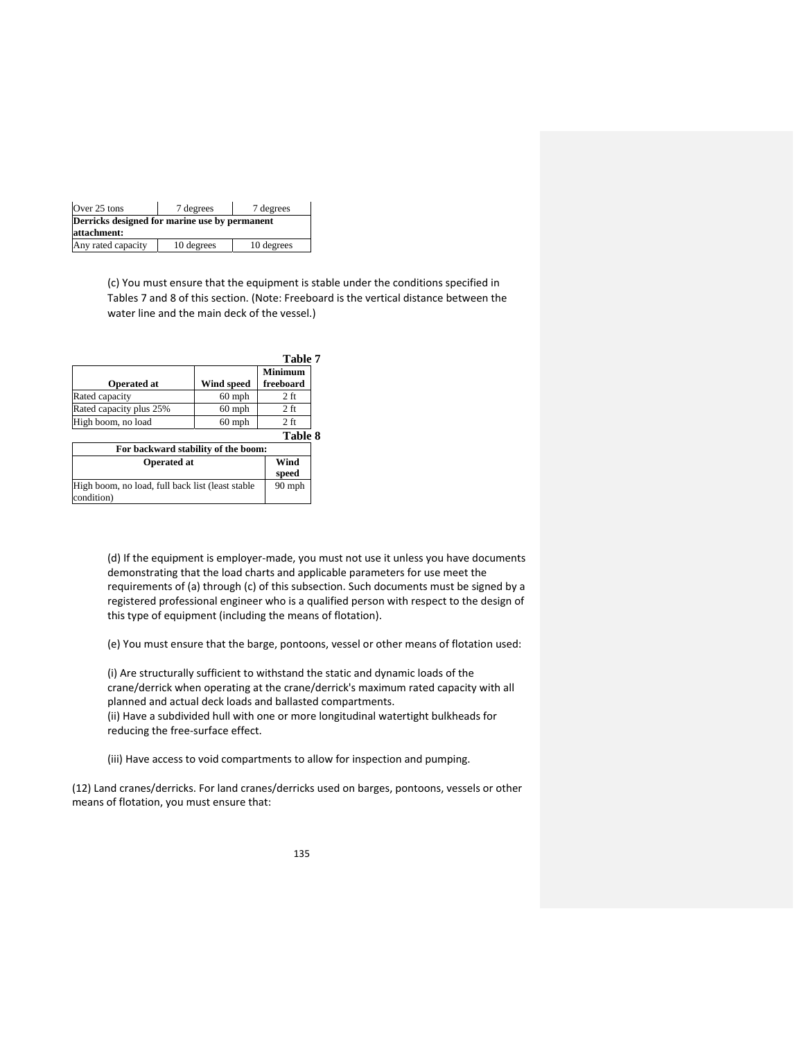| Over 25 tons | 7 degrees | 7 degrees |
| --- | --- | --- |
| **Derricks designed for marine use by permanent attachment:** | | |
| Any rated capacity | 10 degrees | 10 degrees |

(c) You must ensure that the equipment is stable under the conditions specified in Tables 7 and 8 of this section. (Note: Freeboard is the vertical distance between the water line and the main deck of the vessel.)

**Table 7**

| Operated at | Wind speed | Minimum freeboard |
| --- | --- | --- |
| Rated capacity | 60 mph | 2 ft |
| Rated capacity plus 25% | 60 mph | 2 ft |
| High boom, no load | 60 mph | 2 ft |

**Table 8**

| For backward stability of the boom: | |
| --- | --- |
| **Operated at** | **Wind speed** |
| High boom, no load, full back list (least stable condition) | 90 mph |

(d) If the equipment is employer-made, you must not use it unless you have documents demonstrating that the load charts and applicable parameters for use meet the requirements of (a) through (c) of this subsection. Such documents must be signed by a registered professional engineer who is a qualified person with respect to the design of this type of equipment (including the means of flotation).

(e) You must ensure that the barge, pontoons, vessel or other means of flotation used:

(i) Are structurally sufficient to withstand the static and dynamic loads of the crane/derrick when operating at the crane/derrick's maximum rated capacity with all planned and actual deck loads and ballasted compartments.
(ii) Have a subdivided hull with one or more longitudinal watertight bulkheads for reducing the free-surface effect.

(iii) Have access to void compartments to allow for inspection and pumping.

(12) Land cranes/derricks. For land cranes/derricks used on barges, pontoons, vessels or other means of flotation, you must ensure that: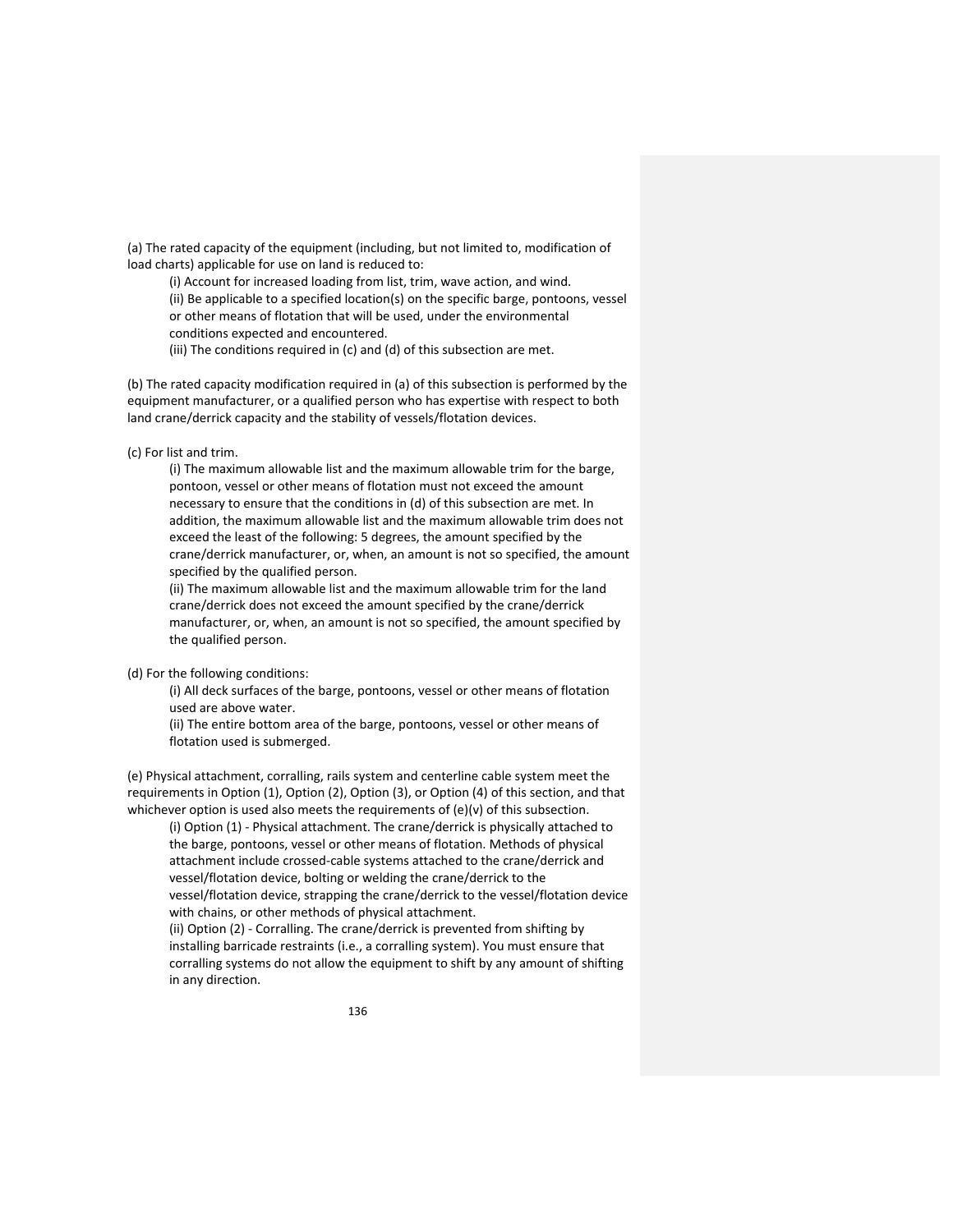(a) The rated capacity of the equipment (including, but not limited to, modification of load charts) applicable for use on land is reduced to:

(i) Account for increased loading from list, trim, wave action, and wind.

(ii) Be applicable to a specified location(s) on the specific barge, pontoons, vessel or other means of flotation that will be used, under the environmental conditions expected and encountered.

(iii) The conditions required in (c) and (d) of this subsection are met.

(b) The rated capacity modification required in (a) of this subsection is performed by the equipment manufacturer, or a qualified person who has expertise with respect to both land crane/derrick capacity and the stability of vessels/flotation devices.

(c) For list and trim.

(i) The maximum allowable list and the maximum allowable trim for the barge, pontoon, vessel or other means of flotation must not exceed the amount necessary to ensure that the conditions in (d) of this subsection are met. In addition, the maximum allowable list and the maximum allowable trim does not exceed the least of the following: 5 degrees, the amount specified by the crane/derrick manufacturer, or, when, an amount is not so specified, the amount specified by the qualified person.

(ii) The maximum allowable list and the maximum allowable trim for the land crane/derrick does not exceed the amount specified by the crane/derrick manufacturer, or, when, an amount is not so specified, the amount specified by the qualified person.

(d) For the following conditions:

(i) All deck surfaces of the barge, pontoons, vessel or other means of flotation used are above water.

(ii) The entire bottom area of the barge, pontoons, vessel or other means of flotation used is submerged.

(e) Physical attachment, corralling, rails system and centerline cable system meet the requirements in Option (1), Option (2), Option (3), or Option (4) of this section, and that whichever option is used also meets the requirements of (e)(v) of this subsection.

(i) Option (1) - Physical attachment. The crane/derrick is physically attached to the barge, pontoons, vessel or other means of flotation. Methods of physical attachment include crossed-cable systems attached to the crane/derrick and vessel/flotation device, bolting or welding the crane/derrick to the vessel/flotation device, strapping the crane/derrick to the vessel/flotation device with chains, or other methods of physical attachment.

(ii) Option (2) - Corralling. The crane/derrick is prevented from shifting by installing barricade restraints (i.e., a corralling system). You must ensure that corralling systems do not allow the equipment to shift by any amount of shifting in any direction.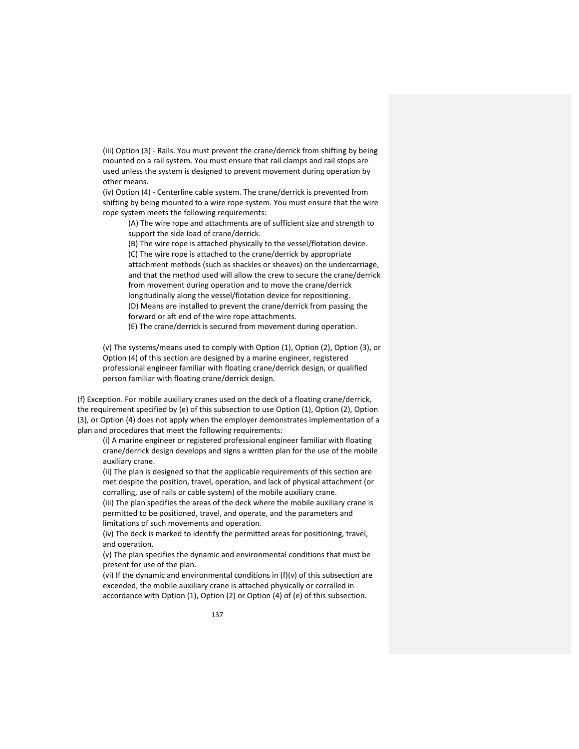(iii) Option (3) - Rails. You must prevent the crane/derrick from shifting by being mounted on a rail system. You must ensure that rail clamps and rail stops are used unless the system is designed to prevent movement during operation by other means.

(iv) Option (4) - Centerline cable system. The crane/derrick is prevented from shifting by being mounted to a wire rope system. You must ensure that the wire rope system meets the following requirements:

(A) The wire rope and attachments are of sufficient size and strength to support the side load of crane/derrick.

(B) The wire rope is attached physically to the vessel/flotation device.

(C) The wire rope is attached to the crane/derrick by appropriate attachment methods (such as shackles or sheaves) on the undercarriage, and that the method used will allow the crew to secure the crane/derrick from movement during operation and to move the crane/derrick longitudinally along the vessel/flotation device for repositioning.

(D) Means are installed to prevent the crane/derrick from passing the forward or aft end of the wire rope attachments.

(E) The crane/derrick is secured from movement during operation.

(v) The systems/means used to comply with Option (1), Option (2), Option (3), or Option (4) of this section are designed by a marine engineer, registered professional engineer familiar with floating crane/derrick design, or qualified person familiar with floating crane/derrick design.

(f) Exception. For mobile auxiliary cranes used on the deck of a floating crane/derrick, the requirement specified by (e) of this subsection to use Option (1), Option (2), Option (3), or Option (4) does not apply when the employer demonstrates implementation of a plan and procedures that meet the following requirements:

(i) A marine engineer or registered professional engineer familiar with floating crane/derrick design develops and signs a written plan for the use of the mobile auxiliary crane.

(ii) The plan is designed so that the applicable requirements of this section are met despite the position, travel, operation, and lack of physical attachment (or corralling, use of rails or cable system) of the mobile auxiliary crane.

(iii) The plan specifies the areas of the deck where the mobile auxiliary crane is permitted to be positioned, travel, and operate, and the parameters and limitations of such movements and operation.

(iv) The deck is marked to identify the permitted areas for positioning, travel, and operation.

(v) The plan specifies the dynamic and environmental conditions that must be present for use of the plan.

(vi) If the dynamic and environmental conditions in (f)(v) of this subsection are exceeded, the mobile auxiliary crane is attached physically or corralled in accordance with Option (1), Option (2) or Option (4) of (e) of this subsection.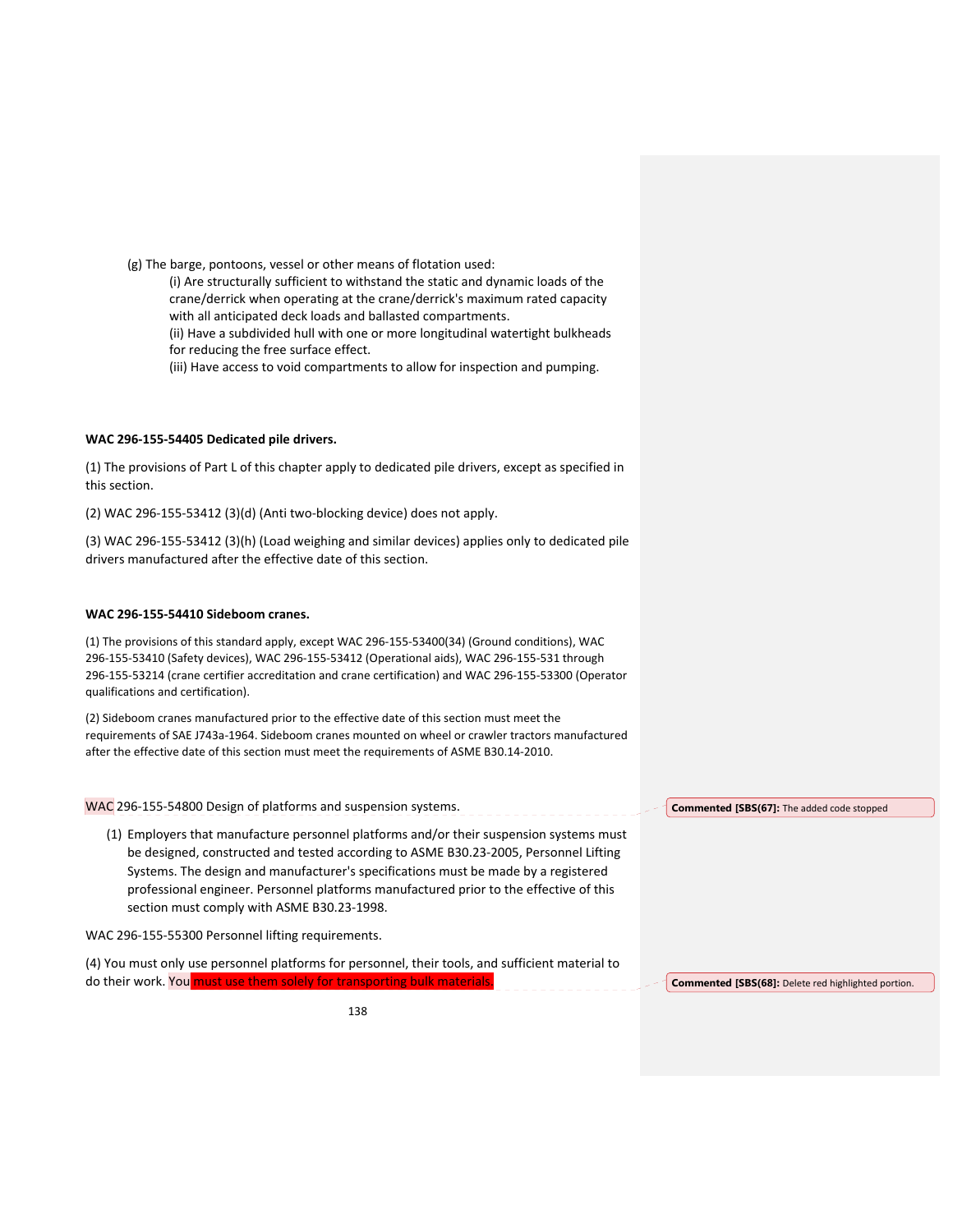(g) The barge, pontoons, vessel or other means of flotation used:

(i) Are structurally sufficient to withstand the static and dynamic loads of the crane/derrick when operating at the crane/derrick's maximum rated capacity with all anticipated deck loads and ballasted compartments.

(ii) Have a subdivided hull with one or more longitudinal watertight bulkheads for reducing the free surface effect.

(iii) Have access to void compartments to allow for inspection and pumping.

**WAC 296-155-54405 Dedicated pile drivers.**

(1) The provisions of Part L of this chapter apply to dedicated pile drivers, except as specified in this section.

(2) WAC 296-155-53412 (3)(d) (Anti two-blocking device) does not apply.

(3) WAC 296-155-53412 (3)(h) (Load weighing and similar devices) applies only to dedicated pile drivers manufactured after the effective date of this section.

**WAC 296-155-54410 Sideboom cranes.**

(1) The provisions of this standard apply, except WAC 296-155-53400(34) (Ground conditions), WAC 296-155-53410 (Safety devices), WAC 296-155-53412 (Operational aids), WAC 296-155-531 through 296-155-53214 (crane certifier accreditation and crane certification) and WAC 296-155-53300 (Operator qualifications and certification).

(2) Sideboom cranes manufactured prior to the effective date of this section must meet the requirements of SAE J743a-1964. Sideboom cranes mounted on wheel or crawler tractors manufactured after the effective date of this section must meet the requirements of ASME B30.14-2010.

WAC 296-155-54800 Design of platforms and suspension systems.

**Commented [SBS(67]:** The added code stopped

(1) Employers that manufacture personnel platforms and/or their suspension systems must be designed, constructed and tested according to ASME B30.23-2005, Personnel Lifting Systems. The design and manufacturer's specifications must be made by a registered professional engineer. Personnel platforms manufactured prior to the effective of this section must comply with ASME B30.23-1998.

WAC 296-155-55300 Personnel lifting requirements.

(4) You must only use personnel platforms for personnel, their tools, and sufficient material to do their work. You must use them solely for transporting bulk materials.

**Commented [SBS(68]:** Delete red highlighted portion.